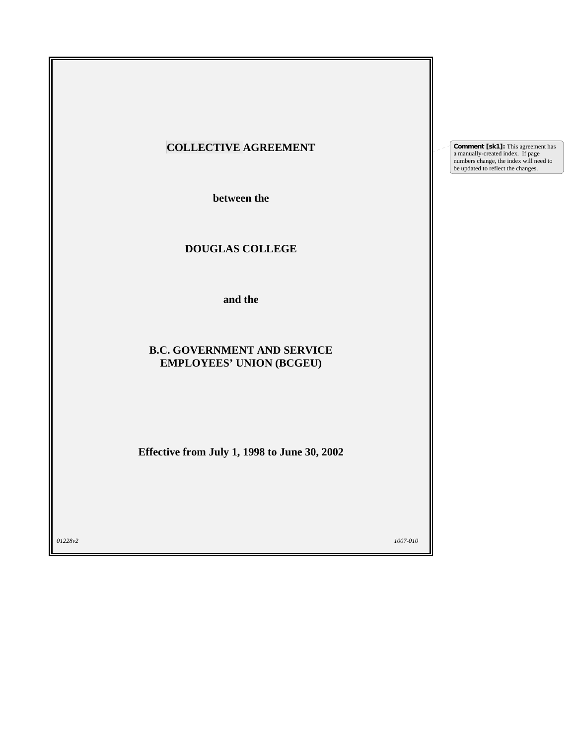# COLLECTIVE AGREEMENT

**between the**

**DOUGLAS COLLEGE**

**and the**

**B.C. GOVERNMENT AND SERVICE EMPLOYEES' UNION (BCGEU)**

**Effective from July 1, 1998 to June 30, 2002**

*01228v2* *1007-010*

**Comment [sk1]:** This agreement has a manually-created index. If page numbers change, the index will need to be updated to reflect the changes.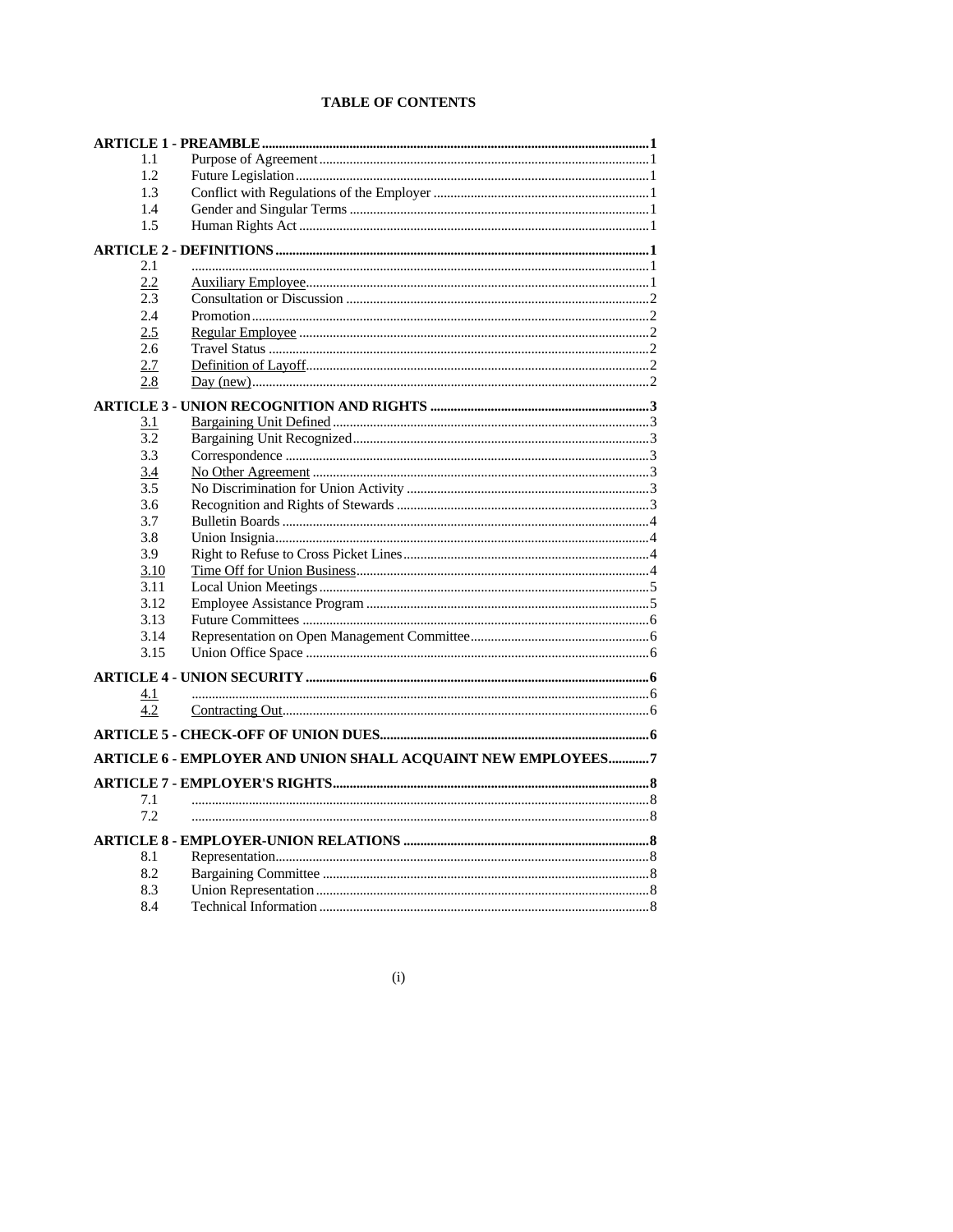# TABLE OF CONTENTS

| | | |
|---|---|---|
| **ARTICLE 1 - PREAMBLE** | | **1** |
| 1.1 | Purpose of Agreement | 1 |
| 1.2 | Future Legislation | 1 |
| 1.3 | Conflict with Regulations of the Employer | 1 |
| 1.4 | Gender and Singular Terms | 1 |
| 1.5 | Human Rights Act | 1 |
| **ARTICLE 2 - DEFINITIONS** | | **1** |
| 2.1 | | 1 |
| 2.2 | Auxiliary Employee | 1 |
| 2.3 | Consultation or Discussion | 2 |
| 2.4 | Promotion | 2 |
| 2.5 | Regular Employee | 2 |
| 2.6 | Travel Status | 2 |
| 2.7 | Definition of Layoff | 2 |
| 2.8 | Day (new) | 2 |
| **ARTICLE 3 - UNION RECOGNITION AND RIGHTS** | | **3** |
| 3.1 | Bargaining Unit Defined | 3 |
| 3.2 | Bargaining Unit Recognized | 3 |
| 3.3 | Correspondence | 3 |
| 3.4 | No Other Agreement | 3 |
| 3.5 | No Discrimination for Union Activity | 3 |
| 3.6 | Recognition and Rights of Stewards | 3 |
| 3.7 | Bulletin Boards | 4 |
| 3.8 | Union Insignia | 4 |
| 3.9 | Right to Refuse to Cross Picket Lines | 4 |
| 3.10 | Time Off for Union Business | 4 |
| 3.11 | Local Union Meetings | 5 |
| 3.12 | Employee Assistance Program | 5 |
| 3.13 | Future Committees | 6 |
| 3.14 | Representation on Open Management Committee | 6 |
| 3.15 | Union Office Space | 6 |
| **ARTICLE 4 - UNION SECURITY** | | **6** |
| 4.1 | | 6 |
| 4.2 | Contracting Out | 6 |
| **ARTICLE 5 - CHECK-OFF OF UNION DUES** | | **6** |
| **ARTICLE 6 - EMPLOYER AND UNION SHALL ACQUAINT NEW EMPLOYEES** | | **7** |
| **ARTICLE 7 - EMPLOYER'S RIGHTS** | | **8** |
| 7.1 | | 8 |
| 7.2 | | 8 |
| **ARTICLE 8 - EMPLOYER-UNION RELATIONS** | | **8** |
| 8.1 | Representation | 8 |
| 8.2 | Bargaining Committee | 8 |
| 8.3 | Union Representation | 8 |
| 8.4 | Technical Information | 8 |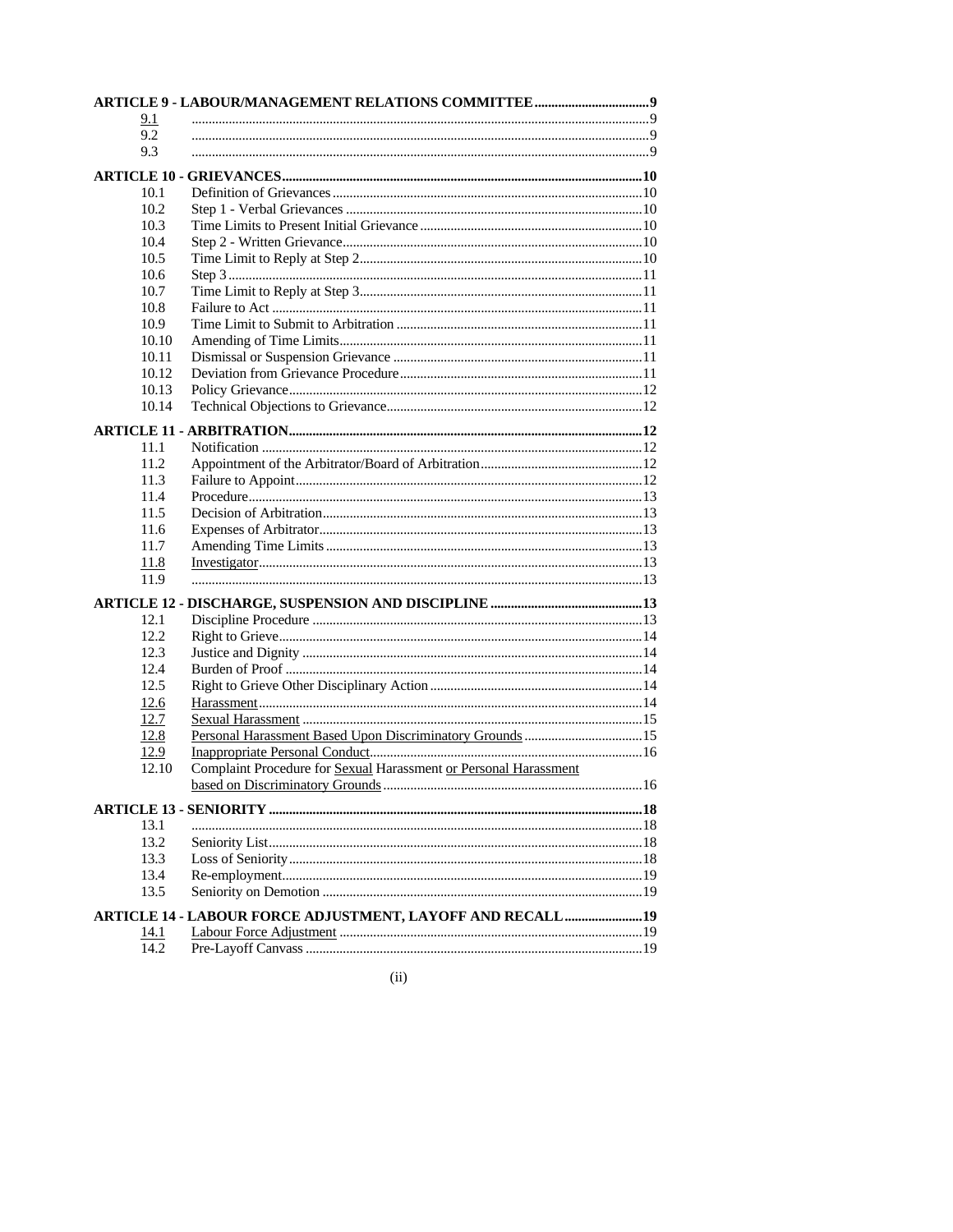| | | |
|---|---|---|
| **ARTICLE 9 - LABOUR/MANAGEMENT RELATIONS COMMITTEE** | | **9** |
| 9.1 | | 9 |
| 9.2 | | 9 |
| 9.3 | | 9 |
| **ARTICLE 10 - GRIEVANCES** | | **10** |
| 10.1 | Definition of Grievances | 10 |
| 10.2 | Step 1 - Verbal Grievances | 10 |
| 10.3 | Time Limits to Present Initial Grievance | 10 |
| 10.4 | Step 2 - Written Grievance | 10 |
| 10.5 | Time Limit to Reply at Step 2 | 10 |
| 10.6 | Step 3 | 11 |
| 10.7 | Time Limit to Reply at Step 3 | 11 |
| 10.8 | Failure to Act | 11 |
| 10.9 | Time Limit to Submit to Arbitration | 11 |
| 10.10 | Amending of Time Limits | 11 |
| 10.11 | Dismissal or Suspension Grievance | 11 |
| 10.12 | Deviation from Grievance Procedure | 11 |
| 10.13 | Policy Grievance | 12 |
| 10.14 | Technical Objections to Grievance | 12 |
| **ARTICLE 11 - ARBITRATION** | | **12** |
| 11.1 | Notification | 12 |
| 11.2 | Appointment of the Arbitrator/Board of Arbitration | 12 |
| 11.3 | Failure to Appoint | 12 |
| 11.4 | Procedure | 13 |
| 11.5 | Decision of Arbitration | 13 |
| 11.6 | Expenses of Arbitrator | 13 |
| 11.7 | Amending Time Limits | 13 |
| 11.8 | Investigator | 13 |
| 11.9 | | 13 |
| **ARTICLE 12 - DISCHARGE, SUSPENSION AND DISCIPLINE** | | **13** |
| 12.1 | Discipline Procedure | 13 |
| 12.2 | Right to Grieve | 14 |
| 12.3 | Justice and Dignity | 14 |
| 12.4 | Burden of Proof | 14 |
| 12.5 | Right to Grieve Other Disciplinary Action | 14 |
| 12.6 | Harassment | 14 |
| 12.7 | Sexual Harassment | 15 |
| 12.8 | Personal Harassment Based Upon Discriminatory Grounds | 15 |
| 12.9 | Inappropriate Personal Conduct | 16 |
| 12.10 | Complaint Procedure for Sexual Harassment or Personal Harassment based on Discriminatory Grounds | 16 |
| **ARTICLE 13 - SENIORITY** | | **18** |
| 13.1 | | 18 |
| 13.2 | Seniority List | 18 |
| 13.3 | Loss of Seniority | 18 |
| 13.4 | Re-employment | 19 |
| 13.5 | Seniority on Demotion | 19 |
| **ARTICLE 14 - LABOUR FORCE ADJUSTMENT, LAYOFF AND RECALL** | | **19** |
| 14.1 | Labour Force Adjustment | 19 |
| 14.2 | Pre-Layoff Canvass | 19 |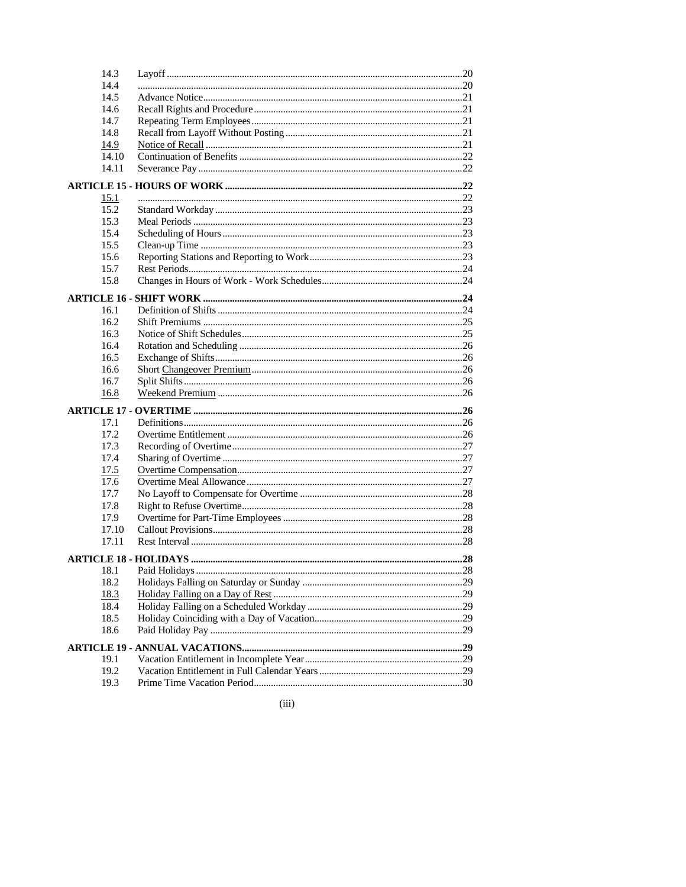| | | |
|---|---|---|
| 14.3 | Layoff | 20 |
| 14.4 | | 20 |
| 14.5 | Advance Notice | 21 |
| 14.6 | Recall Rights and Procedure | 21 |
| 14.7 | Repeating Term Employees | 21 |
| 14.8 | Recall from Layoff Without Posting | 21 |
| 14.9 | Notice of Recall | 21 |
| 14.10 | Continuation of Benefits | 22 |
| 14.11 | Severance Pay | 22 |
| **ARTICLE 15 - HOURS OF WORK** | | **22** |
| 15.1 | | 22 |
| 15.2 | Standard Workday | 23 |
| 15.3 | Meal Periods | 23 |
| 15.4 | Scheduling of Hours | 23 |
| 15.5 | Clean-up Time | 23 |
| 15.6 | Reporting Stations and Reporting to Work | 23 |
| 15.7 | Rest Periods | 24 |
| 15.8 | Changes in Hours of Work - Work Schedules | 24 |
| **ARTICLE 16 - SHIFT WORK** | | **24** |
| 16.1 | Definition of Shifts | 24 |
| 16.2 | Shift Premiums | 25 |
| 16.3 | Notice of Shift Schedules | 25 |
| 16.4 | Rotation and Scheduling | 26 |
| 16.5 | Exchange of Shifts | 26 |
| 16.6 | Short Changeover Premium | 26 |
| 16.7 | Split Shifts | 26 |
| 16.8 | Weekend Premium | 26 |
| **ARTICLE 17 - OVERTIME** | | **26** |
| 17.1 | Definitions | 26 |
| 17.2 | Overtime Entitlement | 26 |
| 17.3 | Recording of Overtime | 27 |
| 17.4 | Sharing of Overtime | 27 |
| 17.5 | Overtime Compensation | 27 |
| 17.6 | Overtime Meal Allowance | 27 |
| 17.7 | No Layoff to Compensate for Overtime | 28 |
| 17.8 | Right to Refuse Overtime | 28 |
| 17.9 | Overtime for Part-Time Employees | 28 |
| 17.10 | Callout Provisions | 28 |
| 17.11 | Rest Interval | 28 |
| **ARTICLE 18 - HOLIDAYS** | | **28** |
| 18.1 | Paid Holidays | 28 |
| 18.2 | Holidays Falling on Saturday or Sunday | 29 |
| 18.3 | Holiday Falling on a Day of Rest | 29 |
| 18.4 | Holiday Falling on a Scheduled Workday | 29 |
| 18.5 | Holiday Coinciding with a Day of Vacation | 29 |
| 18.6 | Paid Holiday Pay | 29 |
| **ARTICLE 19 - ANNUAL VACATIONS** | | **29** |
| 19.1 | Vacation Entitlement in Incomplete Year | 29 |
| 19.2 | Vacation Entitlement in Full Calendar Years | 29 |
| 19.3 | Prime Time Vacation Period | 30 |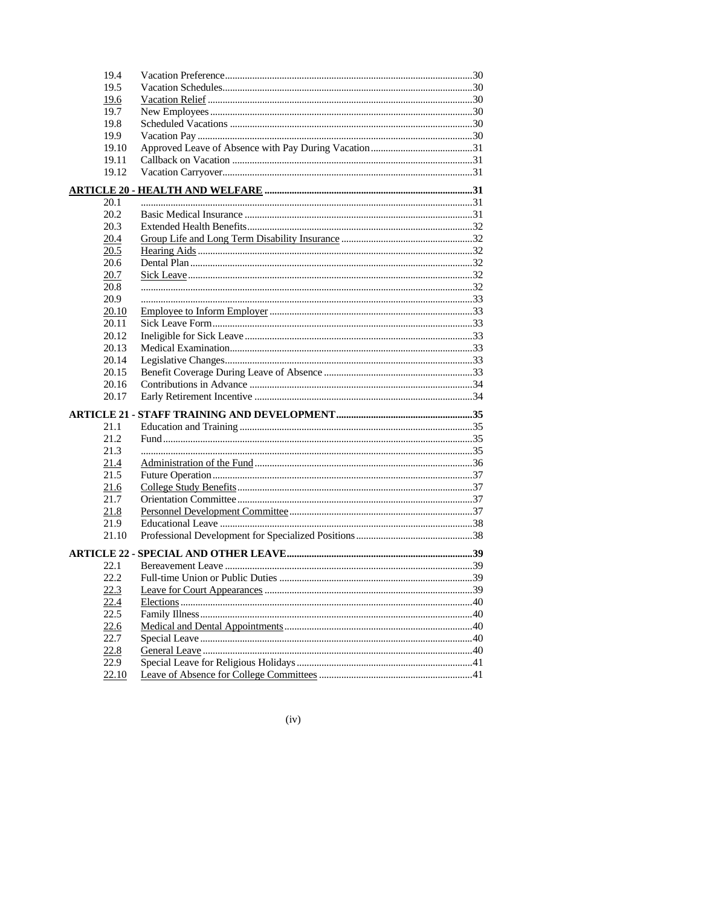| | | |
|---|---|---|
| 19.4 | Vacation Preference | 30 |
| 19.5 | Vacation Schedules | 30 |
| 19.6 | Vacation Relief | 30 |
| 19.7 | New Employees | 30 |
| 19.8 | Scheduled Vacations | 30 |
| 19.9 | Vacation Pay | 30 |
| 19.10 | Approved Leave of Absence with Pay During Vacation | 31 |
| 19.11 | Callback on Vacation | 31 |
| 19.12 | Vacation Carryover | 31 |
| **ARTICLE 20 - HEALTH AND WELFARE** | | **31** |
| 20.1 | | 31 |
| 20.2 | Basic Medical Insurance | 31 |
| 20.3 | Extended Health Benefits | 32 |
| 20.4 | Group Life and Long Term Disability Insurance | 32 |
| 20.5 | Hearing Aids | 32 |
| 20.6 | Dental Plan | 32 |
| 20.7 | Sick Leave | 32 |
| 20.8 | | 32 |
| 20.9 | | 33 |
| 20.10 | Employee to Inform Employer | 33 |
| 20.11 | Sick Leave Form | 33 |
| 20.12 | Ineligible for Sick Leave | 33 |
| 20.13 | Medical Examination | 33 |
| 20.14 | Legislative Changes | 33 |
| 20.15 | Benefit Coverage During Leave of Absence | 33 |
| 20.16 | Contributions in Advance | 34 |
| 20.17 | Early Retirement Incentive | 34 |
| **ARTICLE 21 - STAFF TRAINING AND DEVELOPMENT** | | **35** |
| 21.1 | Education and Training | 35 |
| 21.2 | Fund | 35 |
| 21.3 | | 35 |
| 21.4 | Administration of the Fund | 36 |
| 21.5 | Future Operation | 37 |
| 21.6 | College Study Benefits | 37 |
| 21.7 | Orientation Committee | 37 |
| 21.8 | Personnel Development Committee | 37 |
| 21.9 | Educational Leave | 38 |
| 21.10 | Professional Development for Specialized Positions | 38 |
| **ARTICLE 22 - SPECIAL AND OTHER LEAVE** | | **39** |
| 22.1 | Bereavement Leave | 39 |
| 22.2 | Full-time Union or Public Duties | 39 |
| 22.3 | Leave for Court Appearances | 39 |
| 22.4 | Elections | 40 |
| 22.5 | Family Illness | 40 |
| 22.6 | Medical and Dental Appointments | 40 |
| 22.7 | Special Leave | 40 |
| 22.8 | General Leave | 40 |
| 22.9 | Special Leave for Religious Holidays | 41 |
| 22.10 | Leave of Absence for College Committees | 41 |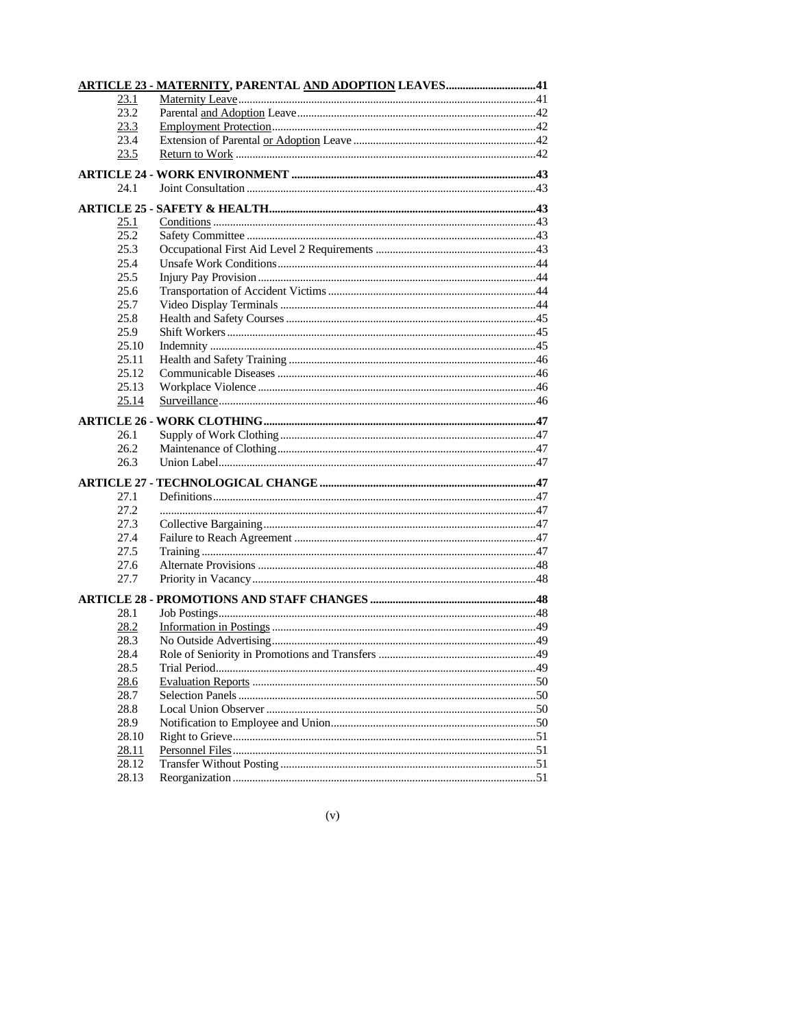| | | |
|---|---|---|
| **ARTICLE 23 - MATERNITY, PARENTAL AND ADOPTION LEAVES** | | **41** |
| 23.1 | Maternity Leave | 41 |
| 23.2 | Parental and Adoption Leave | 42 |
| 23.3 | Employment Protection | 42 |
| 23.4 | Extension of Parental or Adoption Leave | 42 |
| 23.5 | Return to Work | 42 |
| **ARTICLE 24 - WORK ENVIRONMENT** | | **43** |
| 24.1 | Joint Consultation | 43 |
| **ARTICLE 25 - SAFETY & HEALTH** | | **43** |
| 25.1 | Conditions | 43 |
| 25.2 | Safety Committee | 43 |
| 25.3 | Occupational First Aid Level 2 Requirements | 43 |
| 25.4 | Unsafe Work Conditions | 44 |
| 25.5 | Injury Pay Provision | 44 |
| 25.6 | Transportation of Accident Victims | 44 |
| 25.7 | Video Display Terminals | 44 |
| 25.8 | Health and Safety Courses | 45 |
| 25.9 | Shift Workers | 45 |
| 25.10 | Indemnity | 45 |
| 25.11 | Health and Safety Training | 46 |
| 25.12 | Communicable Diseases | 46 |
| 25.13 | Workplace Violence | 46 |
| 25.14 | Surveillance | 46 |
| **ARTICLE 26 - WORK CLOTHING** | | **47** |
| 26.1 | Supply of Work Clothing | 47 |
| 26.2 | Maintenance of Clothing | 47 |
| 26.3 | Union Label | 47 |
| **ARTICLE 27 - TECHNOLOGICAL CHANGE** | | **47** |
| 27.1 | Definitions | 47 |
| 27.2 | | 47 |
| 27.3 | Collective Bargaining | 47 |
| 27.4 | Failure to Reach Agreement | 47 |
| 27.5 | Training | 47 |
| 27.6 | Alternate Provisions | 48 |
| 27.7 | Priority in Vacancy | 48 |
| **ARTICLE 28 - PROMOTIONS AND STAFF CHANGES** | | **48** |
| 28.1 | Job Postings | 48 |
| 28.2 | Information in Postings | 49 |
| 28.3 | No Outside Advertising | 49 |
| 28.4 | Role of Seniority in Promotions and Transfers | 49 |
| 28.5 | Trial Period | 49 |
| 28.6 | Evaluation Reports | 50 |
| 28.7 | Selection Panels | 50 |
| 28.8 | Local Union Observer | 50 |
| 28.9 | Notification to Employee and Union | 50 |
| 28.10 | Right to Grieve | 51 |
| 28.11 | Personnel Files | 51 |
| 28.12 | Transfer Without Posting | 51 |
| 28.13 | Reorganization | 51 |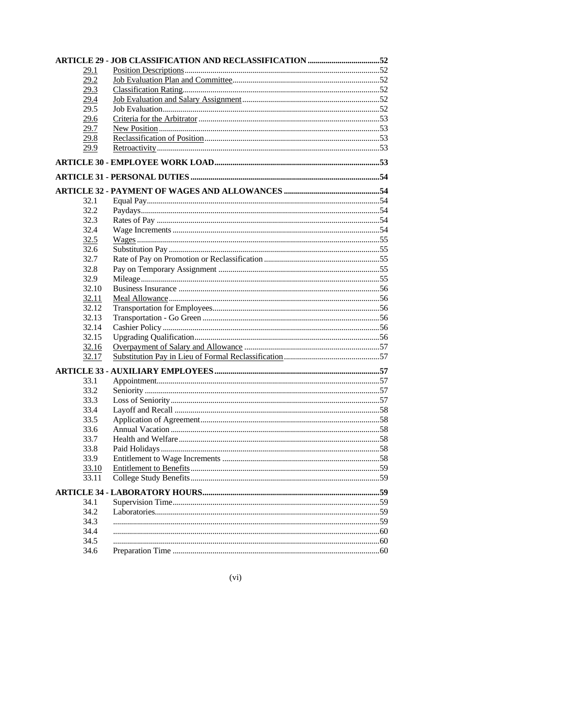**ARTICLE 29 - JOB CLASSIFICATION AND RECLASSIFICATION** ....52

| | | |
|---|---|---|
| 29.1 | Position Descriptions | 52 |
| 29.2 | Job Evaluation Plan and Committee | 52 |
| 29.3 | Classification Rating | 52 |
| 29.4 | Job Evaluation and Salary Assignment | 52 |
| 29.5 | Job Evaluation | 52 |
| 29.6 | Criteria for the Arbitrator | 53 |
| 29.7 | New Position | 53 |
| 29.8 | Reclassification of Position | 53 |
| 29.9 | Retroactivity | 53 |

**ARTICLE 30 - EMPLOYEE WORK LOAD** ....53

**ARTICLE 31 - PERSONAL DUTIES** ....54

**ARTICLE 32 - PAYMENT OF WAGES AND ALLOWANCES** ....54

| | | |
|---|---|---|
| 32.1 | Equal Pay | 54 |
| 32.2 | Paydays | 54 |
| 32.3 | Rates of Pay | 54 |
| 32.4 | Wage Increments | 54 |
| 32.5 | Wages | 55 |
| 32.6 | Substitution Pay | 55 |
| 32.7 | Rate of Pay on Promotion or Reclassification | 55 |
| 32.8 | Pay on Temporary Assignment | 55 |
| 32.9 | Mileage | 55 |
| 32.10 | Business Insurance | 56 |
| 32.11 | Meal Allowance | 56 |
| 32.12 | Transportation for Employees | 56 |
| 32.13 | Transportation - Go Green | 56 |
| 32.14 | Cashier Policy | 56 |
| 32.15 | Upgrading Qualification | 56 |
| 32.16 | Overpayment of Salary and Allowance | 57 |
| 32.17 | Substitution Pay in Lieu of Formal Reclassification | 57 |

**ARTICLE 33 - AUXILIARY EMPLOYEES** ....57

| | | |
|---|---|---|
| 33.1 | Appointment | 57 |
| 33.2 | Seniority | 57 |
| 33.3 | Loss of Seniority | 57 |
| 33.4 | Layoff and Recall | 58 |
| 33.5 | Application of Agreement | 58 |
| 33.6 | Annual Vacation | 58 |
| 33.7 | Health and Welfare | 58 |
| 33.8 | Paid Holidays | 58 |
| 33.9 | Entitlement to Wage Increments | 58 |
| 33.10 | Entitlement to Benefits | 59 |
| 33.11 | College Study Benefits | 59 |

**ARTICLE 34 - LABORATORY HOURS** ....59

| | | |
|---|---|---|
| 34.1 | Supervision Time | 59 |
| 34.2 | Laboratories | 59 |
| 34.3 | | 59 |
| 34.4 | | 60 |
| 34.5 | | 60 |
| 34.6 | Preparation Time | 60 |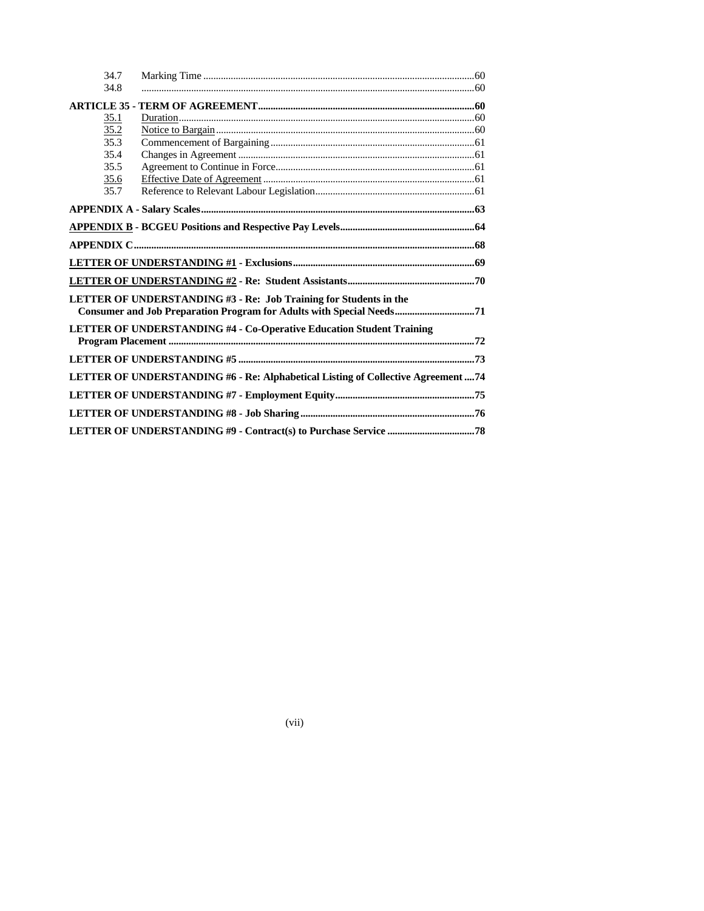| | | |
|---|---|---|
| 34.7 | Marking Time | 60 |
| 34.8 | | 60 |
| **ARTICLE 35 - TERM OF AGREEMENT** | | **60** |
| 35.1 | Duration | 60 |
| 35.2 | Notice to Bargain | 60 |
| 35.3 | Commencement of Bargaining | 61 |
| 35.4 | Changes in Agreement | 61 |
| 35.5 | Agreement to Continue in Force | 61 |
| 35.6 | Effective Date of Agreement | 61 |
| 35.7 | Reference to Relevant Labour Legislation | 61 |
| **APPENDIX A - Salary Scales** | | **63** |
| **APPENDIX B - BCGEU Positions and Respective Pay Levels** | | **64** |
| **APPENDIX C** | | **68** |
| **LETTER OF UNDERSTANDING #1 - Exclusions** | | **69** |
| **LETTER OF UNDERSTANDING #2 - Re: Student Assistants** | | **70** |
| **LETTER OF UNDERSTANDING #3 - Re: Job Training for Students in the Consumer and Job Preparation Program for Adults with Special Needs** | | **71** |
| **LETTER OF UNDERSTANDING #4 - Co-Operative Education Student Training Program Placement** | | **72** |
| **LETTER OF UNDERSTANDING #5** | | **73** |
| **LETTER OF UNDERSTANDING #6 - Re: Alphabetical Listing of Collective Agreement** | | **74** |
| **LETTER OF UNDERSTANDING #7 - Employment Equity** | | **75** |
| **LETTER OF UNDERSTANDING #8 - Job Sharing** | | **76** |
| **LETTER OF UNDERSTANDING #9 - Contract(s) to Purchase Service** | | **78** |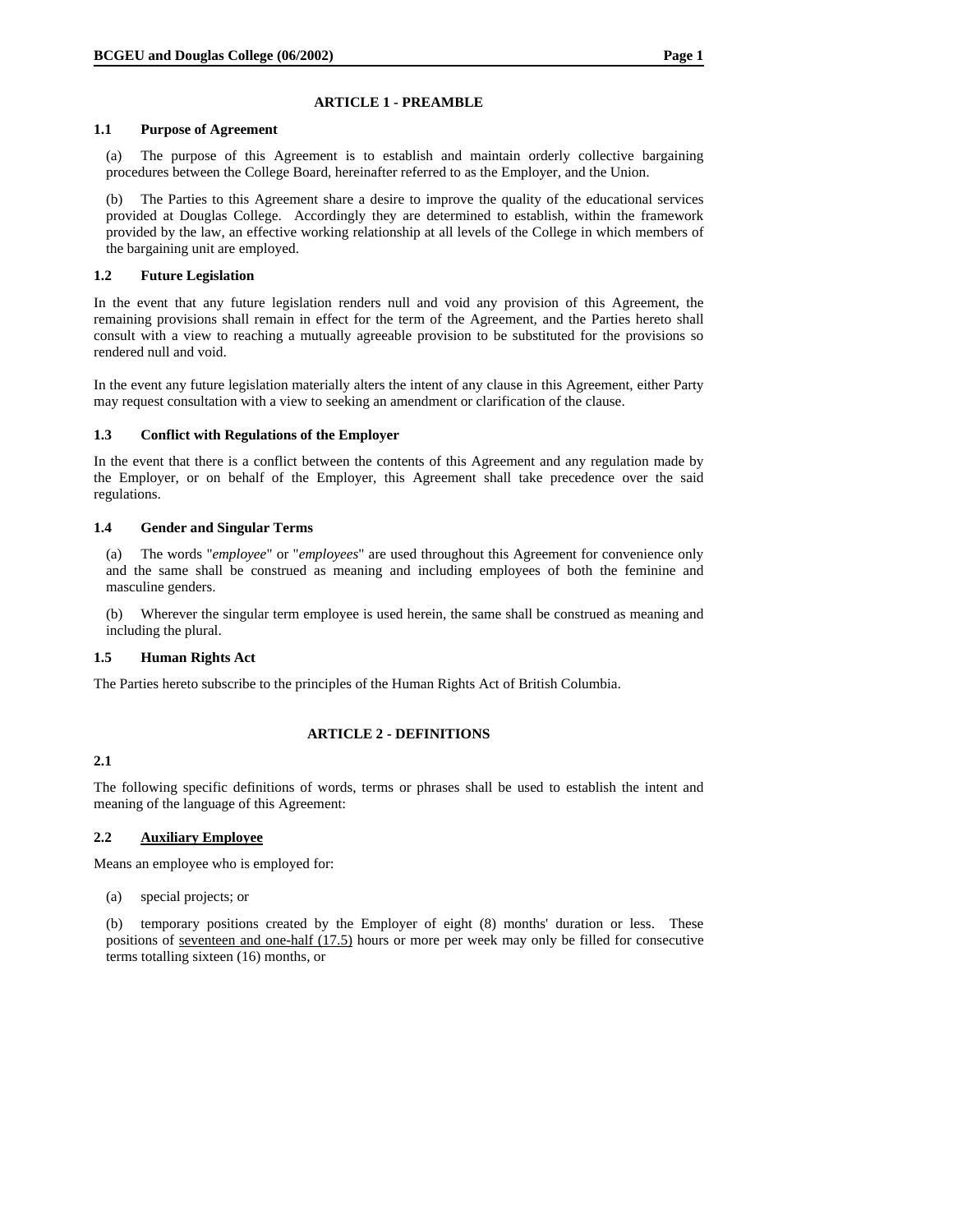## ARTICLE 1 - PREAMBLE

### 1.1 Purpose of Agreement

(a) The purpose of this Agreement is to establish and maintain orderly collective bargaining procedures between the College Board, hereinafter referred to as the Employer, and the Union.

(b) The Parties to this Agreement share a desire to improve the quality of the educational services provided at Douglas College. Accordingly they are determined to establish, within the framework provided by the law, an effective working relationship at all levels of the College in which members of the bargaining unit are employed.

### 1.2 Future Legislation

In the event that any future legislation renders null and void any provision of this Agreement, the remaining provisions shall remain in effect for the term of the Agreement, and the Parties hereto shall consult with a view to reaching a mutually agreeable provision to be substituted for the provisions so rendered null and void.

In the event any future legislation materially alters the intent of any clause in this Agreement, either Party may request consultation with a view to seeking an amendment or clarification of the clause.

### 1.3 Conflict with Regulations of the Employer

In the event that there is a conflict between the contents of this Agreement and any regulation made by the Employer, or on behalf of the Employer, this Agreement shall take precedence over the said regulations.

### 1.4 Gender and Singular Terms

(a) The words "*employee*" or "*employees*" are used throughout this Agreement for convenience only and the same shall be construed as meaning and including employees of both the feminine and masculine genders.

(b) Wherever the singular term employee is used herein, the same shall be construed as meaning and including the plural.

### 1.5 Human Rights Act

The Parties hereto subscribe to the principles of the Human Rights Act of British Columbia.

## ARTICLE 2 - DEFINITIONS

### 2.1

The following specific definitions of words, terms or phrases shall be used to establish the intent and meaning of the language of this Agreement:

### 2.2 Auxiliary Employee

Means an employee who is employed for:

(a) special projects; or

(b) temporary positions created by the Employer of eight (8) months' duration or less. These positions of seventeen and one-half (17.5) hours or more per week may only be filled for consecutive terms totalling sixteen (16) months, or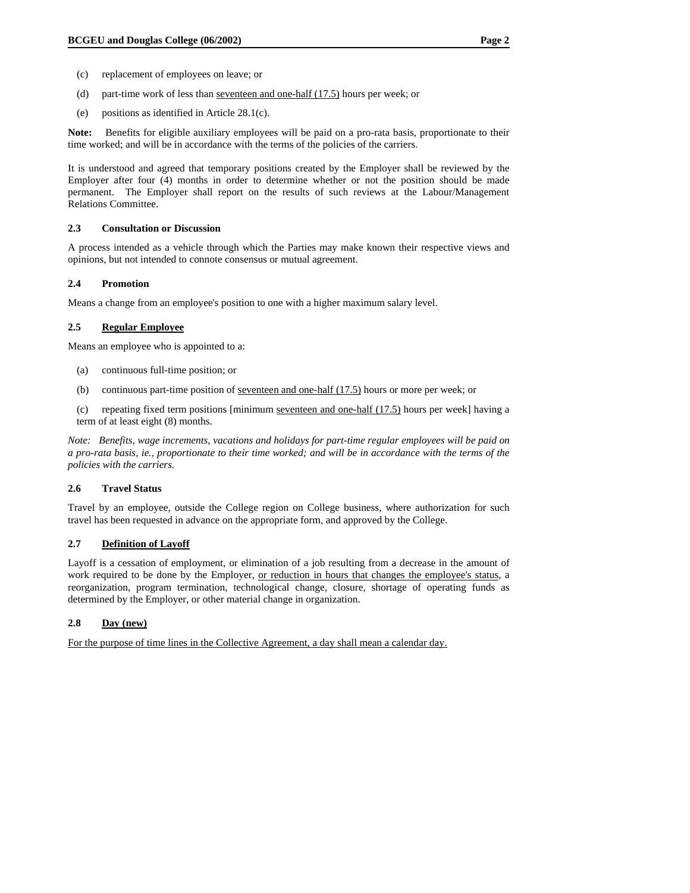(c) replacement of employees on leave; or

(d) part-time work of less than <u>seventeen and one-half (17.5)</u> hours per week; or

(e) positions as identified in Article 28.1(c).

**Note:** Benefits for eligible auxiliary employees will be paid on a pro-rata basis, proportionate to their time worked; and will be in accordance with the terms of the policies of the carriers.

It is understood and agreed that temporary positions created by the Employer shall be reviewed by the Employer after four (4) months in order to determine whether or not the position should be made permanent. The Employer shall report on the results of such reviews at the Labour/Management Relations Committee.

### 2.3 Consultation or Discussion

A process intended as a vehicle through which the Parties may make known their respective views and opinions, but not intended to connote consensus or mutual agreement.

### 2.4 Promotion

Means a change from an employee's position to one with a higher maximum salary level.

### 2.5 <u>Regular Employee</u>

Means an employee who is appointed to a:

(a) continuous full-time position; or

(b) continuous part-time position of <u>seventeen and one-half (17.5)</u> hours or more per week; or

(c) repeating fixed term positions [minimum <u>seventeen and one-half (17.5)</u> hours per week] having a term of at least eight (8) months.

*Note: Benefits, wage increments, vacations and holidays for part-time regular employees will be paid on a pro-rata basis, ie., proportionate to their time worked; and will be in accordance with the terms of the policies with the carriers.*

### 2.6 Travel Status

Travel by an employee, outside the College region on College business, where authorization for such travel has been requested in advance on the appropriate form, and approved by the College.

### 2.7 <u>Definition of Layoff</u>

Layoff is a cessation of employment, or elimination of a job resulting from a decrease in the amount of work required to be done by the Employer, <u>or reduction in hours that changes the employee's status</u>, a reorganization, program termination, technological change, closure, shortage of operating funds as determined by the Employer, or other material change in organization.

### 2.8 <u>Day (new)</u>

<u>For the purpose of time lines in the Collective Agreement, a day shall mean a calendar day.</u>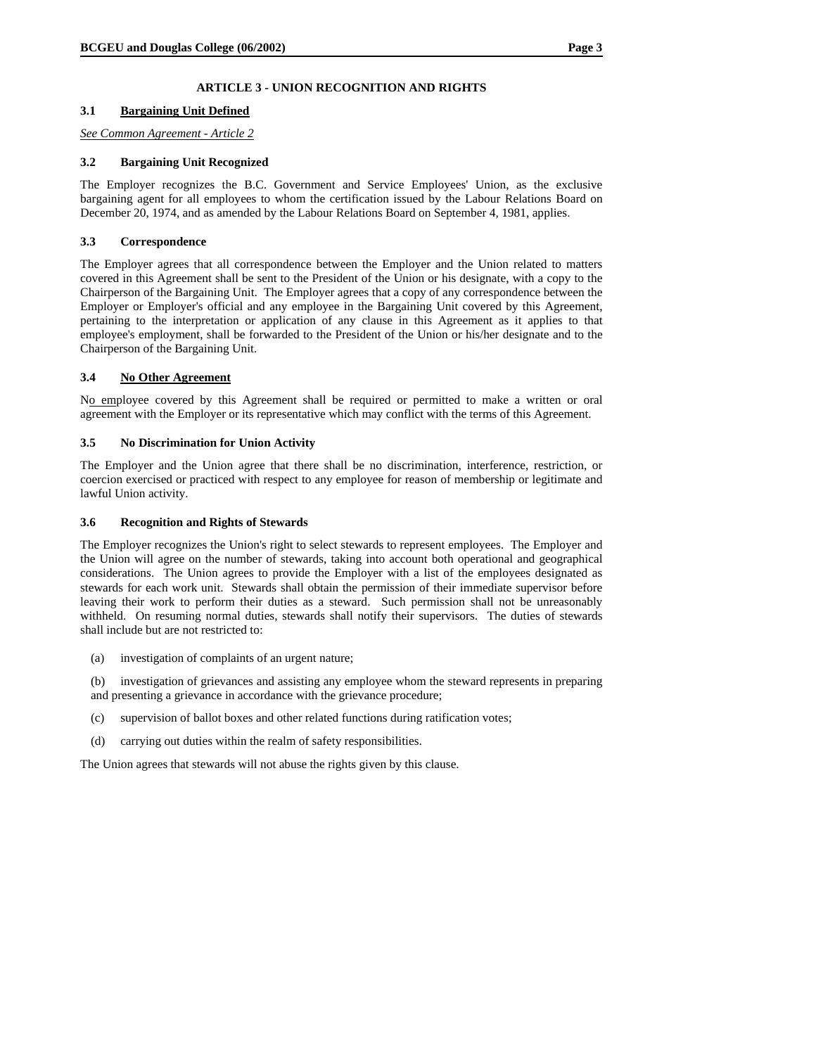## ARTICLE 3 - UNION RECOGNITION AND RIGHTS

### 3.1 Bargaining Unit Defined

*See Common Agreement - Article 2*

### 3.2 Bargaining Unit Recognized

The Employer recognizes the B.C. Government and Service Employees' Union, as the exclusive bargaining agent for all employees to whom the certification issued by the Labour Relations Board on December 20, 1974, and as amended by the Labour Relations Board on September 4, 1981, applies.

### 3.3 Correspondence

The Employer agrees that all correspondence between the Employer and the Union related to matters covered in this Agreement shall be sent to the President of the Union or his designate, with a copy to the Chairperson of the Bargaining Unit. The Employer agrees that a copy of any correspondence between the Employer or Employer's official and any employee in the Bargaining Unit covered by this Agreement, pertaining to the interpretation or application of any clause in this Agreement as it applies to that employee's employment, shall be forwarded to the President of the Union or his/her designate and to the Chairperson of the Bargaining Unit.

### 3.4 No Other Agreement

No employee covered by this Agreement shall be required or permitted to make a written or oral agreement with the Employer or its representative which may conflict with the terms of this Agreement.

### 3.5 No Discrimination for Union Activity

The Employer and the Union agree that there shall be no discrimination, interference, restriction, or coercion exercised or practiced with respect to any employee for reason of membership or legitimate and lawful Union activity.

### 3.6 Recognition and Rights of Stewards

The Employer recognizes the Union's right to select stewards to represent employees. The Employer and the Union will agree on the number of stewards, taking into account both operational and geographical considerations. The Union agrees to provide the Employer with a list of the employees designated as stewards for each work unit. Stewards shall obtain the permission of their immediate supervisor before leaving their work to perform their duties as a steward. Such permission shall not be unreasonably withheld. On resuming normal duties, stewards shall notify their supervisors. The duties of stewards shall include but are not restricted to:

(a) investigation of complaints of an urgent nature;

(b) investigation of grievances and assisting any employee whom the steward represents in preparing and presenting a grievance in accordance with the grievance procedure;

(c) supervision of ballot boxes and other related functions during ratification votes;

(d) carrying out duties within the realm of safety responsibilities.

The Union agrees that stewards will not abuse the rights given by this clause.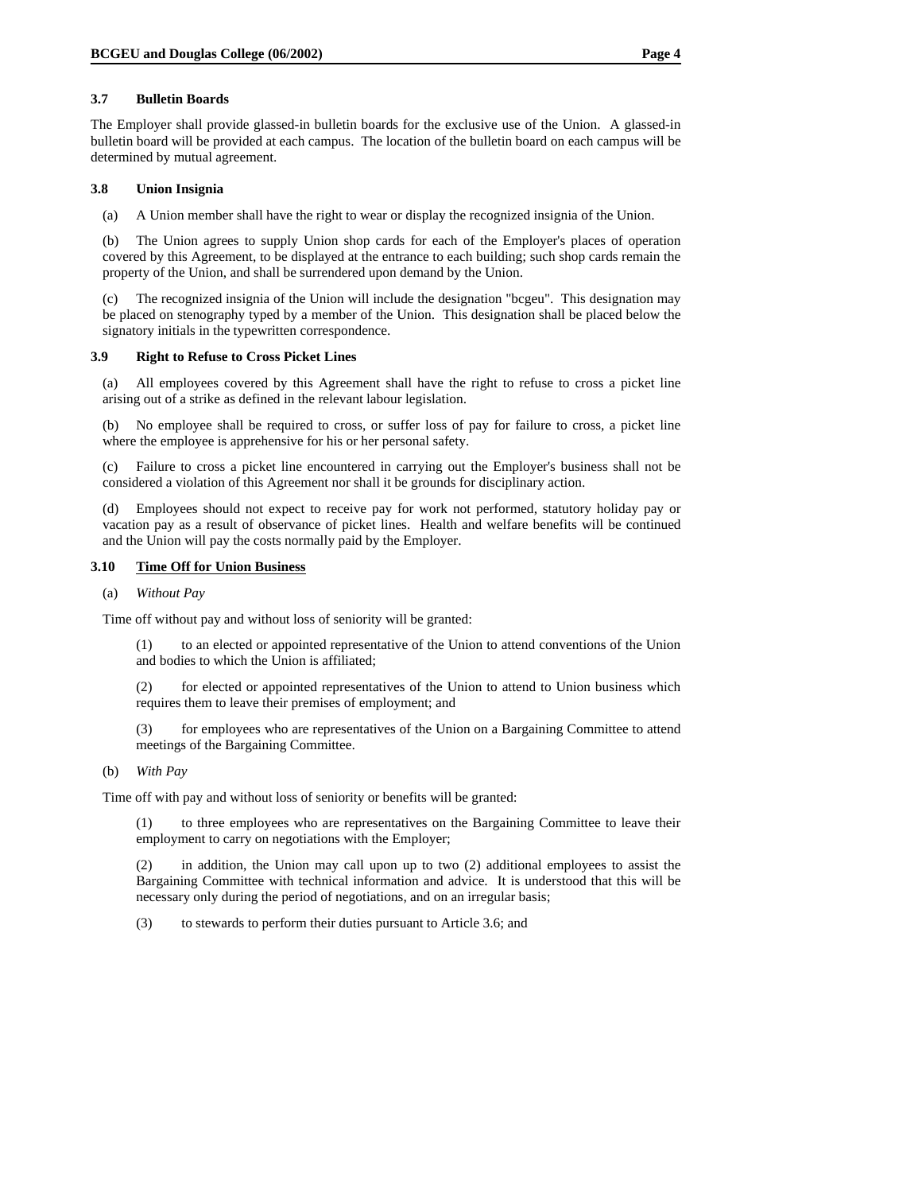### 3.7 Bulletin Boards

The Employer shall provide glassed-in bulletin boards for the exclusive use of the Union. A glassed-in bulletin board will be provided at each campus. The location of the bulletin board on each campus will be determined by mutual agreement.

### 3.8 Union Insignia

(a) A Union member shall have the right to wear or display the recognized insignia of the Union.

(b) The Union agrees to supply Union shop cards for each of the Employer's places of operation covered by this Agreement, to be displayed at the entrance to each building; such shop cards remain the property of the Union, and shall be surrendered upon demand by the Union.

(c) The recognized insignia of the Union will include the designation "bcgeu". This designation may be placed on stenography typed by a member of the Union. This designation shall be placed below the signatory initials in the typewritten correspondence.

### 3.9 Right to Refuse to Cross Picket Lines

(a) All employees covered by this Agreement shall have the right to refuse to cross a picket line arising out of a strike as defined in the relevant labour legislation.

(b) No employee shall be required to cross, or suffer loss of pay for failure to cross, a picket line where the employee is apprehensive for his or her personal safety.

(c) Failure to cross a picket line encountered in carrying out the Employer's business shall not be considered a violation of this Agreement nor shall it be grounds for disciplinary action.

(d) Employees should not expect to receive pay for work not performed, statutory holiday pay or vacation pay as a result of observance of picket lines. Health and welfare benefits will be continued and the Union will pay the costs normally paid by the Employer.

### 3.10 Time Off for Union Business

(a) *Without Pay*

Time off without pay and without loss of seniority will be granted:

(1) to an elected or appointed representative of the Union to attend conventions of the Union and bodies to which the Union is affiliated;

(2) for elected or appointed representatives of the Union to attend to Union business which requires them to leave their premises of employment; and

(3) for employees who are representatives of the Union on a Bargaining Committee to attend meetings of the Bargaining Committee.

(b) *With Pay*

Time off with pay and without loss of seniority or benefits will be granted:

(1) to three employees who are representatives on the Bargaining Committee to leave their employment to carry on negotiations with the Employer;

(2) in addition, the Union may call upon up to two (2) additional employees to assist the Bargaining Committee with technical information and advice. It is understood that this will be necessary only during the period of negotiations, and on an irregular basis;

(3) to stewards to perform their duties pursuant to Article 3.6; and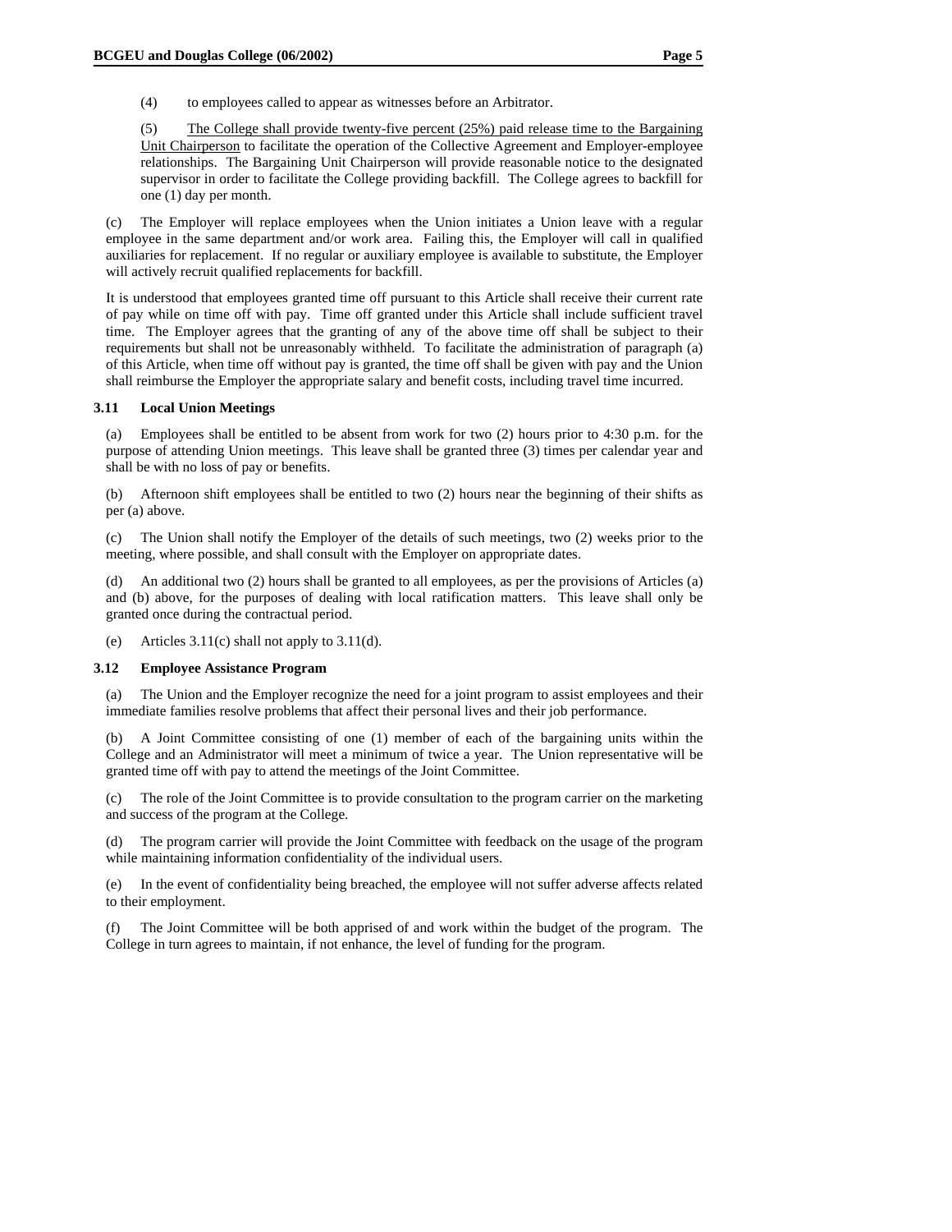(4) to employees called to appear as witnesses before an Arbitrator.

(5) <u>The College shall provide twenty-five percent (25%) paid release time to the Bargaining Unit Chairperson</u> to facilitate the operation of the Collective Agreement and Employer-employee relationships. The Bargaining Unit Chairperson will provide reasonable notice to the designated supervisor in order to facilitate the College providing backfill. The College agrees to backfill for one (1) day per month.

(c) The Employer will replace employees when the Union initiates a Union leave with a regular employee in the same department and/or work area. Failing this, the Employer will call in qualified auxiliaries for replacement. If no regular or auxiliary employee is available to substitute, the Employer will actively recruit qualified replacements for backfill.

It is understood that employees granted time off pursuant to this Article shall receive their current rate of pay while on time off with pay. Time off granted under this Article shall include sufficient travel time. The Employer agrees that the granting of any of the above time off shall be subject to their requirements but shall not be unreasonably withheld. To facilitate the administration of paragraph (a) of this Article, when time off without pay is granted, the time off shall be given with pay and the Union shall reimburse the Employer the appropriate salary and benefit costs, including travel time incurred.

### 3.11 Local Union Meetings

(a) Employees shall be entitled to be absent from work for two (2) hours prior to 4:30 p.m. for the purpose of attending Union meetings. This leave shall be granted three (3) times per calendar year and shall be with no loss of pay or benefits.

(b) Afternoon shift employees shall be entitled to two (2) hours near the beginning of their shifts as per (a) above.

(c) The Union shall notify the Employer of the details of such meetings, two (2) weeks prior to the meeting, where possible, and shall consult with the Employer on appropriate dates.

(d) An additional two (2) hours shall be granted to all employees, as per the provisions of Articles (a) and (b) above, for the purposes of dealing with local ratification matters. This leave shall only be granted once during the contractual period.

(e) Articles 3.11(c) shall not apply to 3.11(d).

### 3.12 Employee Assistance Program

(a) The Union and the Employer recognize the need for a joint program to assist employees and their immediate families resolve problems that affect their personal lives and their job performance.

(b) A Joint Committee consisting of one (1) member of each of the bargaining units within the College and an Administrator will meet a minimum of twice a year. The Union representative will be granted time off with pay to attend the meetings of the Joint Committee.

(c) The role of the Joint Committee is to provide consultation to the program carrier on the marketing and success of the program at the College.

(d) The program carrier will provide the Joint Committee with feedback on the usage of the program while maintaining information confidentiality of the individual users.

(e) In the event of confidentiality being breached, the employee will not suffer adverse affects related to their employment.

(f) The Joint Committee will be both apprised of and work within the budget of the program. The College in turn agrees to maintain, if not enhance, the level of funding for the program.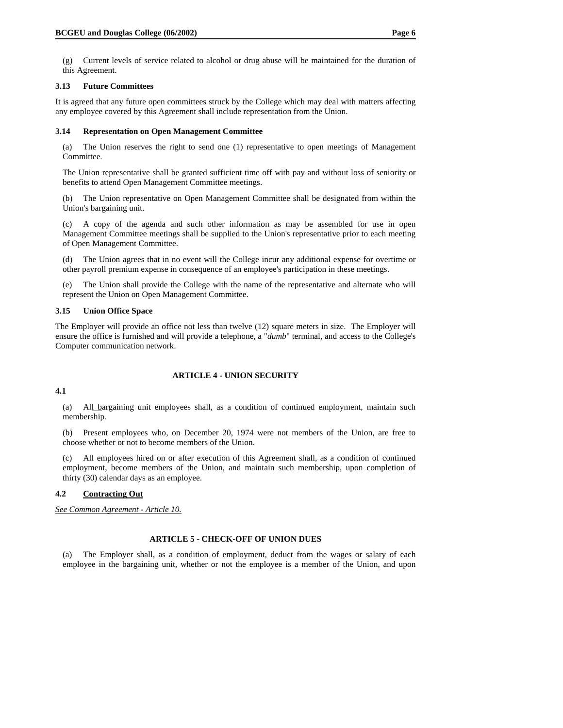(g) Current levels of service related to alcohol or drug abuse will be maintained for the duration of this Agreement.

### 3.13 Future Committees

It is agreed that any future open committees struck by the College which may deal with matters affecting any employee covered by this Agreement shall include representation from the Union.

### 3.14 Representation on Open Management Committee

(a) The Union reserves the right to send one (1) representative to open meetings of Management Committee.

The Union representative shall be granted sufficient time off with pay and without loss of seniority or benefits to attend Open Management Committee meetings.

(b) The Union representative on Open Management Committee shall be designated from within the Union's bargaining unit.

(c) A copy of the agenda and such other information as may be assembled for use in open Management Committee meetings shall be supplied to the Union's representative prior to each meeting of Open Management Committee.

(d) The Union agrees that in no event will the College incur any additional expense for overtime or other payroll premium expense in consequence of an employee's participation in these meetings.

(e) The Union shall provide the College with the name of the representative and alternate who will represent the Union on Open Management Committee.

### 3.15 Union Office Space

The Employer will provide an office not less than twelve (12) square meters in size. The Employer will ensure the office is furnished and will provide a telephone, a "*dumb*" terminal, and access to the College's Computer communication network.

## ARTICLE 4 - UNION SECURITY

### 4.1

(a) All bargaining unit employees shall, as a condition of continued employment, maintain such membership.

(b) Present employees who, on December 20, 1974 were not members of the Union, are free to choose whether or not to become members of the Union.

(c) All employees hired on or after execution of this Agreement shall, as a condition of continued employment, become members of the Union, and maintain such membership, upon completion of thirty (30) calendar days as an employee.

### 4.2 Contracting Out

*See Common Agreement - Article 10.*

## ARTICLE 5 - CHECK-OFF OF UNION DUES

(a) The Employer shall, as a condition of employment, deduct from the wages or salary of each employee in the bargaining unit, whether or not the employee is a member of the Union, and upon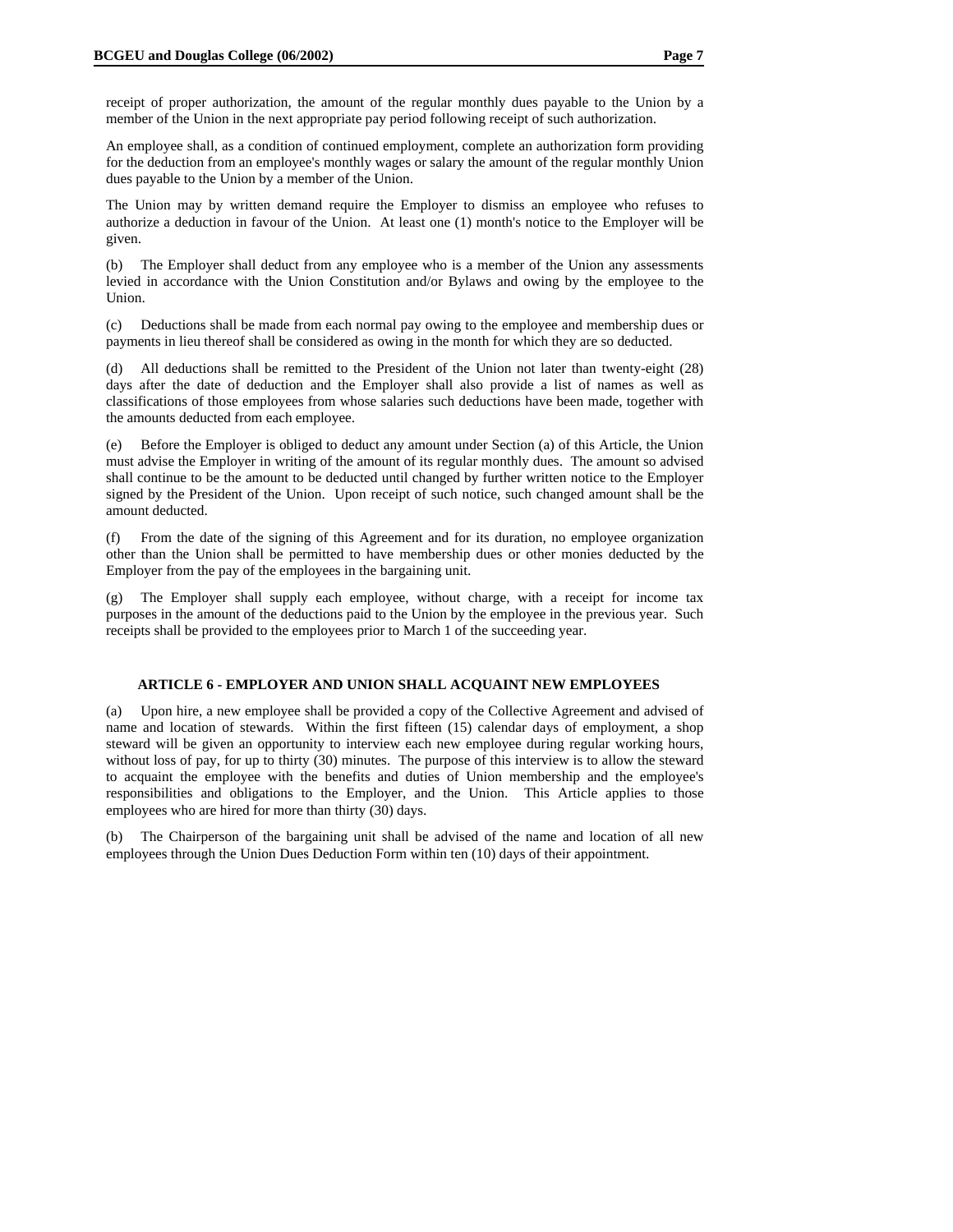receipt of proper authorization, the amount of the regular monthly dues payable to the Union by a member of the Union in the next appropriate pay period following receipt of such authorization.

An employee shall, as a condition of continued employment, complete an authorization form providing for the deduction from an employee's monthly wages or salary the amount of the regular monthly Union dues payable to the Union by a member of the Union.

The Union may by written demand require the Employer to dismiss an employee who refuses to authorize a deduction in favour of the Union. At least one (1) month's notice to the Employer will be given.

(b) The Employer shall deduct from any employee who is a member of the Union any assessments levied in accordance with the Union Constitution and/or Bylaws and owing by the employee to the Union.

(c) Deductions shall be made from each normal pay owing to the employee and membership dues or payments in lieu thereof shall be considered as owing in the month for which they are so deducted.

(d) All deductions shall be remitted to the President of the Union not later than twenty-eight (28) days after the date of deduction and the Employer shall also provide a list of names as well as classifications of those employees from whose salaries such deductions have been made, together with the amounts deducted from each employee.

(e) Before the Employer is obliged to deduct any amount under Section (a) of this Article, the Union must advise the Employer in writing of the amount of its regular monthly dues. The amount so advised shall continue to be the amount to be deducted until changed by further written notice to the Employer signed by the President of the Union. Upon receipt of such notice, such changed amount shall be the amount deducted.

(f) From the date of the signing of this Agreement and for its duration, no employee organization other than the Union shall be permitted to have membership dues or other monies deducted by the Employer from the pay of the employees in the bargaining unit.

(g) The Employer shall supply each employee, without charge, with a receipt for income tax purposes in the amount of the deductions paid to the Union by the employee in the previous year. Such receipts shall be provided to the employees prior to March 1 of the succeeding year.

## ARTICLE 6 - EMPLOYER AND UNION SHALL ACQUAINT NEW EMPLOYEES

(a) Upon hire, a new employee shall be provided a copy of the Collective Agreement and advised of name and location of stewards. Within the first fifteen (15) calendar days of employment, a shop steward will be given an opportunity to interview each new employee during regular working hours, without loss of pay, for up to thirty (30) minutes. The purpose of this interview is to allow the steward to acquaint the employee with the benefits and duties of Union membership and the employee's responsibilities and obligations to the Employer, and the Union. This Article applies to those employees who are hired for more than thirty (30) days.

(b) The Chairperson of the bargaining unit shall be advised of the name and location of all new employees through the Union Dues Deduction Form within ten (10) days of their appointment.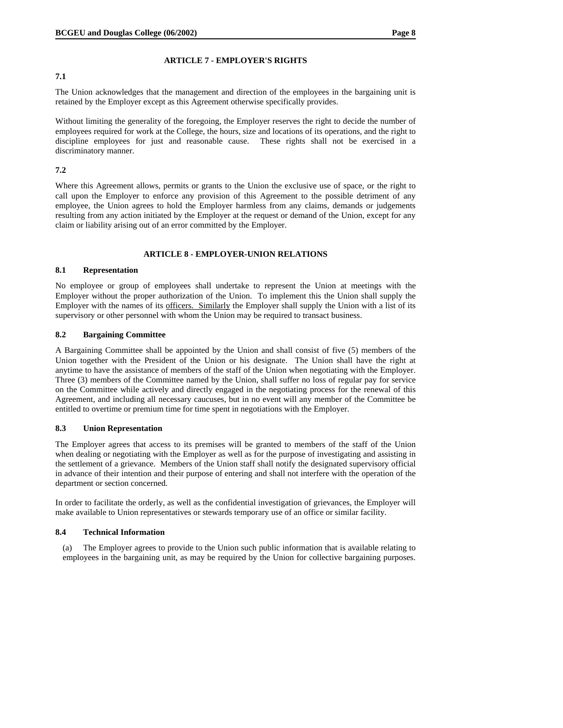## ARTICLE 7 - EMPLOYER'S RIGHTS

**7.1**

The Union acknowledges that the management and direction of the employees in the bargaining unit is retained by the Employer except as this Agreement otherwise specifically provides.

Without limiting the generality of the foregoing, the Employer reserves the right to decide the number of employees required for work at the College, the hours, size and locations of its operations, and the right to discipline employees for just and reasonable cause. These rights shall not be exercised in a discriminatory manner.

**7.2**

Where this Agreement allows, permits or grants to the Union the exclusive use of space, or the right to call upon the Employer to enforce any provision of this Agreement to the possible detriment of any employee, the Union agrees to hold the Employer harmless from any claims, demands or judgements resulting from any action initiated by the Employer at the request or demand of the Union, except for any claim or liability arising out of an error committed by the Employer.

## ARTICLE 8 - EMPLOYER-UNION RELATIONS

### 8.1 Representation

No employee or group of employees shall undertake to represent the Union at meetings with the Employer without the proper authorization of the Union. To implement this the Union shall supply the Employer with the names of its officers. Similarly the Employer shall supply the Union with a list of its supervisory or other personnel with whom the Union may be required to transact business.

### 8.2 Bargaining Committee

A Bargaining Committee shall be appointed by the Union and shall consist of five (5) members of the Union together with the President of the Union or his designate. The Union shall have the right at anytime to have the assistance of members of the staff of the Union when negotiating with the Employer. Three (3) members of the Committee named by the Union, shall suffer no loss of regular pay for service on the Committee while actively and directly engaged in the negotiating process for the renewal of this Agreement, and including all necessary caucuses, but in no event will any member of the Committee be entitled to overtime or premium time for time spent in negotiations with the Employer.

### 8.3 Union Representation

The Employer agrees that access to its premises will be granted to members of the staff of the Union when dealing or negotiating with the Employer as well as for the purpose of investigating and assisting in the settlement of a grievance. Members of the Union staff shall notify the designated supervisory official in advance of their intention and their purpose of entering and shall not interfere with the operation of the department or section concerned.

In order to facilitate the orderly, as well as the confidential investigation of grievances, the Employer will make available to Union representatives or stewards temporary use of an office or similar facility.

### 8.4 Technical Information

(a) The Employer agrees to provide to the Union such public information that is available relating to employees in the bargaining unit, as may be required by the Union for collective bargaining purposes.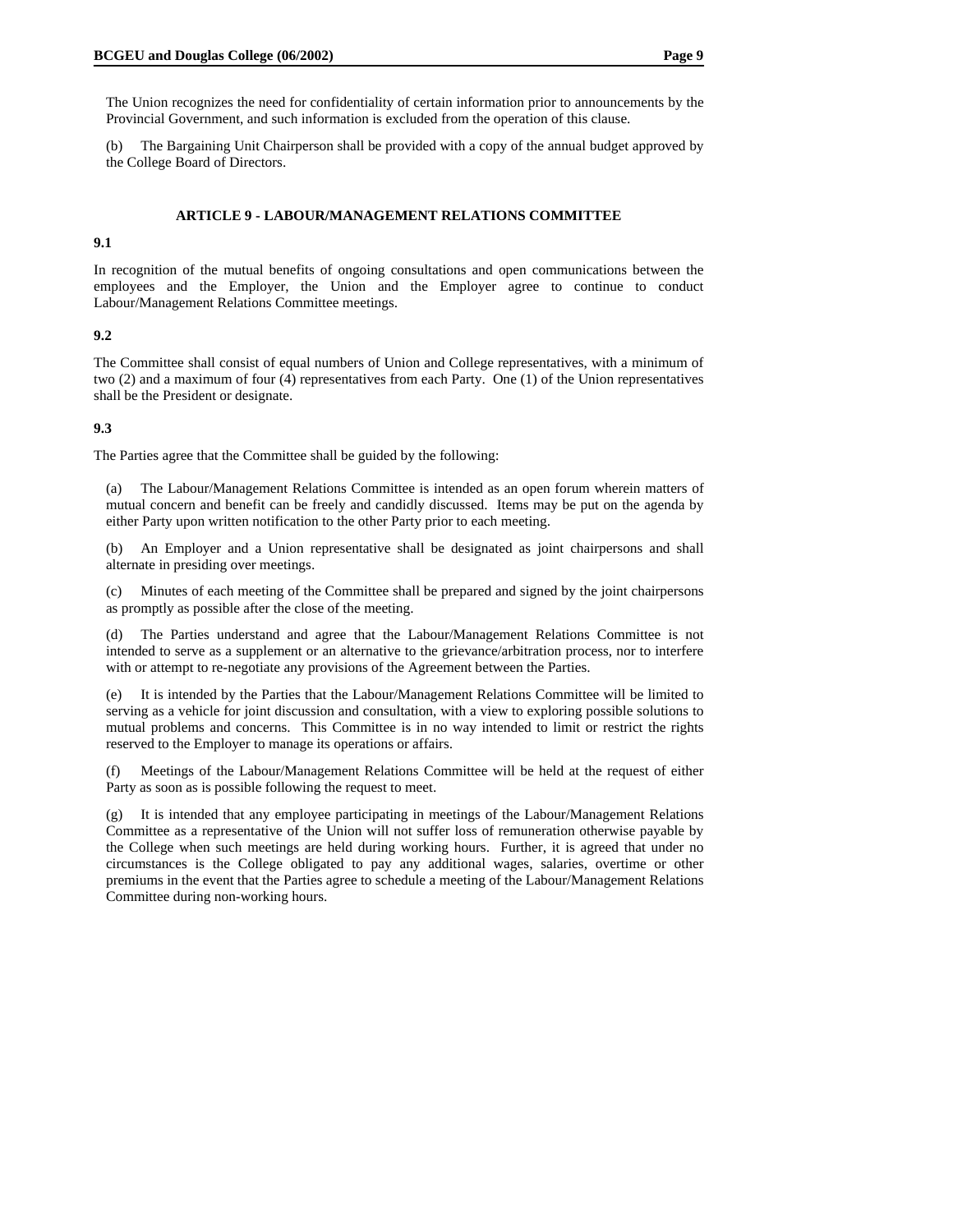The Union recognizes the need for confidentiality of certain information prior to announcements by the Provincial Government, and such information is excluded from the operation of this clause.

(b) The Bargaining Unit Chairperson shall be provided with a copy of the annual budget approved by the College Board of Directors.

## ARTICLE 9 - LABOUR/MANAGEMENT RELATIONS COMMITTEE

**9.1**

In recognition of the mutual benefits of ongoing consultations and open communications between the employees and the Employer, the Union and the Employer agree to continue to conduct Labour/Management Relations Committee meetings.

**9.2**

The Committee shall consist of equal numbers of Union and College representatives, with a minimum of two (2) and a maximum of four (4) representatives from each Party. One (1) of the Union representatives shall be the President or designate.

**9.3**

The Parties agree that the Committee shall be guided by the following:

(a) The Labour/Management Relations Committee is intended as an open forum wherein matters of mutual concern and benefit can be freely and candidly discussed. Items may be put on the agenda by either Party upon written notification to the other Party prior to each meeting.

(b) An Employer and a Union representative shall be designated as joint chairpersons and shall alternate in presiding over meetings.

(c) Minutes of each meeting of the Committee shall be prepared and signed by the joint chairpersons as promptly as possible after the close of the meeting.

(d) The Parties understand and agree that the Labour/Management Relations Committee is not intended to serve as a supplement or an alternative to the grievance/arbitration process, nor to interfere with or attempt to re-negotiate any provisions of the Agreement between the Parties.

(e) It is intended by the Parties that the Labour/Management Relations Committee will be limited to serving as a vehicle for joint discussion and consultation, with a view to exploring possible solutions to mutual problems and concerns. This Committee is in no way intended to limit or restrict the rights reserved to the Employer to manage its operations or affairs.

(f) Meetings of the Labour/Management Relations Committee will be held at the request of either Party as soon as is possible following the request to meet.

(g) It is intended that any employee participating in meetings of the Labour/Management Relations Committee as a representative of the Union will not suffer loss of remuneration otherwise payable by the College when such meetings are held during working hours. Further, it is agreed that under no circumstances is the College obligated to pay any additional wages, salaries, overtime or other premiums in the event that the Parties agree to schedule a meeting of the Labour/Management Relations Committee during non-working hours.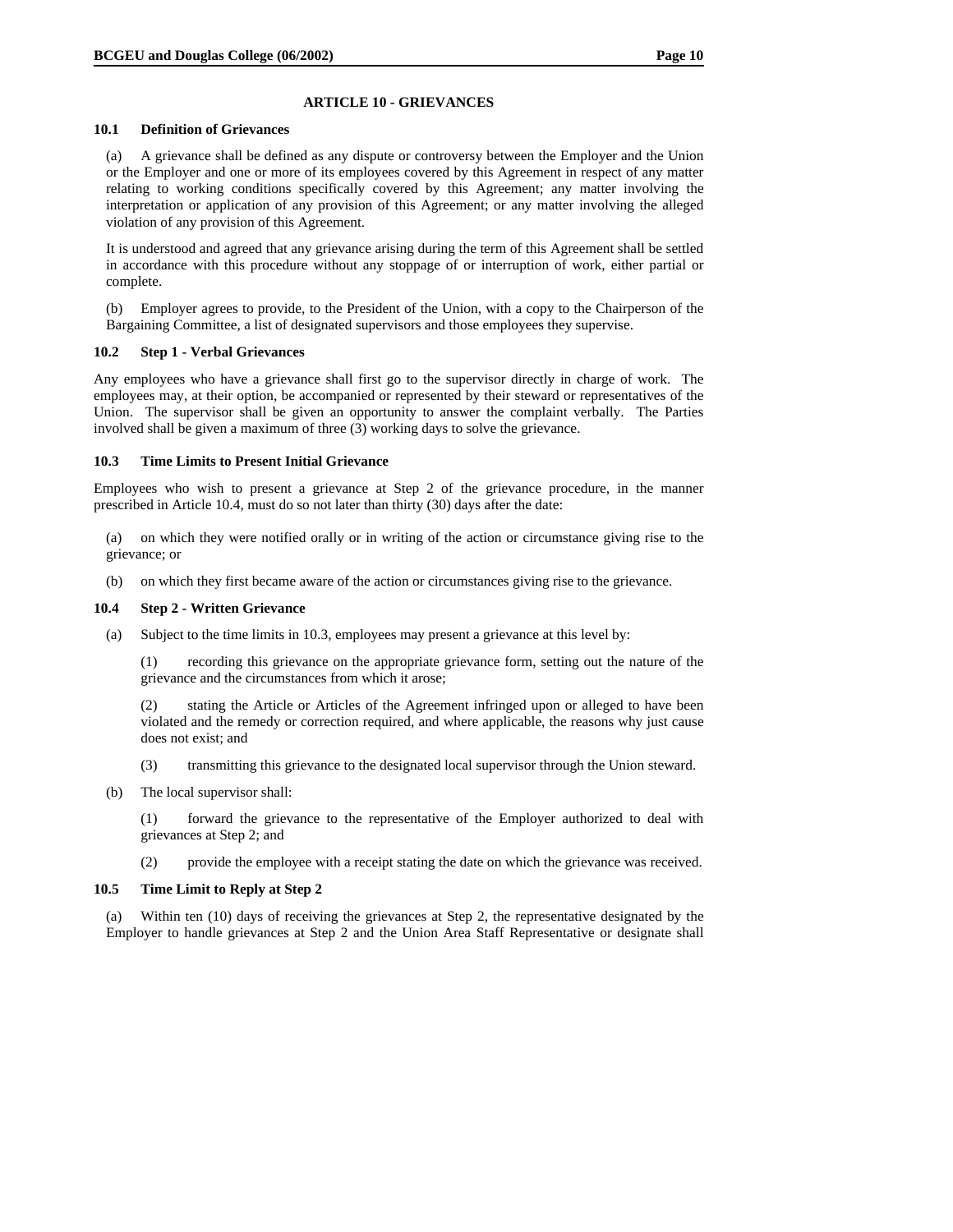## ARTICLE 10 - GRIEVANCES

### 10.1 Definition of Grievances

(a) A grievance shall be defined as any dispute or controversy between the Employer and the Union or the Employer and one or more of its employees covered by this Agreement in respect of any matter relating to working conditions specifically covered by this Agreement; any matter involving the interpretation or application of any provision of this Agreement; or any matter involving the alleged violation of any provision of this Agreement.

It is understood and agreed that any grievance arising during the term of this Agreement shall be settled in accordance with this procedure without any stoppage of or interruption of work, either partial or complete.

(b) Employer agrees to provide, to the President of the Union, with a copy to the Chairperson of the Bargaining Committee, a list of designated supervisors and those employees they supervise.

### 10.2 Step 1 - Verbal Grievances

Any employees who have a grievance shall first go to the supervisor directly in charge of work. The employees may, at their option, be accompanied or represented by their steward or representatives of the Union. The supervisor shall be given an opportunity to answer the complaint verbally. The Parties involved shall be given a maximum of three (3) working days to solve the grievance.

### 10.3 Time Limits to Present Initial Grievance

Employees who wish to present a grievance at Step 2 of the grievance procedure, in the manner prescribed in Article 10.4, must do so not later than thirty (30) days after the date:

(a) on which they were notified orally or in writing of the action or circumstance giving rise to the grievance; or

(b) on which they first became aware of the action or circumstances giving rise to the grievance.

### 10.4 Step 2 - Written Grievance

(a) Subject to the time limits in 10.3, employees may present a grievance at this level by:

(1) recording this grievance on the appropriate grievance form, setting out the nature of the grievance and the circumstances from which it arose;

(2) stating the Article or Articles of the Agreement infringed upon or alleged to have been violated and the remedy or correction required, and where applicable, the reasons why just cause does not exist; and

(3) transmitting this grievance to the designated local supervisor through the Union steward.

(b) The local supervisor shall:

(1) forward the grievance to the representative of the Employer authorized to deal with grievances at Step 2; and

(2) provide the employee with a receipt stating the date on which the grievance was received.

### 10.5 Time Limit to Reply at Step 2

(a) Within ten (10) days of receiving the grievances at Step 2, the representative designated by the Employer to handle grievances at Step 2 and the Union Area Staff Representative or designate shall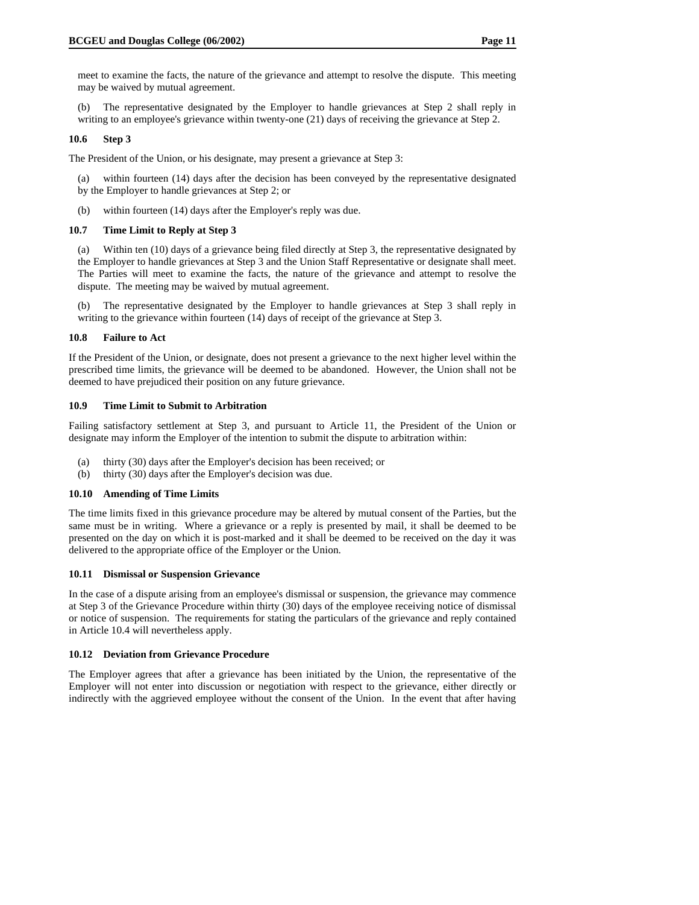meet to examine the facts, the nature of the grievance and attempt to resolve the dispute. This meeting may be waived by mutual agreement.

(b) The representative designated by the Employer to handle grievances at Step 2 shall reply in writing to an employee's grievance within twenty-one (21) days of receiving the grievance at Step 2.

### 10.6 Step 3

The President of the Union, or his designate, may present a grievance at Step 3:

(a) within fourteen (14) days after the decision has been conveyed by the representative designated by the Employer to handle grievances at Step 2; or

(b) within fourteen (14) days after the Employer's reply was due.

### 10.7 Time Limit to Reply at Step 3

(a) Within ten (10) days of a grievance being filed directly at Step 3, the representative designated by the Employer to handle grievances at Step 3 and the Union Staff Representative or designate shall meet. The Parties will meet to examine the facts, the nature of the grievance and attempt to resolve the dispute. The meeting may be waived by mutual agreement.

(b) The representative designated by the Employer to handle grievances at Step 3 shall reply in writing to the grievance within fourteen (14) days of receipt of the grievance at Step 3.

### 10.8 Failure to Act

If the President of the Union, or designate, does not present a grievance to the next higher level within the prescribed time limits, the grievance will be deemed to be abandoned. However, the Union shall not be deemed to have prejudiced their position on any future grievance.

### 10.9 Time Limit to Submit to Arbitration

Failing satisfactory settlement at Step 3, and pursuant to Article 11, the President of the Union or designate may inform the Employer of the intention to submit the dispute to arbitration within:

(a) thirty (30) days after the Employer's decision has been received; or
(b) thirty (30) days after the Employer's decision was due.

### 10.10 Amending of Time Limits

The time limits fixed in this grievance procedure may be altered by mutual consent of the Parties, but the same must be in writing. Where a grievance or a reply is presented by mail, it shall be deemed to be presented on the day on which it is post-marked and it shall be deemed to be received on the day it was delivered to the appropriate office of the Employer or the Union.

### 10.11 Dismissal or Suspension Grievance

In the case of a dispute arising from an employee's dismissal or suspension, the grievance may commence at Step 3 of the Grievance Procedure within thirty (30) days of the employee receiving notice of dismissal or notice of suspension. The requirements for stating the particulars of the grievance and reply contained in Article 10.4 will nevertheless apply.

### 10.12 Deviation from Grievance Procedure

The Employer agrees that after a grievance has been initiated by the Union, the representative of the Employer will not enter into discussion or negotiation with respect to the grievance, either directly or indirectly with the aggrieved employee without the consent of the Union. In the event that after having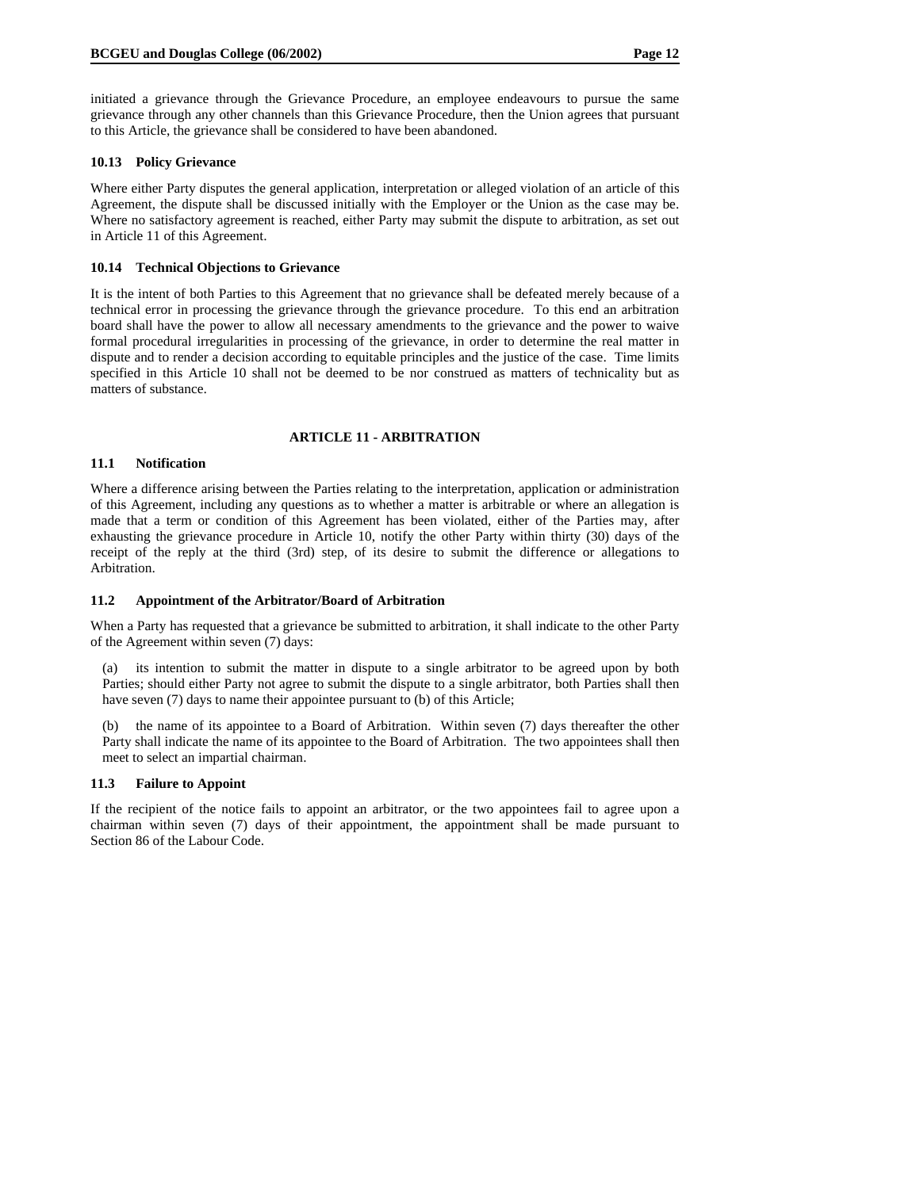initiated a grievance through the Grievance Procedure, an employee endeavours to pursue the same grievance through any other channels than this Grievance Procedure, then the Union agrees that pursuant to this Article, the grievance shall be considered to have been abandoned.

### 10.13 Policy Grievance

Where either Party disputes the general application, interpretation or alleged violation of an article of this Agreement, the dispute shall be discussed initially with the Employer or the Union as the case may be. Where no satisfactory agreement is reached, either Party may submit the dispute to arbitration, as set out in Article 11 of this Agreement.

### 10.14 Technical Objections to Grievance

It is the intent of both Parties to this Agreement that no grievance shall be defeated merely because of a technical error in processing the grievance through the grievance procedure. To this end an arbitration board shall have the power to allow all necessary amendments to the grievance and the power to waive formal procedural irregularities in processing of the grievance, in order to determine the real matter in dispute and to render a decision according to equitable principles and the justice of the case. Time limits specified in this Article 10 shall not be deemed to be nor construed as matters of technicality but as matters of substance.

## ARTICLE 11 - ARBITRATION

### 11.1 Notification

Where a difference arising between the Parties relating to the interpretation, application or administration of this Agreement, including any questions as to whether a matter is arbitrable or where an allegation is made that a term or condition of this Agreement has been violated, either of the Parties may, after exhausting the grievance procedure in Article 10, notify the other Party within thirty (30) days of the receipt of the reply at the third (3rd) step, of its desire to submit the difference or allegations to Arbitration.

### 11.2 Appointment of the Arbitrator/Board of Arbitration

When a Party has requested that a grievance be submitted to arbitration, it shall indicate to the other Party of the Agreement within seven (7) days:

(a) its intention to submit the matter in dispute to a single arbitrator to be agreed upon by both Parties; should either Party not agree to submit the dispute to a single arbitrator, both Parties shall then have seven (7) days to name their appointee pursuant to (b) of this Article;

(b) the name of its appointee to a Board of Arbitration. Within seven (7) days thereafter the other Party shall indicate the name of its appointee to the Board of Arbitration. The two appointees shall then meet to select an impartial chairman.

### 11.3 Failure to Appoint

If the recipient of the notice fails to appoint an arbitrator, or the two appointees fail to agree upon a chairman within seven (7) days of their appointment, the appointment shall be made pursuant to Section 86 of the Labour Code.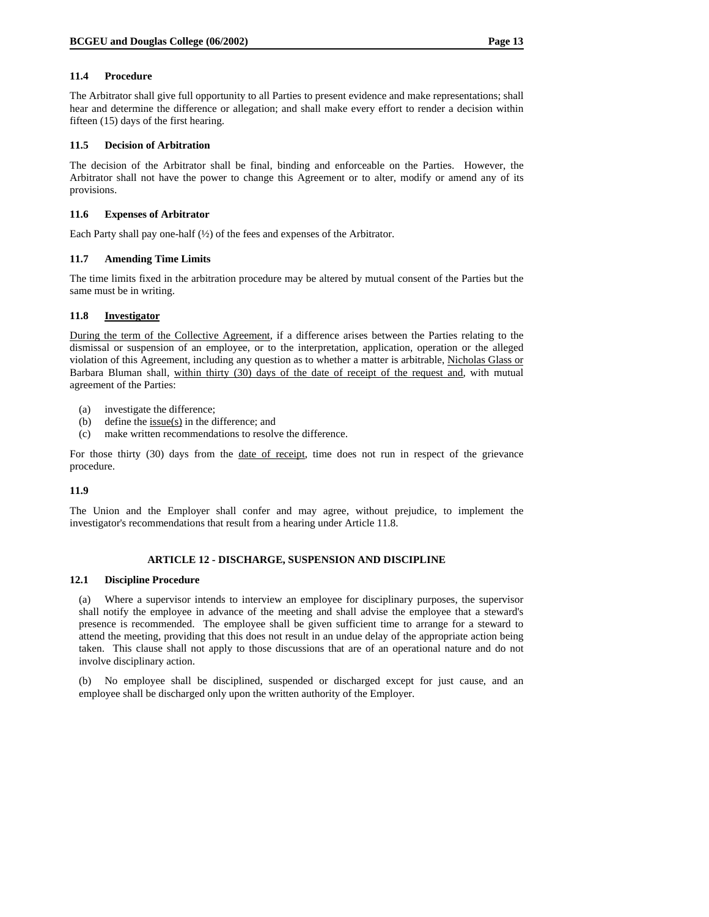### 11.4 Procedure

The Arbitrator shall give full opportunity to all Parties to present evidence and make representations; shall hear and determine the difference or allegation; and shall make every effort to render a decision within fifteen (15) days of the first hearing.

### 11.5 Decision of Arbitration

The decision of the Arbitrator shall be final, binding and enforceable on the Parties. However, the Arbitrator shall not have the power to change this Agreement or to alter, modify or amend any of its provisions.

### 11.6 Expenses of Arbitrator

Each Party shall pay one-half (½) of the fees and expenses of the Arbitrator.

### 11.7 Amending Time Limits

The time limits fixed in the arbitration procedure may be altered by mutual consent of the Parties but the same must be in writing.

### 11.8 <u>Investigator</u>

<u>During the term of the Collective Agreement</u>, if a difference arises between the Parties relating to the dismissal or suspension of an employee, or to the interpretation, application, operation or the alleged violation of this Agreement, including any question as to whether a matter is arbitrable, <u>Nicholas Glass or</u> Barbara Bluman shall, <u>within thirty (30) days of the date of receipt of the request and</u>, with mutual agreement of the Parties:

(a) investigate the difference;
(b) define the <u>issue(s)</u> in the difference; and
(c) make written recommendations to resolve the difference.

For those thirty (30) days from the <u>date of receipt</u>, time does not run in respect of the grievance procedure.

### 11.9

The Union and the Employer shall confer and may agree, without prejudice, to implement the investigator's recommendations that result from a hearing under Article 11.8.

## ARTICLE 12 - DISCHARGE, SUSPENSION AND DISCIPLINE

### 12.1 Discipline Procedure

(a) Where a supervisor intends to interview an employee for disciplinary purposes, the supervisor shall notify the employee in advance of the meeting and shall advise the employee that a steward's presence is recommended. The employee shall be given sufficient time to arrange for a steward to attend the meeting, providing that this does not result in an undue delay of the appropriate action being taken. This clause shall not apply to those discussions that are of an operational nature and do not involve disciplinary action.

(b) No employee shall be disciplined, suspended or discharged except for just cause, and an employee shall be discharged only upon the written authority of the Employer.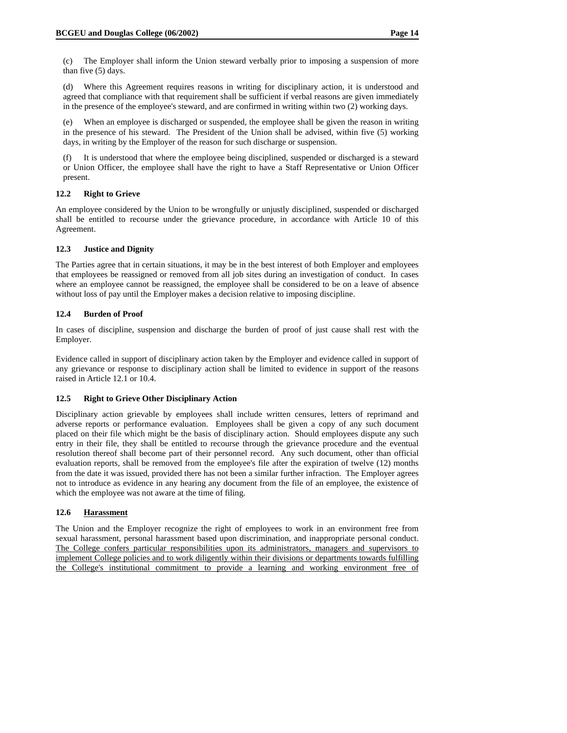(c) The Employer shall inform the Union steward verbally prior to imposing a suspension of more than five (5) days.

(d) Where this Agreement requires reasons in writing for disciplinary action, it is understood and agreed that compliance with that requirement shall be sufficient if verbal reasons are given immediately in the presence of the employee's steward, and are confirmed in writing within two (2) working days.

(e) When an employee is discharged or suspended, the employee shall be given the reason in writing in the presence of his steward. The President of the Union shall be advised, within five (5) working days, in writing by the Employer of the reason for such discharge or suspension.

(f) It is understood that where the employee being disciplined, suspended or discharged is a steward or Union Officer, the employee shall have the right to have a Staff Representative or Union Officer present.

### 12.2 Right to Grieve

An employee considered by the Union to be wrongfully or unjustly disciplined, suspended or discharged shall be entitled to recourse under the grievance procedure, in accordance with Article 10 of this Agreement.

### 12.3 Justice and Dignity

The Parties agree that in certain situations, it may be in the best interest of both Employer and employees that employees be reassigned or removed from all job sites during an investigation of conduct. In cases where an employee cannot be reassigned, the employee shall be considered to be on a leave of absence without loss of pay until the Employer makes a decision relative to imposing discipline.

### 12.4 Burden of Proof

In cases of discipline, suspension and discharge the burden of proof of just cause shall rest with the Employer.

Evidence called in support of disciplinary action taken by the Employer and evidence called in support of any grievance or response to disciplinary action shall be limited to evidence in support of the reasons raised in Article 12.1 or 10.4.

### 12.5 Right to Grieve Other Disciplinary Action

Disciplinary action grievable by employees shall include written censures, letters of reprimand and adverse reports or performance evaluation. Employees shall be given a copy of any such document placed on their file which might be the basis of disciplinary action. Should employees dispute any such entry in their file, they shall be entitled to recourse through the grievance procedure and the eventual resolution thereof shall become part of their personnel record. Any such document, other than official evaluation reports, shall be removed from the employee's file after the expiration of twelve (12) months from the date it was issued, provided there has not been a similar further infraction. The Employer agrees not to introduce as evidence in any hearing any document from the file of an employee, the existence of which the employee was not aware at the time of filing.

### 12.6 <u>Harassment</u>

The Union and the Employer recognize the right of employees to work in an environment free from sexual harassment, personal harassment based upon discrimination, and inappropriate personal conduct. <u>The College confers particular responsibilities upon its administrators, managers and supervisors to implement College policies and to work diligently within their divisions or departments towards fulfilling the College's institutional commitment to provide a learning and working environment free of</u>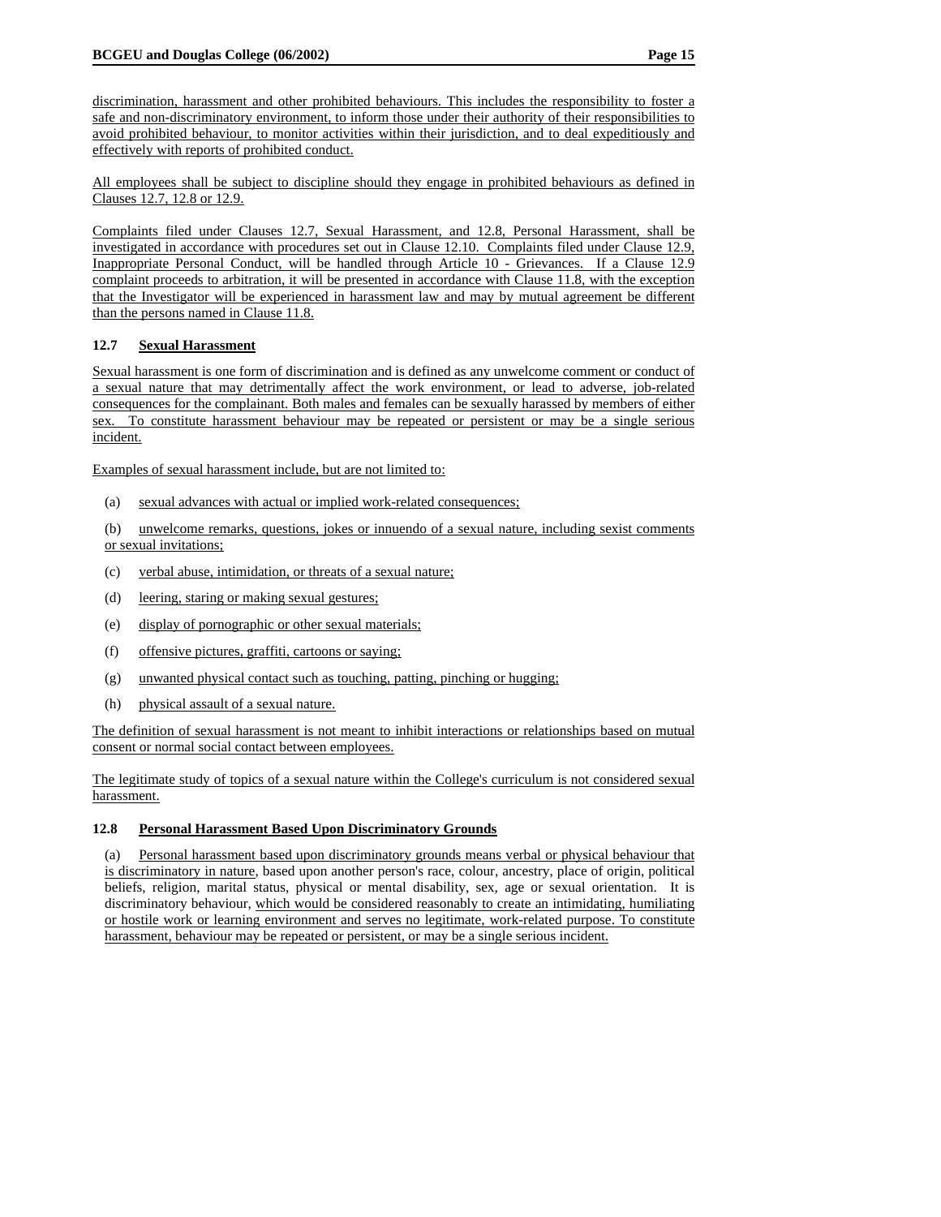discrimination, harassment and other prohibited behaviours. This includes the responsibility to foster a safe and non-discriminatory environment, to inform those under their authority of their responsibilities to avoid prohibited behaviour, to monitor activities within their jurisdiction, and to deal expeditiously and effectively with reports of prohibited conduct.

All employees shall be subject to discipline should they engage in prohibited behaviours as defined in Clauses 12.7, 12.8 or 12.9.

Complaints filed under Clauses 12.7, Sexual Harassment, and 12.8, Personal Harassment, shall be investigated in accordance with procedures set out in Clause 12.10. Complaints filed under Clause 12.9, Inappropriate Personal Conduct, will be handled through Article 10 - Grievances. If a Clause 12.9 complaint proceeds to arbitration, it will be presented in accordance with Clause 11.8, with the exception that the Investigator will be experienced in harassment law and may by mutual agreement be different than the persons named in Clause 11.8.

### 12.7 Sexual Harassment

Sexual harassment is one form of discrimination and is defined as any unwelcome comment or conduct of a sexual nature that may detrimentally affect the work environment, or lead to adverse, job-related consequences for the complainant. Both males and females can be sexually harassed by members of either sex. To constitute harassment behaviour may be repeated or persistent or may be a single serious incident.

Examples of sexual harassment include, but are not limited to:

(a) sexual advances with actual or implied work-related consequences;

(b) unwelcome remarks, questions, jokes or innuendo of a sexual nature, including sexist comments or sexual invitations;

(c) verbal abuse, intimidation, or threats of a sexual nature;

(d) leering, staring or making sexual gestures;

(e) display of pornographic or other sexual materials;

(f) offensive pictures, graffiti, cartoons or saying;

(g) unwanted physical contact such as touching, patting, pinching or hugging;

(h) physical assault of a sexual nature.

The definition of sexual harassment is not meant to inhibit interactions or relationships based on mutual consent or normal social contact between employees.

The legitimate study of topics of a sexual nature within the College's curriculum is not considered sexual harassment.

### 12.8 Personal Harassment Based Upon Discriminatory Grounds

(a) Personal harassment based upon discriminatory grounds means verbal or physical behaviour that is discriminatory in nature, based upon another person's race, colour, ancestry, place of origin, political beliefs, religion, marital status, physical or mental disability, sex, age or sexual orientation. It is discriminatory behaviour, which would be considered reasonably to create an intimidating, humiliating or hostile work or learning environment and serves no legitimate, work-related purpose. To constitute harassment, behaviour may be repeated or persistent, or may be a single serious incident.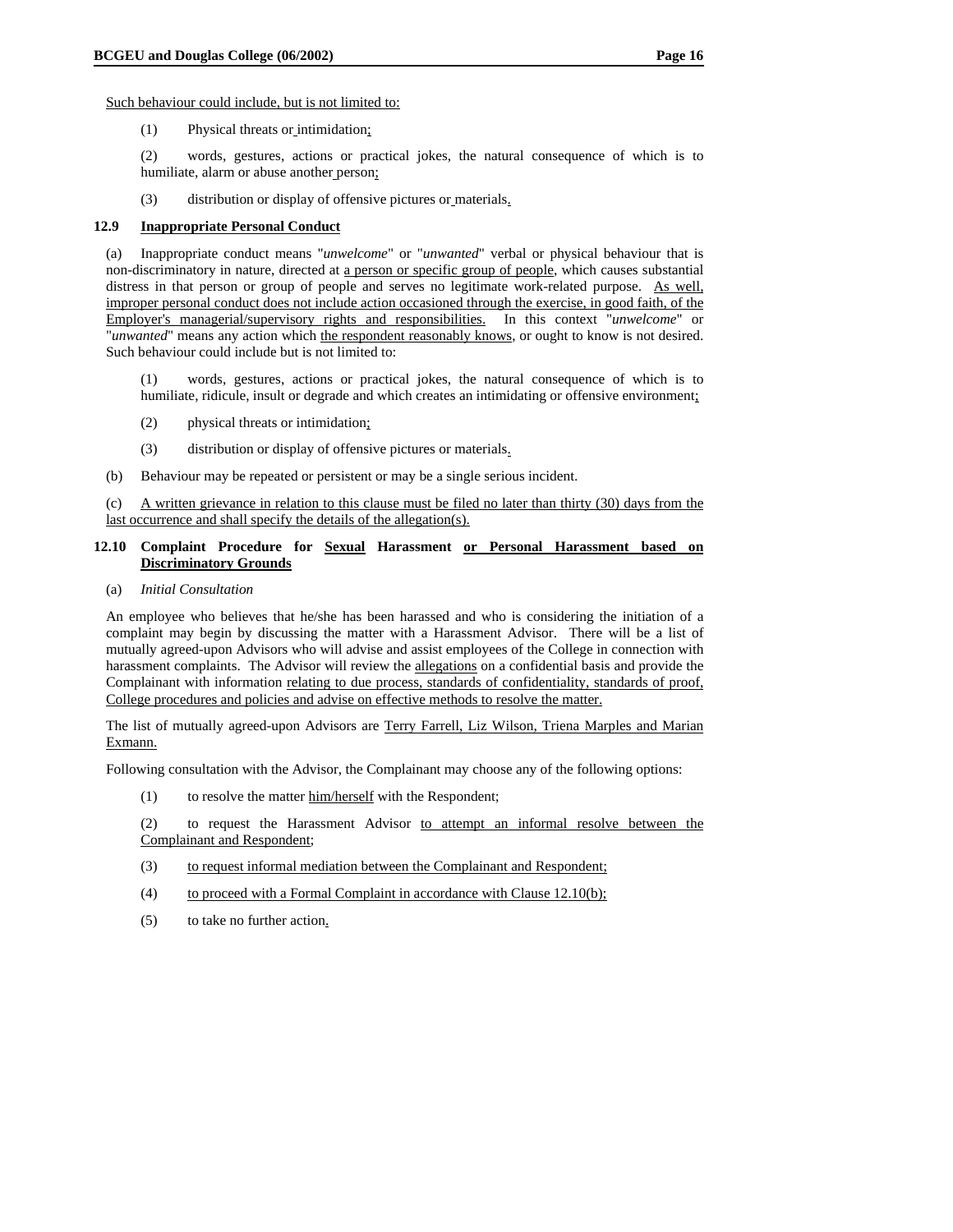Such behaviour could include, but is not limited to:

(1) Physical threats or intimidation;

(2) words, gestures, actions or practical jokes, the natural consequence of which is to humiliate, alarm or abuse another person;

(3) distribution or display of offensive pictures or materials.

### 12.9 Inappropriate Personal Conduct

(a) Inappropriate conduct means "*unwelcome*" or "*unwanted*" verbal or physical behaviour that is non-discriminatory in nature, directed at a person or specific group of people, which causes substantial distress in that person or group of people and serves no legitimate work-related purpose. As well, improper personal conduct does not include action occasioned through the exercise, in good faith, of the Employer's managerial/supervisory rights and responsibilities. In this context "*unwelcome*" or "*unwanted*" means any action which the respondent reasonably knows, or ought to know is not desired. Such behaviour could include but is not limited to:

(1) words, gestures, actions or practical jokes, the natural consequence of which is to humiliate, ridicule, insult or degrade and which creates an intimidating or offensive environment;

(2) physical threats or intimidation;

(3) distribution or display of offensive pictures or materials.

(b) Behaviour may be repeated or persistent or may be a single serious incident.

(c) A written grievance in relation to this clause must be filed no later than thirty (30) days from the last occurrence and shall specify the details of the allegation(s).

### 12.10 Complaint Procedure for Sexual Harassment or Personal Harassment based on Discriminatory Grounds

(a) *Initial Consultation*

An employee who believes that he/she has been harassed and who is considering the initiation of a complaint may begin by discussing the matter with a Harassment Advisor. There will be a list of mutually agreed-upon Advisors who will advise and assist employees of the College in connection with harassment complaints. The Advisor will review the allegations on a confidential basis and provide the Complainant with information relating to due process, standards of confidentiality, standards of proof, College procedures and policies and advise on effective methods to resolve the matter.

The list of mutually agreed-upon Advisors are Terry Farrell, Liz Wilson, Triena Marples and Marian Exmann.

Following consultation with the Advisor, the Complainant may choose any of the following options:

(1) to resolve the matter him/herself with the Respondent;

(2) to request the Harassment Advisor to attempt an informal resolve between the Complainant and Respondent;

(3) to request informal mediation between the Complainant and Respondent;

(4) to proceed with a Formal Complaint in accordance with Clause 12.10(b);

(5) to take no further action.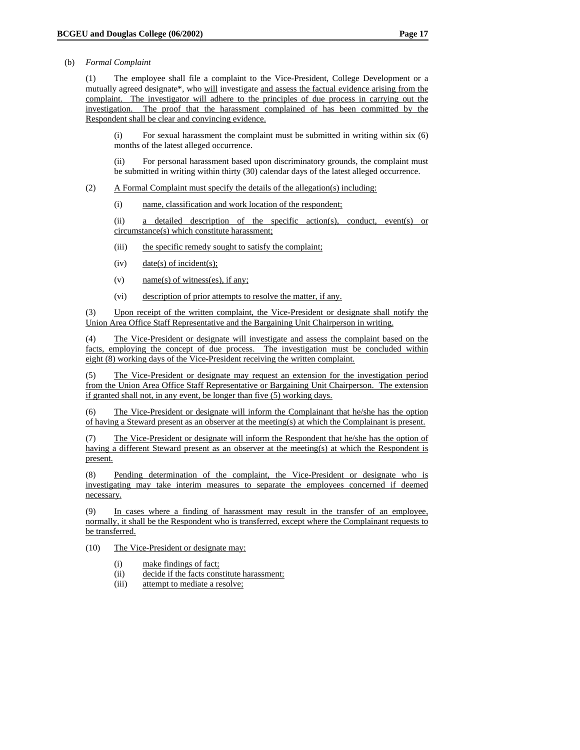(b) *Formal Complaint*

(1) The employee shall file a complaint to the Vice-President, College Development or a mutually agreed designate*, who will investigate and assess the factual evidence arising from the complaint. The investigator will adhere to the principles of due process in carrying out the investigation. The proof that the harassment complained of has been committed by the Respondent shall be clear and convincing evidence.

(i) For sexual harassment the complaint must be submitted in writing within six (6) months of the latest alleged occurrence.

(ii) For personal harassment based upon discriminatory grounds, the complaint must be submitted in writing within thirty (30) calendar days of the latest alleged occurrence.

(2) A Formal Complaint must specify the details of the allegation(s) including:

(i) name, classification and work location of the respondent;

(ii) a detailed description of the specific action(s), conduct, event(s) or circumstance(s) which constitute harassment;

(iii) the specific remedy sought to satisfy the complaint;

(iv) date(s) of incident(s);

(v) name(s) of witness(es), if any;

(vi) description of prior attempts to resolve the matter, if any.

(3) Upon receipt of the written complaint, the Vice-President or designate shall notify the Union Area Office Staff Representative and the Bargaining Unit Chairperson in writing.

(4) The Vice-President or designate will investigate and assess the complaint based on the facts, employing the concept of due process. The investigation must be concluded within eight (8) working days of the Vice-President receiving the written complaint.

(5) The Vice-President or designate may request an extension for the investigation period from the Union Area Office Staff Representative or Bargaining Unit Chairperson. The extension if granted shall not, in any event, be longer than five (5) working days.

(6) The Vice-President or designate will inform the Complainant that he/she has the option of having a Steward present as an observer at the meeting(s) at which the Complainant is present.

(7) The Vice-President or designate will inform the Respondent that he/she has the option of having a different Steward present as an observer at the meeting(s) at which the Respondent is present.

(8) Pending determination of the complaint, the Vice-President or designate who is investigating may take interim measures to separate the employees concerned if deemed necessary.

(9) In cases where a finding of harassment may result in the transfer of an employee, normally, it shall be the Respondent who is transferred, except where the Complainant requests to be transferred.

(10) The Vice-President or designate may:

(i) make findings of fact;
(ii) decide if the facts constitute harassment;
(iii) attempt to mediate a resolve;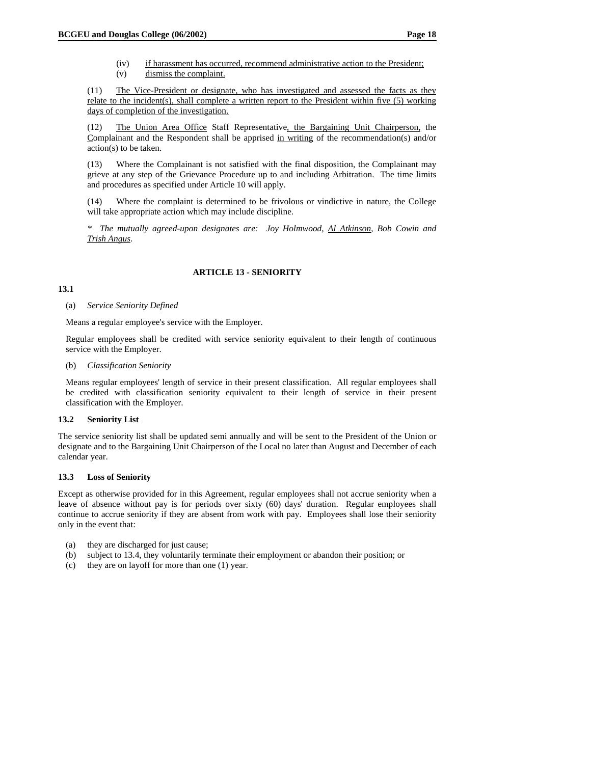(iv) if harassment has occurred, recommend administrative action to the President;
(v) dismiss the complaint.

(11) The Vice-President or designate, who has investigated and assessed the facts as they relate to the incident(s), shall complete a written report to the President within five (5) working days of completion of the investigation.

(12) The Union Area Office Staff Representative, the Bargaining Unit Chairperson, the Complainant and the Respondent shall be apprised in writing of the recommendation(s) and/or action(s) to be taken.

(13) Where the Complainant is not satisfied with the final disposition, the Complainant may grieve at any step of the Grievance Procedure up to and including Arbitration. The time limits and procedures as specified under Article 10 will apply.

(14) Where the complaint is determined to be frivolous or vindictive in nature, the College will take appropriate action which may include discipline.

*\* The mutually agreed-upon designates are: Joy Holmwood, Al Atkinson, Bob Cowin and Trish Angus.*

## ARTICLE 13 - SENIORITY

**13.1**

(a) *Service Seniority Defined*

Means a regular employee's service with the Employer.

Regular employees shall be credited with service seniority equivalent to their length of continuous service with the Employer.

(b) *Classification Seniority*

Means regular employees' length of service in their present classification. All regular employees shall be credited with classification seniority equivalent to their length of service in their present classification with the Employer.

**13.2 Seniority List**

The service seniority list shall be updated semi annually and will be sent to the President of the Union or designate and to the Bargaining Unit Chairperson of the Local no later than August and December of each calendar year.

**13.3 Loss of Seniority**

Except as otherwise provided for in this Agreement, regular employees shall not accrue seniority when a leave of absence without pay is for periods over sixty (60) days' duration. Regular employees shall continue to accrue seniority if they are absent from work with pay. Employees shall lose their seniority only in the event that:

(a) they are discharged for just cause;
(b) subject to 13.4, they voluntarily terminate their employment or abandon their position; or
(c) they are on layoff for more than one (1) year.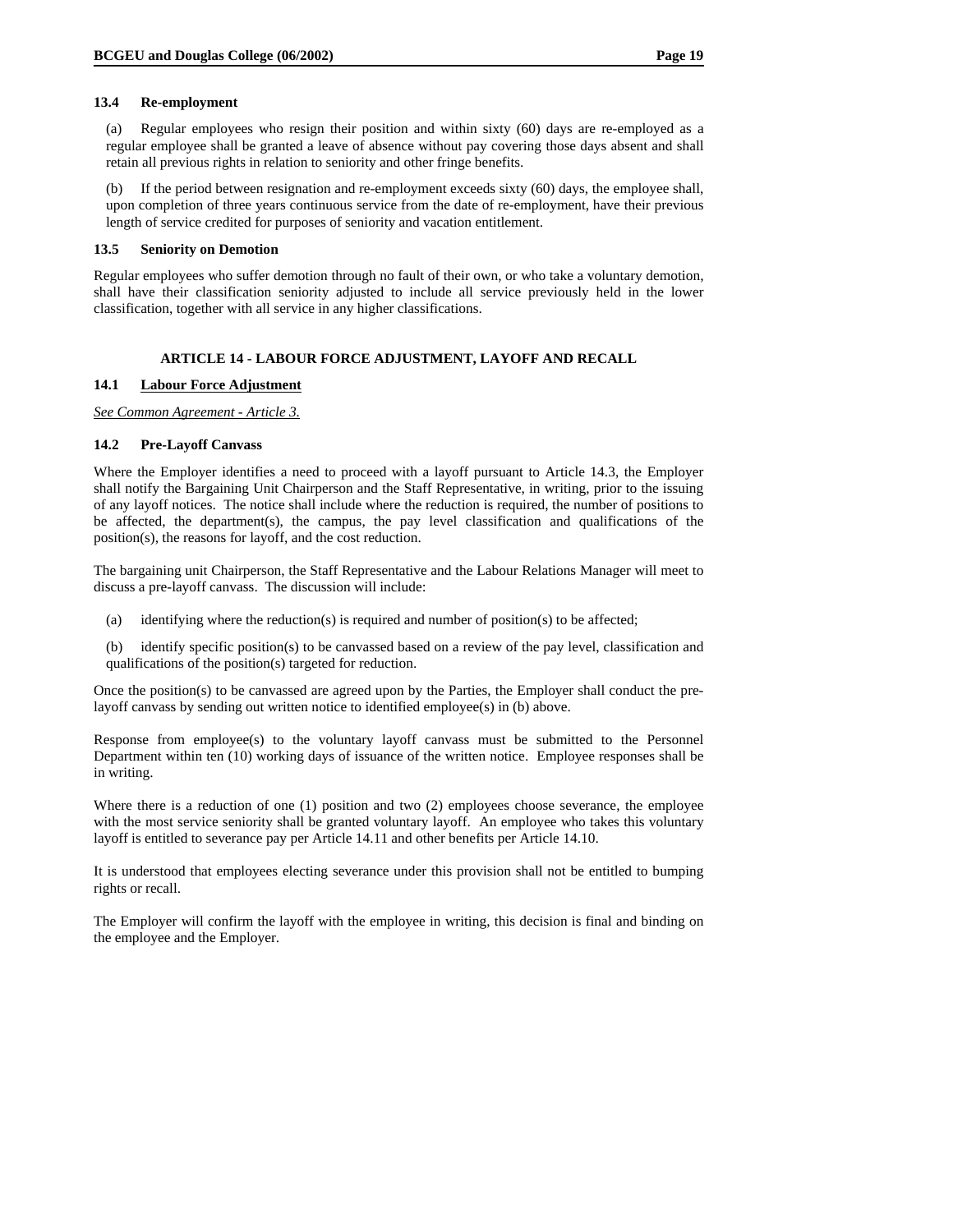### 13.4 Re-employment

(a) Regular employees who resign their position and within sixty (60) days are re-employed as a regular employee shall be granted a leave of absence without pay covering those days absent and shall retain all previous rights in relation to seniority and other fringe benefits.

(b) If the period between resignation and re-employment exceeds sixty (60) days, the employee shall, upon completion of three years continuous service from the date of re-employment, have their previous length of service credited for purposes of seniority and vacation entitlement.

### 13.5 Seniority on Demotion

Regular employees who suffer demotion through no fault of their own, or who take a voluntary demotion, shall have their classification seniority adjusted to include all service previously held in the lower classification, together with all service in any higher classifications.

## ARTICLE 14 - LABOUR FORCE ADJUSTMENT, LAYOFF AND RECALL

### 14.1 Labour Force Adjustment

*See Common Agreement - Article 3.*

### 14.2 Pre-Layoff Canvass

Where the Employer identifies a need to proceed with a layoff pursuant to Article 14.3, the Employer shall notify the Bargaining Unit Chairperson and the Staff Representative, in writing, prior to the issuing of any layoff notices. The notice shall include where the reduction is required, the number of positions to be affected, the department(s), the campus, the pay level classification and qualifications of the position(s), the reasons for layoff, and the cost reduction.

The bargaining unit Chairperson, the Staff Representative and the Labour Relations Manager will meet to discuss a pre-layoff canvass. The discussion will include:

(a) identifying where the reduction(s) is required and number of position(s) to be affected;

(b) identify specific position(s) to be canvassed based on a review of the pay level, classification and qualifications of the position(s) targeted for reduction.

Once the position(s) to be canvassed are agreed upon by the Parties, the Employer shall conduct the pre-layoff canvass by sending out written notice to identified employee(s) in (b) above.

Response from employee(s) to the voluntary layoff canvass must be submitted to the Personnel Department within ten (10) working days of issuance of the written notice. Employee responses shall be in writing.

Where there is a reduction of one (1) position and two (2) employees choose severance, the employee with the most service seniority shall be granted voluntary layoff. An employee who takes this voluntary layoff is entitled to severance pay per Article 14.11 and other benefits per Article 14.10.

It is understood that employees electing severance under this provision shall not be entitled to bumping rights or recall.

The Employer will confirm the layoff with the employee in writing, this decision is final and binding on the employee and the Employer.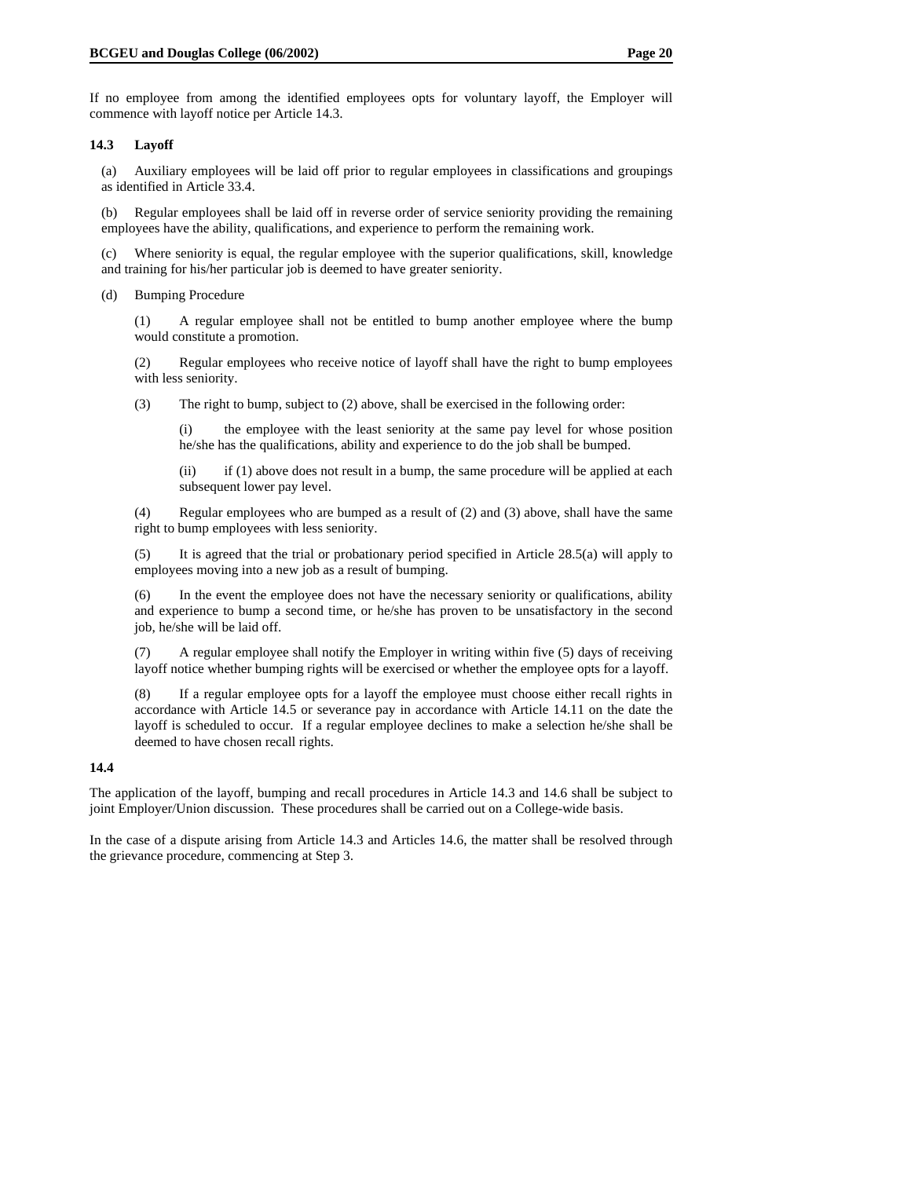If no employee from among the identified employees opts for voluntary layoff, the Employer will commence with layoff notice per Article 14.3.

### 14.3 Layoff

(a) Auxiliary employees will be laid off prior to regular employees in classifications and groupings as identified in Article 33.4.

(b) Regular employees shall be laid off in reverse order of service seniority providing the remaining employees have the ability, qualifications, and experience to perform the remaining work.

(c) Where seniority is equal, the regular employee with the superior qualifications, skill, knowledge and training for his/her particular job is deemed to have greater seniority.

(d) Bumping Procedure

(1) A regular employee shall not be entitled to bump another employee where the bump would constitute a promotion.

(2) Regular employees who receive notice of layoff shall have the right to bump employees with less seniority.

(3) The right to bump, subject to (2) above, shall be exercised in the following order:

(i) the employee with the least seniority at the same pay level for whose position he/she has the qualifications, ability and experience to do the job shall be bumped.

(ii) if (1) above does not result in a bump, the same procedure will be applied at each subsequent lower pay level.

(4) Regular employees who are bumped as a result of (2) and (3) above, shall have the same right to bump employees with less seniority.

(5) It is agreed that the trial or probationary period specified in Article 28.5(a) will apply to employees moving into a new job as a result of bumping.

(6) In the event the employee does not have the necessary seniority or qualifications, ability and experience to bump a second time, or he/she has proven to be unsatisfactory in the second job, he/she will be laid off.

(7) A regular employee shall notify the Employer in writing within five (5) days of receiving layoff notice whether bumping rights will be exercised or whether the employee opts for a layoff.

(8) If a regular employee opts for a layoff the employee must choose either recall rights in accordance with Article 14.5 or severance pay in accordance with Article 14.11 on the date the layoff is scheduled to occur. If a regular employee declines to make a selection he/she shall be deemed to have chosen recall rights.

### 14.4

The application of the layoff, bumping and recall procedures in Article 14.3 and 14.6 shall be subject to joint Employer/Union discussion. These procedures shall be carried out on a College-wide basis.

In the case of a dispute arising from Article 14.3 and Articles 14.6, the matter shall be resolved through the grievance procedure, commencing at Step 3.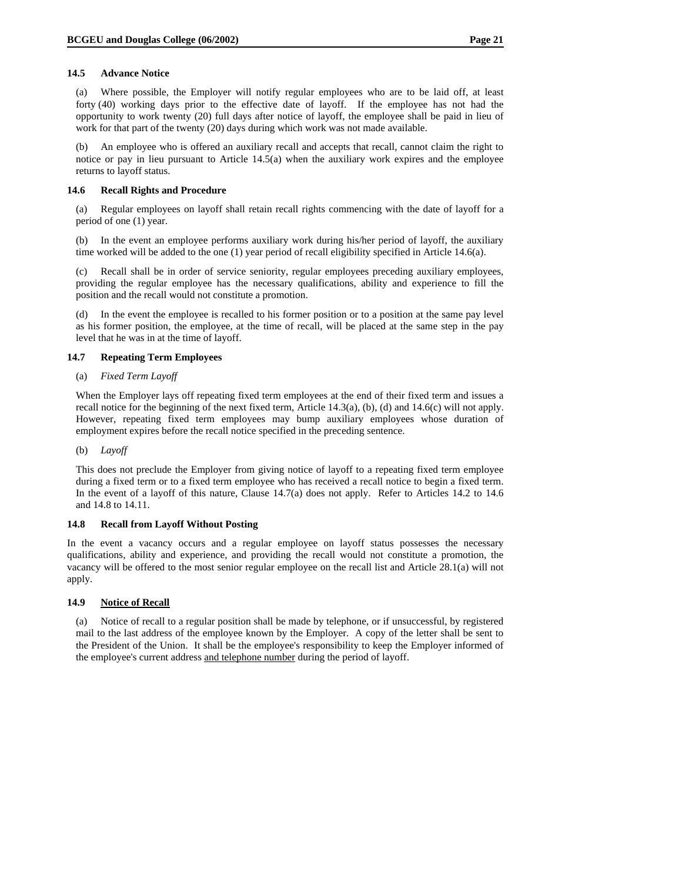### 14.5 Advance Notice

(a) Where possible, the Employer will notify regular employees who are to be laid off, at least forty (40) working days prior to the effective date of layoff. If the employee has not had the opportunity to work twenty (20) full days after notice of layoff, the employee shall be paid in lieu of work for that part of the twenty (20) days during which work was not made available.

(b) An employee who is offered an auxiliary recall and accepts that recall, cannot claim the right to notice or pay in lieu pursuant to Article 14.5(a) when the auxiliary work expires and the employee returns to layoff status.

### 14.6 Recall Rights and Procedure

(a) Regular employees on layoff shall retain recall rights commencing with the date of layoff for a period of one (1) year.

(b) In the event an employee performs auxiliary work during his/her period of layoff, the auxiliary time worked will be added to the one (1) year period of recall eligibility specified in Article 14.6(a).

(c) Recall shall be in order of service seniority, regular employees preceding auxiliary employees, providing the regular employee has the necessary qualifications, ability and experience to fill the position and the recall would not constitute a promotion.

(d) In the event the employee is recalled to his former position or to a position at the same pay level as his former position, the employee, at the time of recall, will be placed at the same step in the pay level that he was in at the time of layoff.

### 14.7 Repeating Term Employees

(a) *Fixed Term Layoff*

When the Employer lays off repeating fixed term employees at the end of their fixed term and issues a recall notice for the beginning of the next fixed term, Article 14.3(a), (b), (d) and 14.6(c) will not apply. However, repeating fixed term employees may bump auxiliary employees whose duration of employment expires before the recall notice specified in the preceding sentence.

(b) *Layoff*

This does not preclude the Employer from giving notice of layoff to a repeating fixed term employee during a fixed term or to a fixed term employee who has received a recall notice to begin a fixed term. In the event of a layoff of this nature, Clause 14.7(a) does not apply. Refer to Articles 14.2 to 14.6 and 14.8 to 14.11.

### 14.8 Recall from Layoff Without Posting

In the event a vacancy occurs and a regular employee on layoff status possesses the necessary qualifications, ability and experience, and providing the recall would not constitute a promotion, the vacancy will be offered to the most senior regular employee on the recall list and Article 28.1(a) will not apply.

### 14.9 <u>Notice of Recall</u>

(a) Notice of recall to a regular position shall be made by telephone, or if unsuccessful, by registered mail to the last address of the employee known by the Employer. A copy of the letter shall be sent to the President of the Union. It shall be the employee's responsibility to keep the Employer informed of the employee's current address <u>and telephone number</u> during the period of layoff.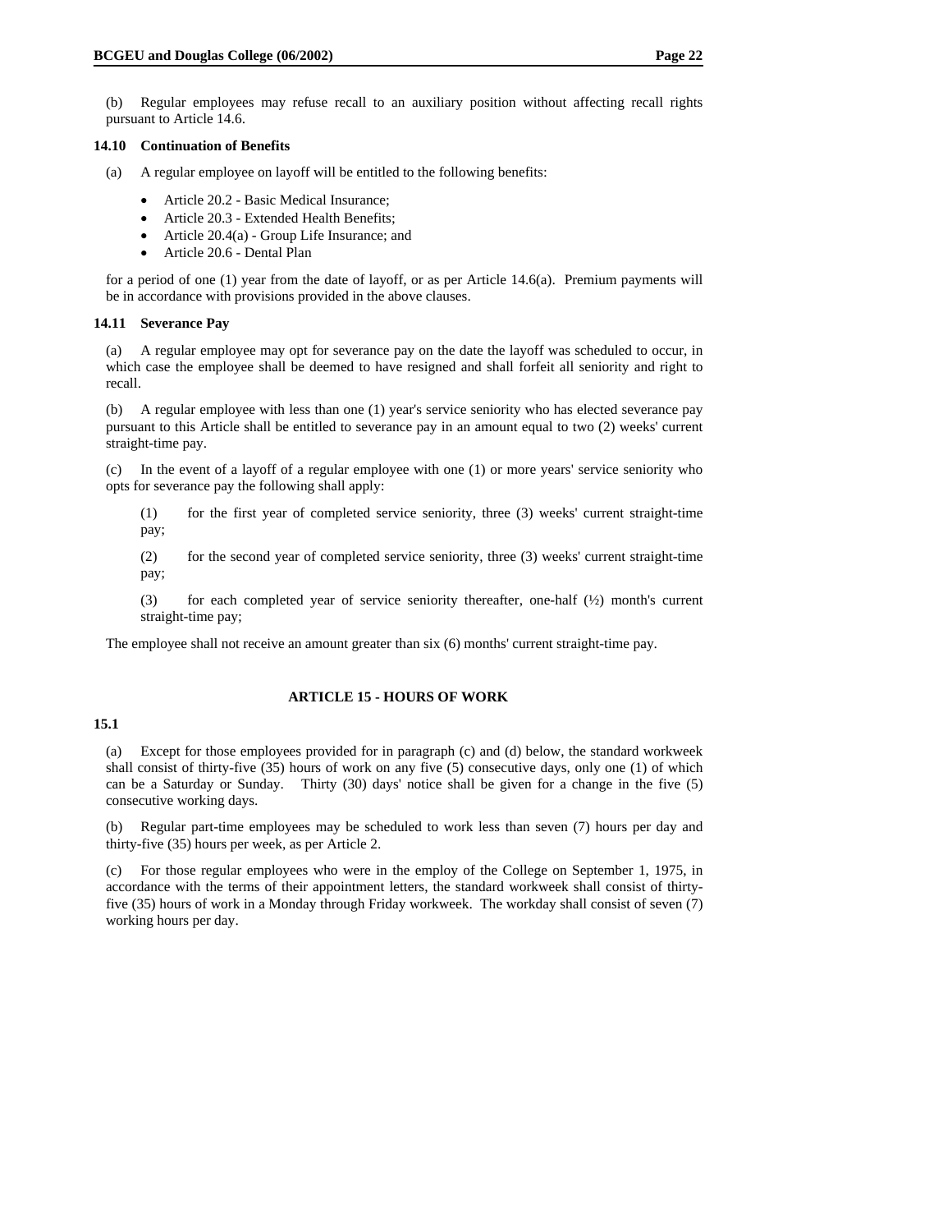(b) Regular employees may refuse recall to an auxiliary position without affecting recall rights pursuant to Article 14.6.

**14.10 Continuation of Benefits**

(a) A regular employee on layoff will be entitled to the following benefits:

- Article 20.2 - Basic Medical Insurance;
- Article 20.3 - Extended Health Benefits;
- Article 20.4(a) - Group Life Insurance; and
- Article 20.6 - Dental Plan

for a period of one (1) year from the date of layoff, or as per Article 14.6(a). Premium payments will be in accordance with provisions provided in the above clauses.

**14.11 Severance Pay**

(a) A regular employee may opt for severance pay on the date the layoff was scheduled to occur, in which case the employee shall be deemed to have resigned and shall forfeit all seniority and right to recall.

(b) A regular employee with less than one (1) year's service seniority who has elected severance pay pursuant to this Article shall be entitled to severance pay in an amount equal to two (2) weeks' current straight-time pay.

(c) In the event of a layoff of a regular employee with one (1) or more years' service seniority who opts for severance pay the following shall apply:

(1) for the first year of completed service seniority, three (3) weeks' current straight-time pay;

(2) for the second year of completed service seniority, three (3) weeks' current straight-time pay;

(3) for each completed year of service seniority thereafter, one-half (½) month's current straight-time pay;

The employee shall not receive an amount greater than six (6) months' current straight-time pay.

## ARTICLE 15 - HOURS OF WORK

**15.1**

(a) Except for those employees provided for in paragraph (c) and (d) below, the standard workweek shall consist of thirty-five (35) hours of work on any five (5) consecutive days, only one (1) of which can be a Saturday or Sunday. Thirty (30) days' notice shall be given for a change in the five (5) consecutive working days.

(b) Regular part-time employees may be scheduled to work less than seven (7) hours per day and thirty-five (35) hours per week, as per Article 2.

(c) For those regular employees who were in the employ of the College on September 1, 1975, in accordance with the terms of their appointment letters, the standard workweek shall consist of thirty-five (35) hours of work in a Monday through Friday workweek. The workday shall consist of seven (7) working hours per day.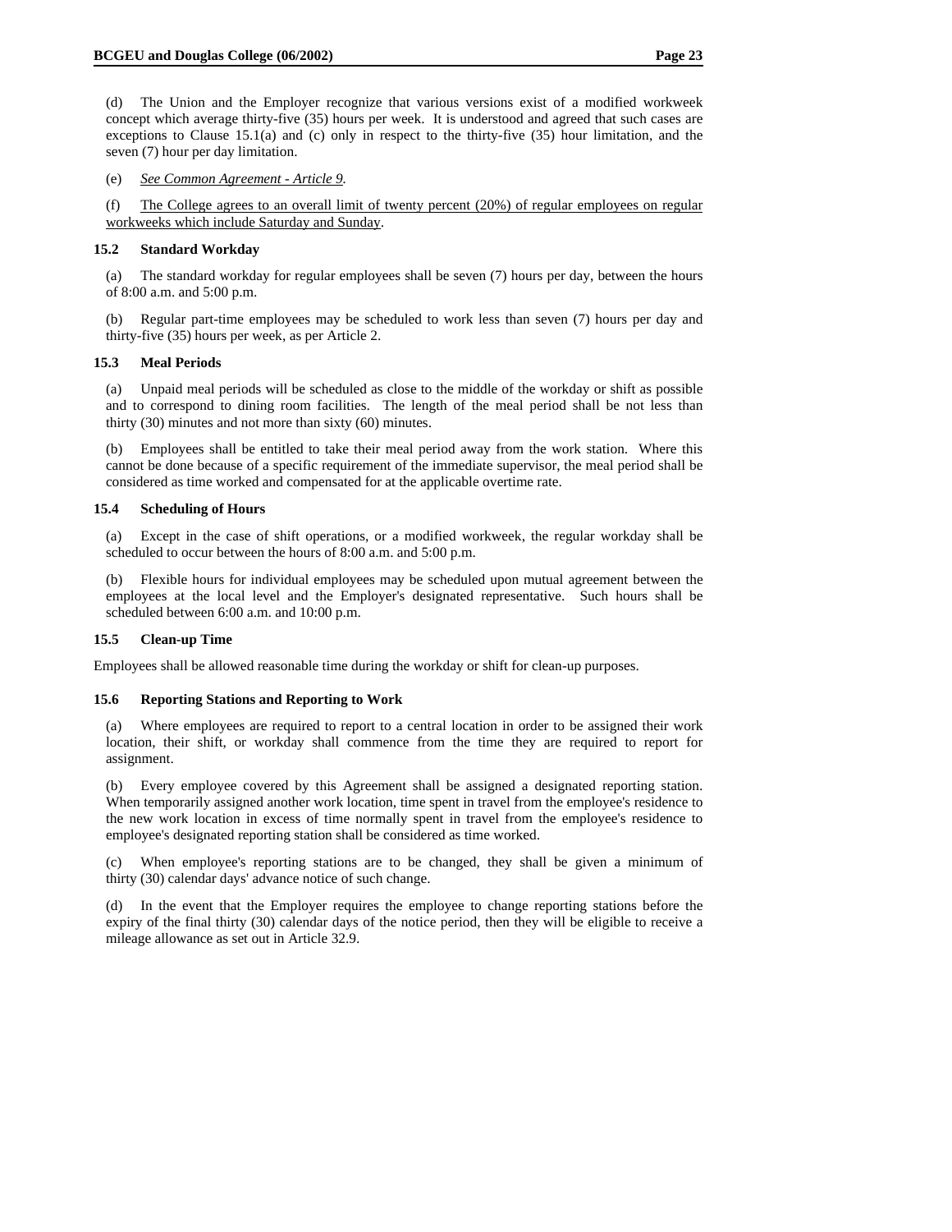(d) The Union and the Employer recognize that various versions exist of a modified workweek concept which average thirty-five (35) hours per week. It is understood and agreed that such cases are exceptions to Clause 15.1(a) and (c) only in respect to the thirty-five (35) hour limitation, and the seven (7) hour per day limitation.

(e) *See Common Agreement - Article 9.*

(f) The College agrees to an overall limit of twenty percent (20%) of regular employees on regular workweeks which include Saturday and Sunday.

### 15.2 Standard Workday

(a) The standard workday for regular employees shall be seven (7) hours per day, between the hours of 8:00 a.m. and 5:00 p.m.

(b) Regular part-time employees may be scheduled to work less than seven (7) hours per day and thirty-five (35) hours per week, as per Article 2.

### 15.3 Meal Periods

(a) Unpaid meal periods will be scheduled as close to the middle of the workday or shift as possible and to correspond to dining room facilities. The length of the meal period shall be not less than thirty (30) minutes and not more than sixty (60) minutes.

(b) Employees shall be entitled to take their meal period away from the work station. Where this cannot be done because of a specific requirement of the immediate supervisor, the meal period shall be considered as time worked and compensated for at the applicable overtime rate.

### 15.4 Scheduling of Hours

(a) Except in the case of shift operations, or a modified workweek, the regular workday shall be scheduled to occur between the hours of 8:00 a.m. and 5:00 p.m.

(b) Flexible hours for individual employees may be scheduled upon mutual agreement between the employees at the local level and the Employer's designated representative. Such hours shall be scheduled between 6:00 a.m. and 10:00 p.m.

### 15.5 Clean-up Time

Employees shall be allowed reasonable time during the workday or shift for clean-up purposes.

### 15.6 Reporting Stations and Reporting to Work

(a) Where employees are required to report to a central location in order to be assigned their work location, their shift, or workday shall commence from the time they are required to report for assignment.

(b) Every employee covered by this Agreement shall be assigned a designated reporting station. When temporarily assigned another work location, time spent in travel from the employee's residence to the new work location in excess of time normally spent in travel from the employee's residence to employee's designated reporting station shall be considered as time worked.

(c) When employee's reporting stations are to be changed, they shall be given a minimum of thirty (30) calendar days' advance notice of such change.

(d) In the event that the Employer requires the employee to change reporting stations before the expiry of the final thirty (30) calendar days of the notice period, then they will be eligible to receive a mileage allowance as set out in Article 32.9.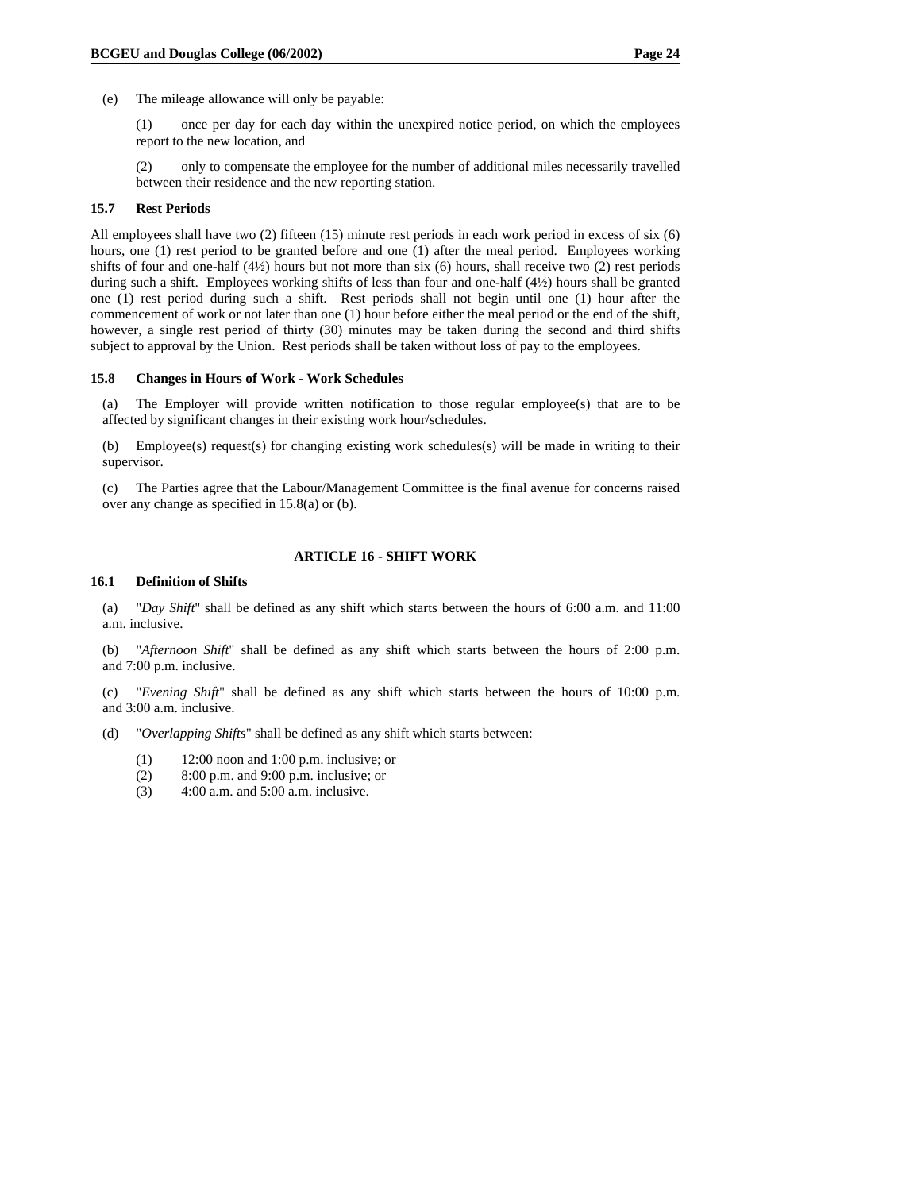(e) The mileage allowance will only be payable:

(1) once per day for each day within the unexpired notice period, on which the employees report to the new location, and

(2) only to compensate the employee for the number of additional miles necessarily travelled between their residence and the new reporting station.

### 15.7 Rest Periods

All employees shall have two (2) fifteen (15) minute rest periods in each work period in excess of six (6) hours, one (1) rest period to be granted before and one (1) after the meal period. Employees working shifts of four and one-half (4½) hours but not more than six (6) hours, shall receive two (2) rest periods during such a shift. Employees working shifts of less than four and one-half (4½) hours shall be granted one (1) rest period during such a shift. Rest periods shall not begin until one (1) hour after the commencement of work or not later than one (1) hour before either the meal period or the end of the shift, however, a single rest period of thirty (30) minutes may be taken during the second and third shifts subject to approval by the Union. Rest periods shall be taken without loss of pay to the employees.

### 15.8 Changes in Hours of Work - Work Schedules

(a) The Employer will provide written notification to those regular employee(s) that are to be affected by significant changes in their existing work hour/schedules.

(b) Employee(s) request(s) for changing existing work schedules(s) will be made in writing to their supervisor.

(c) The Parties agree that the Labour/Management Committee is the final avenue for concerns raised over any change as specified in 15.8(a) or (b).

## ARTICLE 16 - SHIFT WORK

### 16.1 Definition of Shifts

(a) "*Day Shift*" shall be defined as any shift which starts between the hours of 6:00 a.m. and 11:00 a.m. inclusive.

(b) "*Afternoon Shift*" shall be defined as any shift which starts between the hours of 2:00 p.m. and 7:00 p.m. inclusive.

(c) "*Evening Shift*" shall be defined as any shift which starts between the hours of 10:00 p.m. and 3:00 a.m. inclusive.

(d) "*Overlapping Shifts*" shall be defined as any shift which starts between:

(1) 12:00 noon and 1:00 p.m. inclusive; or
(2) 8:00 p.m. and 9:00 p.m. inclusive; or
(3) 4:00 a.m. and 5:00 a.m. inclusive.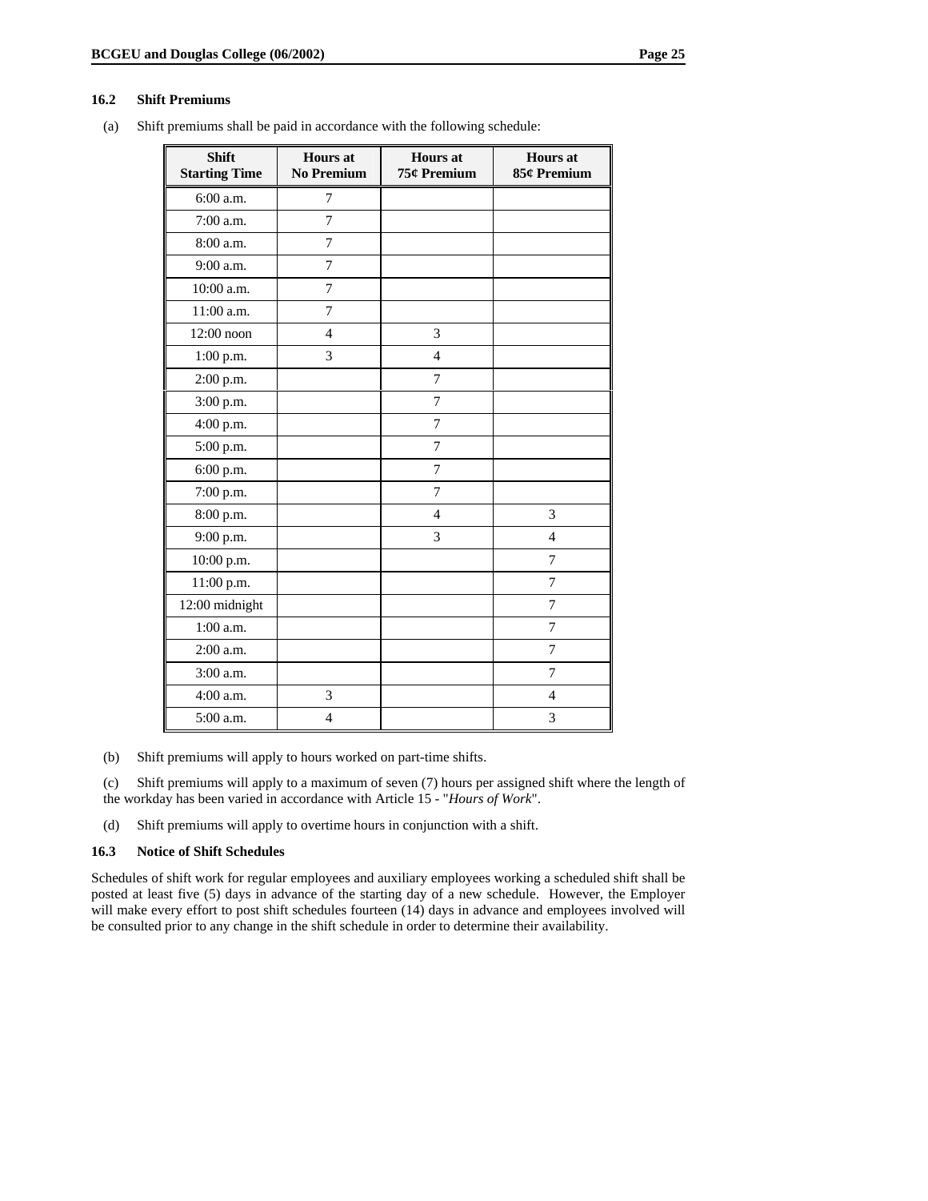### 16.2 Shift Premiums

(a) Shift premiums shall be paid in accordance with the following schedule:

| Shift Starting Time | Hours at No Premium | Hours at 75¢ Premium | Hours at 85¢ Premium |
|---|---|---|---|
| 6:00 a.m. | 7 | | |
| 7:00 a.m. | 7 | | |
| 8:00 a.m. | 7 | | |
| 9:00 a.m. | 7 | | |
| 10:00 a.m. | 7 | | |
| 11:00 a.m. | 7 | | |
| 12:00 noon | 4 | 3 | |
| 1:00 p.m. | 3 | 4 | |
| 2:00 p.m. | | 7 | |
| 3:00 p.m. | | 7 | |
| 4:00 p.m. | | 7 | |
| 5:00 p.m. | | 7 | |
| 6:00 p.m. | | 7 | |
| 7:00 p.m. | | 7 | |
| 8:00 p.m. | | 4 | 3 |
| 9:00 p.m. | | 3 | 4 |
| 10:00 p.m. | | | 7 |
| 11:00 p.m. | | | 7 |
| 12:00 midnight | | | 7 |
| 1:00 a.m. | | | 7 |
| 2:00 a.m. | | | 7 |
| 3:00 a.m. | | | 7 |
| 4:00 a.m. | 3 | | 4 |
| 5:00 a.m. | 4 | | 3 |

(b) Shift premiums will apply to hours worked on part-time shifts.

(c) Shift premiums will apply to a maximum of seven (7) hours per assigned shift where the length of the workday has been varied in accordance with Article 15 - "*Hours of Work*".

(d) Shift premiums will apply to overtime hours in conjunction with a shift.

### 16.3 Notice of Shift Schedules

Schedules of shift work for regular employees and auxiliary employees working a scheduled shift shall be posted at least five (5) days in advance of the starting day of a new schedule. However, the Employer will make every effort to post shift schedules fourteen (14) days in advance and employees involved will be consulted prior to any change in the shift schedule in order to determine their availability.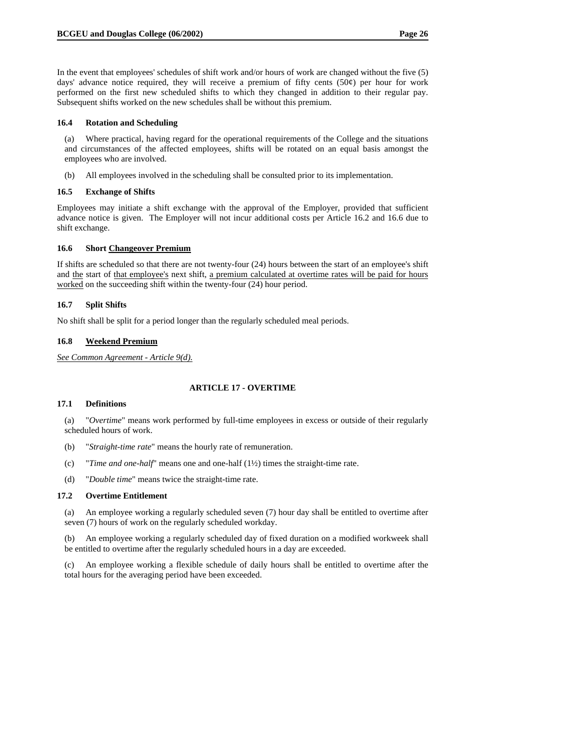In the event that employees' schedules of shift work and/or hours of work are changed without the five (5) days' advance notice required, they will receive a premium of fifty cents (50¢) per hour for work performed on the first new scheduled shifts to which they changed in addition to their regular pay. Subsequent shifts worked on the new schedules shall be without this premium.

### 16.4 Rotation and Scheduling

(a) Where practical, having regard for the operational requirements of the College and the situations and circumstances of the affected employees, shifts will be rotated on an equal basis amongst the employees who are involved.

(b) All employees involved in the scheduling shall be consulted prior to its implementation.

### 16.5 Exchange of Shifts

Employees may initiate a shift exchange with the approval of the Employer, provided that sufficient advance notice is given. The Employer will not incur additional costs per Article 16.2 and 16.6 due to shift exchange.

### 16.6 Short Changeover Premium

If shifts are scheduled so that there are not twenty-four (24) hours between the start of an employee's shift and the start of that employee's next shift, a premium calculated at overtime rates will be paid for hours worked on the succeeding shift within the twenty-four (24) hour period.

### 16.7 Split Shifts

No shift shall be split for a period longer than the regularly scheduled meal periods.

### 16.8 Weekend Premium

*See Common Agreement - Article 9(d).*

## ARTICLE 17 - OVERTIME

### 17.1 Definitions

(a) "*Overtime*" means work performed by full-time employees in excess or outside of their regularly scheduled hours of work.

(b) "*Straight-time rate*" means the hourly rate of remuneration.

(c) "*Time and one-half*" means one and one-half (1½) times the straight-time rate.

(d) "*Double time*" means twice the straight-time rate.

### 17.2 Overtime Entitlement

(a) An employee working a regularly scheduled seven (7) hour day shall be entitled to overtime after seven (7) hours of work on the regularly scheduled workday.

(b) An employee working a regularly scheduled day of fixed duration on a modified workweek shall be entitled to overtime after the regularly scheduled hours in a day are exceeded.

(c) An employee working a flexible schedule of daily hours shall be entitled to overtime after the total hours for the averaging period have been exceeded.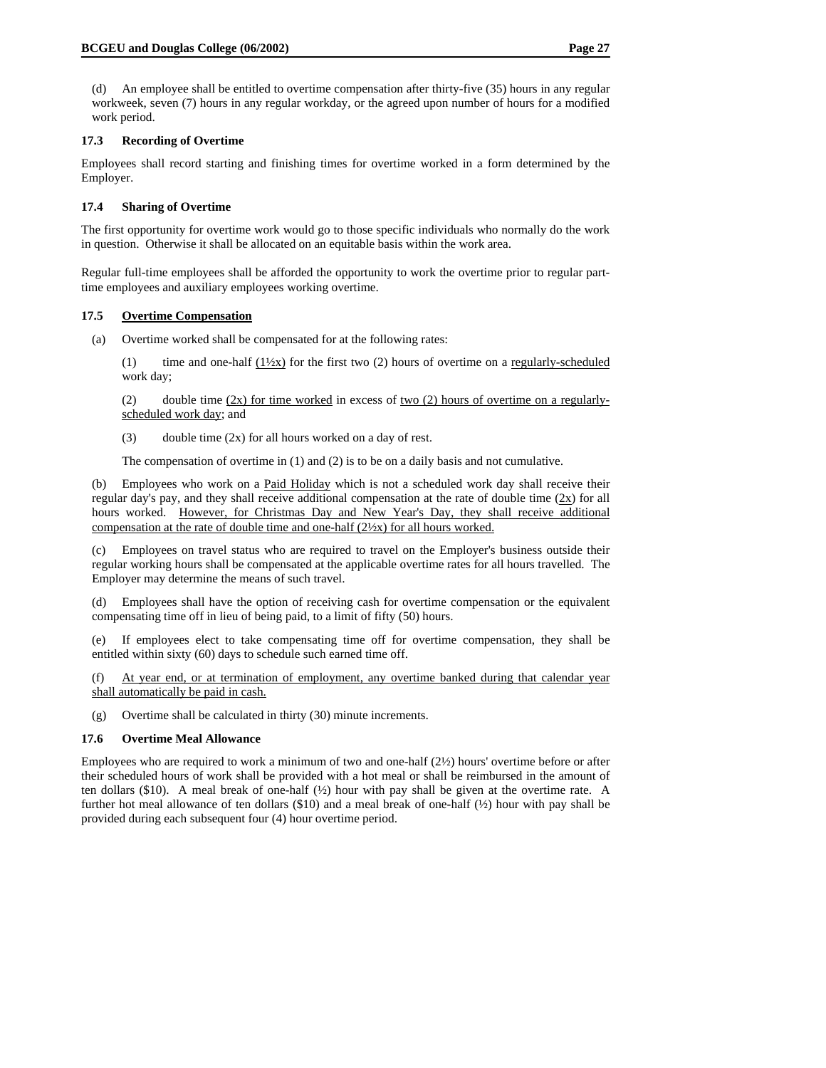(d) An employee shall be entitled to overtime compensation after thirty-five (35) hours in any regular workweek, seven (7) hours in any regular workday, or the agreed upon number of hours for a modified work period.

### 17.3 Recording of Overtime

Employees shall record starting and finishing times for overtime worked in a form determined by the Employer.

### 17.4 Sharing of Overtime

The first opportunity for overtime work would go to those specific individuals who normally do the work in question. Otherwise it shall be allocated on an equitable basis within the work area.

Regular full-time employees shall be afforded the opportunity to work the overtime prior to regular part-time employees and auxiliary employees working overtime.

### 17.5 Overtime Compensation

(a) Overtime worked shall be compensated for at the following rates:

(1) time and one-half (1½x) for the first two (2) hours of overtime on a regularly-scheduled work day;

(2) double time (2x) for time worked in excess of two (2) hours of overtime on a regularly-scheduled work day; and

(3) double time (2x) for all hours worked on a day of rest.

The compensation of overtime in (1) and (2) is to be on a daily basis and not cumulative.

(b) Employees who work on a Paid Holiday which is not a scheduled work day shall receive their regular day's pay, and they shall receive additional compensation at the rate of double time (2x) for all hours worked. However, for Christmas Day and New Year's Day, they shall receive additional compensation at the rate of double time and one-half (2½x) for all hours worked.

(c) Employees on travel status who are required to travel on the Employer's business outside their regular working hours shall be compensated at the applicable overtime rates for all hours travelled. The Employer may determine the means of such travel.

(d) Employees shall have the option of receiving cash for overtime compensation or the equivalent compensating time off in lieu of being paid, to a limit of fifty (50) hours.

(e) If employees elect to take compensating time off for overtime compensation, they shall be entitled within sixty (60) days to schedule such earned time off.

(f) At year end, or at termination of employment, any overtime banked during that calendar year shall automatically be paid in cash.

(g) Overtime shall be calculated in thirty (30) minute increments.

### 17.6 Overtime Meal Allowance

Employees who are required to work a minimum of two and one-half (2½) hours' overtime before or after their scheduled hours of work shall be provided with a hot meal or shall be reimbursed in the amount of ten dollars ($10). A meal break of one-half (½) hour with pay shall be given at the overtime rate. A further hot meal allowance of ten dollars ($10) and a meal break of one-half (½) hour with pay shall be provided during each subsequent four (4) hour overtime period.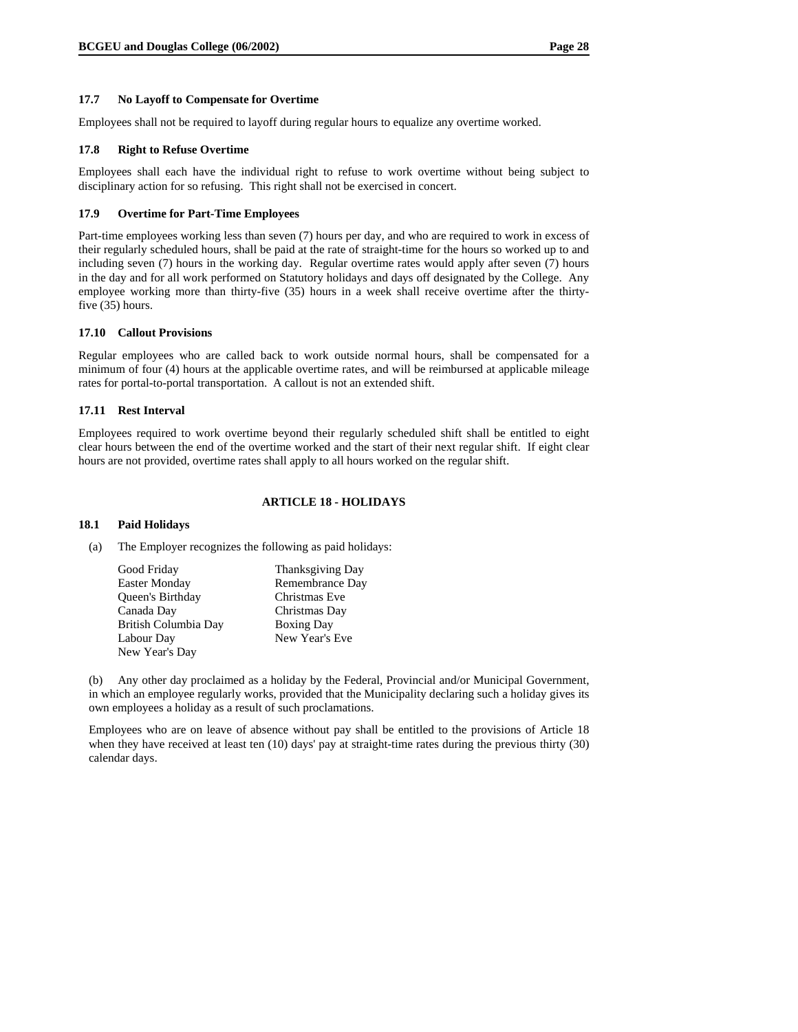### 17.7 No Layoff to Compensate for Overtime

Employees shall not be required to layoff during regular hours to equalize any overtime worked.

### 17.8 Right to Refuse Overtime

Employees shall each have the individual right to refuse to work overtime without being subject to disciplinary action for so refusing. This right shall not be exercised in concert.

### 17.9 Overtime for Part-Time Employees

Part-time employees working less than seven (7) hours per day, and who are required to work in excess of their regularly scheduled hours, shall be paid at the rate of straight-time for the hours so worked up to and including seven (7) hours in the working day. Regular overtime rates would apply after seven (7) hours in the day and for all work performed on Statutory holidays and days off designated by the College. Any employee working more than thirty-five (35) hours in a week shall receive overtime after the thirty-five (35) hours.

### 17.10 Callout Provisions

Regular employees who are called back to work outside normal hours, shall be compensated for a minimum of four (4) hours at the applicable overtime rates, and will be reimbursed at applicable mileage rates for portal-to-portal transportation. A callout is not an extended shift.

### 17.11 Rest Interval

Employees required to work overtime beyond their regularly scheduled shift shall be entitled to eight clear hours between the end of the overtime worked and the start of their next regular shift. If eight clear hours are not provided, overtime rates shall apply to all hours worked on the regular shift.

## ARTICLE 18 - HOLIDAYS

### 18.1 Paid Holidays

(a) The Employer recognizes the following as paid holidays:

| | |
|---|---|
| Good Friday | Thanksgiving Day |
| Easter Monday | Remembrance Day |
| Queen's Birthday | Christmas Eve |
| Canada Day | Christmas Day |
| British Columbia Day | Boxing Day |
| Labour Day | New Year's Eve |
| New Year's Day | |

(b) Any other day proclaimed as a holiday by the Federal, Provincial and/or Municipal Government, in which an employee regularly works, provided that the Municipality declaring such a holiday gives its own employees a holiday as a result of such proclamations.

Employees who are on leave of absence without pay shall be entitled to the provisions of Article 18 when they have received at least ten (10) days' pay at straight-time rates during the previous thirty (30) calendar days.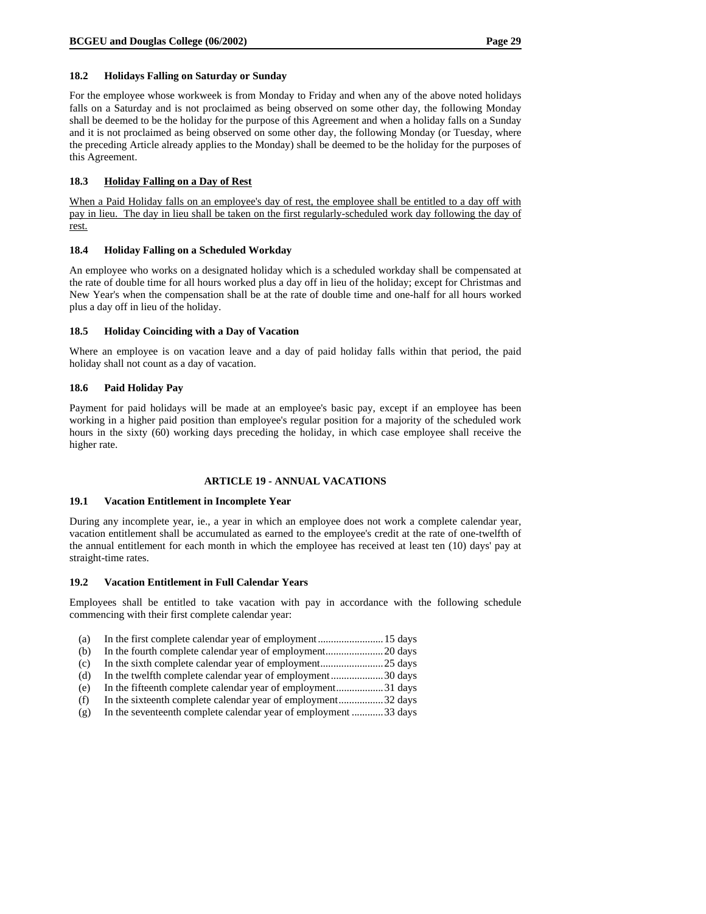### 18.2 Holidays Falling on Saturday or Sunday

For the employee whose workweek is from Monday to Friday and when any of the above noted holidays falls on a Saturday and is not proclaimed as being observed on some other day, the following Monday shall be deemed to be the holiday for the purpose of this Agreement and when a holiday falls on a Sunday and it is not proclaimed as being observed on some other day, the following Monday (or Tuesday, where the preceding Article already applies to the Monday) shall be deemed to be the holiday for the purposes of this Agreement.

### 18.3 Holiday Falling on a Day of Rest

When a Paid Holiday falls on an employee's day of rest, the employee shall be entitled to a day off with pay in lieu. The day in lieu shall be taken on the first regularly-scheduled work day following the day of rest.

### 18.4 Holiday Falling on a Scheduled Workday

An employee who works on a designated holiday which is a scheduled workday shall be compensated at the rate of double time for all hours worked plus a day off in lieu of the holiday; except for Christmas and New Year's when the compensation shall be at the rate of double time and one-half for all hours worked plus a day off in lieu of the holiday.

### 18.5 Holiday Coinciding with a Day of Vacation

Where an employee is on vacation leave and a day of paid holiday falls within that period, the paid holiday shall not count as a day of vacation.

### 18.6 Paid Holiday Pay

Payment for paid holidays will be made at an employee's basic pay, except if an employee has been working in a higher paid position than employee's regular position for a majority of the scheduled work hours in the sixty (60) working days preceding the holiday, in which case employee shall receive the higher rate.

## ARTICLE 19 - ANNUAL VACATIONS

### 19.1 Vacation Entitlement in Incomplete Year

During any incomplete year, ie., a year in which an employee does not work a complete calendar year, vacation entitlement shall be accumulated as earned to the employee's credit at the rate of one-twelfth of the annual entitlement for each month in which the employee has received at least ten (10) days' pay at straight-time rates.

### 19.2 Vacation Entitlement in Full Calendar Years

Employees shall be entitled to take vacation with pay in accordance with the following schedule commencing with their first complete calendar year:

(a) In the first complete calendar year of employment........................15 days
(b) In the fourth complete calendar year of employment......................20 days
(c) In the sixth complete calendar year of employment........................25 days
(d) In the twelfth complete calendar year of employment....................30 days
(e) In the fifteenth complete calendar year of employment..................31 days
(f) In the sixteenth complete calendar year of employment..................32 days
(g) In the seventeenth complete calendar year of employment ............33 days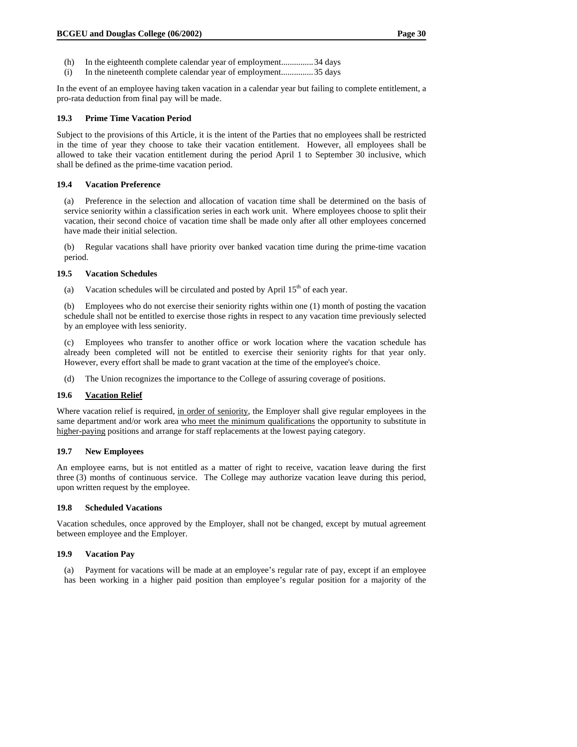(h) In the eighteenth complete calendar year of employment...............34 days
(i) In the nineteenth complete calendar year of employment...............35 days

In the event of an employee having taken vacation in a calendar year but failing to complete entitlement, a pro-rata deduction from final pay will be made.

### 19.3 Prime Time Vacation Period

Subject to the provisions of this Article, it is the intent of the Parties that no employees shall be restricted in the time of year they choose to take their vacation entitlement. However, all employees shall be allowed to take their vacation entitlement during the period April 1 to September 30 inclusive, which shall be defined as the prime-time vacation period.

### 19.4 Vacation Preference

(a) Preference in the selection and allocation of vacation time shall be determined on the basis of service seniority within a classification series in each work unit. Where employees choose to split their vacation, their second choice of vacation time shall be made only after all other employees concerned have made their initial selection.

(b) Regular vacations shall have priority over banked vacation time during the prime-time vacation period.

### 19.5 Vacation Schedules

(a) Vacation schedules will be circulated and posted by April 15th of each year.

(b) Employees who do not exercise their seniority rights within one (1) month of posting the vacation schedule shall not be entitled to exercise those rights in respect to any vacation time previously selected by an employee with less seniority.

(c) Employees who transfer to another office or work location where the vacation schedule has already been completed will not be entitled to exercise their seniority rights for that year only. However, every effort shall be made to grant vacation at the time of the employee's choice.

(d) The Union recognizes the importance to the College of assuring coverage of positions.

### 19.6 Vacation Relief

Where vacation relief is required, in order of seniority, the Employer shall give regular employees in the same department and/or work area who meet the minimum qualifications the opportunity to substitute in higher-paying positions and arrange for staff replacements at the lowest paying category.

### 19.7 New Employees

An employee earns, but is not entitled as a matter of right to receive, vacation leave during the first three (3) months of continuous service. The College may authorize vacation leave during this period, upon written request by the employee.

### 19.8 Scheduled Vacations

Vacation schedules, once approved by the Employer, shall not be changed, except by mutual agreement between employee and the Employer.

### 19.9 Vacation Pay

(a) Payment for vacations will be made at an employee's regular rate of pay, except if an employee has been working in a higher paid position than employee's regular position for a majority of the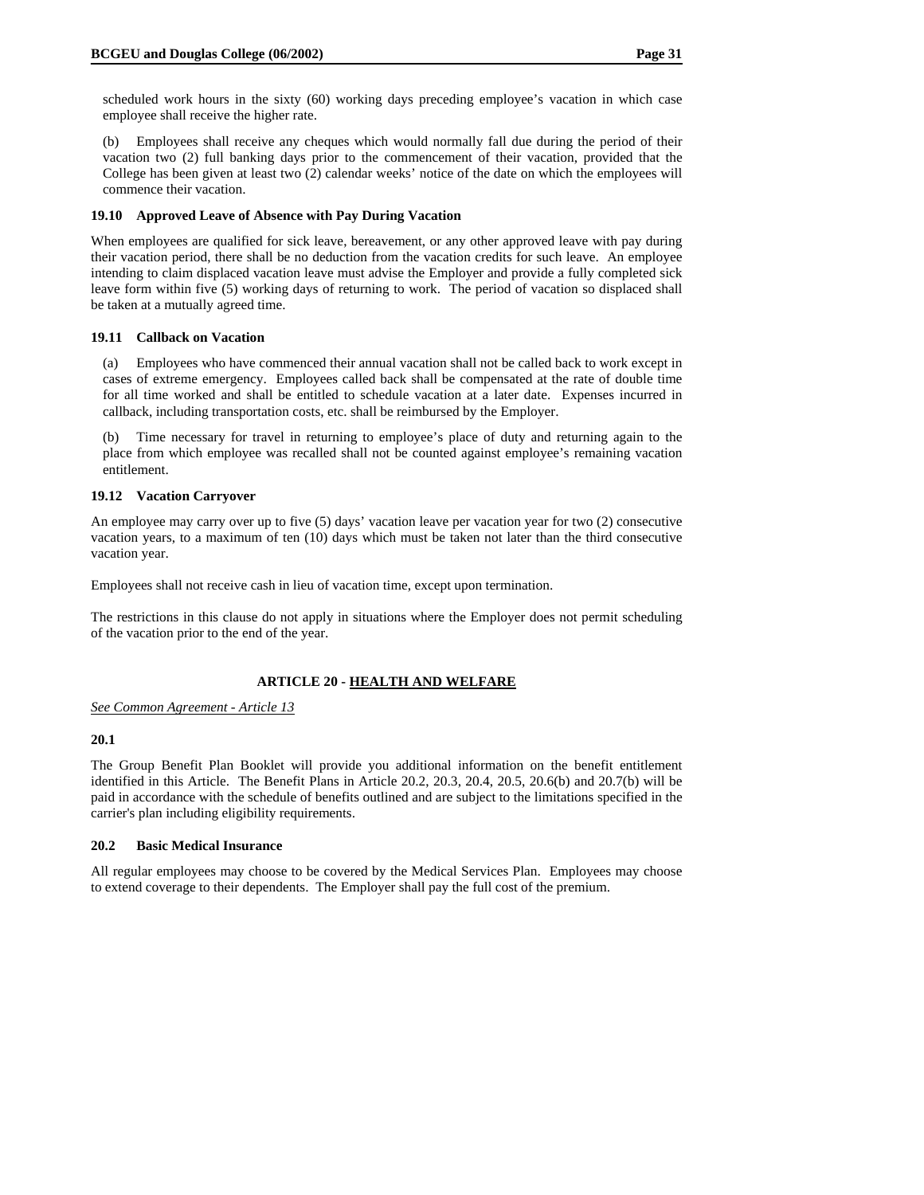scheduled work hours in the sixty (60) working days preceding employee's vacation in which case employee shall receive the higher rate.

(b) Employees shall receive any cheques which would normally fall due during the period of their vacation two (2) full banking days prior to the commencement of their vacation, provided that the College has been given at least two (2) calendar weeks' notice of the date on which the employees will commence their vacation.

### 19.10 Approved Leave of Absence with Pay During Vacation

When employees are qualified for sick leave, bereavement, or any other approved leave with pay during their vacation period, there shall be no deduction from the vacation credits for such leave. An employee intending to claim displaced vacation leave must advise the Employer and provide a fully completed sick leave form within five (5) working days of returning to work. The period of vacation so displaced shall be taken at a mutually agreed time.

### 19.11 Callback on Vacation

(a) Employees who have commenced their annual vacation shall not be called back to work except in cases of extreme emergency. Employees called back shall be compensated at the rate of double time for all time worked and shall be entitled to schedule vacation at a later date. Expenses incurred in callback, including transportation costs, etc. shall be reimbursed by the Employer.

(b) Time necessary for travel in returning to employee's place of duty and returning again to the place from which employee was recalled shall not be counted against employee's remaining vacation entitlement.

### 19.12 Vacation Carryover

An employee may carry over up to five (5) days' vacation leave per vacation year for two (2) consecutive vacation years, to a maximum of ten (10) days which must be taken not later than the third consecutive vacation year.

Employees shall not receive cash in lieu of vacation time, except upon termination.

The restrictions in this clause do not apply in situations where the Employer does not permit scheduling of the vacation prior to the end of the year.

## ARTICLE 20 - HEALTH AND WELFARE

*See Common Agreement - Article 13*

### 20.1

The Group Benefit Plan Booklet will provide you additional information on the benefit entitlement identified in this Article. The Benefit Plans in Article 20.2, 20.3, 20.4, 20.5, 20.6(b) and 20.7(b) will be paid in accordance with the schedule of benefits outlined and are subject to the limitations specified in the carrier's plan including eligibility requirements.

### 20.2 Basic Medical Insurance

All regular employees may choose to be covered by the Medical Services Plan. Employees may choose to extend coverage to their dependents. The Employer shall pay the full cost of the premium.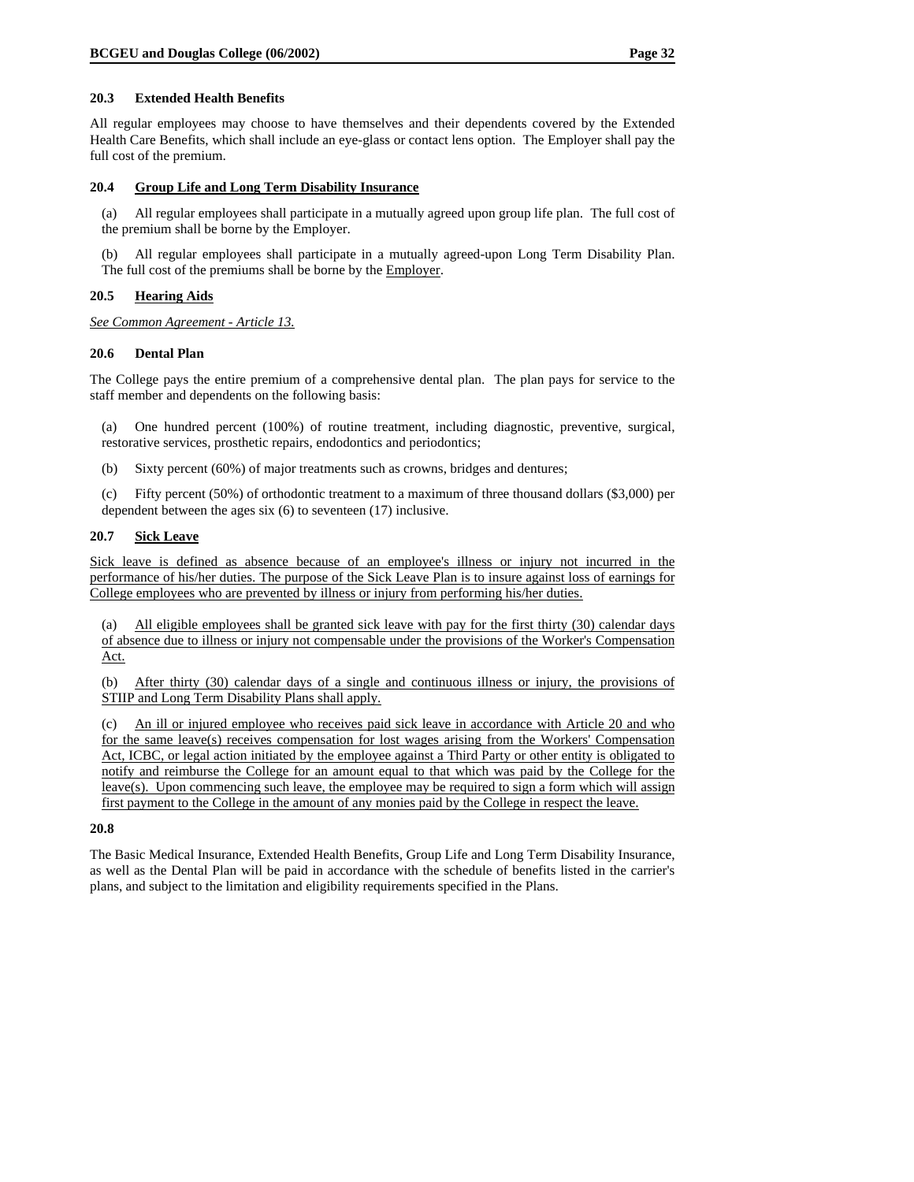### 20.3 Extended Health Benefits

All regular employees may choose to have themselves and their dependents covered by the Extended Health Care Benefits, which shall include an eye-glass or contact lens option. The Employer shall pay the full cost of the premium.

### 20.4 Group Life and Long Term Disability Insurance

(a) All regular employees shall participate in a mutually agreed upon group life plan. The full cost of the premium shall be borne by the Employer.

(b) All regular employees shall participate in a mutually agreed-upon Long Term Disability Plan. The full cost of the premiums shall be borne by the Employer.

### 20.5 Hearing Aids

*See Common Agreement - Article 13.*

### 20.6 Dental Plan

The College pays the entire premium of a comprehensive dental plan. The plan pays for service to the staff member and dependents on the following basis:

(a) One hundred percent (100%) of routine treatment, including diagnostic, preventive, surgical, restorative services, prosthetic repairs, endodontics and periodontics;

(b) Sixty percent (60%) of major treatments such as crowns, bridges and dentures;

(c) Fifty percent (50%) of orthodontic treatment to a maximum of three thousand dollars ($3,000) per dependent between the ages six (6) to seventeen (17) inclusive.

### 20.7 Sick Leave

Sick leave is defined as absence because of an employee's illness or injury not incurred in the performance of his/her duties. The purpose of the Sick Leave Plan is to insure against loss of earnings for College employees who are prevented by illness or injury from performing his/her duties.

(a) All eligible employees shall be granted sick leave with pay for the first thirty (30) calendar days of absence due to illness or injury not compensable under the provisions of the Worker's Compensation Act.

(b) After thirty (30) calendar days of a single and continuous illness or injury, the provisions of STIIP and Long Term Disability Plans shall apply.

(c) An ill or injured employee who receives paid sick leave in accordance with Article 20 and who for the same leave(s) receives compensation for lost wages arising from the Workers' Compensation Act, ICBC, or legal action initiated by the employee against a Third Party or other entity is obligated to notify and reimburse the College for an amount equal to that which was paid by the College for the leave(s). Upon commencing such leave, the employee may be required to sign a form which will assign first payment to the College in the amount of any monies paid by the College in respect the leave.

### 20.8

The Basic Medical Insurance, Extended Health Benefits, Group Life and Long Term Disability Insurance, as well as the Dental Plan will be paid in accordance with the schedule of benefits listed in the carrier's plans, and subject to the limitation and eligibility requirements specified in the Plans.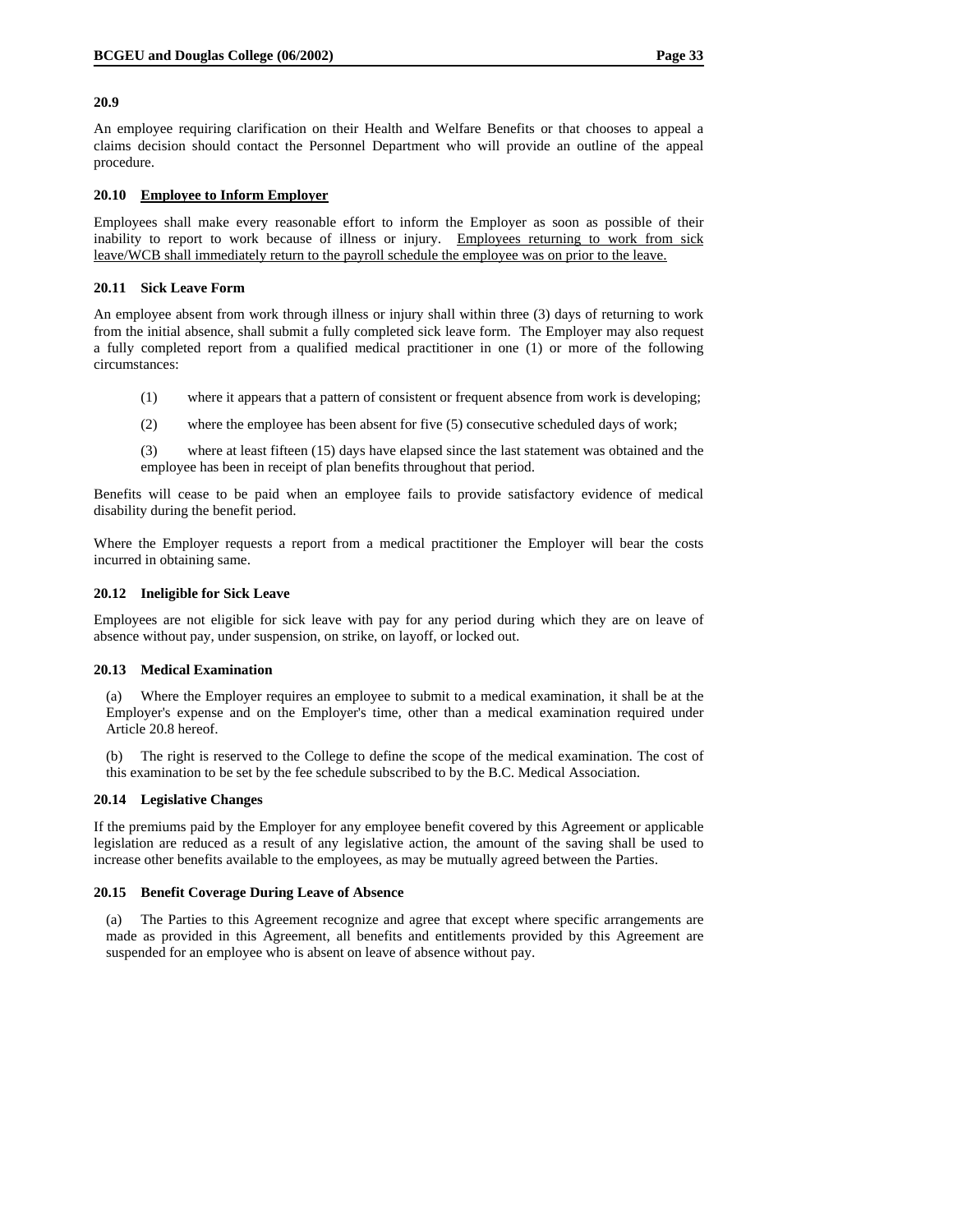**20.9**

An employee requiring clarification on their Health and Welfare Benefits or that chooses to appeal a claims decision should contact the Personnel Department who will provide an outline of the appeal procedure.

**20.10 Employee to Inform Employer**

Employees shall make every reasonable effort to inform the Employer as soon as possible of their inability to report to work because of illness or injury. Employees returning to work from sick leave/WCB shall immediately return to the payroll schedule the employee was on prior to the leave.

**20.11 Sick Leave Form**

An employee absent from work through illness or injury shall within three (3) days of returning to work from the initial absence, shall submit a fully completed sick leave form. The Employer may also request a fully completed report from a qualified medical practitioner in one (1) or more of the following circumstances:

(1) where it appears that a pattern of consistent or frequent absence from work is developing;

(2) where the employee has been absent for five (5) consecutive scheduled days of work;

(3) where at least fifteen (15) days have elapsed since the last statement was obtained and the employee has been in receipt of plan benefits throughout that period.

Benefits will cease to be paid when an employee fails to provide satisfactory evidence of medical disability during the benefit period.

Where the Employer requests a report from a medical practitioner the Employer will bear the costs incurred in obtaining same.

**20.12 Ineligible for Sick Leave**

Employees are not eligible for sick leave with pay for any period during which they are on leave of absence without pay, under suspension, on strike, on layoff, or locked out.

**20.13 Medical Examination**

(a) Where the Employer requires an employee to submit to a medical examination, it shall be at the Employer's expense and on the Employer's time, other than a medical examination required under Article 20.8 hereof.

(b) The right is reserved to the College to define the scope of the medical examination. The cost of this examination to be set by the fee schedule subscribed to by the B.C. Medical Association.

**20.14 Legislative Changes**

If the premiums paid by the Employer for any employee benefit covered by this Agreement or applicable legislation are reduced as a result of any legislative action, the amount of the saving shall be used to increase other benefits available to the employees, as may be mutually agreed between the Parties.

**20.15 Benefit Coverage During Leave of Absence**

(a) The Parties to this Agreement recognize and agree that except where specific arrangements are made as provided in this Agreement, all benefits and entitlements provided by this Agreement are suspended for an employee who is absent on leave of absence without pay.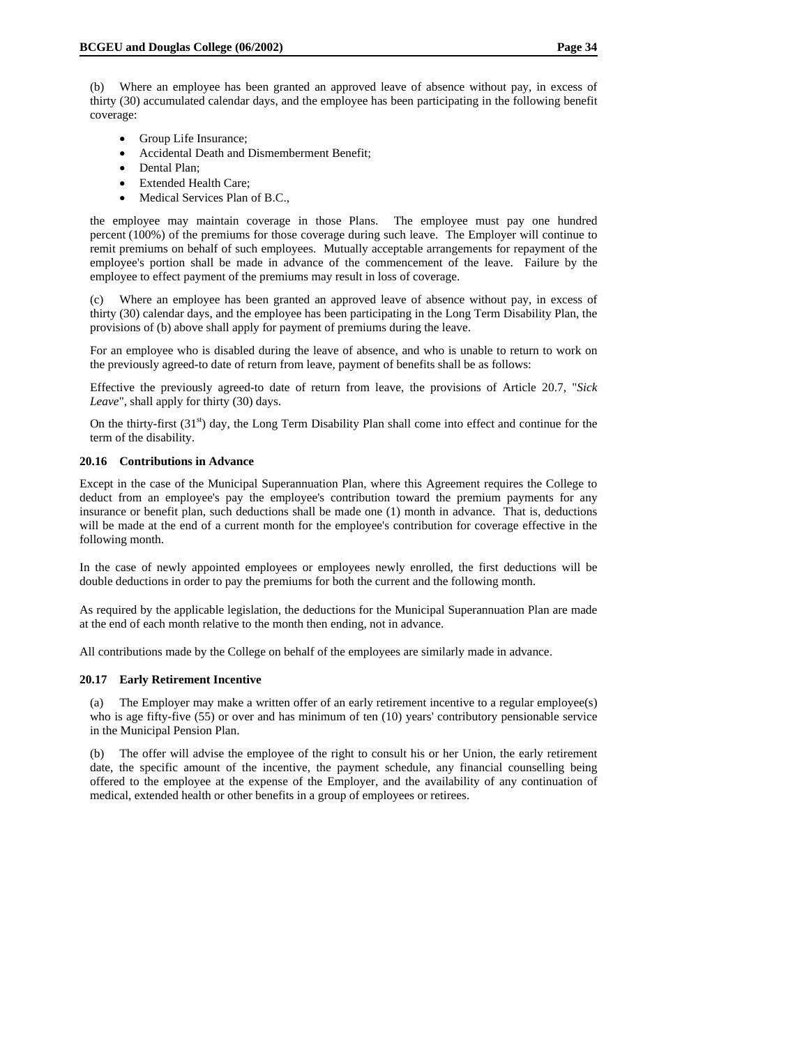(b) Where an employee has been granted an approved leave of absence without pay, in excess of thirty (30) accumulated calendar days, and the employee has been participating in the following benefit coverage:

- Group Life Insurance;
- Accidental Death and Dismemberment Benefit;
- Dental Plan;
- Extended Health Care;
- Medical Services Plan of B.C.,

the employee may maintain coverage in those Plans. The employee must pay one hundred percent (100%) of the premiums for those coverage during such leave. The Employer will continue to remit premiums on behalf of such employees. Mutually acceptable arrangements for repayment of the employee's portion shall be made in advance of the commencement of the leave. Failure by the employee to effect payment of the premiums may result in loss of coverage.

(c) Where an employee has been granted an approved leave of absence without pay, in excess of thirty (30) calendar days, and the employee has been participating in the Long Term Disability Plan, the provisions of (b) above shall apply for payment of premiums during the leave.

For an employee who is disabled during the leave of absence, and who is unable to return to work on the previously agreed-to date of return from leave, payment of benefits shall be as follows:

Effective the previously agreed-to date of return from leave, the provisions of Article 20.7, "*Sick Leave*", shall apply for thirty (30) days.

On the thirty-first (31st) day, the Long Term Disability Plan shall come into effect and continue for the term of the disability.

### 20.16 Contributions in Advance

Except in the case of the Municipal Superannuation Plan, where this Agreement requires the College to deduct from an employee's pay the employee's contribution toward the premium payments for any insurance or benefit plan, such deductions shall be made one (1) month in advance. That is, deductions will be made at the end of a current month for the employee's contribution for coverage effective in the following month.

In the case of newly appointed employees or employees newly enrolled, the first deductions will be double deductions in order to pay the premiums for both the current and the following month.

As required by the applicable legislation, the deductions for the Municipal Superannuation Plan are made at the end of each month relative to the month then ending, not in advance.

All contributions made by the College on behalf of the employees are similarly made in advance.

### 20.17 Early Retirement Incentive

(a) The Employer may make a written offer of an early retirement incentive to a regular employee(s) who is age fifty-five (55) or over and has minimum of ten (10) years' contributory pensionable service in the Municipal Pension Plan.

(b) The offer will advise the employee of the right to consult his or her Union, the early retirement date, the specific amount of the incentive, the payment schedule, any financial counselling being offered to the employee at the expense of the Employer, and the availability of any continuation of medical, extended health or other benefits in a group of employees or retirees.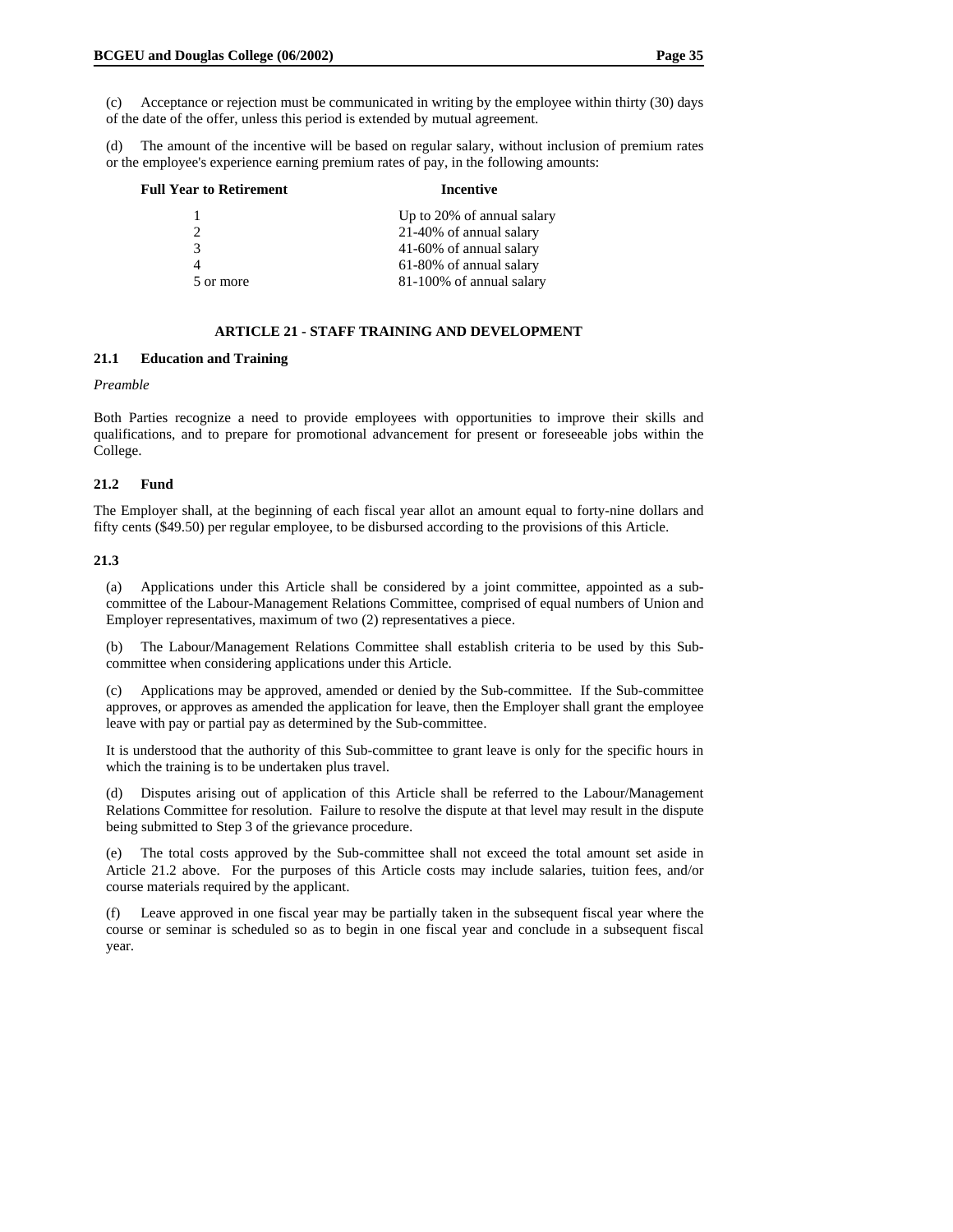(c) Acceptance or rejection must be communicated in writing by the employee within thirty (30) days of the date of the offer, unless this period is extended by mutual agreement.

(d) The amount of the incentive will be based on regular salary, without inclusion of premium rates or the employee's experience earning premium rates of pay, in the following amounts:

| Full Year to Retirement | Incentive |
|---|---|
| 1 | Up to 20% of annual salary |
| 2 | 21-40% of annual salary |
| 3 | 41-60% of annual salary |
| 4 | 61-80% of annual salary |
| 5 or more | 81-100% of annual salary |

## ARTICLE 21 - STAFF TRAINING AND DEVELOPMENT

### 21.1 Education and Training

*Preamble*

Both Parties recognize a need to provide employees with opportunities to improve their skills and qualifications, and to prepare for promotional advancement for present or foreseeable jobs within the College.

### 21.2 Fund

The Employer shall, at the beginning of each fiscal year allot an amount equal to forty-nine dollars and fifty cents ($49.50) per regular employee, to be disbursed according to the provisions of this Article.

### 21.3

(a) Applications under this Article shall be considered by a joint committee, appointed as a sub-committee of the Labour-Management Relations Committee, comprised of equal numbers of Union and Employer representatives, maximum of two (2) representatives a piece.

(b) The Labour/Management Relations Committee shall establish criteria to be used by this Sub-committee when considering applications under this Article.

(c) Applications may be approved, amended or denied by the Sub-committee. If the Sub-committee approves, or approves as amended the application for leave, then the Employer shall grant the employee leave with pay or partial pay as determined by the Sub-committee.

It is understood that the authority of this Sub-committee to grant leave is only for the specific hours in which the training is to be undertaken plus travel.

(d) Disputes arising out of application of this Article shall be referred to the Labour/Management Relations Committee for resolution. Failure to resolve the dispute at that level may result in the dispute being submitted to Step 3 of the grievance procedure.

(e) The total costs approved by the Sub-committee shall not exceed the total amount set aside in Article 21.2 above. For the purposes of this Article costs may include salaries, tuition fees, and/or course materials required by the applicant.

(f) Leave approved in one fiscal year may be partially taken in the subsequent fiscal year where the course or seminar is scheduled so as to begin in one fiscal year and conclude in a subsequent fiscal year.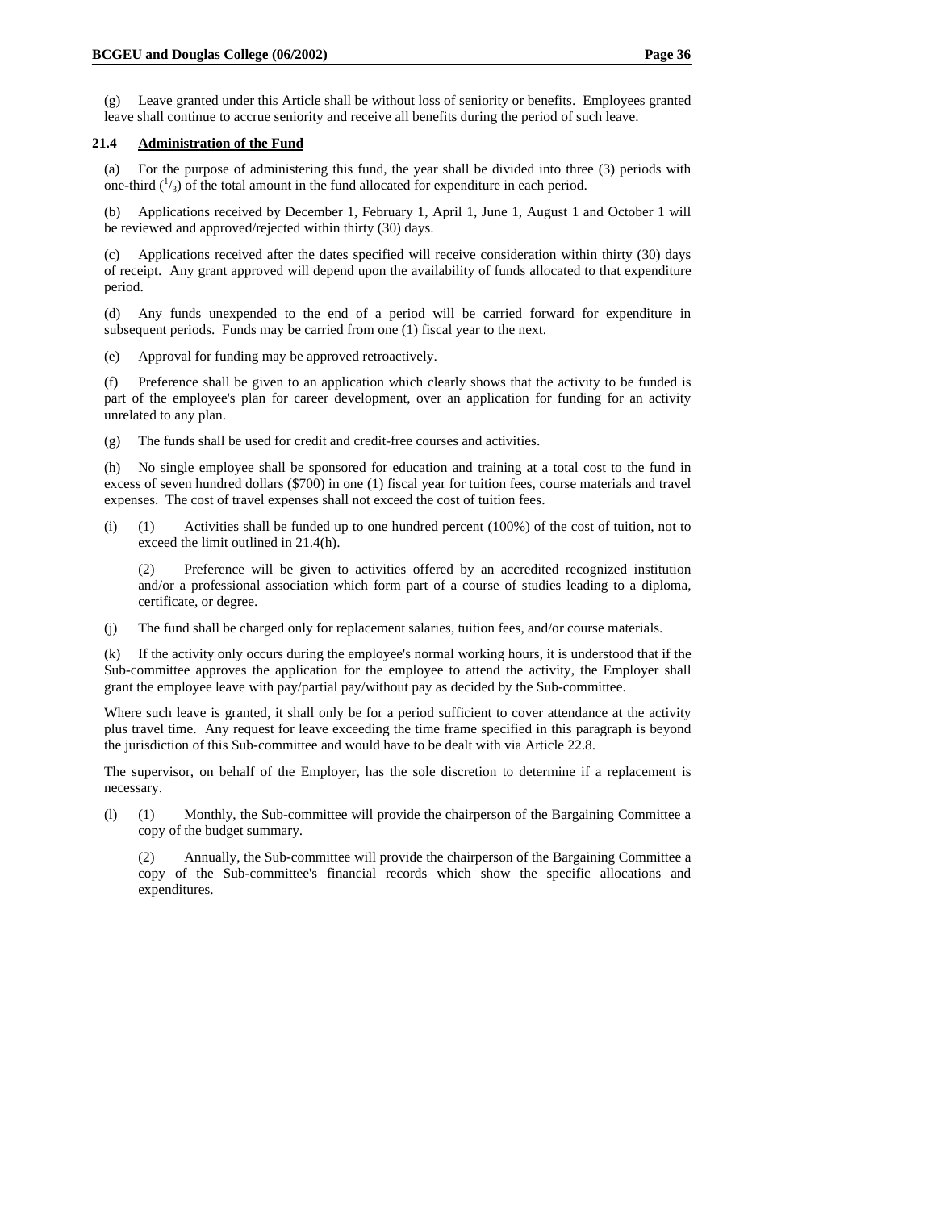(g) Leave granted under this Article shall be without loss of seniority or benefits. Employees granted leave shall continue to accrue seniority and receive all benefits during the period of such leave.

**21.4 Administration of the Fund**

(a) For the purpose of administering this fund, the year shall be divided into three (3) periods with one-third ($^1/_3$) of the total amount in the fund allocated for expenditure in each period.

(b) Applications received by December 1, February 1, April 1, June 1, August 1 and October 1 will be reviewed and approved/rejected within thirty (30) days.

(c) Applications received after the dates specified will receive consideration within thirty (30) days of receipt. Any grant approved will depend upon the availability of funds allocated to that expenditure period.

(d) Any funds unexpended to the end of a period will be carried forward for expenditure in subsequent periods. Funds may be carried from one (1) fiscal year to the next.

(e) Approval for funding may be approved retroactively.

(f) Preference shall be given to an application which clearly shows that the activity to be funded is part of the employee's plan for career development, over an application for funding for an activity unrelated to any plan.

(g) The funds shall be used for credit and credit-free courses and activities.

(h) No single employee shall be sponsored for education and training at a total cost to the fund in excess of seven hundred dollars ($700) in one (1) fiscal year for tuition fees, course materials and travel expenses. The cost of travel expenses shall not exceed the cost of tuition fees.

(i) (1) Activities shall be funded up to one hundred percent (100%) of the cost of tuition, not to exceed the limit outlined in 21.4(h).

(2) Preference will be given to activities offered by an accredited recognized institution and/or a professional association which form part of a course of studies leading to a diploma, certificate, or degree.

(j) The fund shall be charged only for replacement salaries, tuition fees, and/or course materials.

(k) If the activity only occurs during the employee's normal working hours, it is understood that if the Sub-committee approves the application for the employee to attend the activity, the Employer shall grant the employee leave with pay/partial pay/without pay as decided by the Sub-committee.

Where such leave is granted, it shall only be for a period sufficient to cover attendance at the activity plus travel time. Any request for leave exceeding the time frame specified in this paragraph is beyond the jurisdiction of this Sub-committee and would have to be dealt with via Article 22.8.

The supervisor, on behalf of the Employer, has the sole discretion to determine if a replacement is necessary.

(l) (1) Monthly, the Sub-committee will provide the chairperson of the Bargaining Committee a copy of the budget summary.

(2) Annually, the Sub-committee will provide the chairperson of the Bargaining Committee a copy of the Sub-committee's financial records which show the specific allocations and expenditures.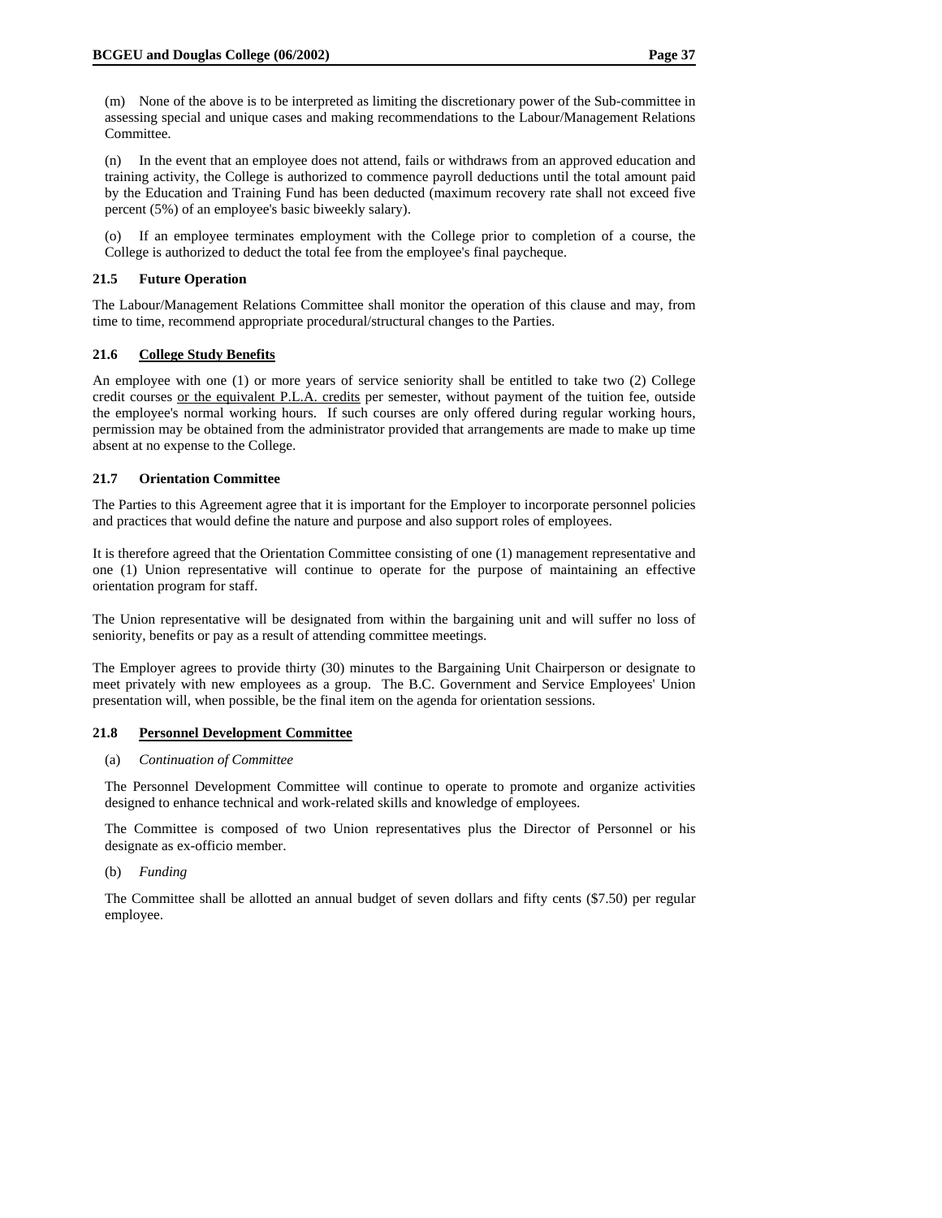(m) None of the above is to be interpreted as limiting the discretionary power of the Sub-committee in assessing special and unique cases and making recommendations to the Labour/Management Relations Committee.

(n) In the event that an employee does not attend, fails or withdraws from an approved education and training activity, the College is authorized to commence payroll deductions until the total amount paid by the Education and Training Fund has been deducted (maximum recovery rate shall not exceed five percent (5%) of an employee's basic biweekly salary).

(o) If an employee terminates employment with the College prior to completion of a course, the College is authorized to deduct the total fee from the employee's final paycheque.

### 21.5 Future Operation

The Labour/Management Relations Committee shall monitor the operation of this clause and may, from time to time, recommend appropriate procedural/structural changes to the Parties.

### 21.6 College Study Benefits

An employee with one (1) or more years of service seniority shall be entitled to take two (2) College credit courses or the equivalent P.L.A. credits per semester, without payment of the tuition fee, outside the employee's normal working hours. If such courses are only offered during regular working hours, permission may be obtained from the administrator provided that arrangements are made to make up time absent at no expense to the College.

### 21.7 Orientation Committee

The Parties to this Agreement agree that it is important for the Employer to incorporate personnel policies and practices that would define the nature and purpose and also support roles of employees.

It is therefore agreed that the Orientation Committee consisting of one (1) management representative and one (1) Union representative will continue to operate for the purpose of maintaining an effective orientation program for staff.

The Union representative will be designated from within the bargaining unit and will suffer no loss of seniority, benefits or pay as a result of attending committee meetings.

The Employer agrees to provide thirty (30) minutes to the Bargaining Unit Chairperson or designate to meet privately with new employees as a group. The B.C. Government and Service Employees' Union presentation will, when possible, be the final item on the agenda for orientation sessions.

### 21.8 Personnel Development Committee

(a) *Continuation of Committee*

The Personnel Development Committee will continue to operate to promote and organize activities designed to enhance technical and work-related skills and knowledge of employees.

The Committee is composed of two Union representatives plus the Director of Personnel or his designate as ex-officio member.

(b) *Funding*

The Committee shall be allotted an annual budget of seven dollars and fifty cents ($7.50) per regular employee.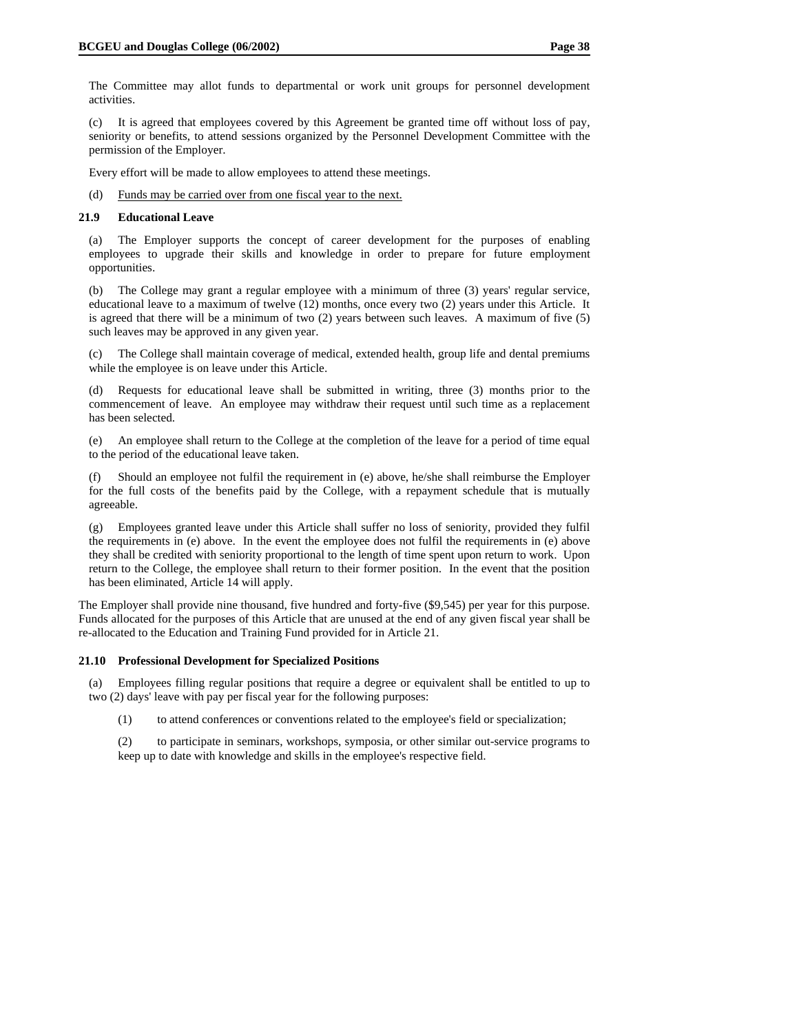The Committee may allot funds to departmental or work unit groups for personnel development activities.

(c) It is agreed that employees covered by this Agreement be granted time off without loss of pay, seniority or benefits, to attend sessions organized by the Personnel Development Committee with the permission of the Employer.

Every effort will be made to allow employees to attend these meetings.

(d) <u>Funds may be carried over from one fiscal year to the next.</u>

### 21.9 Educational Leave

(a) The Employer supports the concept of career development for the purposes of enabling employees to upgrade their skills and knowledge in order to prepare for future employment opportunities.

(b) The College may grant a regular employee with a minimum of three (3) years' regular service, educational leave to a maximum of twelve (12) months, once every two (2) years under this Article. It is agreed that there will be a minimum of two (2) years between such leaves. A maximum of five (5) such leaves may be approved in any given year.

(c) The College shall maintain coverage of medical, extended health, group life and dental premiums while the employee is on leave under this Article.

(d) Requests for educational leave shall be submitted in writing, three (3) months prior to the commencement of leave. An employee may withdraw their request until such time as a replacement has been selected.

(e) An employee shall return to the College at the completion of the leave for a period of time equal to the period of the educational leave taken.

(f) Should an employee not fulfil the requirement in (e) above, he/she shall reimburse the Employer for the full costs of the benefits paid by the College, with a repayment schedule that is mutually agreeable.

(g) Employees granted leave under this Article shall suffer no loss of seniority, provided they fulfil the requirements in (e) above. In the event the employee does not fulfil the requirements in (e) above they shall be credited with seniority proportional to the length of time spent upon return to work. Upon return to the College, the employee shall return to their former position. In the event that the position has been eliminated, Article 14 will apply.

The Employer shall provide nine thousand, five hundred and forty-five ($9,545) per year for this purpose. Funds allocated for the purposes of this Article that are unused at the end of any given fiscal year shall be re-allocated to the Education and Training Fund provided for in Article 21.

### 21.10 Professional Development for Specialized Positions

(a) Employees filling regular positions that require a degree or equivalent shall be entitled to up to two (2) days' leave with pay per fiscal year for the following purposes:

(1) to attend conferences or conventions related to the employee's field or specialization;

(2) to participate in seminars, workshops, symposia, or other similar out-service programs to keep up to date with knowledge and skills in the employee's respective field.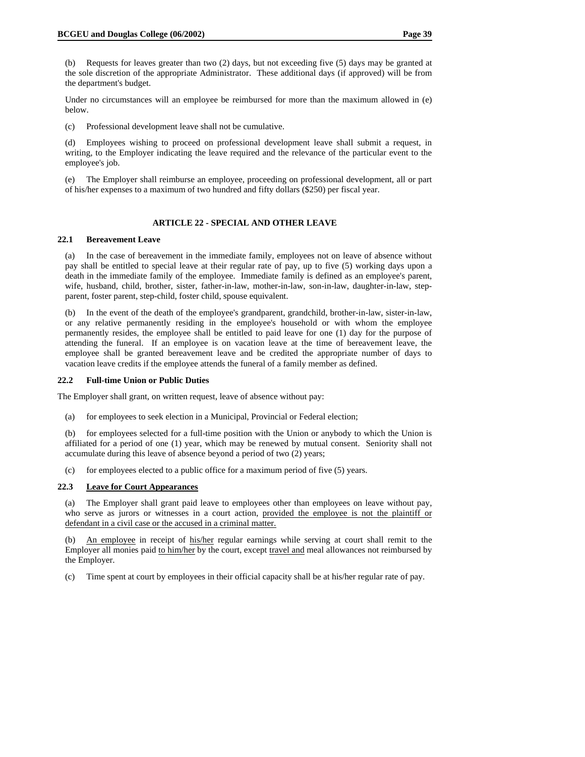(b) Requests for leaves greater than two (2) days, but not exceeding five (5) days may be granted at the sole discretion of the appropriate Administrator. These additional days (if approved) will be from the department's budget.

Under no circumstances will an employee be reimbursed for more than the maximum allowed in (e) below.

(c) Professional development leave shall not be cumulative.

(d) Employees wishing to proceed on professional development leave shall submit a request, in writing, to the Employer indicating the leave required and the relevance of the particular event to the employee's job.

(e) The Employer shall reimburse an employee, proceeding on professional development, all or part of his/her expenses to a maximum of two hundred and fifty dollars ($250) per fiscal year.

## ARTICLE 22 - SPECIAL AND OTHER LEAVE

### 22.1 Bereavement Leave

(a) In the case of bereavement in the immediate family, employees not on leave of absence without pay shall be entitled to special leave at their regular rate of pay, up to five (5) working days upon a death in the immediate family of the employee. Immediate family is defined as an employee's parent, wife, husband, child, brother, sister, father-in-law, mother-in-law, son-in-law, daughter-in-law, step-parent, foster parent, step-child, foster child, spouse equivalent.

(b) In the event of the death of the employee's grandparent, grandchild, brother-in-law, sister-in-law, or any relative permanently residing in the employee's household or with whom the employee permanently resides, the employee shall be entitled to paid leave for one (1) day for the purpose of attending the funeral. If an employee is on vacation leave at the time of bereavement leave, the employee shall be granted bereavement leave and be credited the appropriate number of days to vacation leave credits if the employee attends the funeral of a family member as defined.

### 22.2 Full-time Union or Public Duties

The Employer shall grant, on written request, leave of absence without pay:

(a) for employees to seek election in a Municipal, Provincial or Federal election;

(b) for employees selected for a full-time position with the Union or anybody to which the Union is affiliated for a period of one (1) year, which may be renewed by mutual consent. Seniority shall not accumulate during this leave of absence beyond a period of two (2) years;

(c) for employees elected to a public office for a maximum period of five (5) years.

### 22.3 Leave for Court Appearances

(a) The Employer shall grant paid leave to employees other than employees on leave without pay, who serve as jurors or witnesses in a court action, provided the employee is not the plaintiff or defendant in a civil case or the accused in a criminal matter.

(b) An employee in receipt of his/her regular earnings while serving at court shall remit to the Employer all monies paid to him/her by the court, except travel and meal allowances not reimbursed by the Employer.

(c) Time spent at court by employees in their official capacity shall be at his/her regular rate of pay.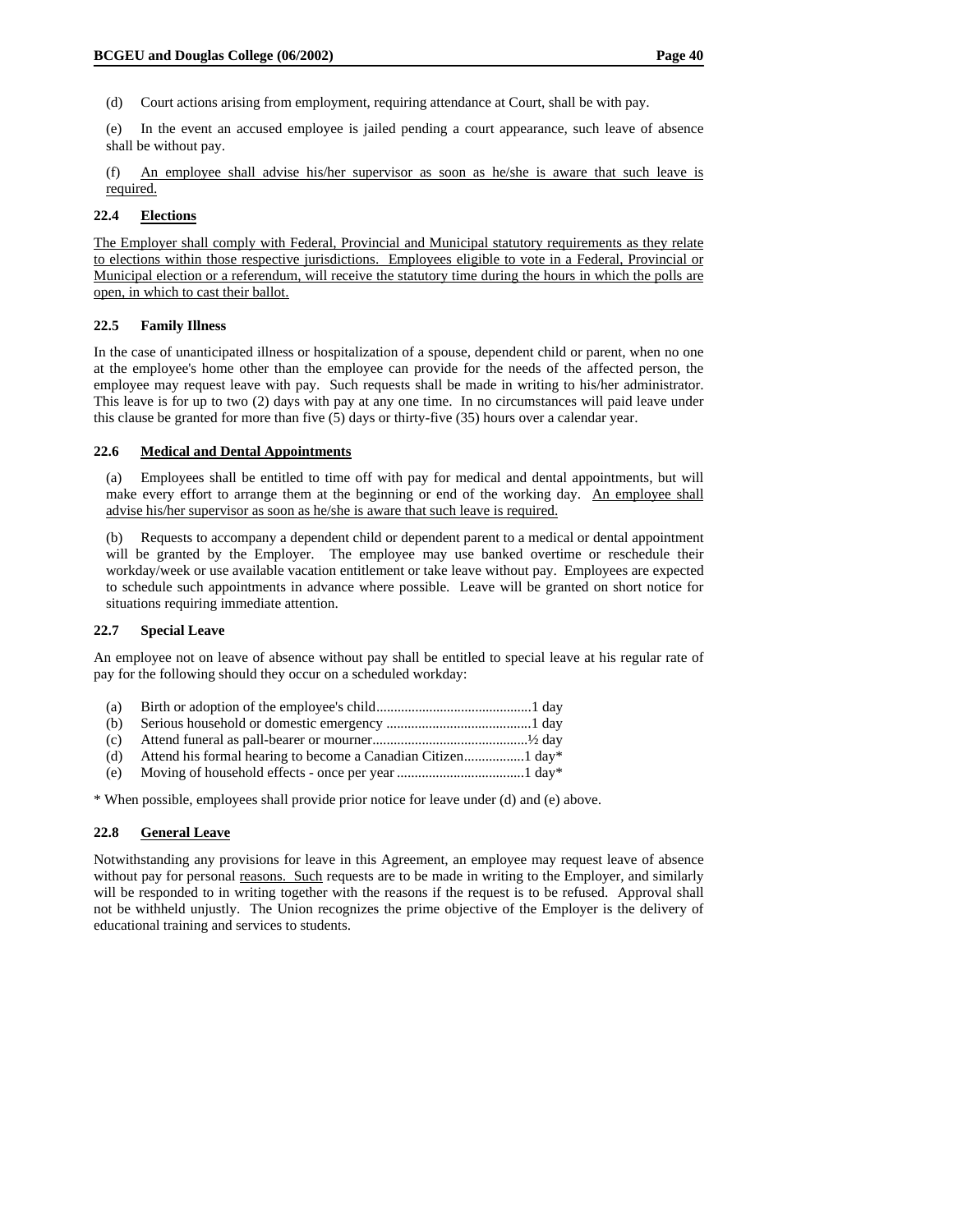(d) Court actions arising from employment, requiring attendance at Court, shall be with pay.

(e) In the event an accused employee is jailed pending a court appearance, such leave of absence shall be without pay.

(f) An employee shall advise his/her supervisor as soon as he/she is aware that such leave is required.

### 22.4 Elections

The Employer shall comply with Federal, Provincial and Municipal statutory requirements as they relate to elections within those respective jurisdictions. Employees eligible to vote in a Federal, Provincial or Municipal election or a referendum, will receive the statutory time during the hours in which the polls are open, in which to cast their ballot.

### 22.5 Family Illness

In the case of unanticipated illness or hospitalization of a spouse, dependent child or parent, when no one at the employee's home other than the employee can provide for the needs of the affected person, the employee may request leave with pay. Such requests shall be made in writing to his/her administrator. This leave is for up to two (2) days with pay at any one time. In no circumstances will paid leave under this clause be granted for more than five (5) days or thirty-five (35) hours over a calendar year.

### 22.6 Medical and Dental Appointments

(a) Employees shall be entitled to time off with pay for medical and dental appointments, but will make every effort to arrange them at the beginning or end of the working day. An employee shall advise his/her supervisor as soon as he/she is aware that such leave is required.

(b) Requests to accompany a dependent child or dependent parent to a medical or dental appointment will be granted by the Employer. The employee may use banked overtime or reschedule their workday/week or use available vacation entitlement or take leave without pay. Employees are expected to schedule such appointments in advance where possible. Leave will be granted on short notice for situations requiring immediate attention.

### 22.7 Special Leave

An employee not on leave of absence without pay shall be entitled to special leave at his regular rate of pay for the following should they occur on a scheduled workday:

(a) Birth or adoption of the employee's child............................................1 day
(b) Serious household or domestic emergency .........................................1 day
(c) Attend funeral as pall-bearer or mourner............................................½ day
(d) Attend his formal hearing to become a Canadian Citizen.................1 day*
(e) Moving of household effects - once per year ....................................1 day*

* When possible, employees shall provide prior notice for leave under (d) and (e) above.

### 22.8 General Leave

Notwithstanding any provisions for leave in this Agreement, an employee may request leave of absence without pay for personal reasons. Such requests are to be made in writing to the Employer, and similarly will be responded to in writing together with the reasons if the request is to be refused. Approval shall not be withheld unjustly. The Union recognizes the prime objective of the Employer is the delivery of educational training and services to students.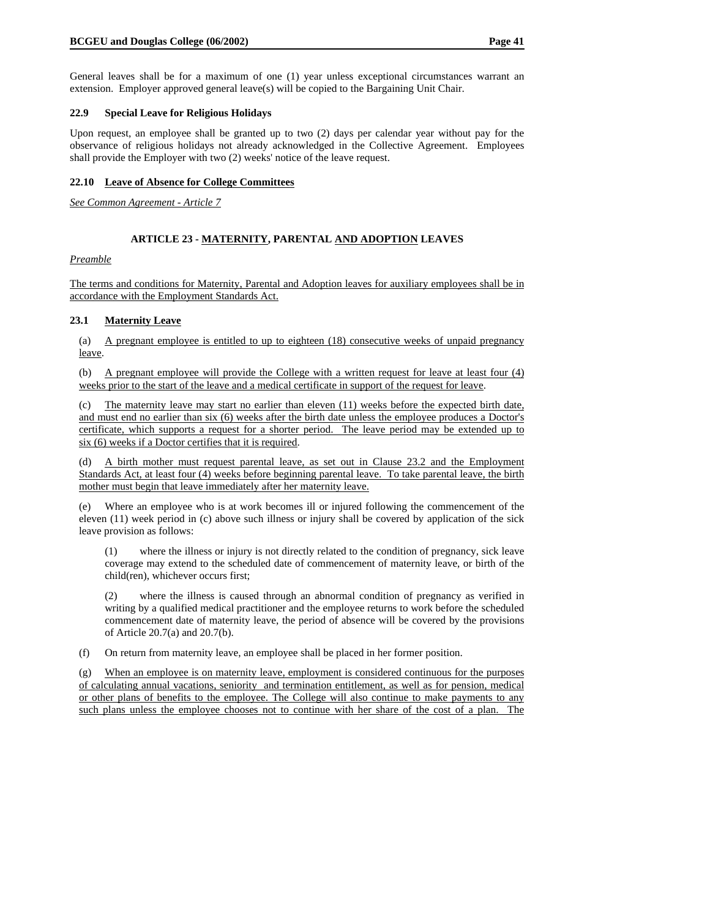General leaves shall be for a maximum of one (1) year unless exceptional circumstances warrant an extension. Employer approved general leave(s) will be copied to the Bargaining Unit Chair.

### 22.9 Special Leave for Religious Holidays

Upon request, an employee shall be granted up to two (2) days per calendar year without pay for the observance of religious holidays not already acknowledged in the Collective Agreement. Employees shall provide the Employer with two (2) weeks' notice of the leave request.

### 22.10 Leave of Absence for College Committees

*See Common Agreement - Article 7*

## ARTICLE 23 - MATERNITY, PARENTAL AND ADOPTION LEAVES

*Preamble*

The terms and conditions for Maternity, Parental and Adoption leaves for auxiliary employees shall be in accordance with the Employment Standards Act.

### 23.1 Maternity Leave

(a) A pregnant employee is entitled to up to eighteen (18) consecutive weeks of unpaid pregnancy leave.

(b) A pregnant employee will provide the College with a written request for leave at least four (4) weeks prior to the start of the leave and a medical certificate in support of the request for leave.

(c) The maternity leave may start no earlier than eleven (11) weeks before the expected birth date, and must end no earlier than six (6) weeks after the birth date unless the employee produces a Doctor's certificate, which supports a request for a shorter period. The leave period may be extended up to six (6) weeks if a Doctor certifies that it is required.

(d) A birth mother must request parental leave, as set out in Clause 23.2 and the Employment Standards Act, at least four (4) weeks before beginning parental leave. To take parental leave, the birth mother must begin that leave immediately after her maternity leave.

(e) Where an employee who is at work becomes ill or injured following the commencement of the eleven (11) week period in (c) above such illness or injury shall be covered by application of the sick leave provision as follows:

(1) where the illness or injury is not directly related to the condition of pregnancy, sick leave coverage may extend to the scheduled date of commencement of maternity leave, or birth of the child(ren), whichever occurs first;

(2) where the illness is caused through an abnormal condition of pregnancy as verified in writing by a qualified medical practitioner and the employee returns to work before the scheduled commencement date of maternity leave, the period of absence will be covered by the provisions of Article 20.7(a) and 20.7(b).

(f) On return from maternity leave, an employee shall be placed in her former position.

(g) When an employee is on maternity leave, employment is considered continuous for the purposes of calculating annual vacations, seniority and termination entitlement, as well as for pension, medical or other plans of benefits to the employee. The College will also continue to make payments to any such plans unless the employee chooses not to continue with her share of the cost of a plan. The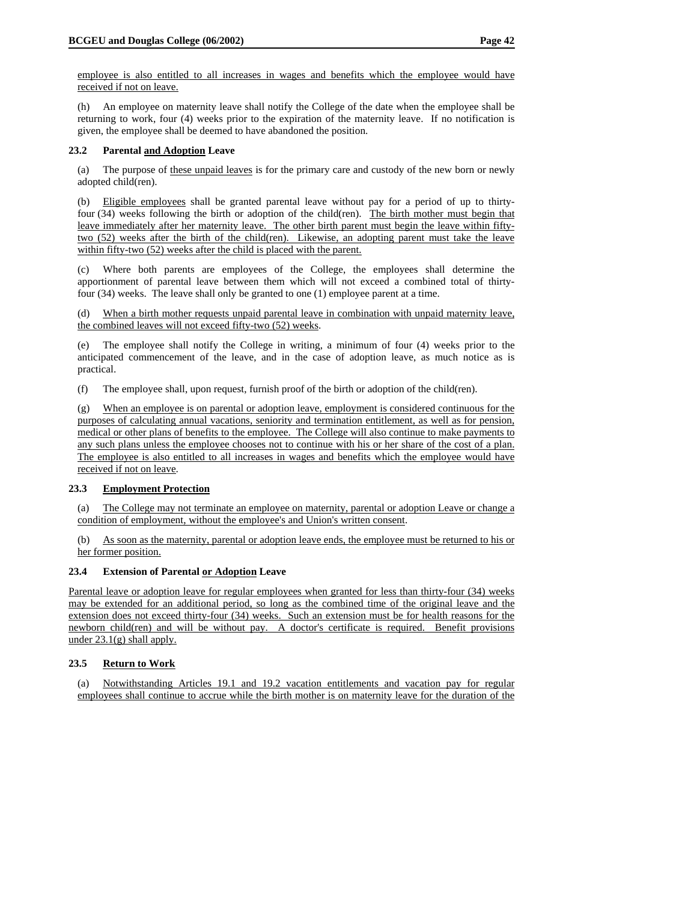employee is also entitled to all increases in wages and benefits which the employee would have received if not on leave.

(h) An employee on maternity leave shall notify the College of the date when the employee shall be returning to work, four (4) weeks prior to the expiration of the maternity leave. If no notification is given, the employee shall be deemed to have abandoned the position.

### 23.2 Parental and Adoption Leave

(a) The purpose of these unpaid leaves is for the primary care and custody of the new born or newly adopted child(ren).

(b) Eligible employees shall be granted parental leave without pay for a period of up to thirty-four (34) weeks following the birth or adoption of the child(ren). The birth mother must begin that leave immediately after her maternity leave. The other birth parent must begin the leave within fifty-two (52) weeks after the birth of the child(ren). Likewise, an adopting parent must take the leave within fifty-two (52) weeks after the child is placed with the parent.

(c) Where both parents are employees of the College, the employees shall determine the apportionment of parental leave between them which will not exceed a combined total of thirty-four (34) weeks. The leave shall only be granted to one (1) employee parent at a time.

(d) When a birth mother requests unpaid parental leave in combination with unpaid maternity leave, the combined leaves will not exceed fifty-two (52) weeks.

(e) The employee shall notify the College in writing, a minimum of four (4) weeks prior to the anticipated commencement of the leave, and in the case of adoption leave, as much notice as is practical.

(f) The employee shall, upon request, furnish proof of the birth or adoption of the child(ren).

(g) When an employee is on parental or adoption leave, employment is considered continuous for the purposes of calculating annual vacations, seniority and termination entitlement, as well as for pension, medical or other plans of benefits to the employee. The College will also continue to make payments to any such plans unless the employee chooses not to continue with his or her share of the cost of a plan. The employee is also entitled to all increases in wages and benefits which the employee would have received if not on leave.

### 23.3 Employment Protection

(a) The College may not terminate an employee on maternity, parental or adoption Leave or change a condition of employment, without the employee's and Union's written consent.

(b) As soon as the maternity, parental or adoption leave ends, the employee must be returned to his or her former position.

### 23.4 Extension of Parental or Adoption Leave

Parental leave or adoption leave for regular employees when granted for less than thirty-four (34) weeks may be extended for an additional period, so long as the combined time of the original leave and the extension does not exceed thirty-four (34) weeks. Such an extension must be for health reasons for the newborn child(ren) and will be without pay. A doctor's certificate is required. Benefit provisions under 23.1(g) shall apply.

### 23.5 Return to Work

(a) Notwithstanding Articles 19.1 and 19.2 vacation entitlements and vacation pay for regular employees shall continue to accrue while the birth mother is on maternity leave for the duration of the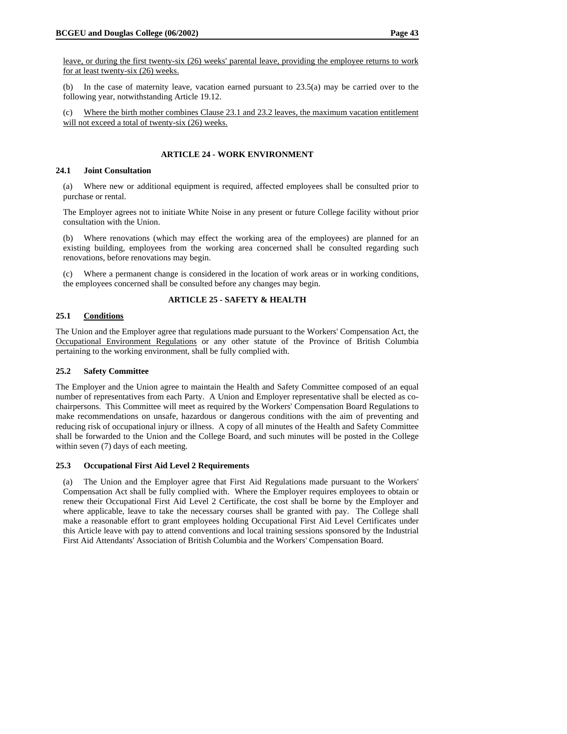leave, or during the first twenty-six (26) weeks' parental leave, providing the employee returns to work for at least twenty-six (26) weeks.

(b) In the case of maternity leave, vacation earned pursuant to 23.5(a) may be carried over to the following year, notwithstanding Article 19.12.

(c) Where the birth mother combines Clause 23.1 and 23.2 leaves, the maximum vacation entitlement will not exceed a total of twenty-six (26) weeks.

## ARTICLE 24 - WORK ENVIRONMENT

### 24.1 Joint Consultation

(a) Where new or additional equipment is required, affected employees shall be consulted prior to purchase or rental.

The Employer agrees not to initiate White Noise in any present or future College facility without prior consultation with the Union.

(b) Where renovations (which may effect the working area of the employees) are planned for an existing building, employees from the working area concerned shall be consulted regarding such renovations, before renovations may begin.

(c) Where a permanent change is considered in the location of work areas or in working conditions, the employees concerned shall be consulted before any changes may begin.

## ARTICLE 25 - SAFETY & HEALTH

### 25.1 Conditions

The Union and the Employer agree that regulations made pursuant to the Workers' Compensation Act, the Occupational Environment Regulations or any other statute of the Province of British Columbia pertaining to the working environment, shall be fully complied with.

### 25.2 Safety Committee

The Employer and the Union agree to maintain the Health and Safety Committee composed of an equal number of representatives from each Party. A Union and Employer representative shall be elected as co-chairpersons. This Committee will meet as required by the Workers' Compensation Board Regulations to make recommendations on unsafe, hazardous or dangerous conditions with the aim of preventing and reducing risk of occupational injury or illness. A copy of all minutes of the Health and Safety Committee shall be forwarded to the Union and the College Board, and such minutes will be posted in the College within seven (7) days of each meeting.

### 25.3 Occupational First Aid Level 2 Requirements

(a) The Union and the Employer agree that First Aid Regulations made pursuant to the Workers' Compensation Act shall be fully complied with. Where the Employer requires employees to obtain or renew their Occupational First Aid Level 2 Certificate, the cost shall be borne by the Employer and where applicable, leave to take the necessary courses shall be granted with pay. The College shall make a reasonable effort to grant employees holding Occupational First Aid Level Certificates under this Article leave with pay to attend conventions and local training sessions sponsored by the Industrial First Aid Attendants' Association of British Columbia and the Workers' Compensation Board.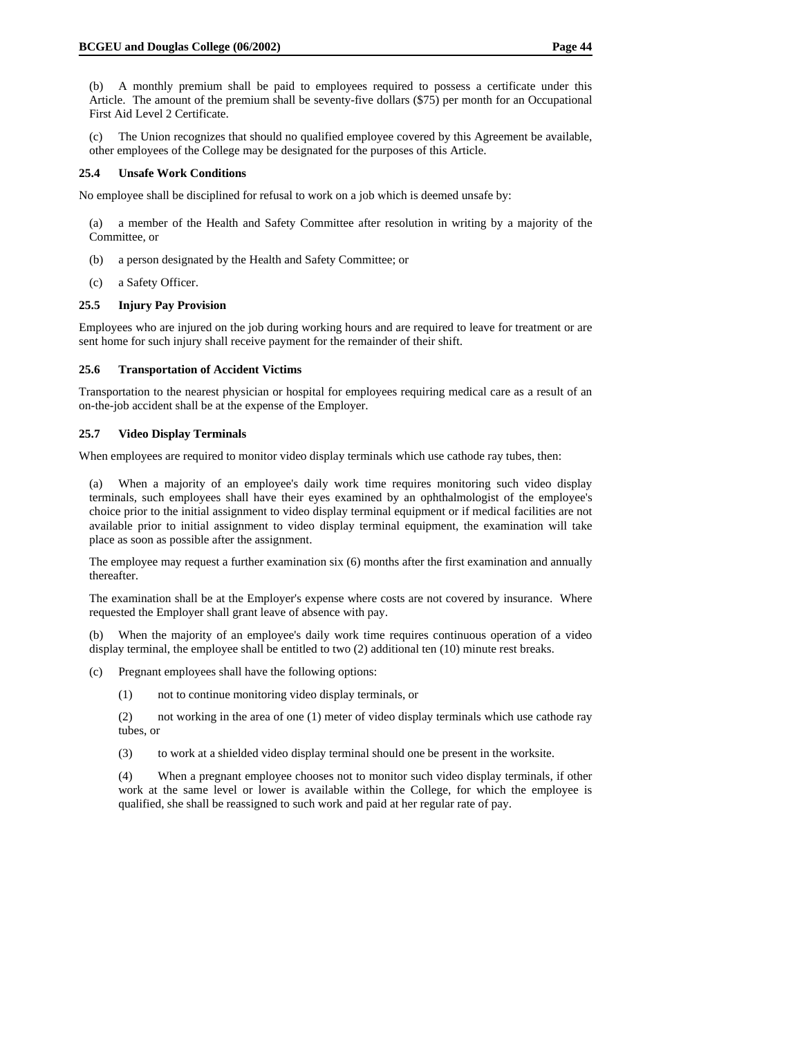(b) A monthly premium shall be paid to employees required to possess a certificate under this Article. The amount of the premium shall be seventy-five dollars ($75) per month for an Occupational First Aid Level 2 Certificate.

(c) The Union recognizes that should no qualified employee covered by this Agreement be available, other employees of the College may be designated for the purposes of this Article.

### 25.4 Unsafe Work Conditions

No employee shall be disciplined for refusal to work on a job which is deemed unsafe by:

(a) a member of the Health and Safety Committee after resolution in writing by a majority of the Committee, or

(b) a person designated by the Health and Safety Committee; or

(c) a Safety Officer.

### 25.5 Injury Pay Provision

Employees who are injured on the job during working hours and are required to leave for treatment or are sent home for such injury shall receive payment for the remainder of their shift.

### 25.6 Transportation of Accident Victims

Transportation to the nearest physician or hospital for employees requiring medical care as a result of an on-the-job accident shall be at the expense of the Employer.

### 25.7 Video Display Terminals

When employees are required to monitor video display terminals which use cathode ray tubes, then:

(a) When a majority of an employee's daily work time requires monitoring such video display terminals, such employees shall have their eyes examined by an ophthalmologist of the employee's choice prior to the initial assignment to video display terminal equipment or if medical facilities are not available prior to initial assignment to video display terminal equipment, the examination will take place as soon as possible after the assignment.

The employee may request a further examination six (6) months after the first examination and annually thereafter.

The examination shall be at the Employer's expense where costs are not covered by insurance. Where requested the Employer shall grant leave of absence with pay.

(b) When the majority of an employee's daily work time requires continuous operation of a video display terminal, the employee shall be entitled to two (2) additional ten (10) minute rest breaks.

(c) Pregnant employees shall have the following options:

(1) not to continue monitoring video display terminals, or

(2) not working in the area of one (1) meter of video display terminals which use cathode ray tubes, or

(3) to work at a shielded video display terminal should one be present in the worksite.

(4) When a pregnant employee chooses not to monitor such video display terminals, if other work at the same level or lower is available within the College, for which the employee is qualified, she shall be reassigned to such work and paid at her regular rate of pay.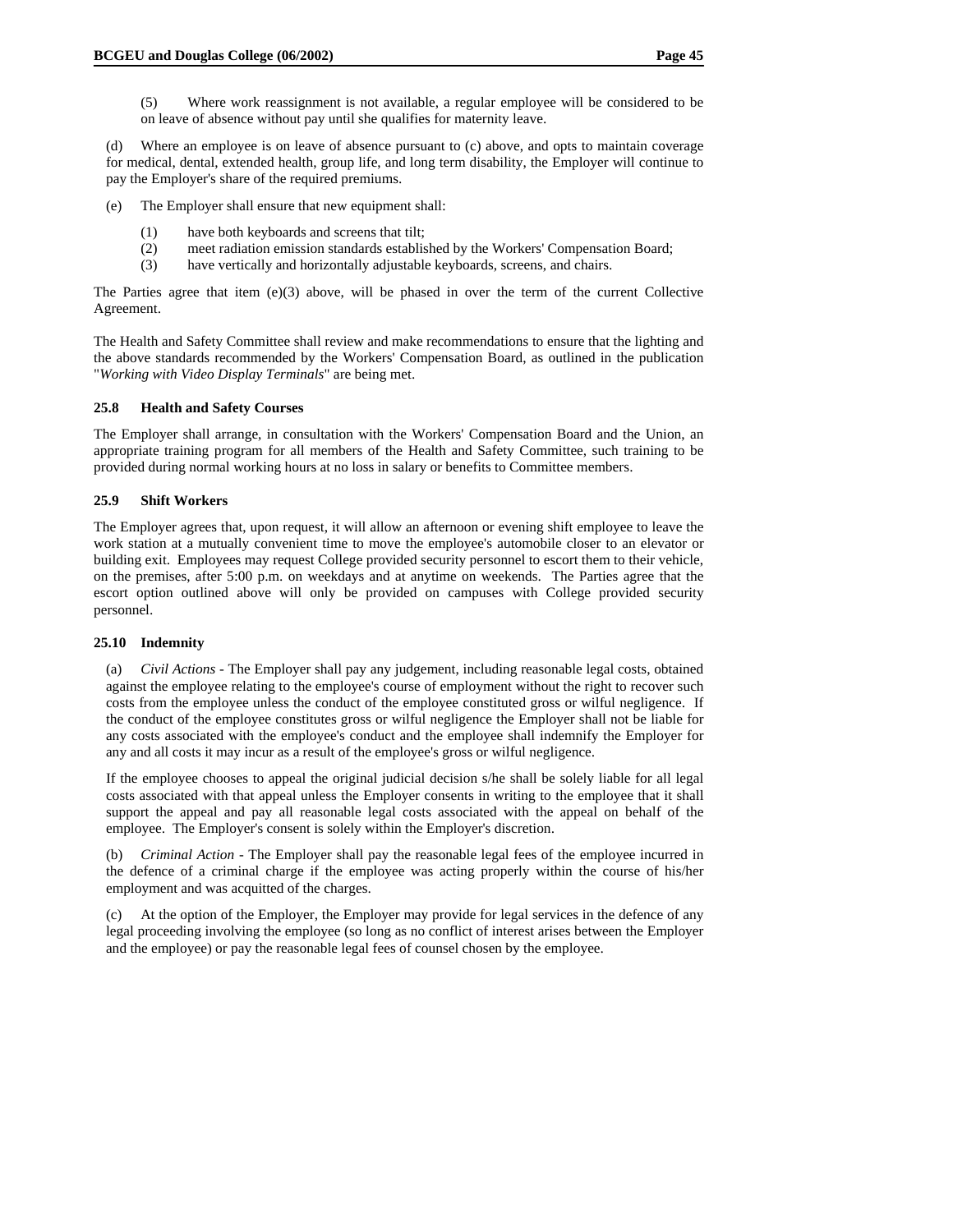(5) Where work reassignment is not available, a regular employee will be considered to be on leave of absence without pay until she qualifies for maternity leave.

(d) Where an employee is on leave of absence pursuant to (c) above, and opts to maintain coverage for medical, dental, extended health, group life, and long term disability, the Employer will continue to pay the Employer's share of the required premiums.

(e) The Employer shall ensure that new equipment shall:

(1) have both keyboards and screens that tilt;
(2) meet radiation emission standards established by the Workers' Compensation Board;
(3) have vertically and horizontally adjustable keyboards, screens, and chairs.

The Parties agree that item (e)(3) above, will be phased in over the term of the current Collective Agreement.

The Health and Safety Committee shall review and make recommendations to ensure that the lighting and the above standards recommended by the Workers' Compensation Board, as outlined in the publication "*Working with Video Display Terminals*" are being met.

### 25.8 Health and Safety Courses

The Employer shall arrange, in consultation with the Workers' Compensation Board and the Union, an appropriate training program for all members of the Health and Safety Committee, such training to be provided during normal working hours at no loss in salary or benefits to Committee members.

### 25.9 Shift Workers

The Employer agrees that, upon request, it will allow an afternoon or evening shift employee to leave the work station at a mutually convenient time to move the employee's automobile closer to an elevator or building exit. Employees may request College provided security personnel to escort them to their vehicle, on the premises, after 5:00 p.m. on weekdays and at anytime on weekends. The Parties agree that the escort option outlined above will only be provided on campuses with College provided security personnel.

### 25.10 Indemnity

(a) *Civil Actions* - The Employer shall pay any judgement, including reasonable legal costs, obtained against the employee relating to the employee's course of employment without the right to recover such costs from the employee unless the conduct of the employee constituted gross or wilful negligence. If the conduct of the employee constitutes gross or wilful negligence the Employer shall not be liable for any costs associated with the employee's conduct and the employee shall indemnify the Employer for any and all costs it may incur as a result of the employee's gross or wilful negligence.

If the employee chooses to appeal the original judicial decision s/he shall be solely liable for all legal costs associated with that appeal unless the Employer consents in writing to the employee that it shall support the appeal and pay all reasonable legal costs associated with the appeal on behalf of the employee. The Employer's consent is solely within the Employer's discretion.

(b) *Criminal Action* - The Employer shall pay the reasonable legal fees of the employee incurred in the defence of a criminal charge if the employee was acting properly within the course of his/her employment and was acquitted of the charges.

(c) At the option of the Employer, the Employer may provide for legal services in the defence of any legal proceeding involving the employee (so long as no conflict of interest arises between the Employer and the employee) or pay the reasonable legal fees of counsel chosen by the employee.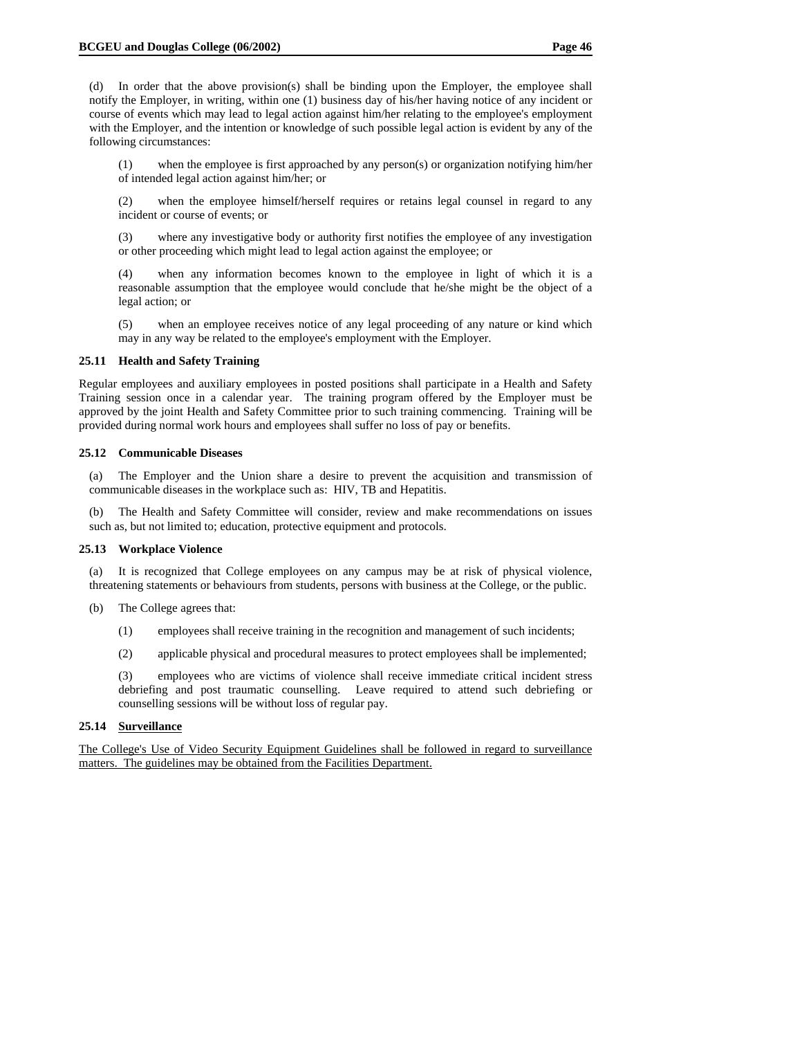(d) In order that the above provision(s) shall be binding upon the Employer, the employee shall notify the Employer, in writing, within one (1) business day of his/her having notice of any incident or course of events which may lead to legal action against him/her relating to the employee's employment with the Employer, and the intention or knowledge of such possible legal action is evident by any of the following circumstances:

> (1) when the employee is first approached by any person(s) or organization notifying him/her of intended legal action against him/her; or
>
> (2) when the employee himself/herself requires or retains legal counsel in regard to any incident or course of events; or
>
> (3) where any investigative body or authority first notifies the employee of any investigation or other proceeding which might lead to legal action against the employee; or
>
> (4) when any information becomes known to the employee in light of which it is a reasonable assumption that the employee would conclude that he/she might be the object of a legal action; or
>
> (5) when an employee receives notice of any legal proceeding of any nature or kind which may in any way be related to the employee's employment with the Employer.

**25.11 Health and Safety Training**

Regular employees and auxiliary employees in posted positions shall participate in a Health and Safety Training session once in a calendar year. The training program offered by the Employer must be approved by the joint Health and Safety Committee prior to such training commencing. Training will be provided during normal work hours and employees shall suffer no loss of pay or benefits.

**25.12 Communicable Diseases**

(a) The Employer and the Union share a desire to prevent the acquisition and transmission of communicable diseases in the workplace such as: HIV, TB and Hepatitis.

(b) The Health and Safety Committee will consider, review and make recommendations on issues such as, but not limited to; education, protective equipment and protocols.

**25.13 Workplace Violence**

(a) It is recognized that College employees on any campus may be at risk of physical violence, threatening statements or behaviours from students, persons with business at the College, or the public.

(b) The College agrees that:

> (1) employees shall receive training in the recognition and management of such incidents;
>
> (2) applicable physical and procedural measures to protect employees shall be implemented;
>
> (3) employees who are victims of violence shall receive immediate critical incident stress debriefing and post traumatic counselling. Leave required to attend such debriefing or counselling sessions will be without loss of regular pay.

**25.14 <u>Surveillance</u>**

<u>The College's Use of Video Security Equipment Guidelines shall be followed in regard to surveillance matters. The guidelines may be obtained from the Facilities Department.</u>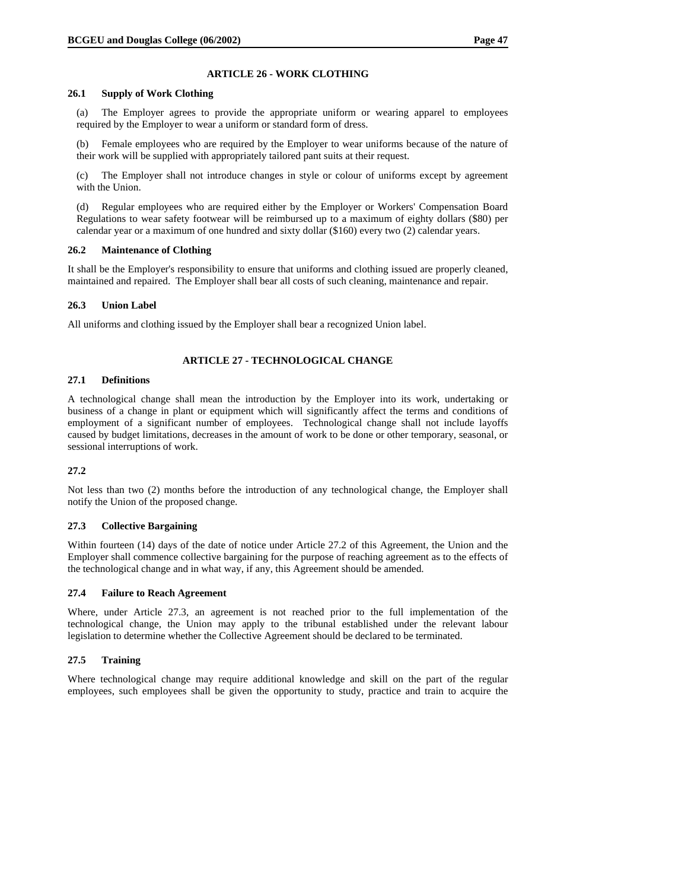## ARTICLE 26 - WORK CLOTHING

### 26.1 Supply of Work Clothing

(a) The Employer agrees to provide the appropriate uniform or wearing apparel to employees required by the Employer to wear a uniform or standard form of dress.

(b) Female employees who are required by the Employer to wear uniforms because of the nature of their work will be supplied with appropriately tailored pant suits at their request.

(c) The Employer shall not introduce changes in style or colour of uniforms except by agreement with the Union.

(d) Regular employees who are required either by the Employer or Workers' Compensation Board Regulations to wear safety footwear will be reimbursed up to a maximum of eighty dollars ($80) per calendar year or a maximum of one hundred and sixty dollar ($160) every two (2) calendar years.

### 26.2 Maintenance of Clothing

It shall be the Employer's responsibility to ensure that uniforms and clothing issued are properly cleaned, maintained and repaired. The Employer shall bear all costs of such cleaning, maintenance and repair.

### 26.3 Union Label

All uniforms and clothing issued by the Employer shall bear a recognized Union label.

## ARTICLE 27 - TECHNOLOGICAL CHANGE

### 27.1 Definitions

A technological change shall mean the introduction by the Employer into its work, undertaking or business of a change in plant or equipment which will significantly affect the terms and conditions of employment of a significant number of employees. Technological change shall not include layoffs caused by budget limitations, decreases in the amount of work to be done or other temporary, seasonal, or sessional interruptions of work.

### 27.2

Not less than two (2) months before the introduction of any technological change, the Employer shall notify the Union of the proposed change.

### 27.3 Collective Bargaining

Within fourteen (14) days of the date of notice under Article 27.2 of this Agreement, the Union and the Employer shall commence collective bargaining for the purpose of reaching agreement as to the effects of the technological change and in what way, if any, this Agreement should be amended.

### 27.4 Failure to Reach Agreement

Where, under Article 27.3, an agreement is not reached prior to the full implementation of the technological change, the Union may apply to the tribunal established under the relevant labour legislation to determine whether the Collective Agreement should be declared to be terminated.

### 27.5 Training

Where technological change may require additional knowledge and skill on the part of the regular employees, such employees shall be given the opportunity to study, practice and train to acquire the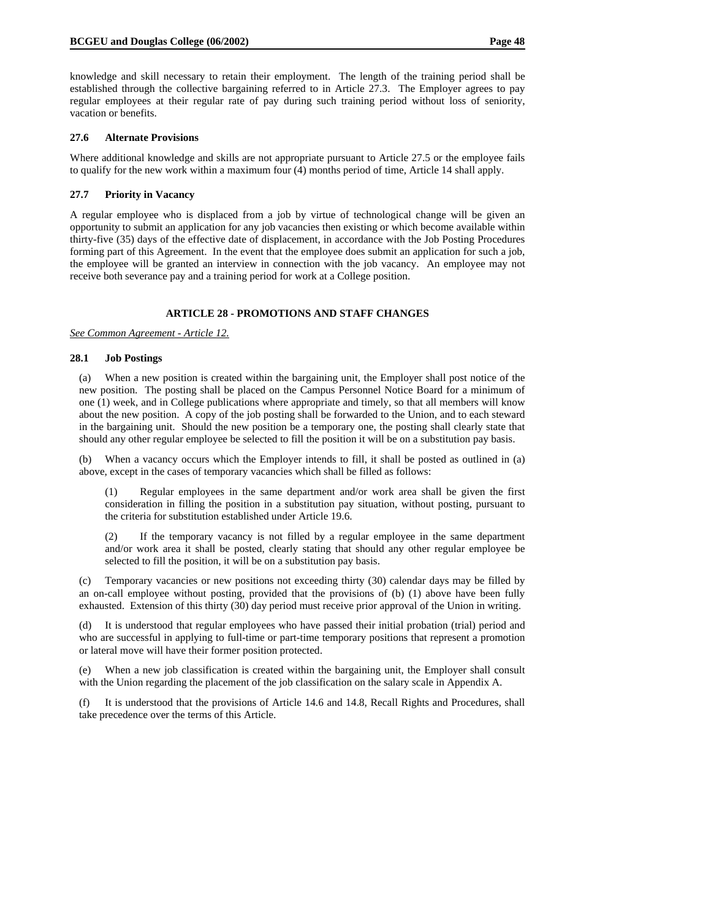knowledge and skill necessary to retain their employment. The length of the training period shall be established through the collective bargaining referred to in Article 27.3. The Employer agrees to pay regular employees at their regular rate of pay during such training period without loss of seniority, vacation or benefits.

### 27.6 Alternate Provisions

Where additional knowledge and skills are not appropriate pursuant to Article 27.5 or the employee fails to qualify for the new work within a maximum four (4) months period of time, Article 14 shall apply.

### 27.7 Priority in Vacancy

A regular employee who is displaced from a job by virtue of technological change will be given an opportunity to submit an application for any job vacancies then existing or which become available within thirty-five (35) days of the effective date of displacement, in accordance with the Job Posting Procedures forming part of this Agreement. In the event that the employee does submit an application for such a job, the employee will be granted an interview in connection with the job vacancy. An employee may not receive both severance pay and a training period for work at a College position.

## ARTICLE 28 - PROMOTIONS AND STAFF CHANGES

*See Common Agreement - Article 12.*

### 28.1 Job Postings

(a) When a new position is created within the bargaining unit, the Employer shall post notice of the new position. The posting shall be placed on the Campus Personnel Notice Board for a minimum of one (1) week, and in College publications where appropriate and timely, so that all members will know about the new position. A copy of the job posting shall be forwarded to the Union, and to each steward in the bargaining unit. Should the new position be a temporary one, the posting shall clearly state that should any other regular employee be selected to fill the position it will be on a substitution pay basis.

(b) When a vacancy occurs which the Employer intends to fill, it shall be posted as outlined in (a) above, except in the cases of temporary vacancies which shall be filled as follows:

> (1) Regular employees in the same department and/or work area shall be given the first consideration in filling the position in a substitution pay situation, without posting, pursuant to the criteria for substitution established under Article 19.6.
>
> (2) If the temporary vacancy is not filled by a regular employee in the same department and/or work area it shall be posted, clearly stating that should any other regular employee be selected to fill the position, it will be on a substitution pay basis.

(c) Temporary vacancies or new positions not exceeding thirty (30) calendar days may be filled by an on-call employee without posting, provided that the provisions of (b) (1) above have been fully exhausted. Extension of this thirty (30) day period must receive prior approval of the Union in writing.

(d) It is understood that regular employees who have passed their initial probation (trial) period and who are successful in applying to full-time or part-time temporary positions that represent a promotion or lateral move will have their former position protected.

(e) When a new job classification is created within the bargaining unit, the Employer shall consult with the Union regarding the placement of the job classification on the salary scale in Appendix A.

(f) It is understood that the provisions of Article 14.6 and 14.8, Recall Rights and Procedures, shall take precedence over the terms of this Article.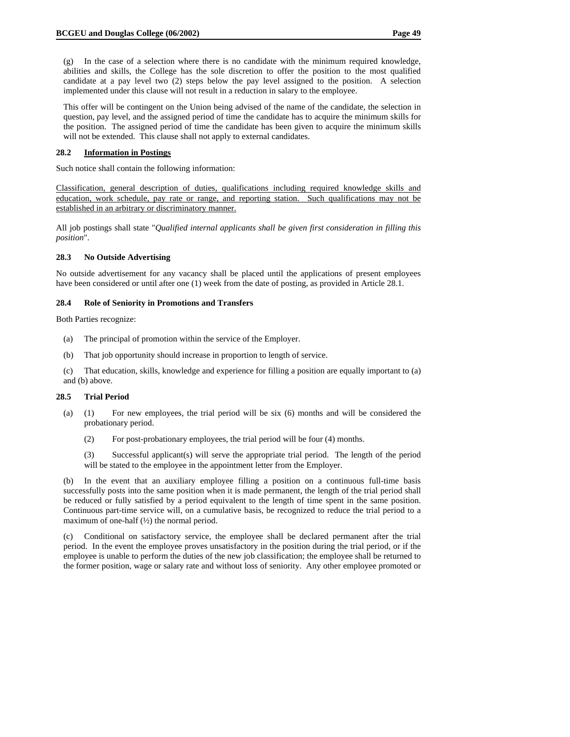(g) In the case of a selection where there is no candidate with the minimum required knowledge, abilities and skills, the College has the sole discretion to offer the position to the most qualified candidate at a pay level two (2) steps below the pay level assigned to the position. A selection implemented under this clause will not result in a reduction in salary to the employee.

This offer will be contingent on the Union being advised of the name of the candidate, the selection in question, pay level, and the assigned period of time the candidate has to acquire the minimum skills for the position. The assigned period of time the candidate has been given to acquire the minimum skills will not be extended. This clause shall not apply to external candidates.

### 28.2 Information in Postings

Such notice shall contain the following information:

Classification, general description of duties, qualifications including required knowledge skills and education, work schedule, pay rate or range, and reporting station. Such qualifications may not be established in an arbitrary or discriminatory manner.

All job postings shall state "*Qualified internal applicants shall be given first consideration in filling this position*".

### 28.3 No Outside Advertising

No outside advertisement for any vacancy shall be placed until the applications of present employees have been considered or until after one (1) week from the date of posting, as provided in Article 28.1.

### 28.4 Role of Seniority in Promotions and Transfers

Both Parties recognize:

(a) The principal of promotion within the service of the Employer.

(b) That job opportunity should increase in proportion to length of service.

(c) That education, skills, knowledge and experience for filling a position are equally important to (a) and (b) above.

### 28.5 Trial Period

(a) (1) For new employees, the trial period will be six (6) months and will be considered the probationary period.

(2) For post-probationary employees, the trial period will be four (4) months.

(3) Successful applicant(s) will serve the appropriate trial period. The length of the period will be stated to the employee in the appointment letter from the Employer.

(b) In the event that an auxiliary employee filling a position on a continuous full-time basis successfully posts into the same position when it is made permanent, the length of the trial period shall be reduced or fully satisfied by a period equivalent to the length of time spent in the same position. Continuous part-time service will, on a cumulative basis, be recognized to reduce the trial period to a maximum of one-half (½) the normal period.

(c) Conditional on satisfactory service, the employee shall be declared permanent after the trial period. In the event the employee proves unsatisfactory in the position during the trial period, or if the employee is unable to perform the duties of the new job classification; the employee shall be returned to the former position, wage or salary rate and without loss of seniority. Any other employee promoted or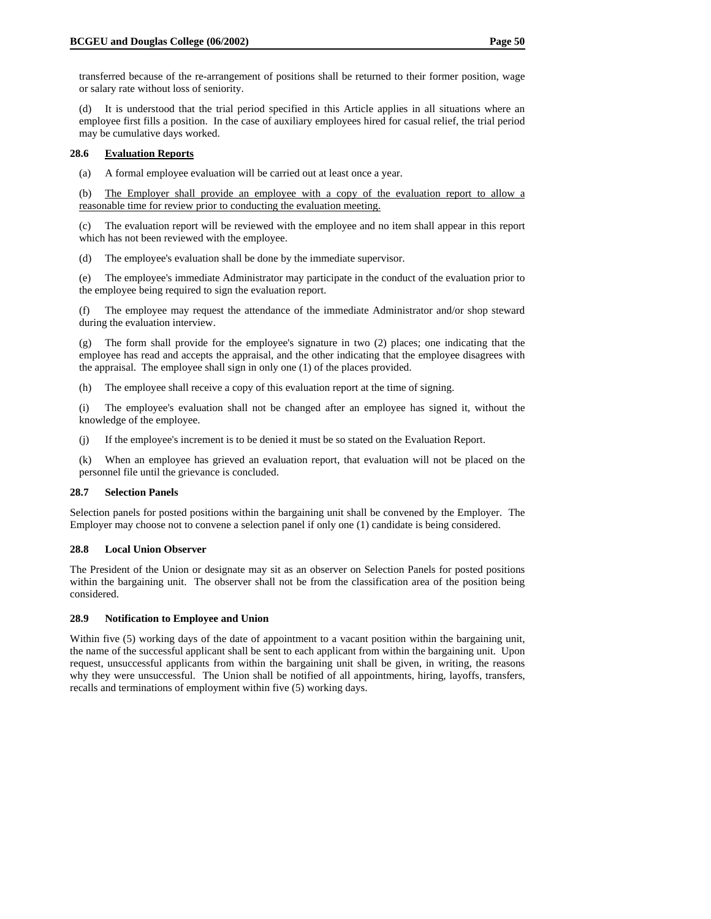transferred because of the re-arrangement of positions shall be returned to their former position, wage or salary rate without loss of seniority.

(d) It is understood that the trial period specified in this Article applies in all situations where an employee first fills a position. In the case of auxiliary employees hired for casual relief, the trial period may be cumulative days worked.

**28.6 <u>Evaluation Reports</u>**

(a) A formal employee evaluation will be carried out at least once a year.

(b) <u>The Employer shall provide an employee with a copy of the evaluation report to allow a reasonable time for review prior to conducting the evaluation meeting.</u>

(c) The evaluation report will be reviewed with the employee and no item shall appear in this report which has not been reviewed with the employee.

(d) The employee's evaluation shall be done by the immediate supervisor.

(e) The employee's immediate Administrator may participate in the conduct of the evaluation prior to the employee being required to sign the evaluation report.

(f) The employee may request the attendance of the immediate Administrator and/or shop steward during the evaluation interview.

(g) The form shall provide for the employee's signature in two (2) places; one indicating that the employee has read and accepts the appraisal, and the other indicating that the employee disagrees with the appraisal. The employee shall sign in only one (1) of the places provided.

(h) The employee shall receive a copy of this evaluation report at the time of signing.

(i) The employee's evaluation shall not be changed after an employee has signed it, without the knowledge of the employee.

(j) If the employee's increment is to be denied it must be so stated on the Evaluation Report.

(k) When an employee has grieved an evaluation report, that evaluation will not be placed on the personnel file until the grievance is concluded.

**28.7 Selection Panels**

Selection panels for posted positions within the bargaining unit shall be convened by the Employer. The Employer may choose not to convene a selection panel if only one (1) candidate is being considered.

**28.8 Local Union Observer**

The President of the Union or designate may sit as an observer on Selection Panels for posted positions within the bargaining unit. The observer shall not be from the classification area of the position being considered.

**28.9 Notification to Employee and Union**

Within five (5) working days of the date of appointment to a vacant position within the bargaining unit, the name of the successful applicant shall be sent to each applicant from within the bargaining unit. Upon request, unsuccessful applicants from within the bargaining unit shall be given, in writing, the reasons why they were unsuccessful. The Union shall be notified of all appointments, hiring, layoffs, transfers, recalls and terminations of employment within five (5) working days.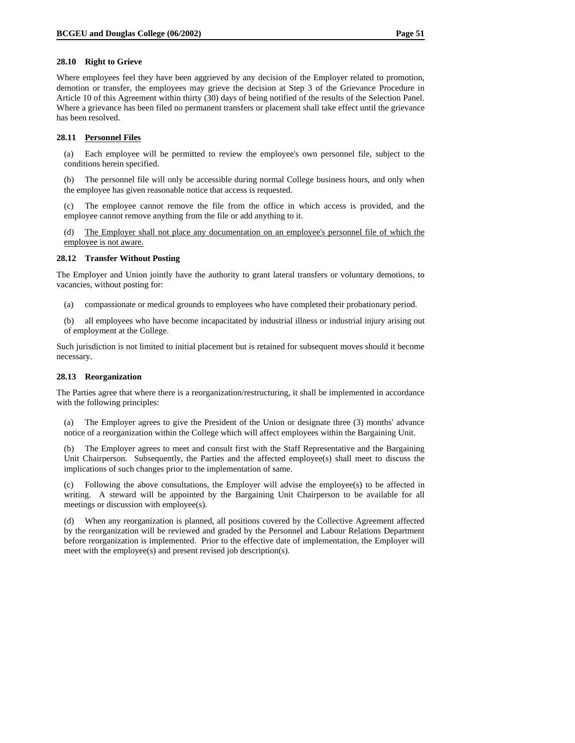### 28.10 Right to Grieve

Where employees feel they have been aggrieved by any decision of the Employer related to promotion, demotion or transfer, the employees may grieve the decision at Step 3 of the Grievance Procedure in Article 10 of this Agreement within thirty (30) days of being notified of the results of the Selection Panel. Where a grievance has been filed no permanent transfers or placement shall take effect until the grievance has been resolved.

### 28.11 <u>Personnel Files</u>

(a) Each employee will be permitted to review the employee's own personnel file, subject to the conditions herein specified.

(b) The personnel file will only be accessible during normal College business hours, and only when the employee has given reasonable notice that access is requested.

(c) The employee cannot remove the file from the office in which access is provided, and the employee cannot remove anything from the file or add anything to it.

(d) <u>The Employer shall not place any documentation on an employee's personnel file of which the employee is not aware.</u>

### 28.12 Transfer Without Posting

The Employer and Union jointly have the authority to grant lateral transfers or voluntary demotions, to vacancies, without posting for:

(a) compassionate or medical grounds to employees who have completed their probationary period.

(b) all employees who have become incapacitated by industrial illness or industrial injury arising out of employment at the College.

Such jurisdiction is not limited to initial placement but is retained for subsequent moves should it become necessary.

### 28.13 Reorganization

The Parties agree that where there is a reorganization/restructuring, it shall be implemented in accordance with the following principles:

(a) The Employer agrees to give the President of the Union or designate three (3) months' advance notice of a reorganization within the College which will affect employees within the Bargaining Unit.

(b) The Employer agrees to meet and consult first with the Staff Representative and the Bargaining Unit Chairperson. Subsequently, the Parties and the affected employee(s) shall meet to discuss the implications of such changes prior to the implementation of same.

(c) Following the above consultations, the Employer will advise the employee(s) to be affected in writing. A steward will be appointed by the Bargaining Unit Chairperson to be available for all meetings or discussion with employee(s).

(d) When any reorganization is planned, all positions covered by the Collective Agreement affected by the reorganization will be reviewed and graded by the Personnel and Labour Relations Department before reorganization is implemented. Prior to the effective date of implementation, the Employer will meet with the employee(s) and present revised job description(s).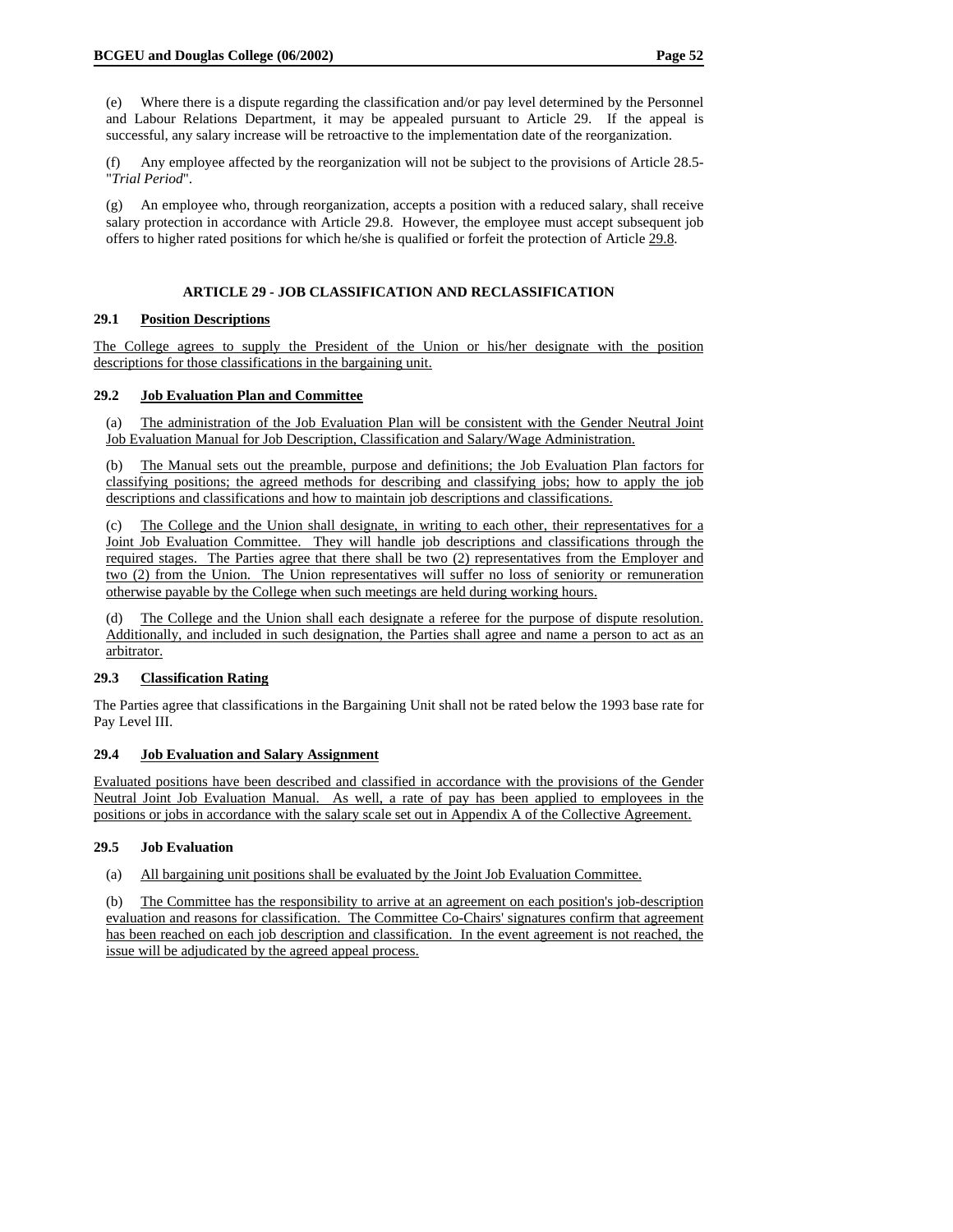(e) Where there is a dispute regarding the classification and/or pay level determined by the Personnel and Labour Relations Department, it may be appealed pursuant to Article 29. If the appeal is successful, any salary increase will be retroactive to the implementation date of the reorganization.

(f) Any employee affected by the reorganization will not be subject to the provisions of Article 28.5- "*Trial Period*".

(g) An employee who, through reorganization, accepts a position with a reduced salary, shall receive salary protection in accordance with Article 29.8. However, the employee must accept subsequent job offers to higher rated positions for which he/she is qualified or forfeit the protection of Article 29.8.

## ARTICLE 29 - JOB CLASSIFICATION AND RECLASSIFICATION

### 29.1 Position Descriptions

The College agrees to supply the President of the Union or his/her designate with the position descriptions for those classifications in the bargaining unit.

### 29.2 Job Evaluation Plan and Committee

(a) The administration of the Job Evaluation Plan will be consistent with the Gender Neutral Joint Job Evaluation Manual for Job Description, Classification and Salary/Wage Administration.

(b) The Manual sets out the preamble, purpose and definitions; the Job Evaluation Plan factors for classifying positions; the agreed methods for describing and classifying jobs; how to apply the job descriptions and classifications and how to maintain job descriptions and classifications.

(c) The College and the Union shall designate, in writing to each other, their representatives for a Joint Job Evaluation Committee. They will handle job descriptions and classifications through the required stages. The Parties agree that there shall be two (2) representatives from the Employer and two (2) from the Union. The Union representatives will suffer no loss of seniority or remuneration otherwise payable by the College when such meetings are held during working hours.

(d) The College and the Union shall each designate a referee for the purpose of dispute resolution. Additionally, and included in such designation, the Parties shall agree and name a person to act as an arbitrator.

### 29.3 Classification Rating

The Parties agree that classifications in the Bargaining Unit shall not be rated below the 1993 base rate for Pay Level III.

### 29.4 Job Evaluation and Salary Assignment

Evaluated positions have been described and classified in accordance with the provisions of the Gender Neutral Joint Job Evaluation Manual. As well, a rate of pay has been applied to employees in the positions or jobs in accordance with the salary scale set out in Appendix A of the Collective Agreement.

### 29.5 Job Evaluation

(a) All bargaining unit positions shall be evaluated by the Joint Job Evaluation Committee.

(b) The Committee has the responsibility to arrive at an agreement on each position's job-description evaluation and reasons for classification. The Committee Co-Chairs' signatures confirm that agreement has been reached on each job description and classification. In the event agreement is not reached, the issue will be adjudicated by the agreed appeal process.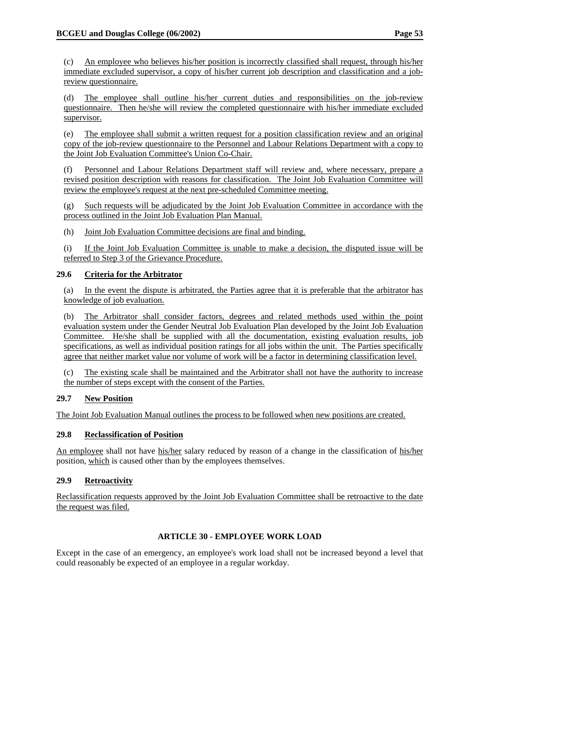(c) An employee who believes his/her position is incorrectly classified shall request, through his/her immediate excluded supervisor, a copy of his/her current job description and classification and a job-review questionnaire.

(d) The employee shall outline his/her current duties and responsibilities on the job-review questionnaire. Then he/she will review the completed questionnaire with his/her immediate excluded supervisor.

(e) The employee shall submit a written request for a position classification review and an original copy of the job-review questionnaire to the Personnel and Labour Relations Department with a copy to the Joint Job Evaluation Committee's Union Co-Chair.

(f) Personnel and Labour Relations Department staff will review and, where necessary, prepare a revised position description with reasons for classification. The Joint Job Evaluation Committee will review the employee's request at the next pre-scheduled Committee meeting.

(g) Such requests will be adjudicated by the Joint Job Evaluation Committee in accordance with the process outlined in the Joint Job Evaluation Plan Manual.

(h) Joint Job Evaluation Committee decisions are final and binding.

(i) If the Joint Job Evaluation Committee is unable to make a decision, the disputed issue will be referred to Step 3 of the Grievance Procedure.

### 29.6 Criteria for the Arbitrator

(a) In the event the dispute is arbitrated, the Parties agree that it is preferable that the arbitrator has knowledge of job evaluation.

(b) The Arbitrator shall consider factors, degrees and related methods used within the point evaluation system under the Gender Neutral Job Evaluation Plan developed by the Joint Job Evaluation Committee. He/she shall be supplied with all the documentation, existing evaluation results, job specifications, as well as individual position ratings for all jobs within the unit. The Parties specifically agree that neither market value nor volume of work will be a factor in determining classification level.

(c) The existing scale shall be maintained and the Arbitrator shall not have the authority to increase the number of steps except with the consent of the Parties.

### 29.7 New Position

The Joint Job Evaluation Manual outlines the process to be followed when new positions are created.

### 29.8 Reclassification of Position

An employee shall not have his/her salary reduced by reason of a change in the classification of his/her position, which is caused other than by the employees themselves.

### 29.9 Retroactivity

Reclassification requests approved by the Joint Job Evaluation Committee shall be retroactive to the date the request was filed.

## ARTICLE 30 - EMPLOYEE WORK LOAD

Except in the case of an emergency, an employee's work load shall not be increased beyond a level that could reasonably be expected of an employee in a regular workday.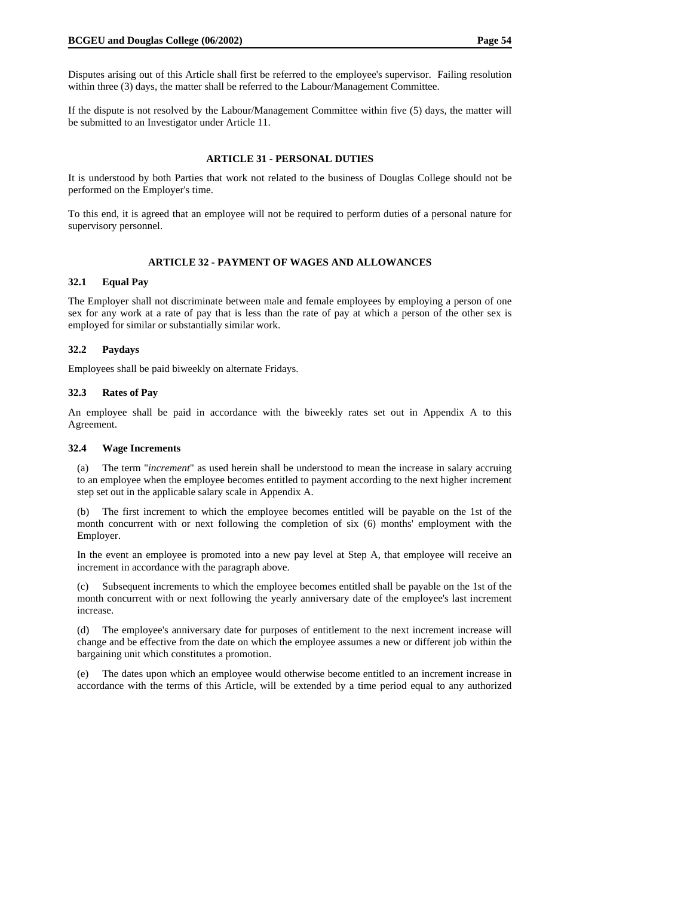Disputes arising out of this Article shall first be referred to the employee's supervisor. Failing resolution within three (3) days, the matter shall be referred to the Labour/Management Committee.

If the dispute is not resolved by the Labour/Management Committee within five (5) days, the matter will be submitted to an Investigator under Article 11.

## ARTICLE 31 - PERSONAL DUTIES

It is understood by both Parties that work not related to the business of Douglas College should not be performed on the Employer's time.

To this end, it is agreed that an employee will not be required to perform duties of a personal nature for supervisory personnel.

## ARTICLE 32 - PAYMENT OF WAGES AND ALLOWANCES

### 32.1 Equal Pay

The Employer shall not discriminate between male and female employees by employing a person of one sex for any work at a rate of pay that is less than the rate of pay at which a person of the other sex is employed for similar or substantially similar work.

### 32.2 Paydays

Employees shall be paid biweekly on alternate Fridays.

### 32.3 Rates of Pay

An employee shall be paid in accordance with the biweekly rates set out in Appendix A to this Agreement.

### 32.4 Wage Increments

(a) The term "*increment*" as used herein shall be understood to mean the increase in salary accruing to an employee when the employee becomes entitled to payment according to the next higher increment step set out in the applicable salary scale in Appendix A.

(b) The first increment to which the employee becomes entitled will be payable on the 1st of the month concurrent with or next following the completion of six (6) months' employment with the Employer.

In the event an employee is promoted into a new pay level at Step A, that employee will receive an increment in accordance with the paragraph above.

(c) Subsequent increments to which the employee becomes entitled shall be payable on the 1st of the month concurrent with or next following the yearly anniversary date of the employee's last increment increase.

(d) The employee's anniversary date for purposes of entitlement to the next increment increase will change and be effective from the date on which the employee assumes a new or different job within the bargaining unit which constitutes a promotion.

(e) The dates upon which an employee would otherwise become entitled to an increment increase in accordance with the terms of this Article, will be extended by a time period equal to any authorized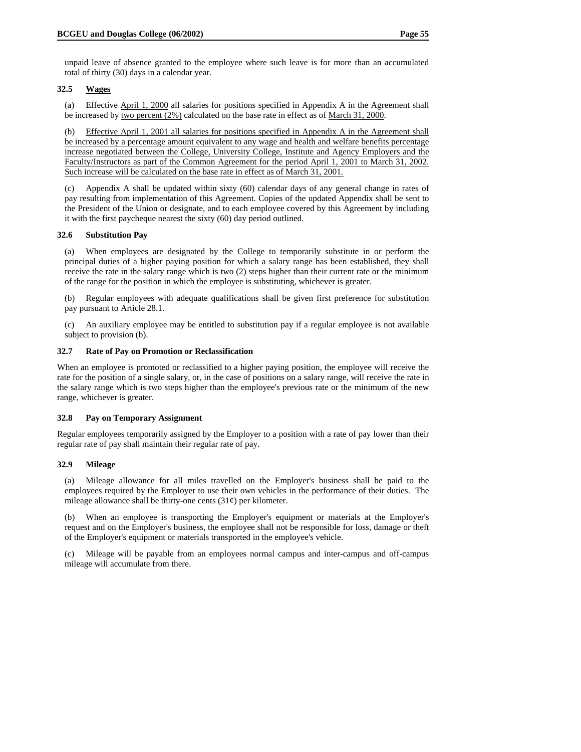unpaid leave of absence granted to the employee where such leave is for more than an accumulated total of thirty (30) days in a calendar year.

### 32.5 Wages

(a) Effective April 1, 2000 all salaries for positions specified in Appendix A in the Agreement shall be increased by two percent (2%) calculated on the base rate in effect as of March 31, 2000.

(b) Effective April 1, 2001 all salaries for positions specified in Appendix A in the Agreement shall be increased by a percentage amount equivalent to any wage and health and welfare benefits percentage increase negotiated between the College, University College, Institute and Agency Employers and the Faculty/Instructors as part of the Common Agreement for the period April 1, 2001 to March 31, 2002. Such increase will be calculated on the base rate in effect as of March 31, 2001.

(c) Appendix A shall be updated within sixty (60) calendar days of any general change in rates of pay resulting from implementation of this Agreement. Copies of the updated Appendix shall be sent to the President of the Union or designate, and to each employee covered by this Agreement by including it with the first paycheque nearest the sixty (60) day period outlined.

### 32.6 Substitution Pay

(a) When employees are designated by the College to temporarily substitute in or perform the principal duties of a higher paying position for which a salary range has been established, they shall receive the rate in the salary range which is two (2) steps higher than their current rate or the minimum of the range for the position in which the employee is substituting, whichever is greater.

(b) Regular employees with adequate qualifications shall be given first preference for substitution pay pursuant to Article 28.1.

(c) An auxiliary employee may be entitled to substitution pay if a regular employee is not available subject to provision (b).

### 32.7 Rate of Pay on Promotion or Reclassification

When an employee is promoted or reclassified to a higher paying position, the employee will receive the rate for the position of a single salary, or, in the case of positions on a salary range, will receive the rate in the salary range which is two steps higher than the employee's previous rate or the minimum of the new range, whichever is greater.

### 32.8 Pay on Temporary Assignment

Regular employees temporarily assigned by the Employer to a position with a rate of pay lower than their regular rate of pay shall maintain their regular rate of pay.

### 32.9 Mileage

(a) Mileage allowance for all miles travelled on the Employer's business shall be paid to the employees required by the Employer to use their own vehicles in the performance of their duties. The mileage allowance shall be thirty-one cents (31¢) per kilometer.

(b) When an employee is transporting the Employer's equipment or materials at the Employer's request and on the Employer's business, the employee shall not be responsible for loss, damage or theft of the Employer's equipment or materials transported in the employee's vehicle.

(c) Mileage will be payable from an employees normal campus and inter-campus and off-campus mileage will accumulate from there.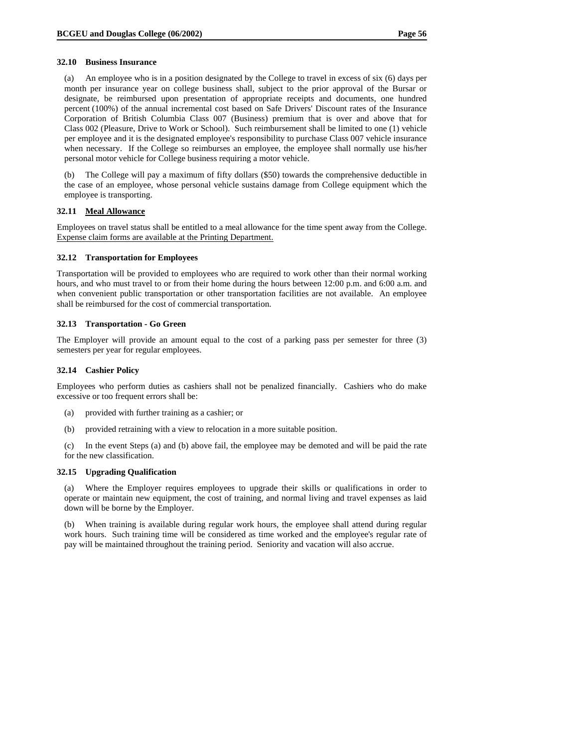#### 32.10 Business Insurance

(a) An employee who is in a position designated by the College to travel in excess of six (6) days per month per insurance year on college business shall, subject to the prior approval of the Bursar or designate, be reimbursed upon presentation of appropriate receipts and documents, one hundred percent (100%) of the annual incremental cost based on Safe Drivers' Discount rates of the Insurance Corporation of British Columbia Class 007 (Business) premium that is over and above that for Class 002 (Pleasure, Drive to Work or School). Such reimbursement shall be limited to one (1) vehicle per employee and it is the designated employee's responsibility to purchase Class 007 vehicle insurance when necessary. If the College so reimburses an employee, the employee shall normally use his/her personal motor vehicle for College business requiring a motor vehicle.

(b) The College will pay a maximum of fifty dollars ($50) towards the comprehensive deductible in the case of an employee, whose personal vehicle sustains damage from College equipment which the employee is transporting.

#### 32.11 <u>Meal Allowance</u>

Employees on travel status shall be entitled to a meal allowance for the time spent away from the College. <u>Expense claim forms are available at the Printing Department.</u>

#### 32.12 Transportation for Employees

Transportation will be provided to employees who are required to work other than their normal working hours, and who must travel to or from their home during the hours between 12:00 p.m. and 6:00 a.m. and when convenient public transportation or other transportation facilities are not available. An employee shall be reimbursed for the cost of commercial transportation.

#### 32.13 Transportation - Go Green

The Employer will provide an amount equal to the cost of a parking pass per semester for three (3) semesters per year for regular employees.

#### 32.14 Cashier Policy

Employees who perform duties as cashiers shall not be penalized financially. Cashiers who do make excessive or too frequent errors shall be:

(a) provided with further training as a cashier; or

(b) provided retraining with a view to relocation in a more suitable position.

(c) In the event Steps (a) and (b) above fail, the employee may be demoted and will be paid the rate for the new classification.

#### 32.15 Upgrading Qualification

(a) Where the Employer requires employees to upgrade their skills or qualifications in order to operate or maintain new equipment, the cost of training, and normal living and travel expenses as laid down will be borne by the Employer.

(b) When training is available during regular work hours, the employee shall attend during regular work hours. Such training time will be considered as time worked and the employee's regular rate of pay will be maintained throughout the training period. Seniority and vacation will also accrue.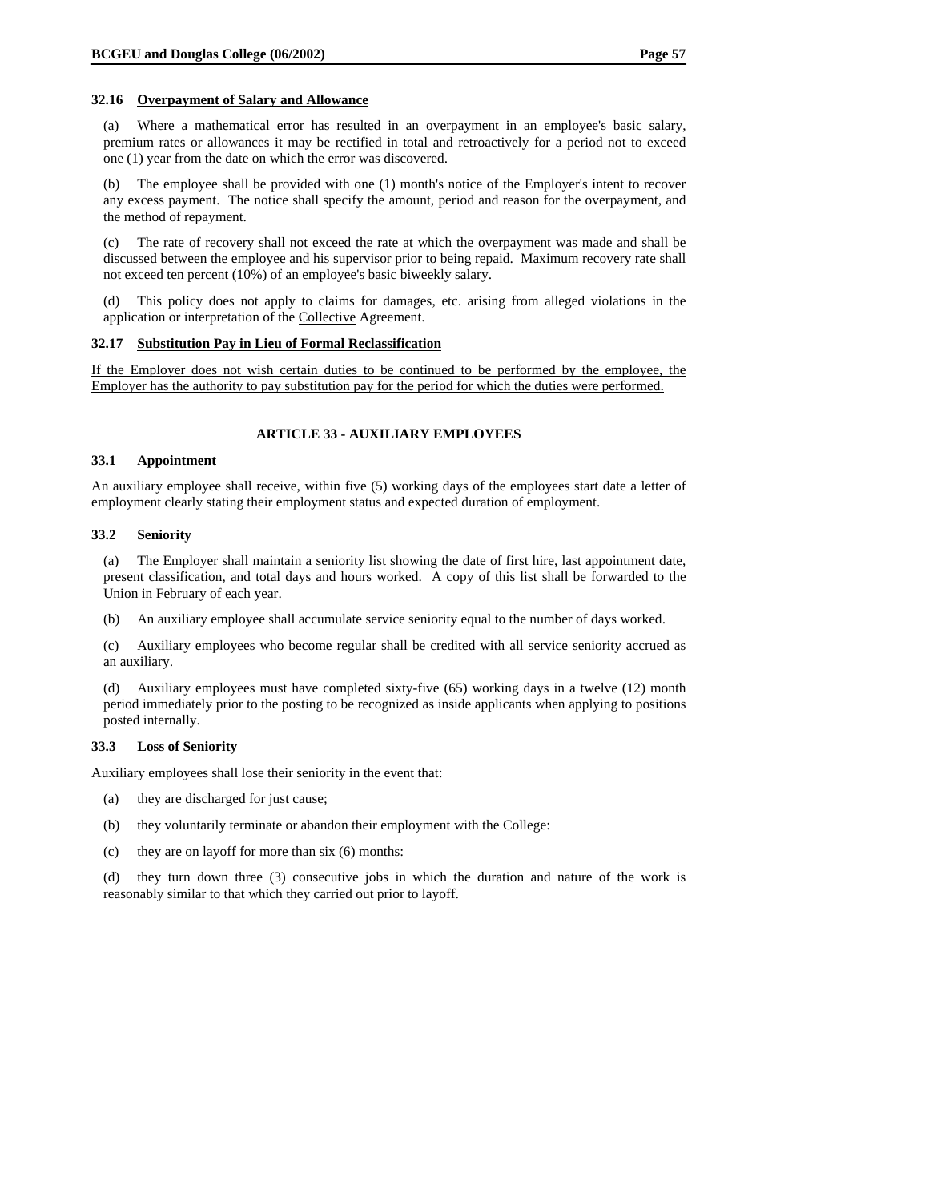### 32.16 <u>Overpayment of Salary and Allowance</u>

(a) Where a mathematical error has resulted in an overpayment in an employee's basic salary, premium rates or allowances it may be rectified in total and retroactively for a period not to exceed one (1) year from the date on which the error was discovered.

(b) The employee shall be provided with one (1) month's notice of the Employer's intent to recover any excess payment. The notice shall specify the amount, period and reason for the overpayment, and the method of repayment.

(c) The rate of recovery shall not exceed the rate at which the overpayment was made and shall be discussed between the employee and his supervisor prior to being repaid. Maximum recovery rate shall not exceed ten percent (10%) of an employee's basic biweekly salary.

(d) This policy does not apply to claims for damages, etc. arising from alleged violations in the application or interpretation of the <u>Collective</u> Agreement.

### 32.17 <u>Substitution Pay in Lieu of Formal Reclassification</u>

<u>If the Employer does not wish certain duties to be continued to be performed by the employee, the Employer has the authority to pay substitution pay for the period for which the duties were performed.</u>

## ARTICLE 33 - AUXILIARY EMPLOYEES

### 33.1 Appointment

An auxiliary employee shall receive, within five (5) working days of the employees start date a letter of employment clearly stating their employment status and expected duration of employment.

### 33.2 Seniority

(a) The Employer shall maintain a seniority list showing the date of first hire, last appointment date, present classification, and total days and hours worked. A copy of this list shall be forwarded to the Union in February of each year.

(b) An auxiliary employee shall accumulate service seniority equal to the number of days worked.

(c) Auxiliary employees who become regular shall be credited with all service seniority accrued as an auxiliary.

(d) Auxiliary employees must have completed sixty-five (65) working days in a twelve (12) month period immediately prior to the posting to be recognized as inside applicants when applying to positions posted internally.

### 33.3 Loss of Seniority

Auxiliary employees shall lose their seniority in the event that:

(a) they are discharged for just cause;

(b) they voluntarily terminate or abandon their employment with the College:

(c) they are on layoff for more than six (6) months:

(d) they turn down three (3) consecutive jobs in which the duration and nature of the work is reasonably similar to that which they carried out prior to layoff.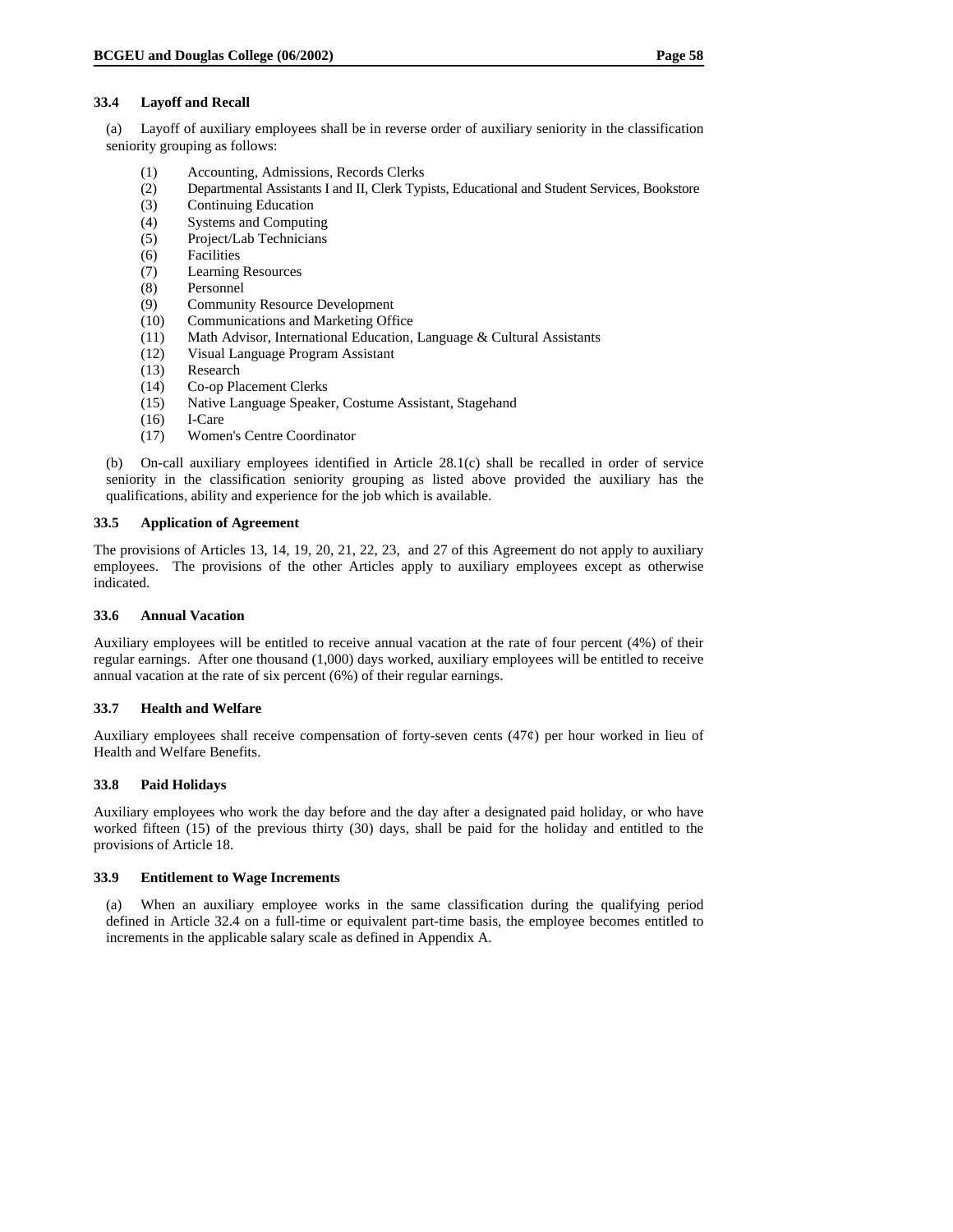### 33.4 Layoff and Recall

(a) Layoff of auxiliary employees shall be in reverse order of auxiliary seniority in the classification seniority grouping as follows:

(1) Accounting, Admissions, Records Clerks
(2) Departmental Assistants I and II, Clerk Typists, Educational and Student Services, Bookstore
(3) Continuing Education
(4) Systems and Computing
(5) Project/Lab Technicians
(6) Facilities
(7) Learning Resources
(8) Personnel
(9) Community Resource Development
(10) Communications and Marketing Office
(11) Math Advisor, International Education, Language & Cultural Assistants
(12) Visual Language Program Assistant
(13) Research
(14) Co-op Placement Clerks
(15) Native Language Speaker, Costume Assistant, Stagehand
(16) I-Care
(17) Women's Centre Coordinator

(b) On-call auxiliary employees identified in Article 28.1(c) shall be recalled in order of service seniority in the classification seniority grouping as listed above provided the auxiliary has the qualifications, ability and experience for the job which is available.

### 33.5 Application of Agreement

The provisions of Articles 13, 14, 19, 20, 21, 22, 23, and 27 of this Agreement do not apply to auxiliary employees. The provisions of the other Articles apply to auxiliary employees except as otherwise indicated.

### 33.6 Annual Vacation

Auxiliary employees will be entitled to receive annual vacation at the rate of four percent (4%) of their regular earnings. After one thousand (1,000) days worked, auxiliary employees will be entitled to receive annual vacation at the rate of six percent (6%) of their regular earnings.

### 33.7 Health and Welfare

Auxiliary employees shall receive compensation of forty-seven cents (47¢) per hour worked in lieu of Health and Welfare Benefits.

### 33.8 Paid Holidays

Auxiliary employees who work the day before and the day after a designated paid holiday, or who have worked fifteen (15) of the previous thirty (30) days, shall be paid for the holiday and entitled to the provisions of Article 18.

### 33.9 Entitlement to Wage Increments

(a) When an auxiliary employee works in the same classification during the qualifying period defined in Article 32.4 on a full-time or equivalent part-time basis, the employee becomes entitled to increments in the applicable salary scale as defined in Appendix A.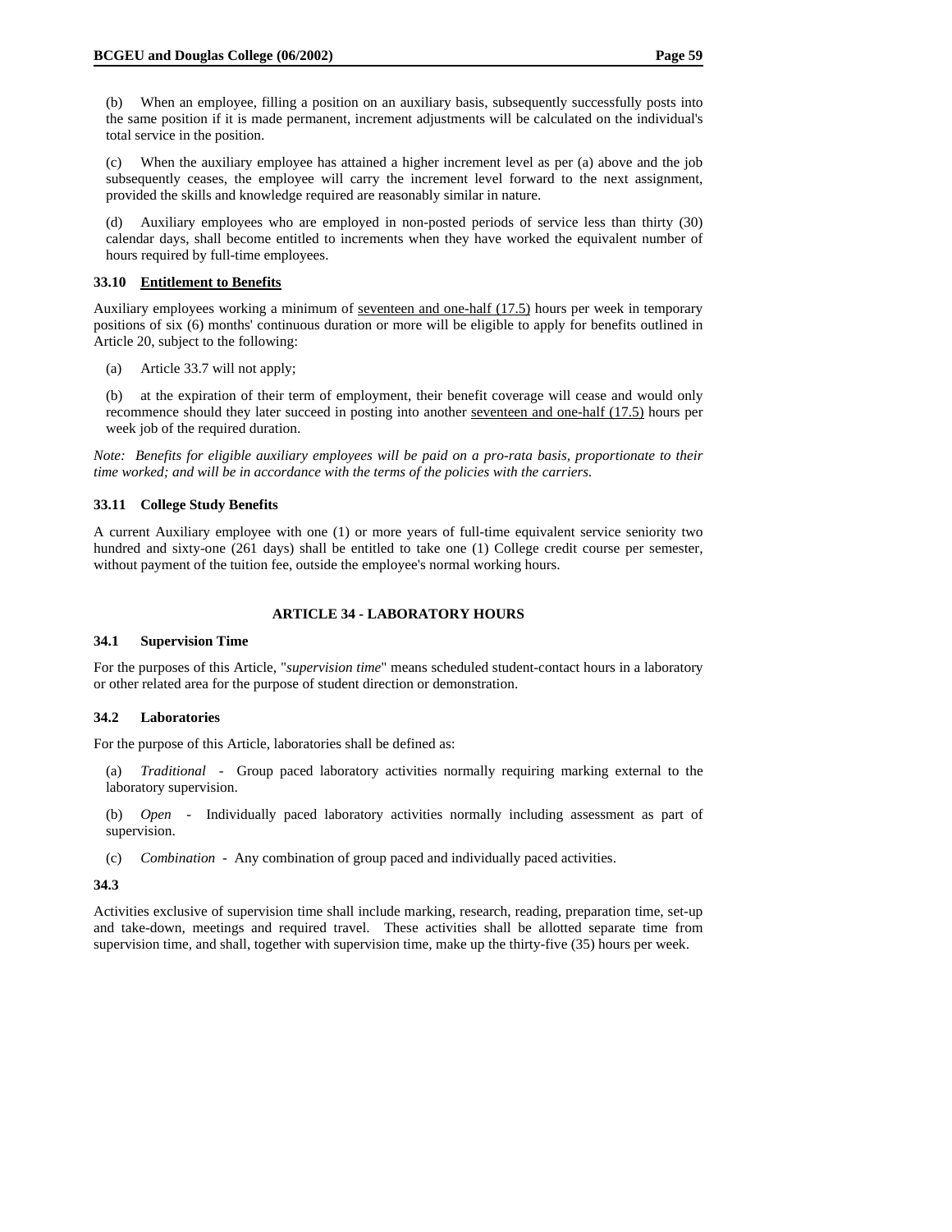(b) When an employee, filling a position on an auxiliary basis, subsequently successfully posts into the same position if it is made permanent, increment adjustments will be calculated on the individual's total service in the position.

(c) When the auxiliary employee has attained a higher increment level as per (a) above and the job subsequently ceases, the employee will carry the increment level forward to the next assignment, provided the skills and knowledge required are reasonably similar in nature.

(d) Auxiliary employees who are employed in non-posted periods of service less than thirty (30) calendar days, shall become entitled to increments when they have worked the equivalent number of hours required by full-time employees.

**33.10 <u>Entitlement to Benefits</u>**

Auxiliary employees working a minimum of <u>seventeen and one-half (17.5)</u> hours per week in temporary positions of six (6) months' continuous duration or more will be eligible to apply for benefits outlined in Article 20, subject to the following:

(a) Article 33.7 will not apply;

(b) at the expiration of their term of employment, their benefit coverage will cease and would only recommence should they later succeed in posting into another <u>seventeen and one-half (17.5)</u> hours per week job of the required duration.

*Note: Benefits for eligible auxiliary employees will be paid on a pro-rata basis, proportionate to their time worked; and will be in accordance with the terms of the policies with the carriers.*

**33.11 College Study Benefits**

A current Auxiliary employee with one (1) or more years of full-time equivalent service seniority two hundred and sixty-one (261 days) shall be entitled to take one (1) College credit course per semester, without payment of the tuition fee, outside the employee's normal working hours.

## ARTICLE 34 - LABORATORY HOURS

**34.1 Supervision Time**

For the purposes of this Article, "*supervision time*" means scheduled student-contact hours in a laboratory or other related area for the purpose of student direction or demonstration.

**34.2 Laboratories**

For the purpose of this Article, laboratories shall be defined as:

(a) *Traditional* - Group paced laboratory activities normally requiring marking external to the laboratory supervision.

(b) *Open* - Individually paced laboratory activities normally including assessment as part of supervision.

(c) *Combination* - Any combination of group paced and individually paced activities.

**34.3**

Activities exclusive of supervision time shall include marking, research, reading, preparation time, set-up and take-down, meetings and required travel. These activities shall be allotted separate time from supervision time, and shall, together with supervision time, make up the thirty-five (35) hours per week.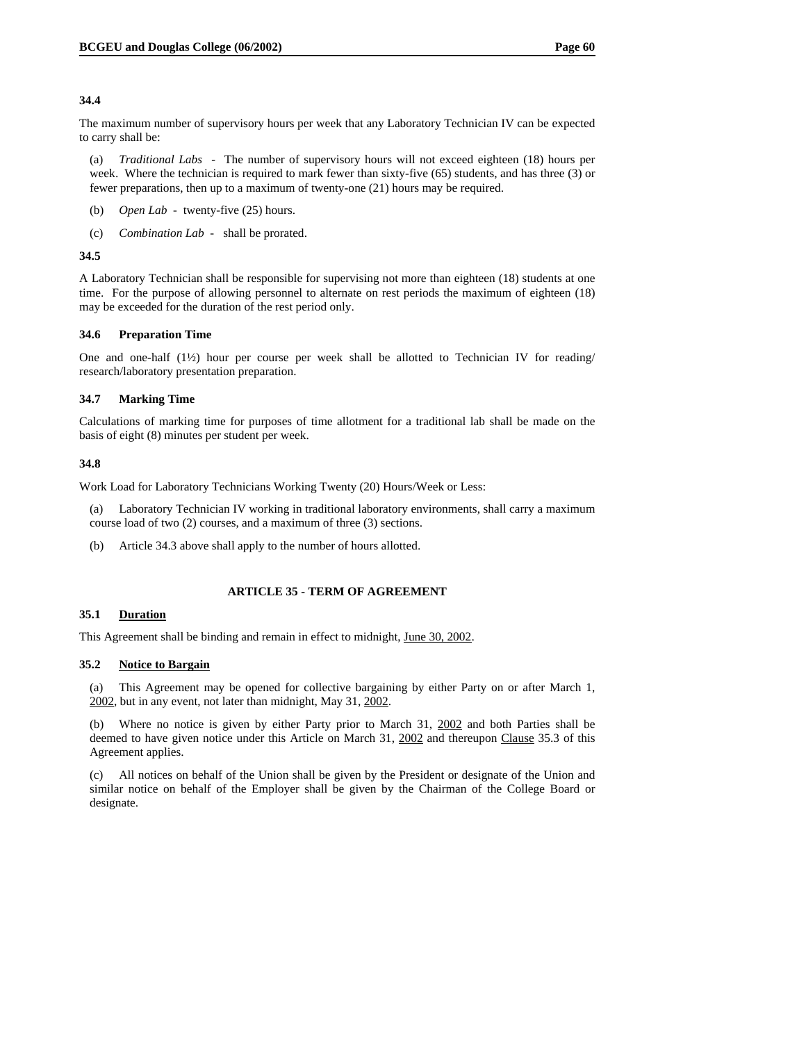**34.4**

The maximum number of supervisory hours per week that any Laboratory Technician IV can be expected to carry shall be:

(a) *Traditional Labs* - The number of supervisory hours will not exceed eighteen (18) hours per week. Where the technician is required to mark fewer than sixty-five (65) students, and has three (3) or fewer preparations, then up to a maximum of twenty-one (21) hours may be required.

(b) *Open Lab* - twenty-five (25) hours.

(c) *Combination Lab* - shall be prorated.

**34.5**

A Laboratory Technician shall be responsible for supervising not more than eighteen (18) students at one time. For the purpose of allowing personnel to alternate on rest periods the maximum of eighteen (18) may be exceeded for the duration of the rest period only.

**34.6 Preparation Time**

One and one-half (1½) hour per course per week shall be allotted to Technician IV for reading/research/laboratory presentation preparation.

**34.7 Marking Time**

Calculations of marking time for purposes of time allotment for a traditional lab shall be made on the basis of eight (8) minutes per student per week.

**34.8**

Work Load for Laboratory Technicians Working Twenty (20) Hours/Week or Less:

(a) Laboratory Technician IV working in traditional laboratory environments, shall carry a maximum course load of two (2) courses, and a maximum of three (3) sections.

(b) Article 34.3 above shall apply to the number of hours allotted.

## ARTICLE 35 - TERM OF AGREEMENT

**35.1 Duration**

This Agreement shall be binding and remain in effect to midnight, June 30, 2002.

**35.2 Notice to Bargain**

(a) This Agreement may be opened for collective bargaining by either Party on or after March 1, 2002, but in any event, not later than midnight, May 31, 2002.

(b) Where no notice is given by either Party prior to March 31, 2002 and both Parties shall be deemed to have given notice under this Article on March 31, 2002 and thereupon Clause 35.3 of this Agreement applies.

(c) All notices on behalf of the Union shall be given by the President or designate of the Union and similar notice on behalf of the Employer shall be given by the Chairman of the College Board or designate.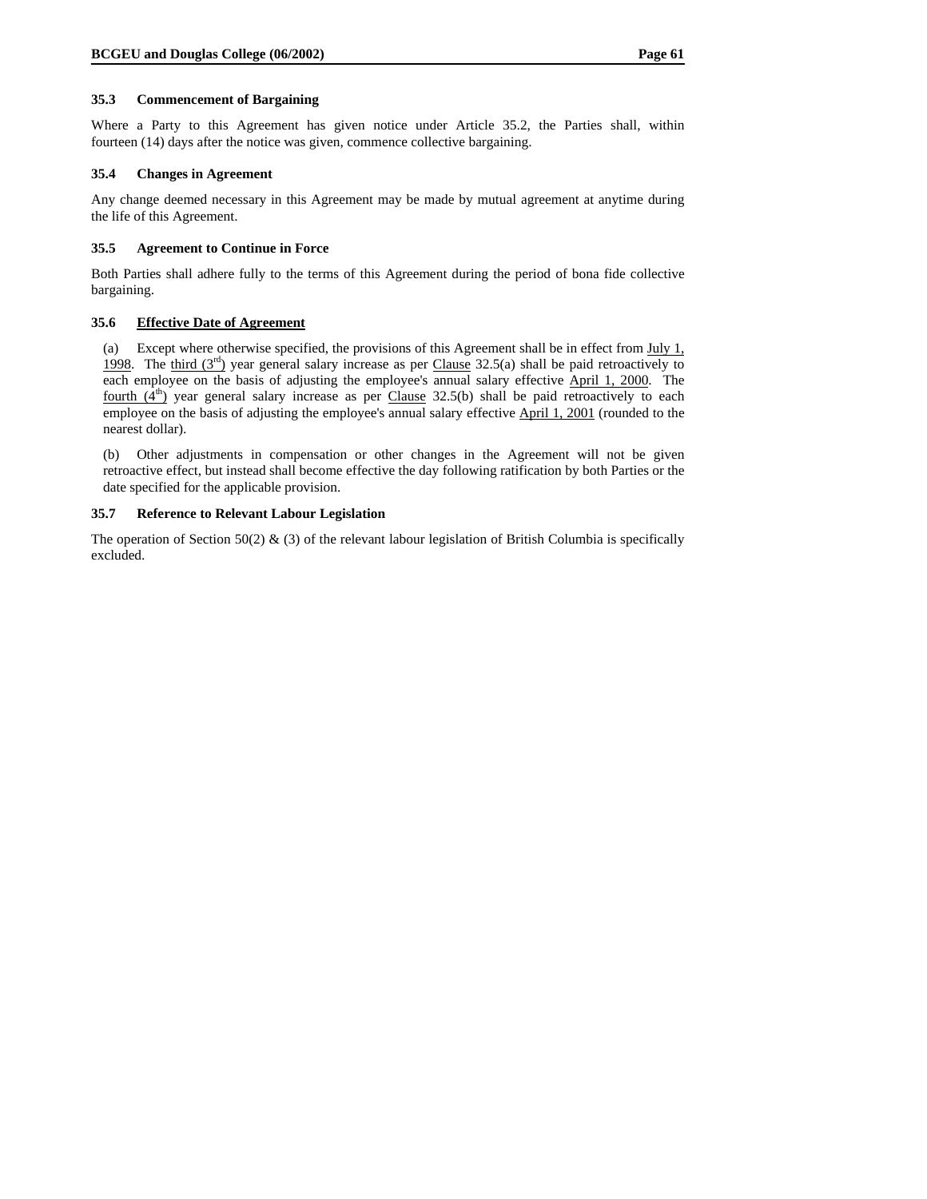### 35.3 Commencement of Bargaining

Where a Party to this Agreement has given notice under Article 35.2, the Parties shall, within fourteen (14) days after the notice was given, commence collective bargaining.

### 35.4 Changes in Agreement

Any change deemed necessary in this Agreement may be made by mutual agreement at anytime during the life of this Agreement.

### 35.5 Agreement to Continue in Force

Both Parties shall adhere fully to the terms of this Agreement during the period of bona fide collective bargaining.

### 35.6 Effective Date of Agreement

(a) Except where otherwise specified, the provisions of this Agreement shall be in effect from July 1, 1998. The third (3rd) year general salary increase as per Clause 32.5(a) shall be paid retroactively to each employee on the basis of adjusting the employee's annual salary effective April 1, 2000. The fourth (4th) year general salary increase as per Clause 32.5(b) shall be paid retroactively to each employee on the basis of adjusting the employee's annual salary effective April 1, 2001 (rounded to the nearest dollar).

(b) Other adjustments in compensation or other changes in the Agreement will not be given retroactive effect, but instead shall become effective the day following ratification by both Parties or the date specified for the applicable provision.

### 35.7 Reference to Relevant Labour Legislation

The operation of Section 50(2) & (3) of the relevant labour legislation of British Columbia is specifically excluded.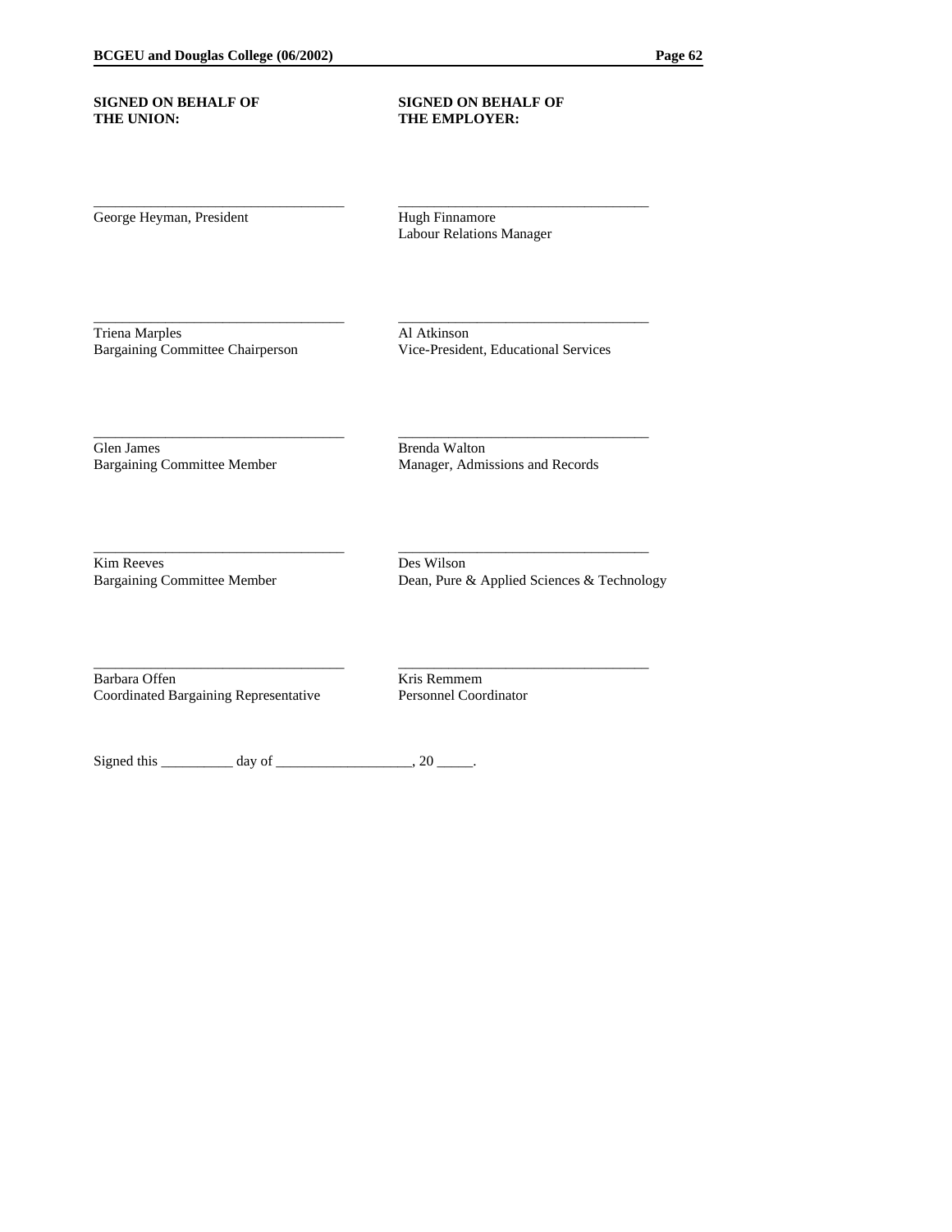| SIGNED ON BEHALF OF THE UNION: | SIGNED ON BEHALF OF THE EMPLOYER: |
|---|---|
| ___________________________________ | ___________________________________ |
| George Heyman, President | Hugh Finnamore<br>Labour Relations Manager |
| ___________________________________ | ___________________________________ |
| Triena Marples<br>Bargaining Committee Chairperson | Al Atkinson<br>Vice-President, Educational Services |
| ___________________________________ | ___________________________________ |
| Glen James<br>Bargaining Committee Member | Brenda Walton<br>Manager, Admissions and Records |
| ___________________________________ | ___________________________________ |
| Kim Reeves<br>Bargaining Committee Member | Des Wilson<br>Dean, Pure & Applied Sciences & Technology |
| ___________________________________ | ___________________________________ |
| Barbara Offen<br>Coordinated Bargaining Representative | Kris Remmem<br>Personnel Coordinator |

Signed this __________ day of ___________________, 20 _____.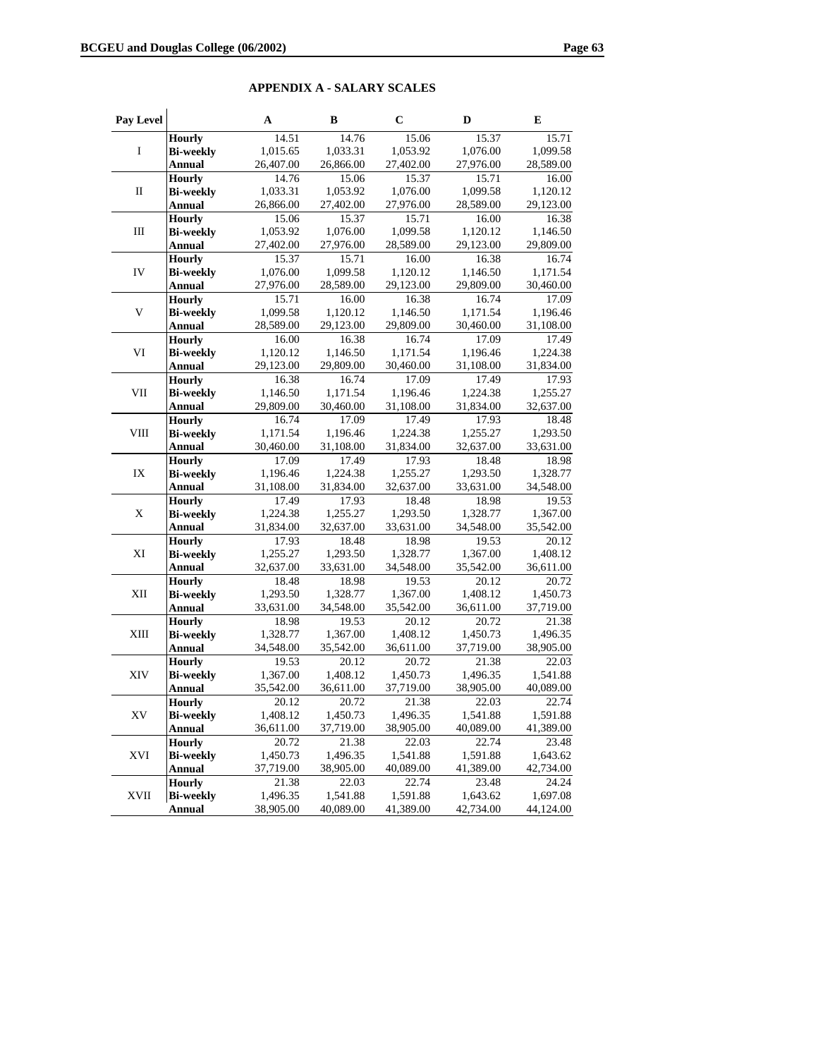## APPENDIX A - SALARY SCALES

| Pay Level | | A | B | C | D | E |
|---|---|---|---|---|---|---|
| I | **Hourly** | 14.51 | 14.76 | 15.06 | 15.37 | 15.71 |
| | **Bi-weekly** | 1,015.65 | 1,033.31 | 1,053.92 | 1,076.00 | 1,099.58 |
| | **Annual** | 26,407.00 | 26,866.00 | 27,402.00 | 27,976.00 | 28,589.00 |
| II | **Hourly** | 14.76 | 15.06 | 15.37 | 15.71 | 16.00 |
| | **Bi-weekly** | 1,033.31 | 1,053.92 | 1,076.00 | 1,099.58 | 1,120.12 |
| | **Annual** | 26,866.00 | 27,402.00 | 27,976.00 | 28,589.00 | 29,123.00 |
| III | **Hourly** | 15.06 | 15.37 | 15.71 | 16.00 | 16.38 |
| | **Bi-weekly** | 1,053.92 | 1,076.00 | 1,099.58 | 1,120.12 | 1,146.50 |
| | **Annual** | 27,402.00 | 27,976.00 | 28,589.00 | 29,123.00 | 29,809.00 |
| IV | **Hourly** | 15.37 | 15.71 | 16.00 | 16.38 | 16.74 |
| | **Bi-weekly** | 1,076.00 | 1,099.58 | 1,120.12 | 1,146.50 | 1,171.54 |
| | **Annual** | 27,976.00 | 28,589.00 | 29,123.00 | 29,809.00 | 30,460.00 |
| V | **Hourly** | 15.71 | 16.00 | 16.38 | 16.74 | 17.09 |
| | **Bi-weekly** | 1,099.58 | 1,120.12 | 1,146.50 | 1,171.54 | 1,196.46 |
| | **Annual** | 28,589.00 | 29,123.00 | 29,809.00 | 30,460.00 | 31,108.00 |
| VI | **Hourly** | 16.00 | 16.38 | 16.74 | 17.09 | 17.49 |
| | **Bi-weekly** | 1,120.12 | 1,146.50 | 1,171.54 | 1,196.46 | 1,224.38 |
| | **Annual** | 29,123.00 | 29,809.00 | 30,460.00 | 31,108.00 | 31,834.00 |
| VII | **Hourly** | 16.38 | 16.74 | 17.09 | 17.49 | 17.93 |
| | **Bi-weekly** | 1,146.50 | 1,171.54 | 1,196.46 | 1,224.38 | 1,255.27 |
| | **Annual** | 29,809.00 | 30,460.00 | 31,108.00 | 31,834.00 | 32,637.00 |
| VIII | **Hourly** | 16.74 | 17.09 | 17.49 | 17.93 | 18.48 |
| | **Bi-weekly** | 1,171.54 | 1,196.46 | 1,224.38 | 1,255.27 | 1,293.50 |
| | **Annual** | 30,460.00 | 31,108.00 | 31,834.00 | 32,637.00 | 33,631.00 |
| IX | **Hourly** | 17.09 | 17.49 | 17.93 | 18.48 | 18.98 |
| | **Bi-weekly** | 1,196.46 | 1,224.38 | 1,255.27 | 1,293.50 | 1,328.77 |
| | **Annual** | 31,108.00 | 31,834.00 | 32,637.00 | 33,631.00 | 34,548.00 |
| X | **Hourly** | 17.49 | 17.93 | 18.48 | 18.98 | 19.53 |
| | **Bi-weekly** | 1,224.38 | 1,255.27 | 1,293.50 | 1,328.77 | 1,367.00 |
| | **Annual** | 31,834.00 | 32,637.00 | 33,631.00 | 34,548.00 | 35,542.00 |
| XI | **Hourly** | 17.93 | 18.48 | 18.98 | 19.53 | 20.12 |
| | **Bi-weekly** | 1,255.27 | 1,293.50 | 1,328.77 | 1,367.00 | 1,408.12 |
| | **Annual** | 32,637.00 | 33,631.00 | 34,548.00 | 35,542.00 | 36,611.00 |
| XII | **Hourly** | 18.48 | 18.98 | 19.53 | 20.12 | 20.72 |
| | **Bi-weekly** | 1,293.50 | 1,328.77 | 1,367.00 | 1,408.12 | 1,450.73 |
| | **Annual** | 33,631.00 | 34,548.00 | 35,542.00 | 36,611.00 | 37,719.00 |
| XIII | **Hourly** | 18.98 | 19.53 | 20.12 | 20.72 | 21.38 |
| | **Bi-weekly** | 1,328.77 | 1,367.00 | 1,408.12 | 1,450.73 | 1,496.35 |
| | **Annual** | 34,548.00 | 35,542.00 | 36,611.00 | 37,719.00 | 38,905.00 |
| XIV | **Hourly** | 19.53 | 20.12 | 20.72 | 21.38 | 22.03 |
| | **Bi-weekly** | 1,367.00 | 1,408.12 | 1,450.73 | 1,496.35 | 1,541.88 |
| | **Annual** | 35,542.00 | 36,611.00 | 37,719.00 | 38,905.00 | 40,089.00 |
| XV | **Hourly** | 20.12 | 20.72 | 21.38 | 22.03 | 22.74 |
| | **Bi-weekly** | 1,408.12 | 1,450.73 | 1,496.35 | 1,541.88 | 1,591.88 |
| | **Annual** | 36,611.00 | 37,719.00 | 38,905.00 | 40,089.00 | 41,389.00 |
| XVI | **Hourly** | 20.72 | 21.38 | 22.03 | 22.74 | 23.48 |
| | **Bi-weekly** | 1,450.73 | 1,496.35 | 1,541.88 | 1,591.88 | 1,643.62 |
| | **Annual** | 37,719.00 | 38,905.00 | 40,089.00 | 41,389.00 | 42,734.00 |
| XVII | **Hourly** | 21.38 | 22.03 | 22.74 | 23.48 | 24.24 |
| | **Bi-weekly** | 1,496.35 | 1,541.88 | 1,591.88 | 1,643.62 | 1,697.08 |
| | **Annual** | 38,905.00 | 40,089.00 | 41,389.00 | 42,734.00 | 44,124.00 |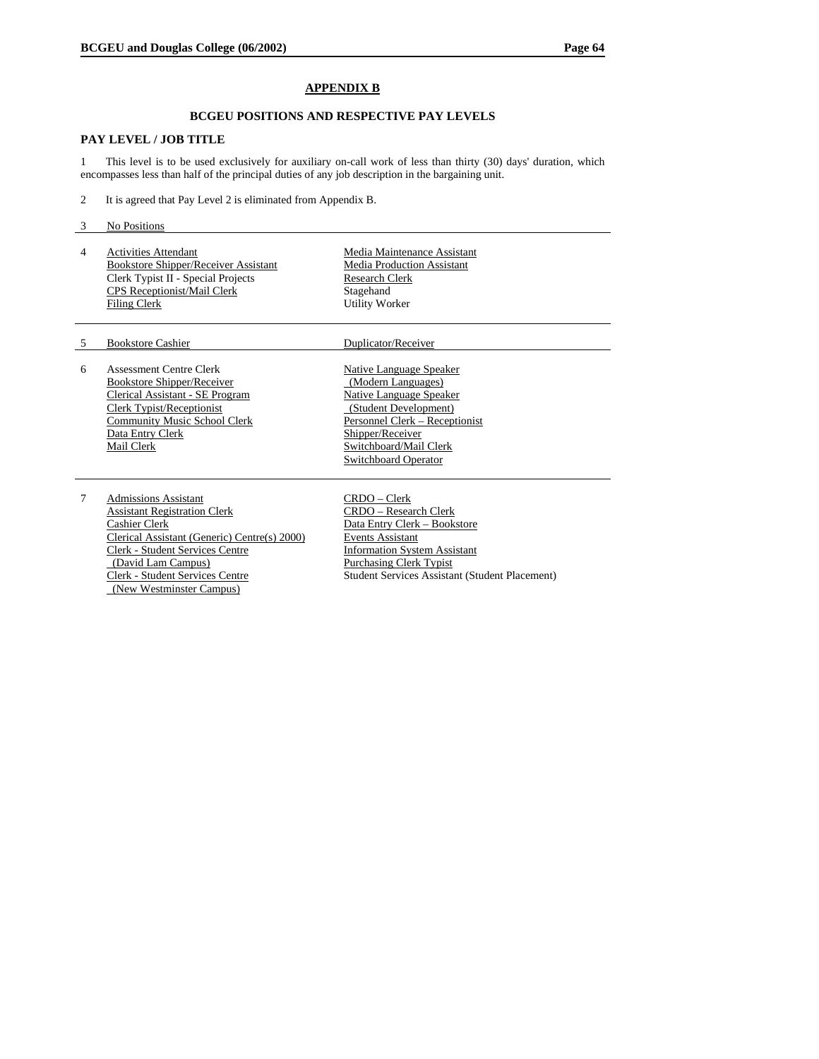## APPENDIX B

### BCGEU POSITIONS AND RESPECTIVE PAY LEVELS

**PAY LEVEL / JOB TITLE**

1 This level is to be used exclusively for auxiliary on-call work of less than thirty (30) days' duration, which encompasses less than half of the principal duties of any job description in the bargaining unit.

2 It is agreed that Pay Level 2 is eliminated from Appendix B.

| Pay Level | Job Title | Job Title |
|---|---|---|
| 3 | No Positions | |
| 4 | Activities Attendant<br>Bookstore Shipper/Receiver Assistant<br>Clerk Typist II - Special Projects<br>CPS Receptionist/Mail Clerk<br>Filing Clerk | Media Maintenance Assistant<br>Media Production Assistant<br>Research Clerk<br>Stagehand<br>Utility Worker |
| 5 | Bookstore Cashier | Duplicator/Receiver |
| 6 | Assessment Centre Clerk<br>Bookstore Shipper/Receiver<br>Clerical Assistant - SE Program<br>Clerk Typist/Receptionist<br>Community Music School Clerk<br>Data Entry Clerk<br>Mail Clerk | Native Language Speaker (Modern Languages)<br>Native Language Speaker (Student Development)<br>Personnel Clerk – Receptionist<br>Shipper/Receiver<br>Switchboard/Mail Clerk<br>Switchboard Operator |
| 7 | Admissions Assistant<br>Assistant Registration Clerk<br>Cashier Clerk<br>Clerical Assistant (Generic) Centre(s) 2000)<br>Clerk - Student Services Centre (David Lam Campus)<br>Clerk - Student Services Centre (New Westminster Campus) | CRDO – Clerk<br>CRDO – Research Clerk<br>Data Entry Clerk – Bookstore<br>Events Assistant<br>Information System Assistant<br>Purchasing Clerk Typist<br>Student Services Assistant (Student Placement) |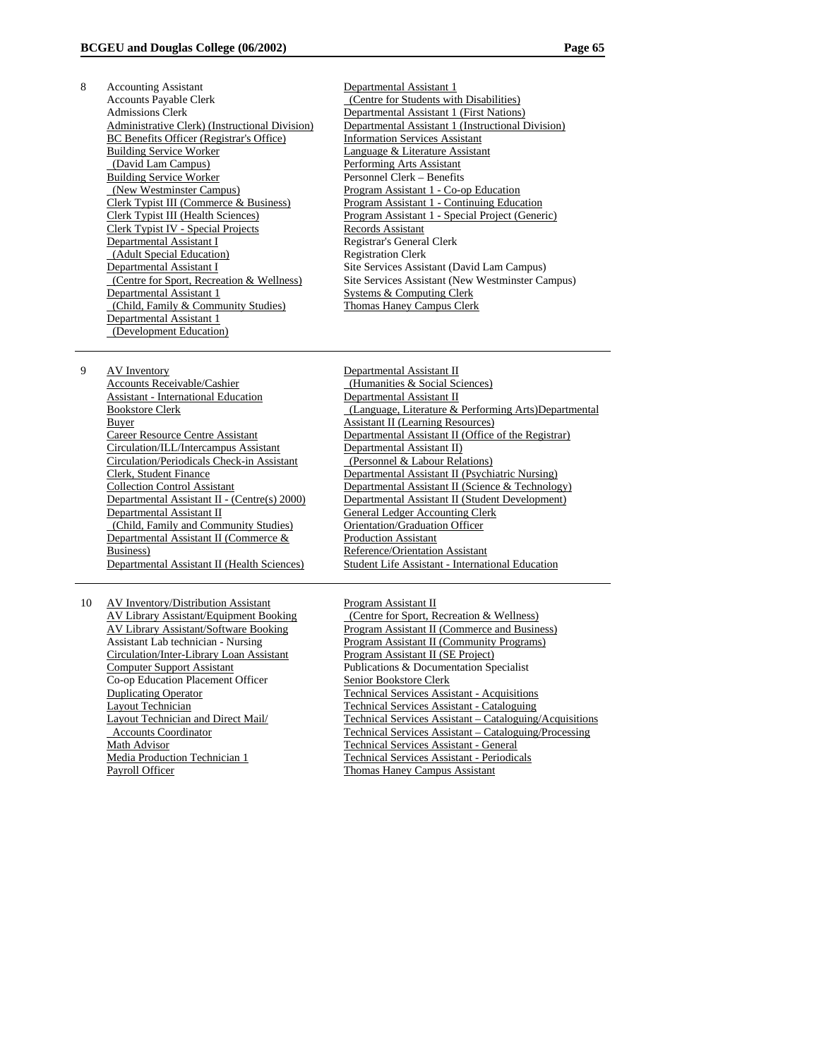| Grid | Positions | |
|---|---|---|
| 8 | Accounting Assistant | Departmental Assistant 1 (Centre for Students with Disabilities) |
| | Accounts Payable Clerk | Departmental Assistant 1 (First Nations) |
| | Admissions Clerk | Departmental Assistant 1 (Instructional Division) |
| | Administrative Clerk) (Instructional Division) | Information Services Assistant |
| | BC Benefits Officer (Registrar's Office) | Language & Literature Assistant |
| | Building Service Worker (David Lam Campus) | Performing Arts Assistant |
| | Building Service Worker (New Westminster Campus) | Personnel Clerk – Benefits |
| | Clerk Typist III (Commerce & Business) | Program Assistant 1 - Co-op Education |
| | Clerk Typist III (Health Sciences) | Program Assistant 1 - Continuing Education |
| | Clerk Typist IV - Special Projects | Program Assistant 1 - Special Project (Generic) |
| | Departmental Assistant I (Adult Special Education) | Records Assistant |
| | Departmental Assistant I (Centre for Sport, Recreation & Wellness) | Registrar's General Clerk |
| | Departmental Assistant 1 (Child, Family & Community Studies) | Registration Clerk |
| | Departmental Assistant 1 (Development Education) | Site Services Assistant (David Lam Campus) |
| | | Site Services Assistant (New Westminster Campus) |
| | | Systems & Computing Clerk |
| | | Thomas Haney Campus Clerk |
| 9 | AV Inventory | Departmental Assistant II (Humanities & Social Sciences) |
| | Accounts Receivable/Cashier | Departmental Assistant II (Language, Literature & Performing Arts) |
| | Assistant - International Education | Departmental Assistant II (Learning Resources) |
| | Bookstore Clerk | Departmental Assistant II (Office of the Registrar) |
| | Buyer | Departmental Assistant II) (Personnel & Labour Relations) |
| | Career Resource Centre Assistant | Departmental Assistant II (Psychiatric Nursing) |
| | Circulation/ILL/Intercampus Assistant | Departmental Assistant II (Science & Technology) |
| | Circulation/Periodicals Check-in Assistant | Departmental Assistant II (Student Development) |
| | Clerk, Student Finance | General Ledger Accounting Clerk |
| | Collection Control Assistant | Orientation/Graduation Officer |
| | Departmental Assistant II - (Centre(s) 2000) | Production Assistant |
| | Departmental Assistant II (Child, Family and Community Studies) | Reference/Orientation Assistant |
| | Departmental Assistant II (Commerce & Business) | Student Life Assistant - International Education |
| | Departmental Assistant II (Health Sciences) | |
| 10 | AV Inventory/Distribution Assistant | Program Assistant II (Centre for Sport, Recreation & Wellness) |
| | AV Library Assistant/Equipment Booking | Program Assistant II (Commerce and Business) |
| | AV Library Assistant/Software Booking | Program Assistant II (Community Programs) |
| | Assistant Lab technician - Nursing | Program Assistant II (SE Project) |
| | Circulation/Inter-Library Loan Assistant | Publications & Documentation Specialist |
| | Computer Support Assistant | Senior Bookstore Clerk |
| | Co-op Education Placement Officer | Technical Services Assistant - Acquisitions |
| | Duplicating Operator | Technical Services Assistant - Cataloguing |
| | Layout Technician | Technical Services Assistant – Cataloguing/Acquisitions |
| | Layout Technician and Direct Mail/ Accounts Coordinator | Technical Services Assistant – Cataloguing/Processing |
| | Math Advisor | Technical Services Assistant - General |
| | Media Production Technician 1 | Technical Services Assistant - Periodicals |
| | Payroll Officer | Thomas Haney Campus Assistant |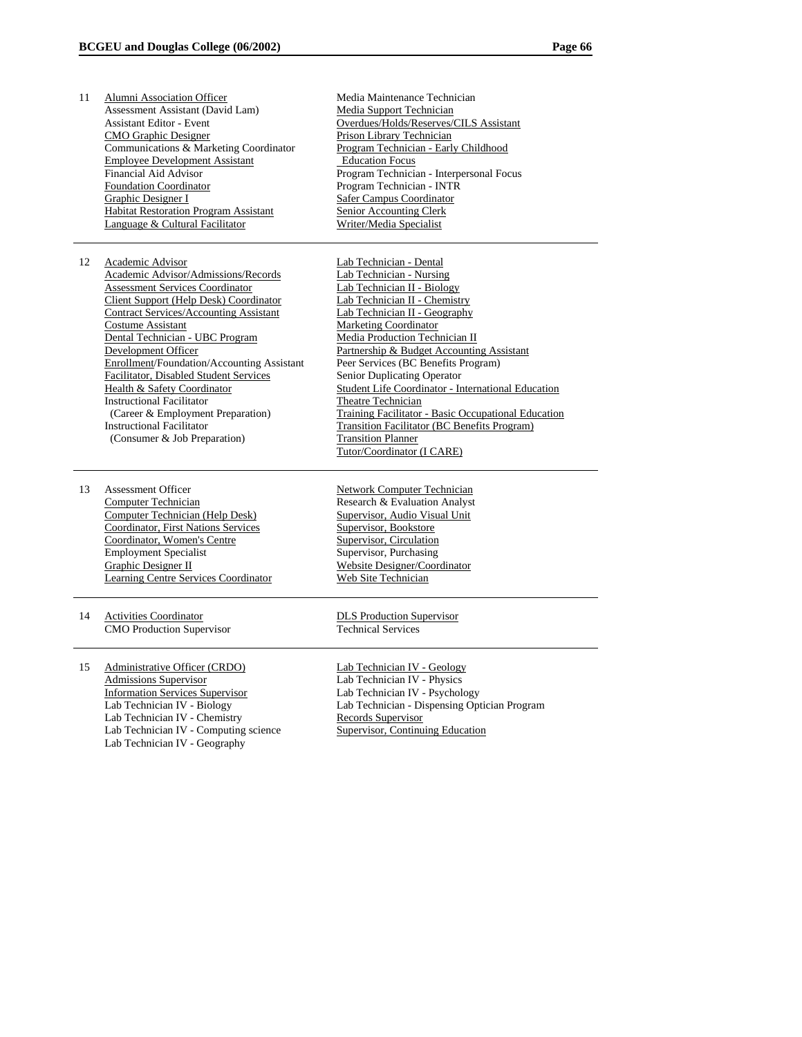| Grid | Positions | |
|---|---|---|
| 11 | Alumni Association Officer | Media Maintenance Technician |
| | Assessment Assistant (David Lam) | Media Support Technician |
| | Assistant Editor - Event | Overdues/Holds/Reserves/CILS Assistant |
| | CMO Graphic Designer | Prison Library Technician |
| | Communications & Marketing Coordinator | Program Technician - Early Childhood Education Focus |
| | Employee Development Assistant | Program Technician - Interpersonal Focus |
| | Financial Aid Advisor | Program Technician - INTR |
| | Foundation Coordinator | Safer Campus Coordinator |
| | Graphic Designer I | Senior Accounting Clerk |
| | Habitat Restoration Program Assistant | Writer/Media Specialist |
| | Language & Cultural Facilitator | |
| 12 | Academic Advisor | Lab Technician - Dental |
| | Academic Advisor/Admissions/Records | Lab Technician - Nursing |
| | Assessment Services Coordinator | Lab Technician II - Biology |
| | Client Support (Help Desk) Coordinator | Lab Technician II - Chemistry |
| | Contract Services/Accounting Assistant | Lab Technician II - Geography |
| | Costume Assistant | Marketing Coordinator |
| | Dental Technician - UBC Program | Media Production Technician II |
| | Development Officer | Partnership & Budget Accounting Assistant |
| | Enrollment/Foundation/Accounting Assistant | Peer Services (BC Benefits Program) |
| | Facilitator, Disabled Student Services | Senior Duplicating Operator |
| | Health & Safety Coordinator | Student Life Coordinator - International Education |
| | Instructional Facilitator (Career & Employment Preparation) | Theatre Technician |
| | Instructional Facilitator (Consumer & Job Preparation) | Training Facilitator - Basic Occupational Education |
| | | Transition Facilitator (BC Benefits Program) |
| | | Transition Planner |
| | | Tutor/Coordinator (I CARE) |
| 13 | Assessment Officer | Network Computer Technician |
| | Computer Technician | Research & Evaluation Analyst |
| | Computer Technician (Help Desk) | Supervisor, Audio Visual Unit |
| | Coordinator, First Nations Services | Supervisor, Bookstore |
| | Coordinator, Women's Centre | Supervisor, Circulation |
| | Employment Specialist | Supervisor, Purchasing |
| | Graphic Designer II | Website Designer/Coordinator |
| | Learning Centre Services Coordinator | Web Site Technician |
| 14 | Activities Coordinator | DLS Production Supervisor |
| | CMO Production Supervisor | Technical Services |
| 15 | Administrative Officer (CRDO) | Lab Technician IV - Geology |
| | Admissions Supervisor | Lab Technician IV - Physics |
| | Information Services Supervisor | Lab Technician IV - Psychology |
| | Lab Technician IV - Biology | Lab Technician - Dispensing Optician Program |
| | Lab Technician IV - Chemistry | Records Supervisor |
| | Lab Technician IV - Computing science | Supervisor, Continuing Education |
| | Lab Technician IV - Geography | |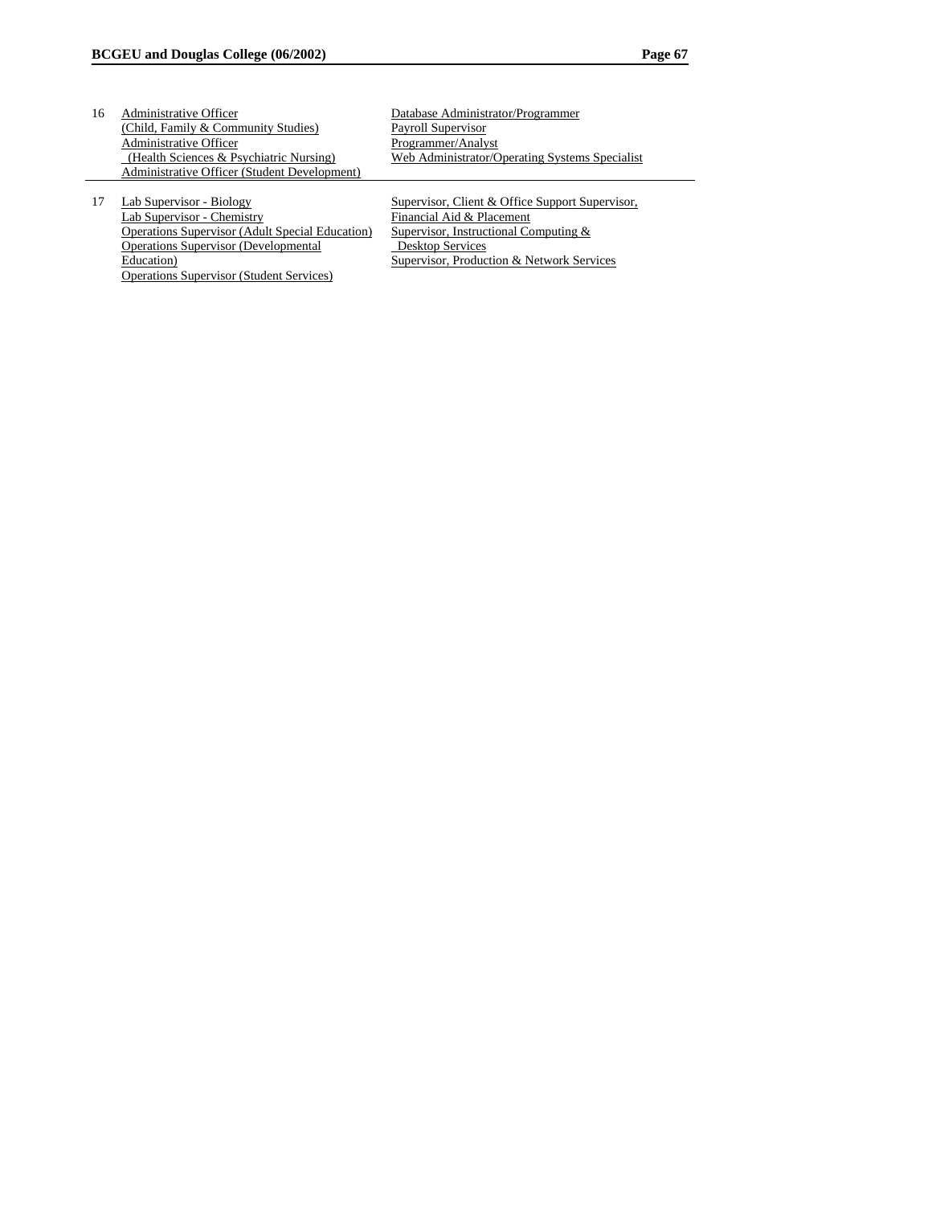| | | |
|---|---|---|
| 16 | Administrative Officer (Child, Family & Community Studies)<br>Administrative Officer (Health Sciences & Psychiatric Nursing)<br>Administrative Officer (Student Development) | Database Administrator/Programmer<br>Payroll Supervisor<br>Programmer/Analyst<br>Web Administrator/Operating Systems Specialist |
| 17 | Lab Supervisor - Biology<br>Lab Supervisor - Chemistry<br>Operations Supervisor (Adult Special Education)<br>Operations Supervisor (Developmental Education)<br>Operations Supervisor (Student Services) | Supervisor, Client & Office Support Supervisor, Financial Aid & Placement<br>Supervisor, Instructional Computing & Desktop Services<br>Supervisor, Production & Network Services |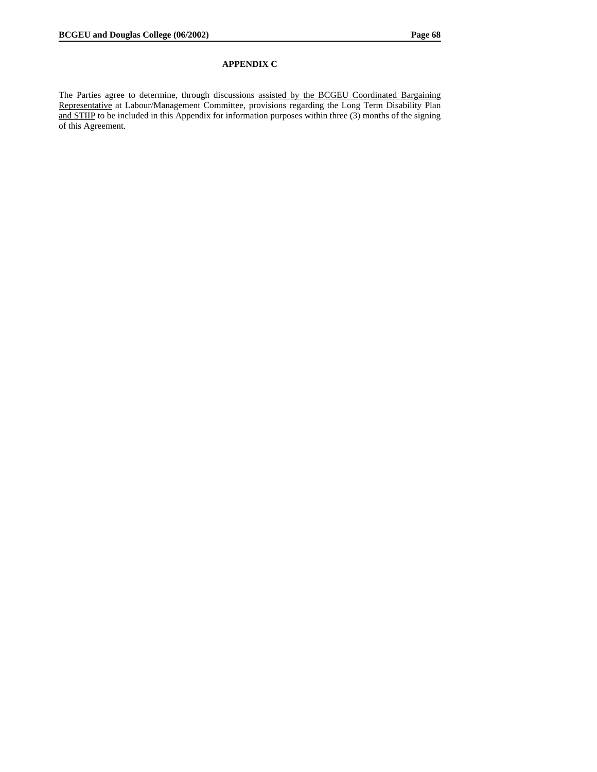## APPENDIX C

The Parties agree to determine, through discussions assisted by the BCGEU Coordinated Bargaining Representative at Labour/Management Committee, provisions regarding the Long Term Disability Plan and STIIP to be included in this Appendix for information purposes within three (3) months of the signing of this Agreement.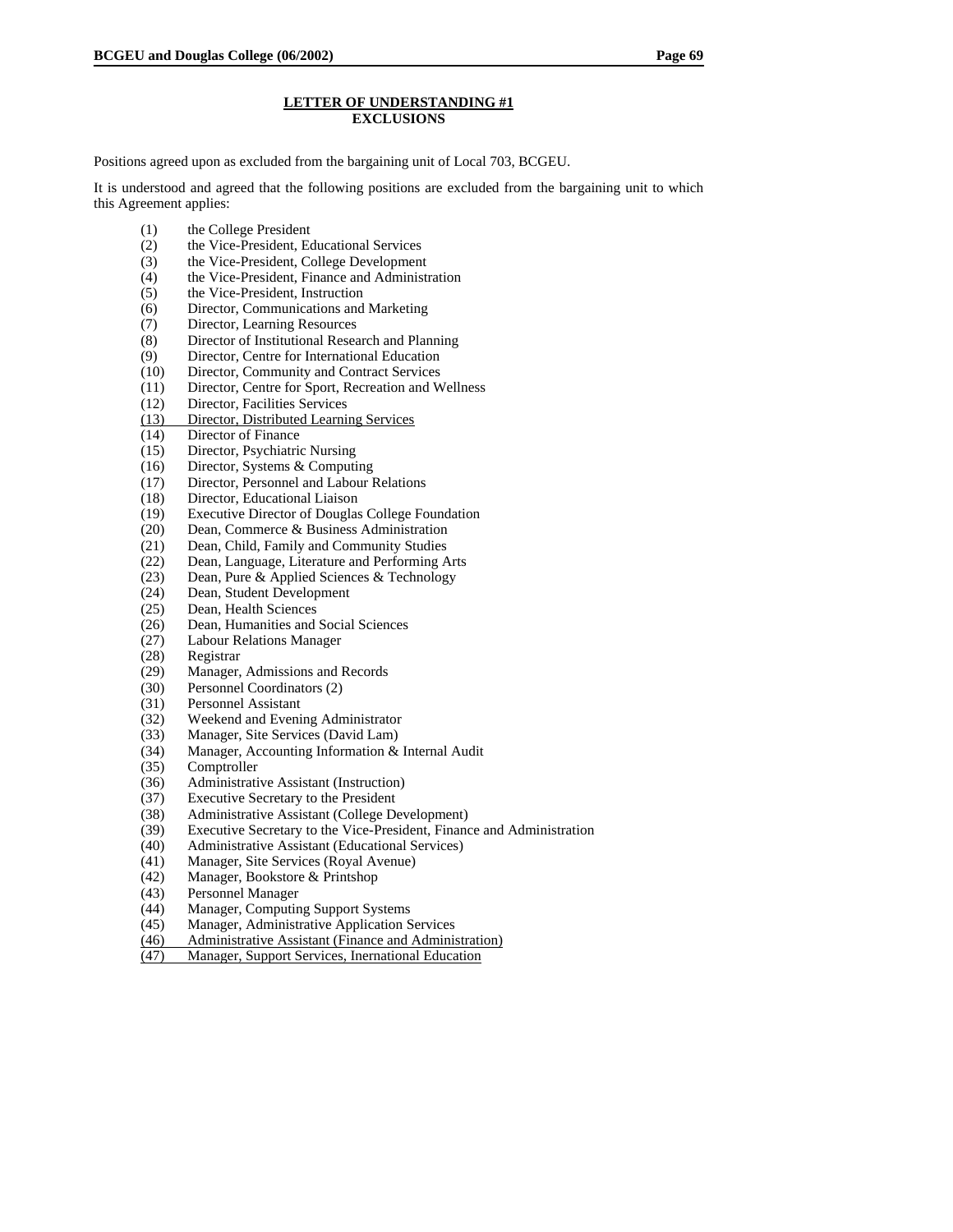**LETTER OF UNDERSTANDING #1**
**EXCLUSIONS**

Positions agreed upon as excluded from the bargaining unit of Local 703, BCGEU.

It is understood and agreed that the following positions are excluded from the bargaining unit to which this Agreement applies:

(1) the College President
(2) the Vice-President, Educational Services
(3) the Vice-President, College Development
(4) the Vice-President, Finance and Administration
(5) the Vice-President, Instruction
(6) Director, Communications and Marketing
(7) Director, Learning Resources
(8) Director of Institutional Research and Planning
(9) Director, Centre for International Education
(10) Director, Community and Contract Services
(11) Director, Centre for Sport, Recreation and Wellness
(12) Director, Facilities Services
(13) Director, Distributed Learning Services
(14) Director of Finance
(15) Director, Psychiatric Nursing
(16) Director, Systems & Computing
(17) Director, Personnel and Labour Relations
(18) Director, Educational Liaison
(19) Executive Director of Douglas College Foundation
(20) Dean, Commerce & Business Administration
(21) Dean, Child, Family and Community Studies
(22) Dean, Language, Literature and Performing Arts
(23) Dean, Pure & Applied Sciences & Technology
(24) Dean, Student Development
(25) Dean, Health Sciences
(26) Dean, Humanities and Social Sciences
(27) Labour Relations Manager
(28) Registrar
(29) Manager, Admissions and Records
(30) Personnel Coordinators (2)
(31) Personnel Assistant
(32) Weekend and Evening Administrator
(33) Manager, Site Services (David Lam)
(34) Manager, Accounting Information & Internal Audit
(35) Comptroller
(36) Administrative Assistant (Instruction)
(37) Executive Secretary to the President
(38) Administrative Assistant (College Development)
(39) Executive Secretary to the Vice-President, Finance and Administration
(40) Administrative Assistant (Educational Services)
(41) Manager, Site Services (Royal Avenue)
(42) Manager, Bookstore & Printshop
(43) Personnel Manager
(44) Manager, Computing Support Systems
(45) Manager, Administrative Application Services
(46) Administrative Assistant (Finance and Administration)
(47) Manager, Support Services, Inernational Education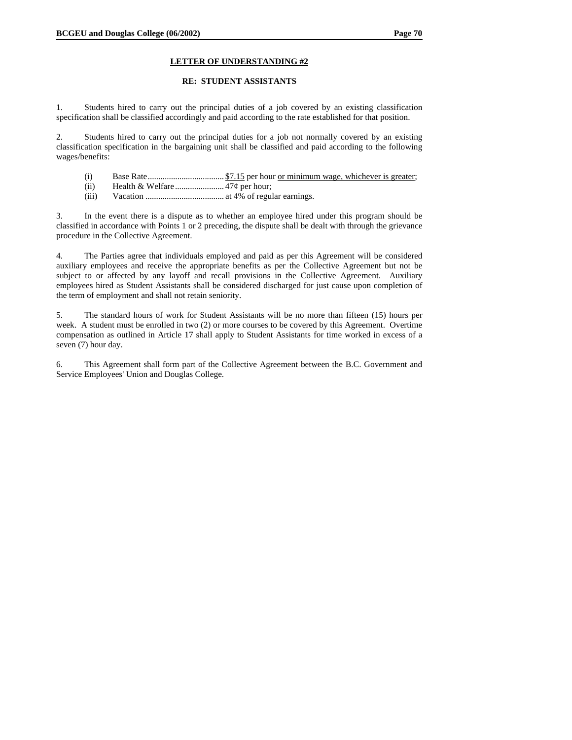## LETTER OF UNDERSTANDING #2

### RE: STUDENT ASSISTANTS

1. Students hired to carry out the principal duties of a job covered by an existing classification specification shall be classified accordingly and paid according to the rate established for that position.

2. Students hired to carry out the principal duties for a job not normally covered by an existing classification specification in the bargaining unit shall be classified and paid according to the following wages/benefits:

   (i) Base Rate.................................... $7.15 per hour or minimum wage, whichever is greater;
   (ii) Health & Welfare....................... 47¢ per hour;
   (iii) Vacation ..................................... at 4% of regular earnings.

3. In the event there is a dispute as to whether an employee hired under this program should be classified in accordance with Points 1 or 2 preceding, the dispute shall be dealt with through the grievance procedure in the Collective Agreement.

4. The Parties agree that individuals employed and paid as per this Agreement will be considered auxiliary employees and receive the appropriate benefits as per the Collective Agreement but not be subject to or affected by any layoff and recall provisions in the Collective Agreement. Auxiliary employees hired as Student Assistants shall be considered discharged for just cause upon completion of the term of employment and shall not retain seniority.

5. The standard hours of work for Student Assistants will be no more than fifteen (15) hours per week. A student must be enrolled in two (2) or more courses to be covered by this Agreement. Overtime compensation as outlined in Article 17 shall apply to Student Assistants for time worked in excess of a seven (7) hour day.

6. This Agreement shall form part of the Collective Agreement between the B.C. Government and Service Employees' Union and Douglas College.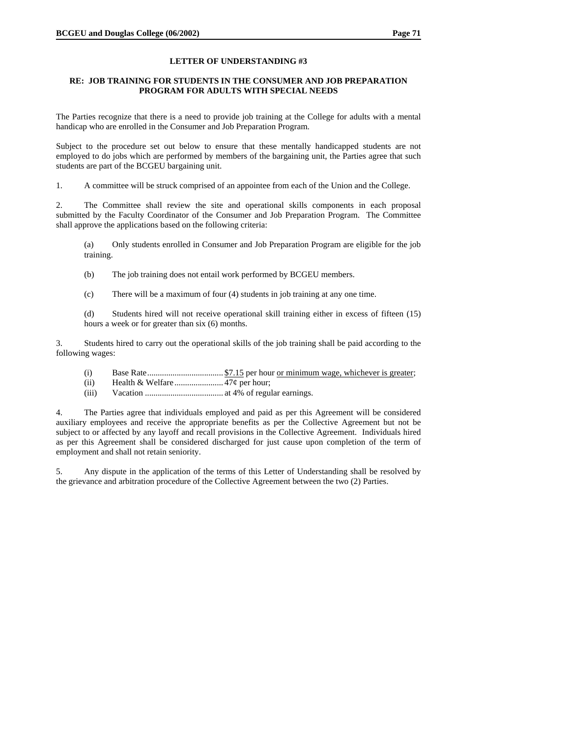## LETTER OF UNDERSTANDING #3

### RE: JOB TRAINING FOR STUDENTS IN THE CONSUMER AND JOB PREPARATION PROGRAM FOR ADULTS WITH SPECIAL NEEDS

The Parties recognize that there is a need to provide job training at the College for adults with a mental handicap who are enrolled in the Consumer and Job Preparation Program.

Subject to the procedure set out below to ensure that these mentally handicapped students are not employed to do jobs which are performed by members of the bargaining unit, the Parties agree that such students are part of the BCGEU bargaining unit.

1. A committee will be struck comprised of an appointee from each of the Union and the College.

2. The Committee shall review the site and operational skills components in each proposal submitted by the Faculty Coordinator of the Consumer and Job Preparation Program. The Committee shall approve the applications based on the following criteria:

   (a) Only students enrolled in Consumer and Job Preparation Program are eligible for the job training.

   (b) The job training does not entail work performed by BCGEU members.

   (c) There will be a maximum of four (4) students in job training at any one time.

   (d) Students hired will not receive operational skill training either in excess of fifteen (15) hours a week or for greater than six (6) months.

3. Students hired to carry out the operational skills of the job training shall be paid according to the following wages:

   (i) Base Rate.................................... <u>$7.15</u> per hour <u>or minimum wage, whichever is greater</u>;
   (ii) Health & Welfare....................... 47¢ per hour;
   (iii) Vacation ..................................... at 4% of regular earnings.

4. The Parties agree that individuals employed and paid as per this Agreement will be considered auxiliary employees and receive the appropriate benefits as per the Collective Agreement but not be subject to or affected by any layoff and recall provisions in the Collective Agreement. Individuals hired as per this Agreement shall be considered discharged for just cause upon completion of the term of employment and shall not retain seniority.

5. Any dispute in the application of the terms of this Letter of Understanding shall be resolved by the grievance and arbitration procedure of the Collective Agreement between the two (2) Parties.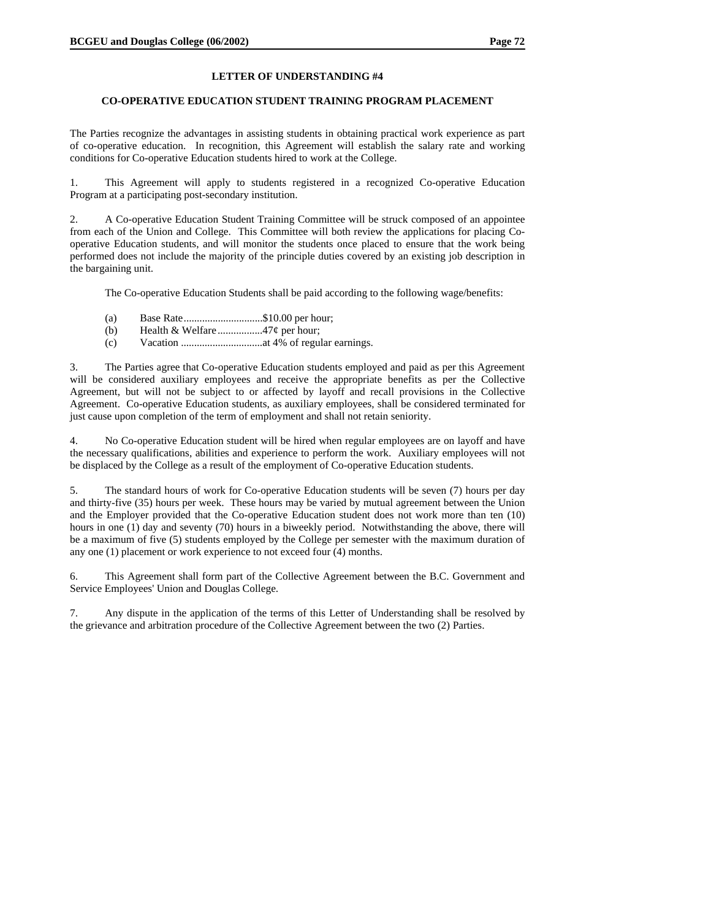## LETTER OF UNDERSTANDING #4

### CO-OPERATIVE EDUCATION STUDENT TRAINING PROGRAM PLACEMENT

The Parties recognize the advantages in assisting students in obtaining practical work experience as part of co-operative education. In recognition, this Agreement will establish the salary rate and working conditions for Co-operative Education students hired to work at the College.

1. This Agreement will apply to students registered in a recognized Co-operative Education Program at a participating post-secondary institution.

2. A Co-operative Education Student Training Committee will be struck composed of an appointee from each of the Union and College. This Committee will both review the applications for placing Co-operative Education students, and will monitor the students once placed to ensure that the work being performed does not include the majority of the principle duties covered by an existing job description in the bargaining unit.

   The Co-operative Education Students shall be paid according to the following wage/benefits:

   (a) Base Rate..............................$10.00 per hour;
   (b) Health & Welfare.................47¢ per hour;
   (c) Vacation ...............................at 4% of regular earnings.

3. The Parties agree that Co-operative Education students employed and paid as per this Agreement will be considered auxiliary employees and receive the appropriate benefits as per the Collective Agreement, but will not be subject to or affected by layoff and recall provisions in the Collective Agreement. Co-operative Education students, as auxiliary employees, shall be considered terminated for just cause upon completion of the term of employment and shall not retain seniority.

4. No Co-operative Education student will be hired when regular employees are on layoff and have the necessary qualifications, abilities and experience to perform the work. Auxiliary employees will not be displaced by the College as a result of the employment of Co-operative Education students.

5. The standard hours of work for Co-operative Education students will be seven (7) hours per day and thirty-five (35) hours per week. These hours may be varied by mutual agreement between the Union and the Employer provided that the Co-operative Education student does not work more than ten (10) hours in one (1) day and seventy (70) hours in a biweekly period. Notwithstanding the above, there will be a maximum of five (5) students employed by the College per semester with the maximum duration of any one (1) placement or work experience to not exceed four (4) months.

6. This Agreement shall form part of the Collective Agreement between the B.C. Government and Service Employees' Union and Douglas College.

7. Any dispute in the application of the terms of this Letter of Understanding shall be resolved by the grievance and arbitration procedure of the Collective Agreement between the two (2) Parties.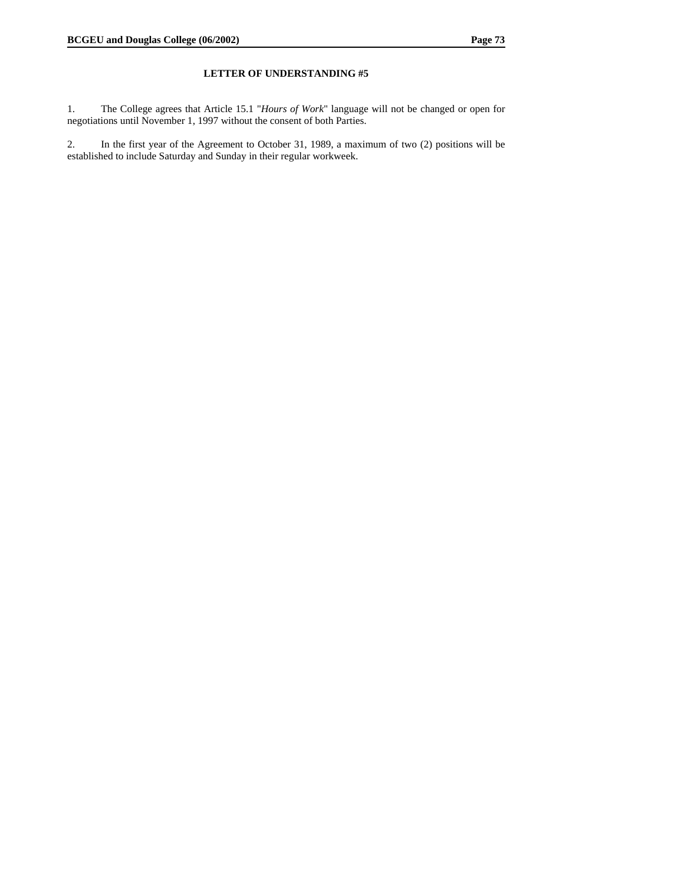## LETTER OF UNDERSTANDING #5

1. The College agrees that Article 15.1 "*Hours of Work*" language will not be changed or open for negotiations until November 1, 1997 without the consent of both Parties.

2. In the first year of the Agreement to October 31, 1989, a maximum of two (2) positions will be established to include Saturday and Sunday in their regular workweek.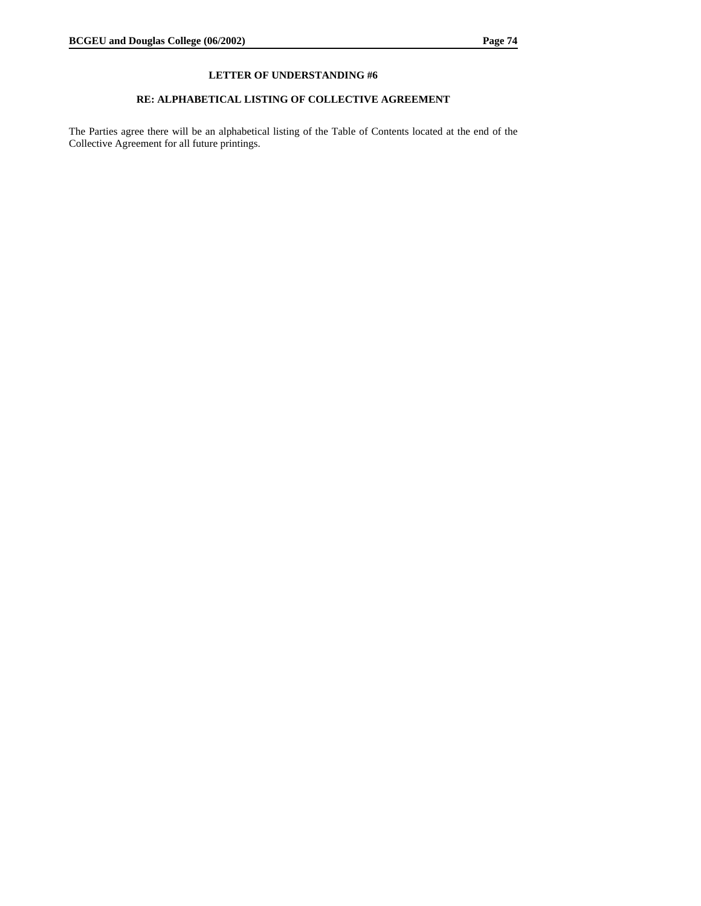## LETTER OF UNDERSTANDING #6

## RE: ALPHABETICAL LISTING OF COLLECTIVE AGREEMENT

The Parties agree there will be an alphabetical listing of the Table of Contents located at the end of the Collective Agreement for all future printings.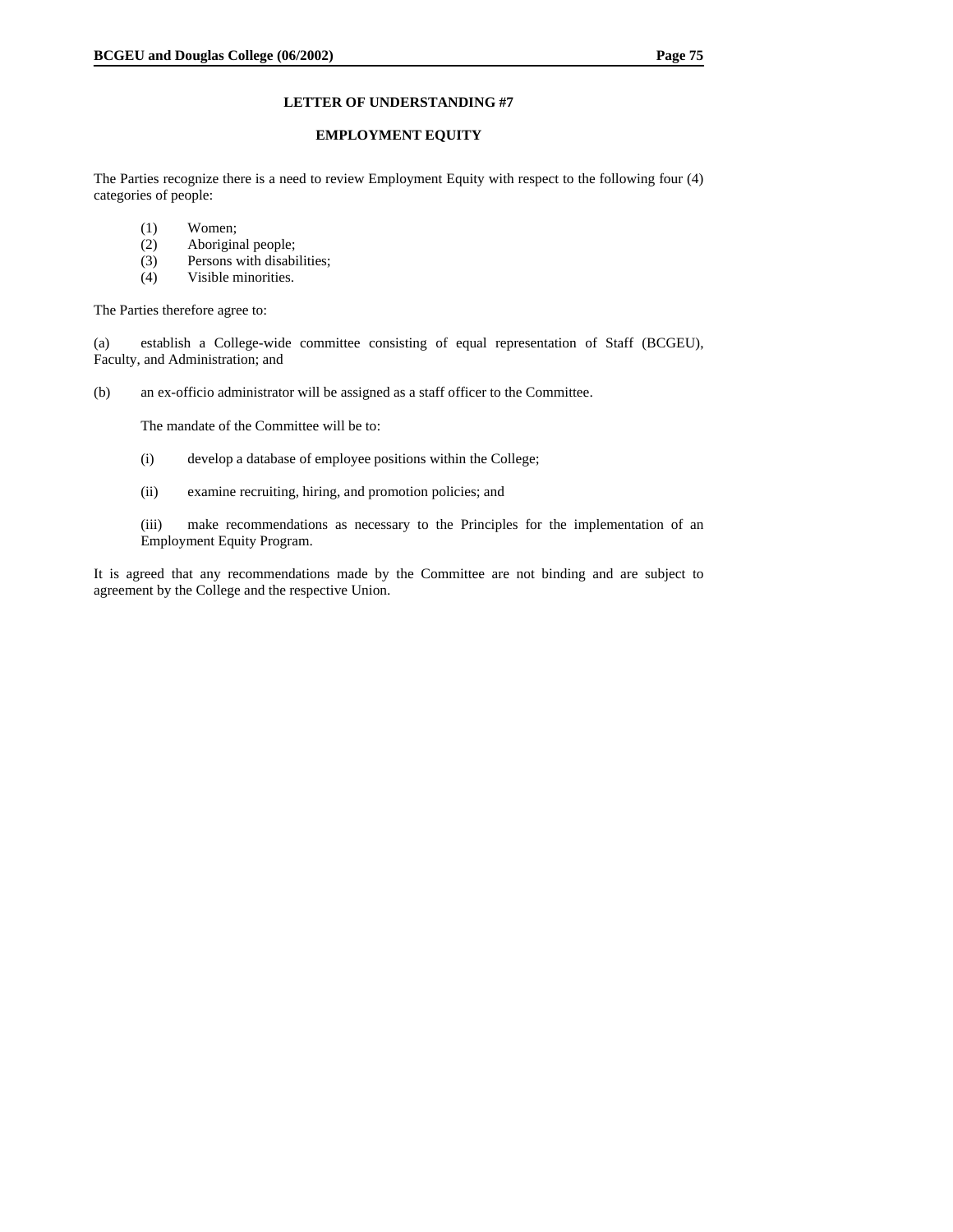## LETTER OF UNDERSTANDING #7

### EMPLOYMENT EQUITY

The Parties recognize there is a need to review Employment Equity with respect to the following four (4) categories of people:

(1) Women;
(2) Aboriginal people;
(3) Persons with disabilities;
(4) Visible minorities.

The Parties therefore agree to:

(a) establish a College-wide committee consisting of equal representation of Staff (BCGEU), Faculty, and Administration; and

(b) an ex-officio administrator will be assigned as a staff officer to the Committee.

The mandate of the Committee will be to:

(i) develop a database of employee positions within the College;

(ii) examine recruiting, hiring, and promotion policies; and

(iii) make recommendations as necessary to the Principles for the implementation of an Employment Equity Program.

It is agreed that any recommendations made by the Committee are not binding and are subject to agreement by the College and the respective Union.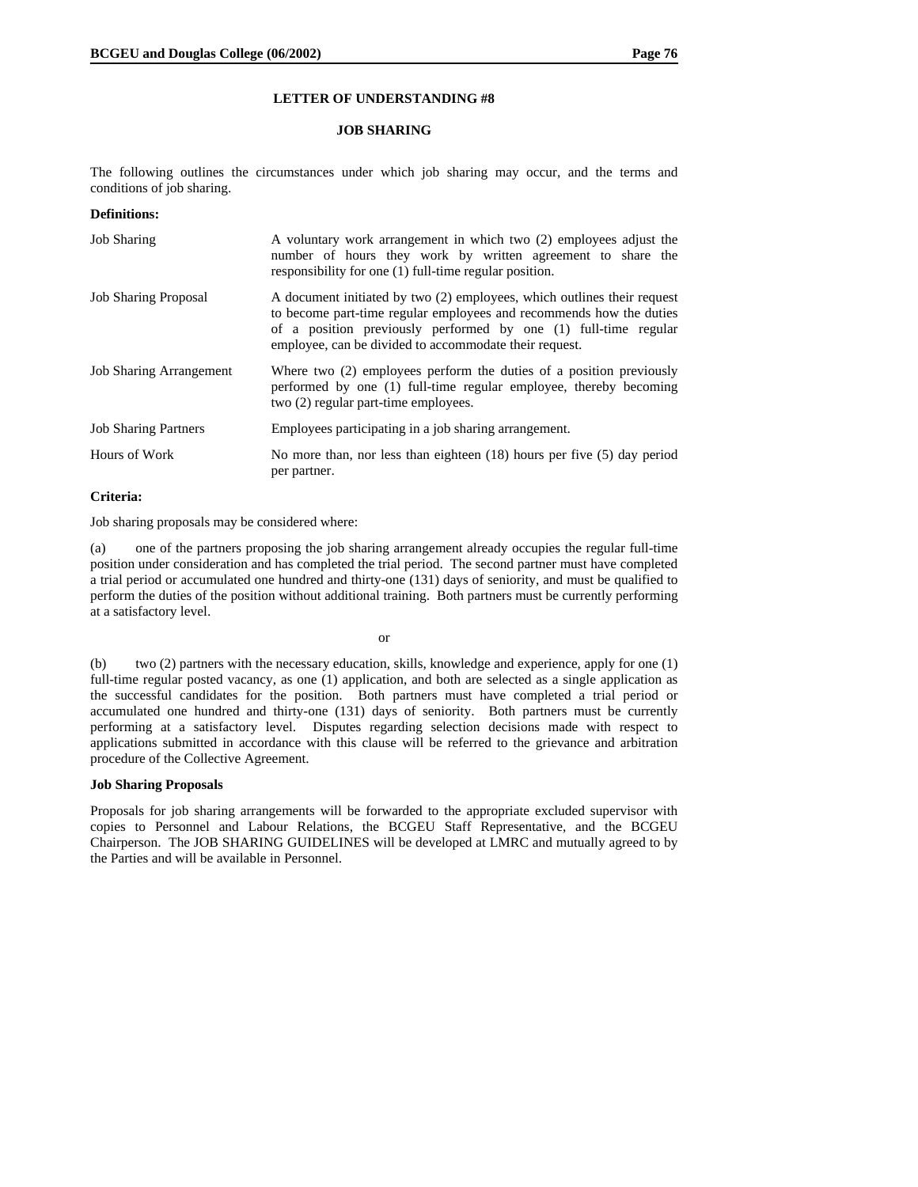# LETTER OF UNDERSTANDING #8

## JOB SHARING

The following outlines the circumstances under which job sharing may occur, and the terms and conditions of job sharing.

**Definitions:**

| | |
|---|---|
| Job Sharing | A voluntary work arrangement in which two (2) employees adjust the number of hours they work by written agreement to share the responsibility for one (1) full-time regular position. |
| Job Sharing Proposal | A document initiated by two (2) employees, which outlines their request to become part-time regular employees and recommends how the duties of a position previously performed by one (1) full-time regular employee, can be divided to accommodate their request. |
| Job Sharing Arrangement | Where two (2) employees perform the duties of a position previously performed by one (1) full-time regular employee, thereby becoming two (2) regular part-time employees. |
| Job Sharing Partners | Employees participating in a job sharing arrangement. |
| Hours of Work | No more than, nor less than eighteen (18) hours per five (5) day period per partner. |

**Criteria:**

Job sharing proposals may be considered where:

(a) one of the partners proposing the job sharing arrangement already occupies the regular full-time position under consideration and has completed the trial period. The second partner must have completed a trial period or accumulated one hundred and thirty-one (131) days of seniority, and must be qualified to perform the duties of the position without additional training. Both partners must be currently performing at a satisfactory level.

or

(b) two (2) partners with the necessary education, skills, knowledge and experience, apply for one (1) full-time regular posted vacancy, as one (1) application, and both are selected as a single application as the successful candidates for the position. Both partners must have completed a trial period or accumulated one hundred and thirty-one (131) days of seniority. Both partners must be currently performing at a satisfactory level. Disputes regarding selection decisions made with respect to applications submitted in accordance with this clause will be referred to the grievance and arbitration procedure of the Collective Agreement.

**Job Sharing Proposals**

Proposals for job sharing arrangements will be forwarded to the appropriate excluded supervisor with copies to Personnel and Labour Relations, the BCGEU Staff Representative, and the BCGEU Chairperson. The JOB SHARING GUIDELINES will be developed at LMRC and mutually agreed to by the Parties and will be available in Personnel.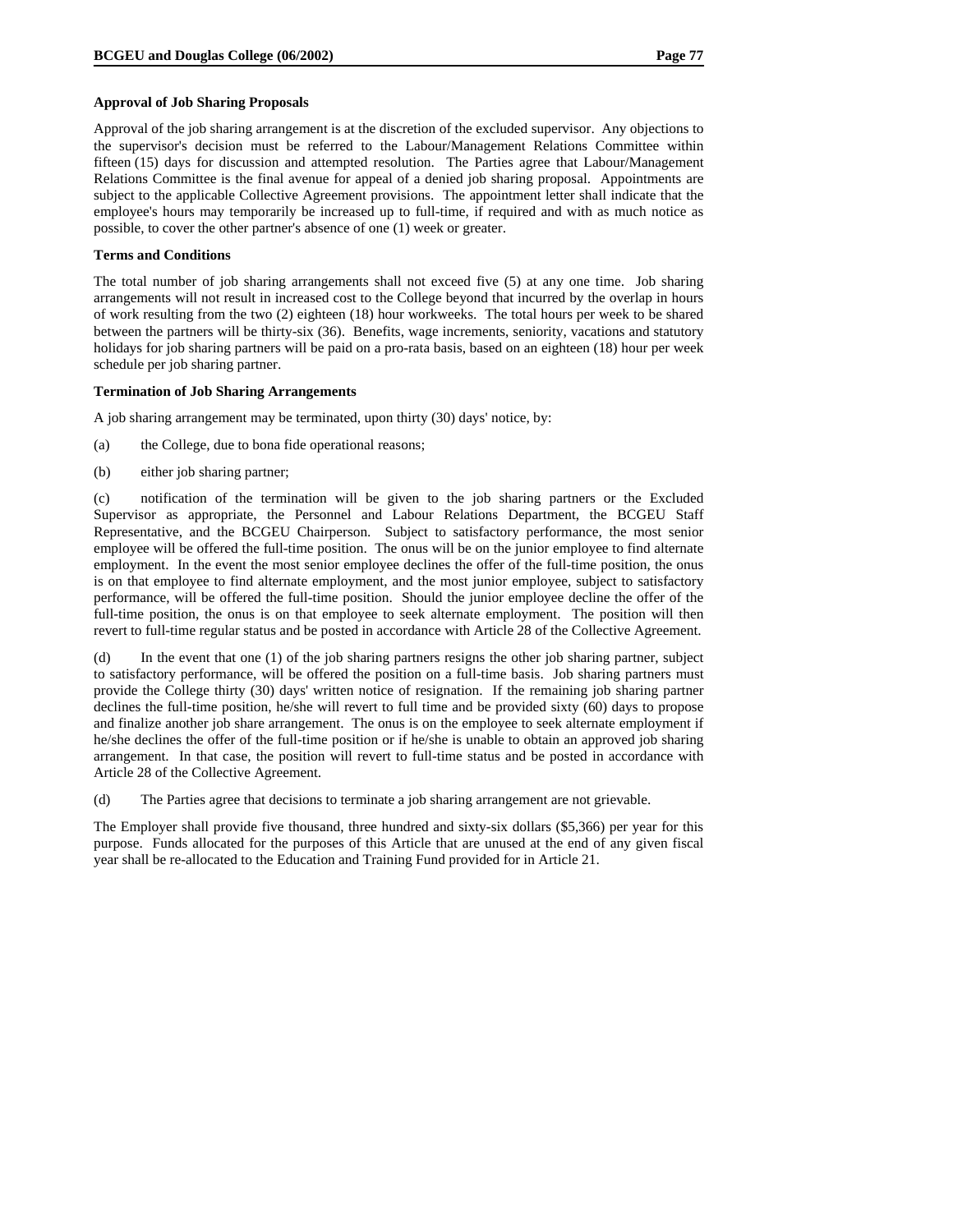**Approval of Job Sharing Proposals**

Approval of the job sharing arrangement is at the discretion of the excluded supervisor. Any objections to the supervisor's decision must be referred to the Labour/Management Relations Committee within fifteen (15) days for discussion and attempted resolution. The Parties agree that Labour/Management Relations Committee is the final avenue for appeal of a denied job sharing proposal. Appointments are subject to the applicable Collective Agreement provisions. The appointment letter shall indicate that the employee's hours may temporarily be increased up to full-time, if required and with as much notice as possible, to cover the other partner's absence of one (1) week or greater.

**Terms and Conditions**

The total number of job sharing arrangements shall not exceed five (5) at any one time. Job sharing arrangements will not result in increased cost to the College beyond that incurred by the overlap in hours of work resulting from the two (2) eighteen (18) hour workweeks. The total hours per week to be shared between the partners will be thirty-six (36). Benefits, wage increments, seniority, vacations and statutory holidays for job sharing partners will be paid on a pro-rata basis, based on an eighteen (18) hour per week schedule per job sharing partner.

**Termination of Job Sharing Arrangements**

A job sharing arrangement may be terminated, upon thirty (30) days' notice, by:

(a) the College, due to bona fide operational reasons;

(b) either job sharing partner;

(c) notification of the termination will be given to the job sharing partners or the Excluded Supervisor as appropriate, the Personnel and Labour Relations Department, the BCGEU Staff Representative, and the BCGEU Chairperson. Subject to satisfactory performance, the most senior employee will be offered the full-time position. The onus will be on the junior employee to find alternate employment. In the event the most senior employee declines the offer of the full-time position, the onus is on that employee to find alternate employment, and the most junior employee, subject to satisfactory performance, will be offered the full-time position. Should the junior employee decline the offer of the full-time position, the onus is on that employee to seek alternate employment. The position will then revert to full-time regular status and be posted in accordance with Article 28 of the Collective Agreement.

(d) In the event that one (1) of the job sharing partners resigns the other job sharing partner, subject to satisfactory performance, will be offered the position on a full-time basis. Job sharing partners must provide the College thirty (30) days' written notice of resignation. If the remaining job sharing partner declines the full-time position, he/she will revert to full time and be provided sixty (60) days to propose and finalize another job share arrangement. The onus is on the employee to seek alternate employment if he/she declines the offer of the full-time position or if he/she is unable to obtain an approved job sharing arrangement. In that case, the position will revert to full-time status and be posted in accordance with Article 28 of the Collective Agreement.

(d) The Parties agree that decisions to terminate a job sharing arrangement are not grievable.

The Employer shall provide five thousand, three hundred and sixty-six dollars ($5,366) per year for this purpose. Funds allocated for the purposes of this Article that are unused at the end of any given fiscal year shall be re-allocated to the Education and Training Fund provided for in Article 21.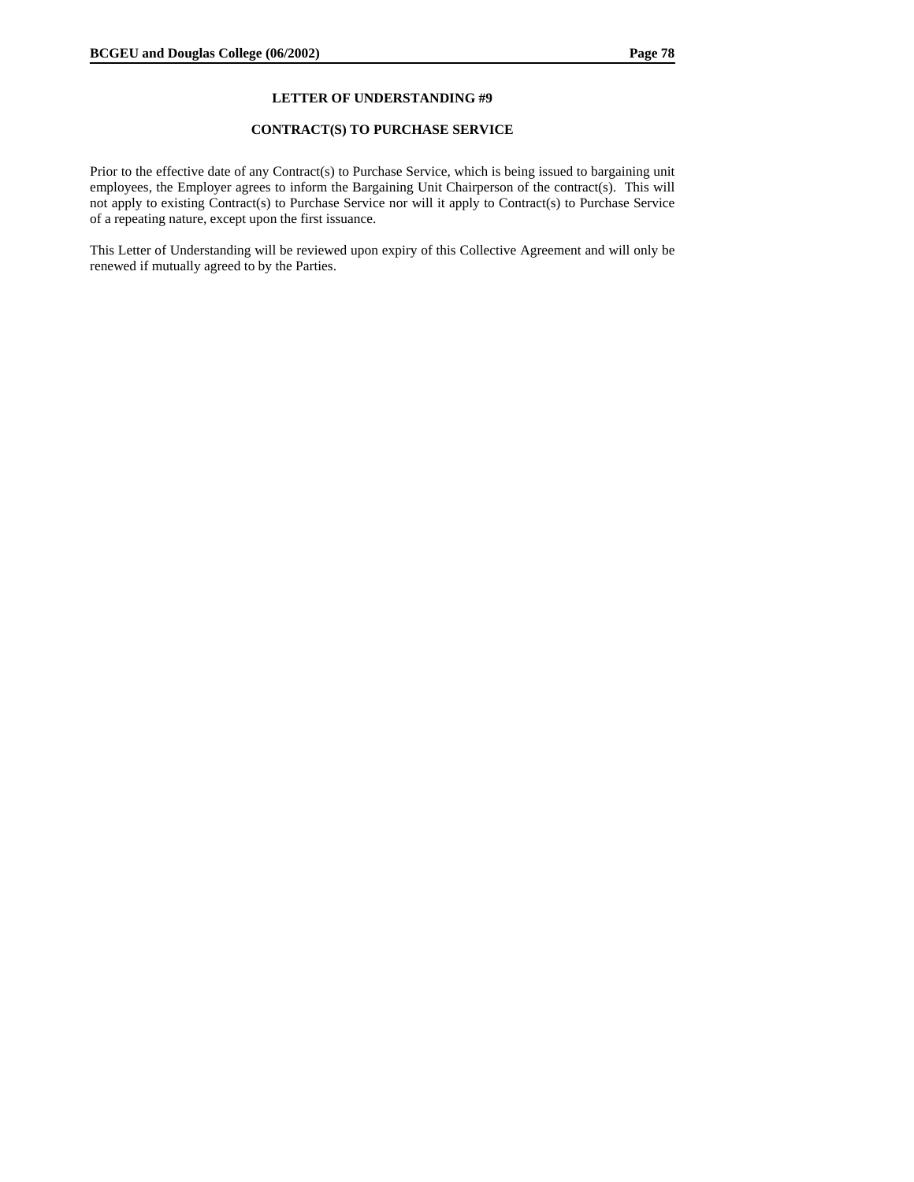# LETTER OF UNDERSTANDING #9

## CONTRACT(S) TO PURCHASE SERVICE

Prior to the effective date of any Contract(s) to Purchase Service, which is being issued to bargaining unit employees, the Employer agrees to inform the Bargaining Unit Chairperson of the contract(s). This will not apply to existing Contract(s) to Purchase Service nor will it apply to Contract(s) to Purchase Service of a repeating nature, except upon the first issuance.

This Letter of Understanding will be reviewed upon expiry of this Collective Agreement and will only be renewed if mutually agreed to by the Parties.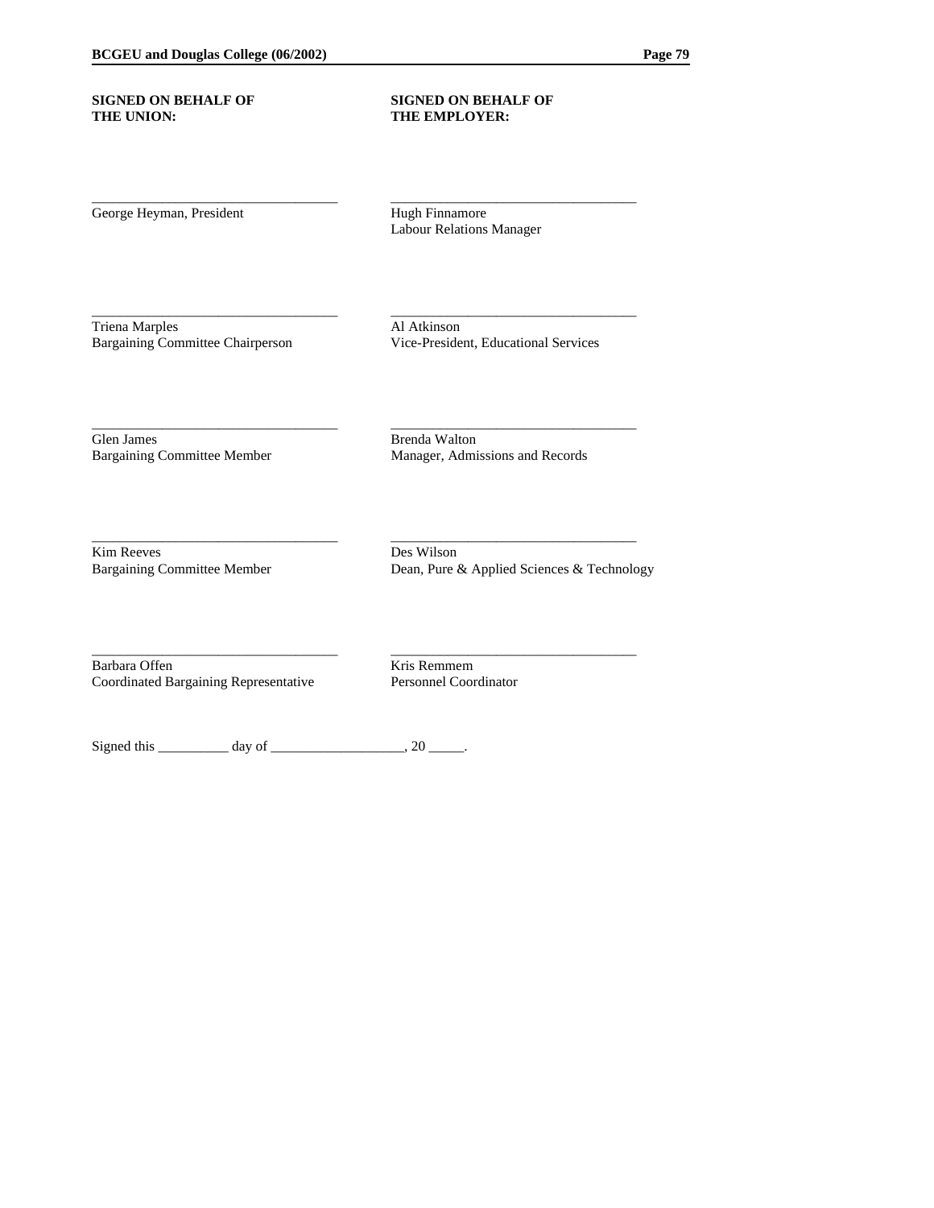| **SIGNED ON BEHALF OF THE UNION:** | **SIGNED ON BEHALF OF THE EMPLOYER:** |
|---|---|
| ___________________________________<br>George Heyman, President | ___________________________________<br>Hugh Finnamore<br>Labour Relations Manager |
| ___________________________________<br>Triena Marples<br>Bargaining Committee Chairperson | ___________________________________<br>Al Atkinson<br>Vice-President, Educational Services |
| ___________________________________<br>Glen James<br>Bargaining Committee Member | ___________________________________<br>Brenda Walton<br>Manager, Admissions and Records |
| ___________________________________<br>Kim Reeves<br>Bargaining Committee Member | ___________________________________<br>Des Wilson<br>Dean, Pure & Applied Sciences & Technology |
| ___________________________________<br>Barbara Offen<br>Coordinated Bargaining Representative | ___________________________________<br>Kris Remmem<br>Personnel Coordinator |

Signed this __________ day of ___________________, 20 _____.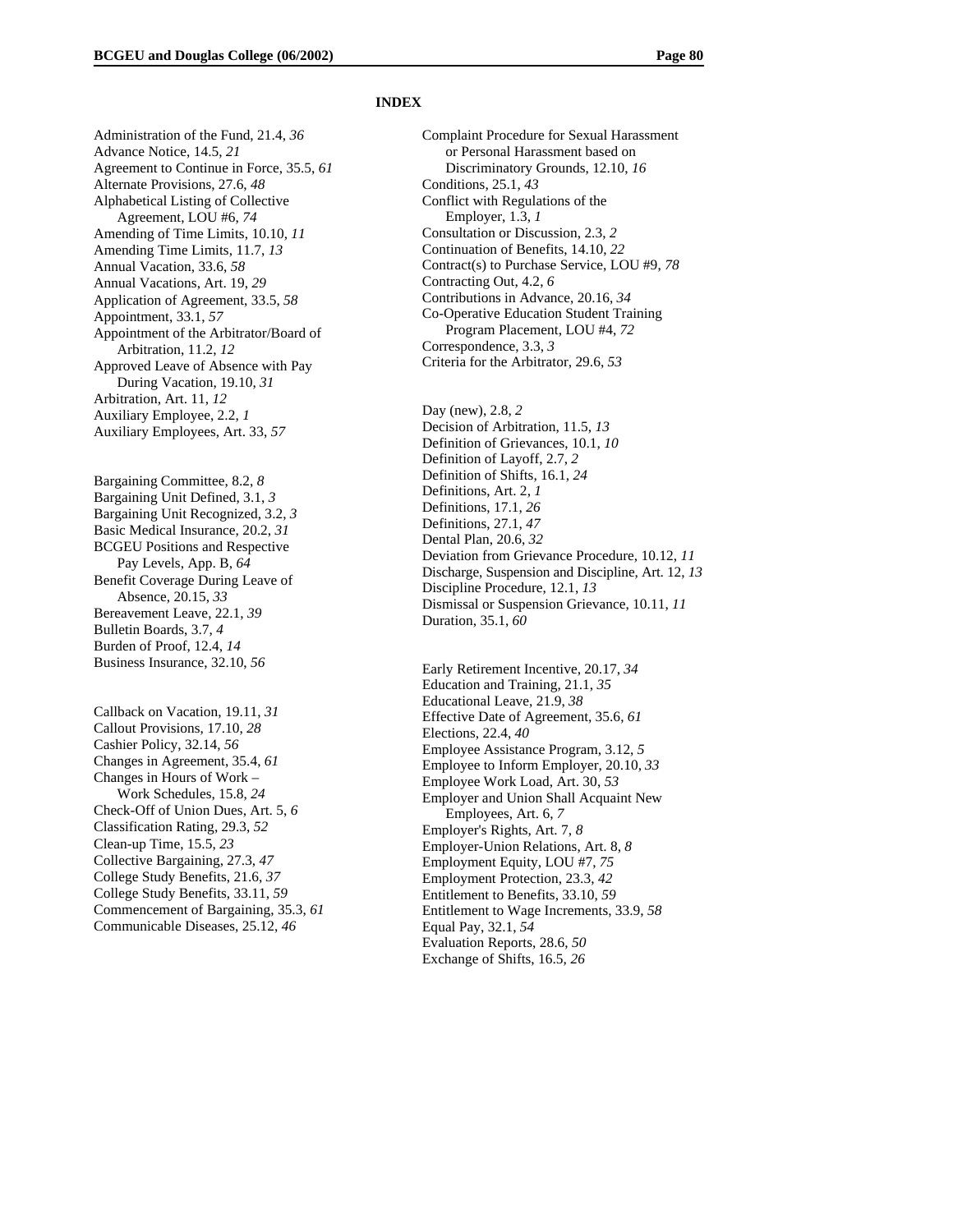# INDEX

Administration of the Fund, 21.4, *36*
Advance Notice, 14.5, *21*
Agreement to Continue in Force, 35.5, *61*
Alternate Provisions, 27.6, *48*
Alphabetical Listing of Collective Agreement, LOU #6, *74*
Amending of Time Limits, 10.10, *11*
Amending Time Limits, 11.7, *13*
Annual Vacation, 33.6, *58*
Annual Vacations, Art. 19, *29*
Application of Agreement, 33.5, *58*
Appointment, 33.1, *57*
Appointment of the Arbitrator/Board of Arbitration, 11.2, *12*
Approved Leave of Absence with Pay During Vacation, 19.10, *31*
Arbitration, Art. 11, *12*
Auxiliary Employee, 2.2, *1*
Auxiliary Employees, Art. 33, *57*

Bargaining Committee, 8.2, *8*
Bargaining Unit Defined, 3.1, *3*
Bargaining Unit Recognized, 3.2, *3*
Basic Medical Insurance, 20.2, *31*
BCGEU Positions and Respective Pay Levels, App. B, *64*
Benefit Coverage During Leave of Absence, 20.15, *33*
Bereavement Leave, 22.1, *39*
Bulletin Boards, 3.7, *4*
Burden of Proof, 12.4, *14*
Business Insurance, 32.10, *56*

Callback on Vacation, 19.11, *31*
Callout Provisions, 17.10, *28*
Cashier Policy, 32.14, *56*
Changes in Agreement, 35.4, *61*
Changes in Hours of Work – Work Schedules, 15.8, *24*
Check-Off of Union Dues, Art. 5, *6*
Classification Rating, 29.3, *52*
Clean-up Time, 15.5, *23*
Collective Bargaining, 27.3, *47*
College Study Benefits, 21.6, *37*
College Study Benefits, 33.11, *59*
Commencement of Bargaining, 35.3, *61*
Communicable Diseases, 25.12, *46*

Complaint Procedure for Sexual Harassment or Personal Harassment based on Discriminatory Grounds, 12.10, *16*
Conditions, 25.1, *43*
Conflict with Regulations of the Employer, 1.3, *1*
Consultation or Discussion, 2.3, *2*
Continuation of Benefits, 14.10, *22*
Contract(s) to Purchase Service, LOU #9, *78*
Contracting Out, 4.2, *6*
Contributions in Advance, 20.16, *34*
Co-Operative Education Student Training Program Placement, LOU #4, *72*
Correspondence, 3.3, *3*
Criteria for the Arbitrator, 29.6, *53*

Day (new), 2.8, *2*
Decision of Arbitration, 11.5, *13*
Definition of Grievances, 10.1, *10*
Definition of Layoff, 2.7, *2*
Definition of Shifts, 16.1, *24*
Definitions, Art. 2, *1*
Definitions, 17.1, *26*
Definitions, 27.1, *47*
Dental Plan, 20.6, *32*
Deviation from Grievance Procedure, 10.12, *11*
Discharge, Suspension and Discipline, Art. 12, *13*
Discipline Procedure, 12.1, *13*
Dismissal or Suspension Grievance, 10.11, *11*
Duration, 35.1, *60*

Early Retirement Incentive, 20.17, *34*
Education and Training, 21.1, *35*
Educational Leave, 21.9, *38*
Effective Date of Agreement, 35.6, *61*
Elections, 22.4, *40*
Employee Assistance Program, 3.12, *5*
Employee to Inform Employer, 20.10, *33*
Employee Work Load, Art. 30, *53*
Employer and Union Shall Acquaint New Employees, Art. 6, *7*
Employer's Rights, Art. 7, *8*
Employer-Union Relations, Art. 8, *8*
Employment Equity, LOU #7, *75*
Employment Protection, 23.3, *42*
Entitlement to Benefits, 33.10, *59*
Entitlement to Wage Increments, 33.9, *58*
Equal Pay, 32.1, *54*
Evaluation Reports, 28.6, *50*
Exchange of Shifts, 16.5, *26*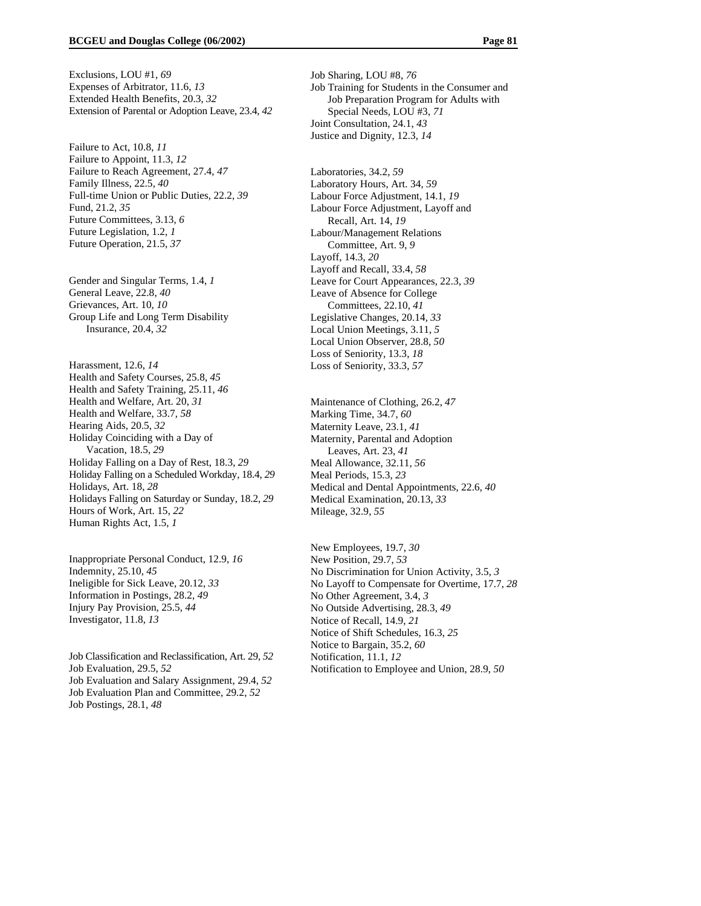Exclusions, LOU #1, *69*
Expenses of Arbitrator, 11.6, *13*
Extended Health Benefits, 20.3, *32*
Extension of Parental or Adoption Leave, 23.4, *42*

Failure to Act, 10.8, *11*
Failure to Appoint, 11.3, *12*
Failure to Reach Agreement, 27.4, *47*
Family Illness, 22.5, *40*
Full-time Union or Public Duties, 22.2, *39*
Fund, 21.2, *35*
Future Committees, 3.13, *6*
Future Legislation, 1.2, *1*
Future Operation, 21.5, *37*

Gender and Singular Terms, 1.4, *1*
General Leave, 22.8, *40*
Grievances, Art. 10, *10*
Group Life and Long Term Disability Insurance, 20.4, *32*

Harassment, 12.6, *14*
Health and Safety Courses, 25.8, *45*
Health and Safety Training, 25.11, *46*
Health and Welfare, Art. 20, *31*
Health and Welfare, 33.7, *58*
Hearing Aids, 20.5, *32*
Holiday Coinciding with a Day of Vacation, 18.5, *29*
Holiday Falling on a Day of Rest, 18.3, *29*
Holiday Falling on a Scheduled Workday, 18.4, *29*
Holidays, Art. 18, *28*
Holidays Falling on Saturday or Sunday, 18.2, *29*
Hours of Work, Art. 15, *22*
Human Rights Act, 1.5, *1*

Inappropriate Personal Conduct, 12.9, *16*
Indemnity, 25.10, *45*
Ineligible for Sick Leave, 20.12, *33*
Information in Postings, 28.2, *49*
Injury Pay Provision, 25.5, *44*
Investigator, 11.8, *13*

Job Classification and Reclassification, Art. 29, *52*
Job Evaluation, 29.5, *52*
Job Evaluation and Salary Assignment, 29.4, *52*
Job Evaluation Plan and Committee, 29.2, *52*
Job Postings, 28.1, *48*
Job Sharing, LOU #8, *76*
Job Training for Students in the Consumer and Job Preparation Program for Adults with Special Needs, LOU #3, *71*
Joint Consultation, 24.1, *43*
Justice and Dignity, 12.3, *14*

Laboratories, 34.2, *59*
Laboratory Hours, Art. 34, *59*
Labour Force Adjustment, 14.1, *19*
Labour Force Adjustment, Layoff and Recall, Art. 14, *19*
Labour/Management Relations Committee, Art. 9, *9*
Layoff, 14.3, *20*
Layoff and Recall, 33.4, *58*
Leave for Court Appearances, 22.3, *39*
Leave of Absence for College Committees, 22.10, *41*
Legislative Changes, 20.14, *33*
Local Union Meetings, 3.11, *5*
Local Union Observer, 28.8, *50*
Loss of Seniority, 13.3, *18*
Loss of Seniority, 33.3, *57*

Maintenance of Clothing, 26.2, *47*
Marking Time, 34.7, *60*
Maternity Leave, 23.1, *41*
Maternity, Parental and Adoption Leaves, Art. 23, *41*
Meal Allowance, 32.11, *56*
Meal Periods, 15.3, *23*
Medical and Dental Appointments, 22.6, *40*
Medical Examination, 20.13, *33*
Mileage, 32.9, *55*

New Employees, 19.7, *30*
New Position, 29.7, *53*
No Discrimination for Union Activity, 3.5, *3*
No Layoff to Compensate for Overtime, 17.7, *28*
No Other Agreement, 3.4, *3*
No Outside Advertising, 28.3, *49*
Notice of Recall, 14.9, *21*
Notice of Shift Schedules, 16.3, *25*
Notice to Bargain, 35.2, *60*
Notification, 11.1, *12*
Notification to Employee and Union, 28.9, *50*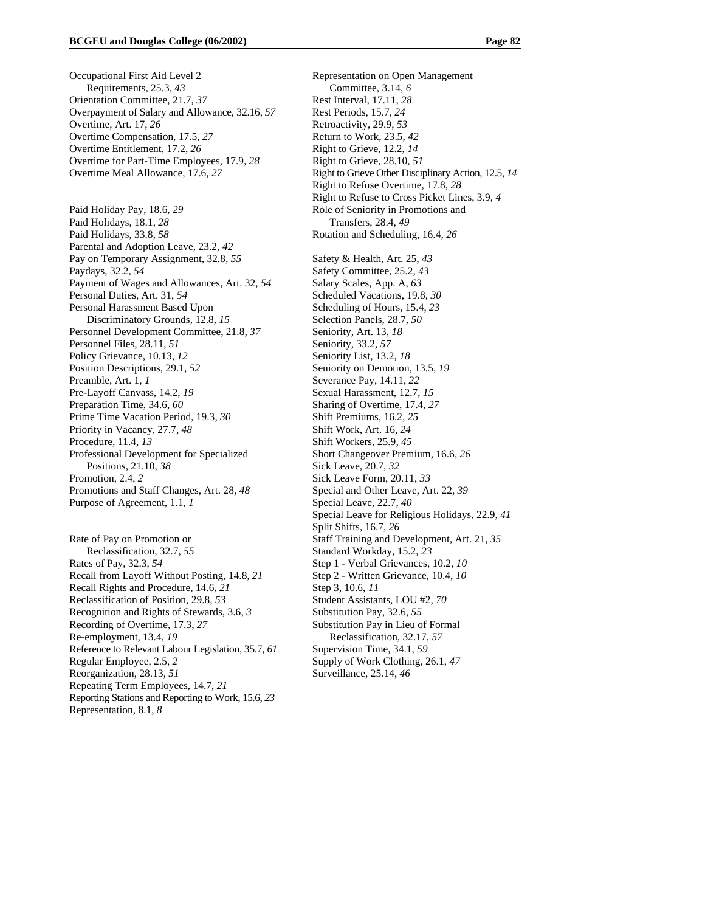Occupational First Aid Level 2
  Requirements, 25.3, *43*
Orientation Committee, 21.7, *37*
Overpayment of Salary and Allowance, 32.16, *57*
Overtime, Art. 17, *26*
Overtime Compensation, 17.5, *27*
Overtime Entitlement, 17.2, *26*
Overtime for Part-Time Employees, 17.9, *28*
Overtime Meal Allowance, 17.6, *27*

Paid Holiday Pay, 18.6, *29*
Paid Holidays, 18.1, *28*
Paid Holidays, 33.8, *58*
Parental and Adoption Leave, 23.2, *42*
Pay on Temporary Assignment, 32.8, *55*
Paydays, 32.2, *54*
Payment of Wages and Allowances, Art. 32, *54*
Personal Duties, Art. 31, *54*
Personal Harassment Based Upon
  Discriminatory Grounds, 12.8, *15*
Personnel Development Committee, 21.8, *37*
Personnel Files, 28.11, *51*
Policy Grievance, 10.13, *12*
Position Descriptions, 29.1, *52*
Preamble, Art. 1, *1*
Pre-Layoff Canvass, 14.2, *19*
Preparation Time, 34.6, *60*
Prime Time Vacation Period, 19.3, *30*
Priority in Vacancy, 27.7, *48*
Procedure, 11.4, *13*
Professional Development for Specialized
  Positions, 21.10, *38*
Promotion, 2.4, *2*
Promotions and Staff Changes, Art. 28, *48*
Purpose of Agreement, 1.1, *1*

Rate of Pay on Promotion or
  Reclassification, 32.7, *55*
Rates of Pay, 32.3, *54*
Recall from Layoff Without Posting, 14.8, *21*
Recall Rights and Procedure, 14.6, *21*
Reclassification of Position, 29.8, *53*
Recognition and Rights of Stewards, 3.6, *3*
Recording of Overtime, 17.3, *27*
Re-employment, 13.4, *19*
Reference to Relevant Labour Legislation, 35.7, *61*
Regular Employee, 2.5, *2*
Reorganization, 28.13, *51*
Repeating Term Employees, 14.7, *21*
Reporting Stations and Reporting to Work, 15.6, *23*
Representation, 8.1, *8*
Representation on Open Management
  Committee, 3.14, *6*
Rest Interval, 17.11, *28*
Rest Periods, 15.7, *24*
Retroactivity, 29.9, *53*
Return to Work, 23.5, *42*
Right to Grieve, 12.2, *14*
Right to Grieve, 28.10, *51*
Right to Grieve Other Disciplinary Action, 12.5, *14*
Right to Refuse Overtime, 17.8, *28*
Right to Refuse to Cross Picket Lines, 3.9, *4*
Role of Seniority in Promotions and
  Transfers, 28.4, *49*
Rotation and Scheduling, 16.4, *26*

Safety & Health, Art. 25, *43*
Safety Committee, 25.2, *43*
Salary Scales, App. A, *63*
Scheduled Vacations, 19.8, *30*
Scheduling of Hours, 15.4, *23*
Selection Panels, 28.7, *50*
Seniority, Art. 13, *18*
Seniority, 33.2, *57*
Seniority List, 13.2, *18*
Seniority on Demotion, 13.5, *19*
Severance Pay, 14.11, *22*
Sexual Harassment, 12.7, *15*
Sharing of Overtime, 17.4, *27*
Shift Premiums, 16.2, *25*
Shift Work, Art. 16, *24*
Shift Workers, 25.9, *45*
Short Changeover Premium, 16.6, *26*
Sick Leave, 20.7, *32*
Sick Leave Form, 20.11, *33*
Special and Other Leave, Art. 22, *39*
Special Leave, 22.7, *40*
Special Leave for Religious Holidays, 22.9, *41*
Split Shifts, 16.7, *26*
Staff Training and Development, Art. 21, *35*
Standard Workday, 15.2, *23*
Step 1 - Verbal Grievances, 10.2, *10*
Step 2 - Written Grievance, 10.4, *10*
Step 3, 10.6, *11*
Student Assistants, LOU #2, *70*
Substitution Pay, 32.6, *55*
Substitution Pay in Lieu of Formal
  Reclassification, 32.17, *57*
Supervision Time, 34.1, *59*
Supply of Work Clothing, 26.1, *47*
Surveillance, 25.14, *46*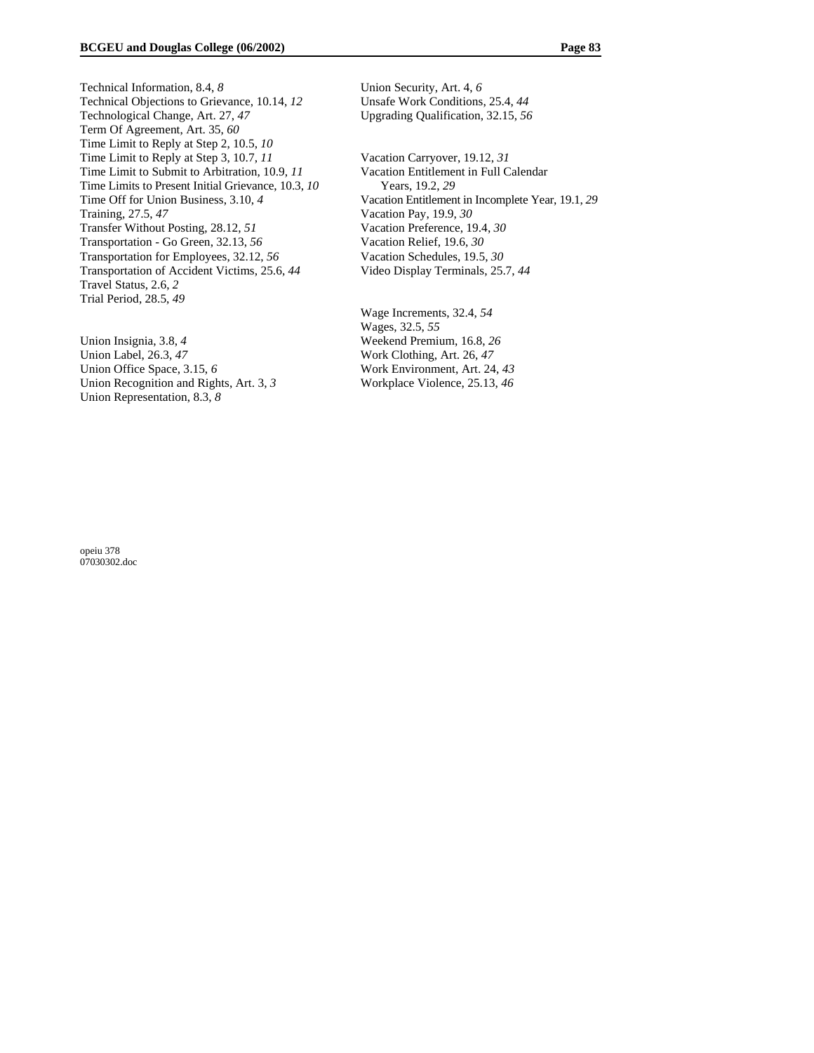Technical Information, 8.4, *8*
Technical Objections to Grievance, 10.14, *12*
Technological Change, Art. 27, *47*
Term Of Agreement, Art. 35, *60*
Time Limit to Reply at Step 2, 10.5, *10*
Time Limit to Reply at Step 3, 10.7, *11*
Time Limit to Submit to Arbitration, 10.9, *11*
Time Limits to Present Initial Grievance, 10.3, *10*
Time Off for Union Business, 3.10, *4*
Training, 27.5, *47*
Transfer Without Posting, 28.12, *51*
Transportation - Go Green, 32.13, *56*
Transportation for Employees, 32.12, *56*
Transportation of Accident Victims, 25.6, *44*
Travel Status, 2.6, *2*
Trial Period, 28.5, *49*

Union Insignia, 3.8, *4*
Union Label, 26.3, *47*
Union Office Space, 3.15, *6*
Union Recognition and Rights, Art. 3, *3*
Union Representation, 8.3, *8*
Union Security, Art. 4, *6*
Unsafe Work Conditions, 25.4, *44*
Upgrading Qualification, 32.15, *56*

Vacation Carryover, 19.12, *31*
Vacation Entitlement in Full Calendar Years, 19.2, *29*
Vacation Entitlement in Incomplete Year, 19.1, *29*
Vacation Pay, 19.9, *30*
Vacation Preference, 19.4, *30*
Vacation Relief, 19.6, *30*
Vacation Schedules, 19.5, *30*
Video Display Terminals, 25.7, *44*

Wage Increments, 32.4, *54*
Wages, 32.5, *55*
Weekend Premium, 16.8, *26*
Work Clothing, Art. 26, *47*
Work Environment, Art. 24, *43*
Workplace Violence, 25.13, *46*

opeiu 378
07030302.doc